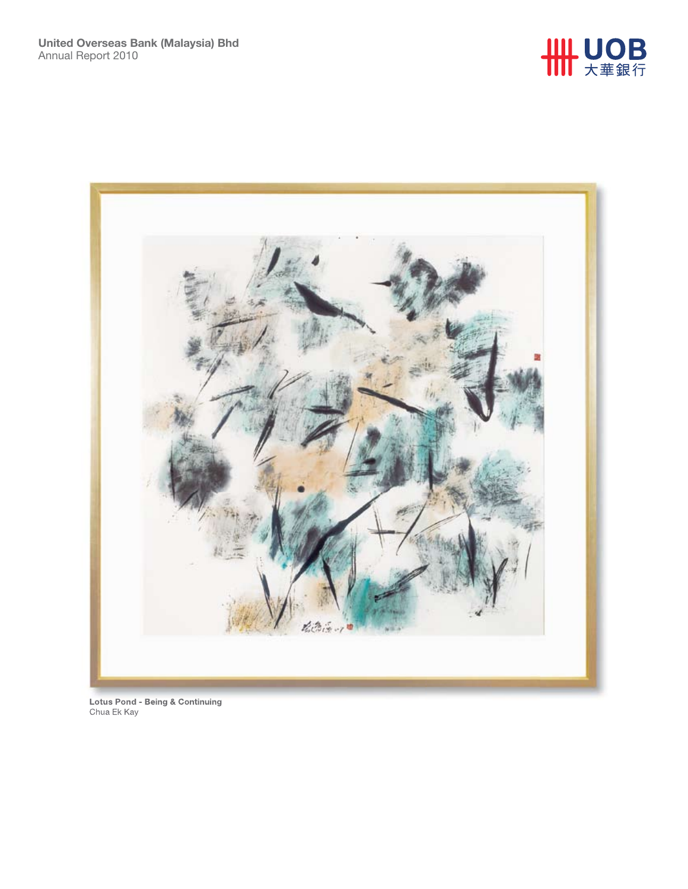United Overseas Bank (Malaysia) Bhd
Annual Report 2010

UOB 大華銀行

**Lotus Pond - Being & Continuing**
Chua Ek Kay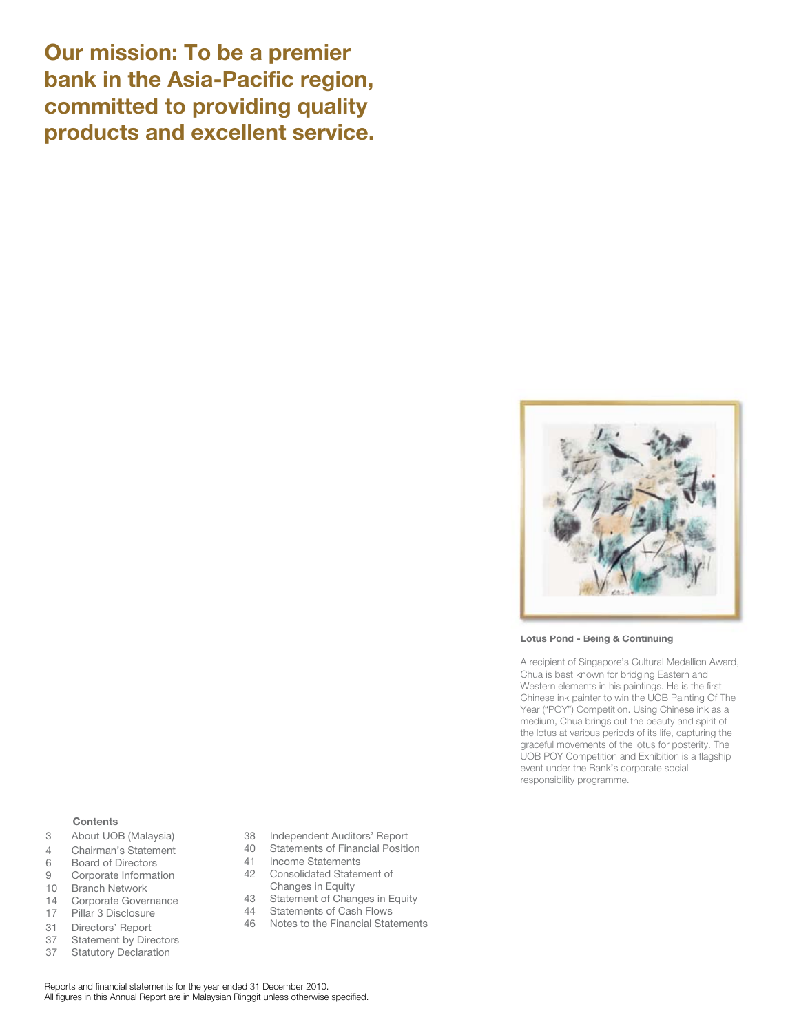# Our mission: To be a premier bank in the Asia-Pacific region, committed to providing quality products and excellent service.

**Lotus Pond - Being & Continuing**

A recipient of Singapore's Cultural Medallion Award, Chua is best known for bridging Eastern and Western elements in his paintings. He is the first Chinese ink painter to win the UOB Painting Of The Year ("POY") Competition. Using Chinese ink as a medium, Chua brings out the beauty and spirit of the lotus at various periods of its life, capturing the graceful movements of the lotus for posterity. The UOB POY Competition and Exhibition is a flagship event under the Bank's corporate social responsibility programme.

**Contents**

| | |
|---|---|
| 3 | About UOB (Malaysia) |
| 4 | Chairman's Statement |
| 6 | Board of Directors |
| 9 | Corporate Information |
| 10 | Branch Network |
| 14 | Corporate Governance |
| 17 | Pillar 3 Disclosure |
| 31 | Directors' Report |
| 37 | Statement by Directors |
| 37 | Statutory Declaration |
| 38 | Independent Auditors' Report |
| 40 | Statements of Financial Position |
| 41 | Income Statements |
| 42 | Consolidated Statement of Changes in Equity |
| 43 | Statement of Changes in Equity |
| 44 | Statements of Cash Flows |
| 46 | Notes to the Financial Statements |

Reports and financial statements for the year ended 31 December 2010.
All figures in this Annual Report are in Malaysian Ringgit unless otherwise specified.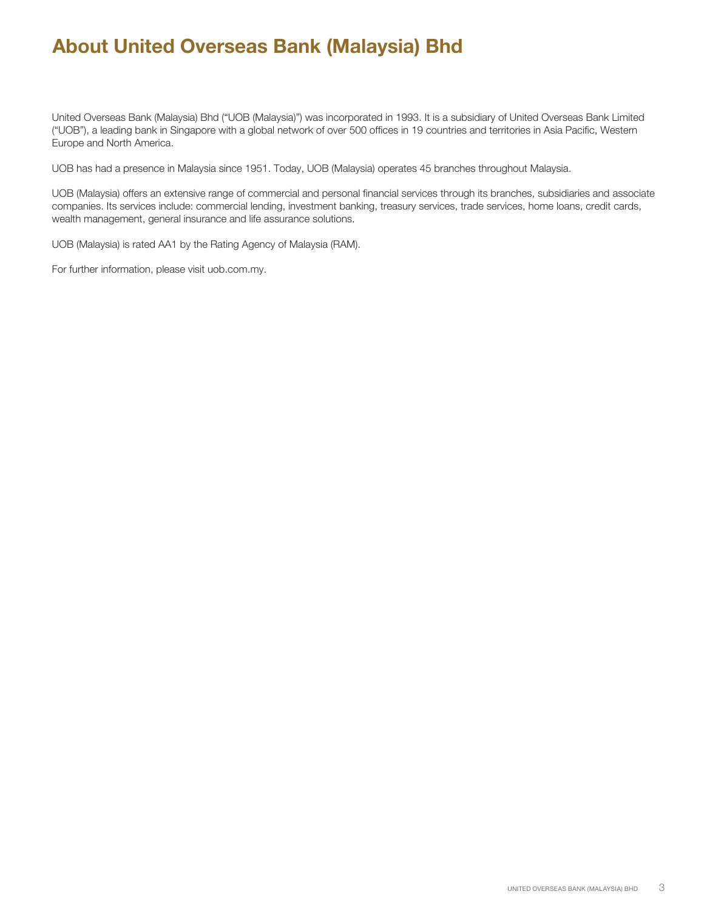# About United Overseas Bank (Malaysia) Bhd

United Overseas Bank (Malaysia) Bhd ("UOB (Malaysia)") was incorporated in 1993. It is a subsidiary of United Overseas Bank Limited ("UOB"), a leading bank in Singapore with a global network of over 500 offices in 19 countries and territories in Asia Pacific, Western Europe and North America.

UOB has had a presence in Malaysia since 1951. Today, UOB (Malaysia) operates 45 branches throughout Malaysia.

UOB (Malaysia) offers an extensive range of commercial and personal financial services through its branches, subsidiaries and associate companies. Its services include: commercial lending, investment banking, treasury services, trade services, home loans, credit cards, wealth management, general insurance and life assurance solutions.

UOB (Malaysia) is rated AA1 by the Rating Agency of Malaysia (RAM).

For further information, please visit uob.com.my.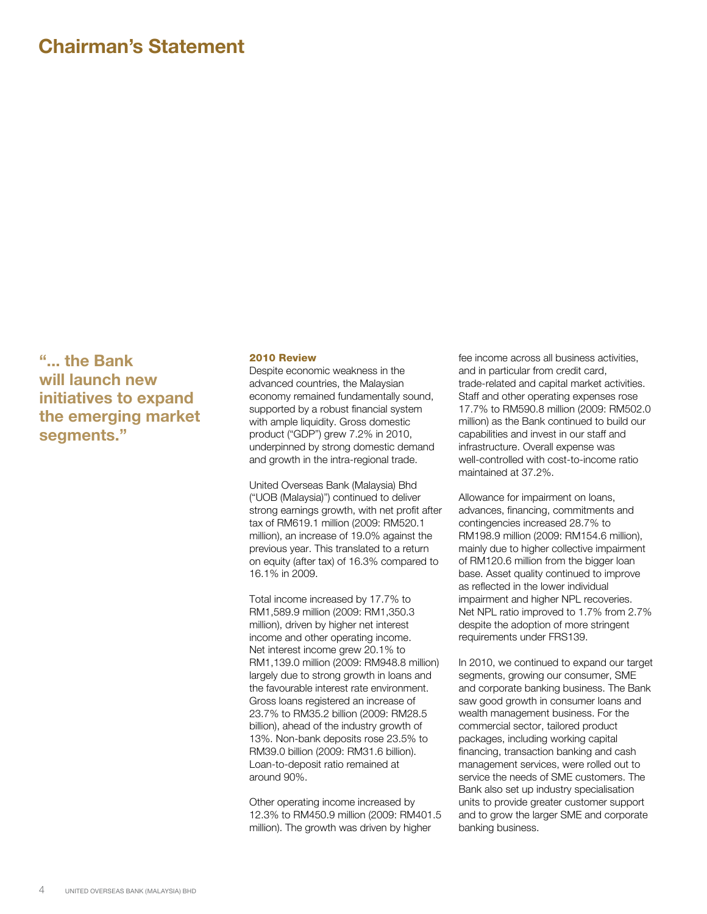# Chairman's Statement

**"... the Bank will launch new initiatives to expand the emerging market segments."**

### 2010 Review

Despite economic weakness in the advanced countries, the Malaysian economy remained fundamentally sound, supported by a robust financial system with ample liquidity. Gross domestic product ("GDP") grew 7.2% in 2010, underpinned by strong domestic demand and growth in the intra-regional trade.

United Overseas Bank (Malaysia) Bhd ("UOB (Malaysia)") continued to deliver strong earnings growth, with net profit after tax of RM619.1 million (2009: RM520.1 million), an increase of 19.0% against the previous year. This translated to a return on equity (after tax) of 16.3% compared to 16.1% in 2009.

Total income increased by 17.7% to RM1,589.9 million (2009: RM1,350.3 million), driven by higher net interest income and other operating income. Net interest income grew 20.1% to RM1,139.0 million (2009: RM948.8 million) largely due to strong growth in loans and the favourable interest rate environment. Gross loans registered an increase of 23.7% to RM35.2 billion (2009: RM28.5 billion), ahead of the industry growth of 13%. Non-bank deposits rose 23.5% to RM39.0 billion (2009: RM31.6 billion). Loan-to-deposit ratio remained at around 90%.

Other operating income increased by 12.3% to RM450.9 million (2009: RM401.5 million). The growth was driven by higher fee income across all business activities, and in particular from credit card, trade-related and capital market activities. Staff and other operating expenses rose 17.7% to RM590.8 million (2009: RM502.0 million) as the Bank continued to build our capabilities and invest in our staff and infrastructure. Overall expense was well-controlled with cost-to-income ratio maintained at 37.2%.

Allowance for impairment on loans, advances, financing, commitments and contingencies increased 28.7% to RM198.9 million (2009: RM154.6 million), mainly due to higher collective impairment of RM120.6 million from the bigger loan base. Asset quality continued to improve as reflected in the lower individual impairment and higher NPL recoveries. Net NPL ratio improved to 1.7% from 2.7% despite the adoption of more stringent requirements under FRS139.

In 2010, we continued to expand our target segments, growing our consumer, SME and corporate banking business. The Bank saw good growth in consumer loans and wealth management business. For the commercial sector, tailored product packages, including working capital financing, transaction banking and cash management services, were rolled out to service the needs of SME customers. The Bank also set up industry specialisation units to provide greater customer support and to grow the larger SME and corporate banking business.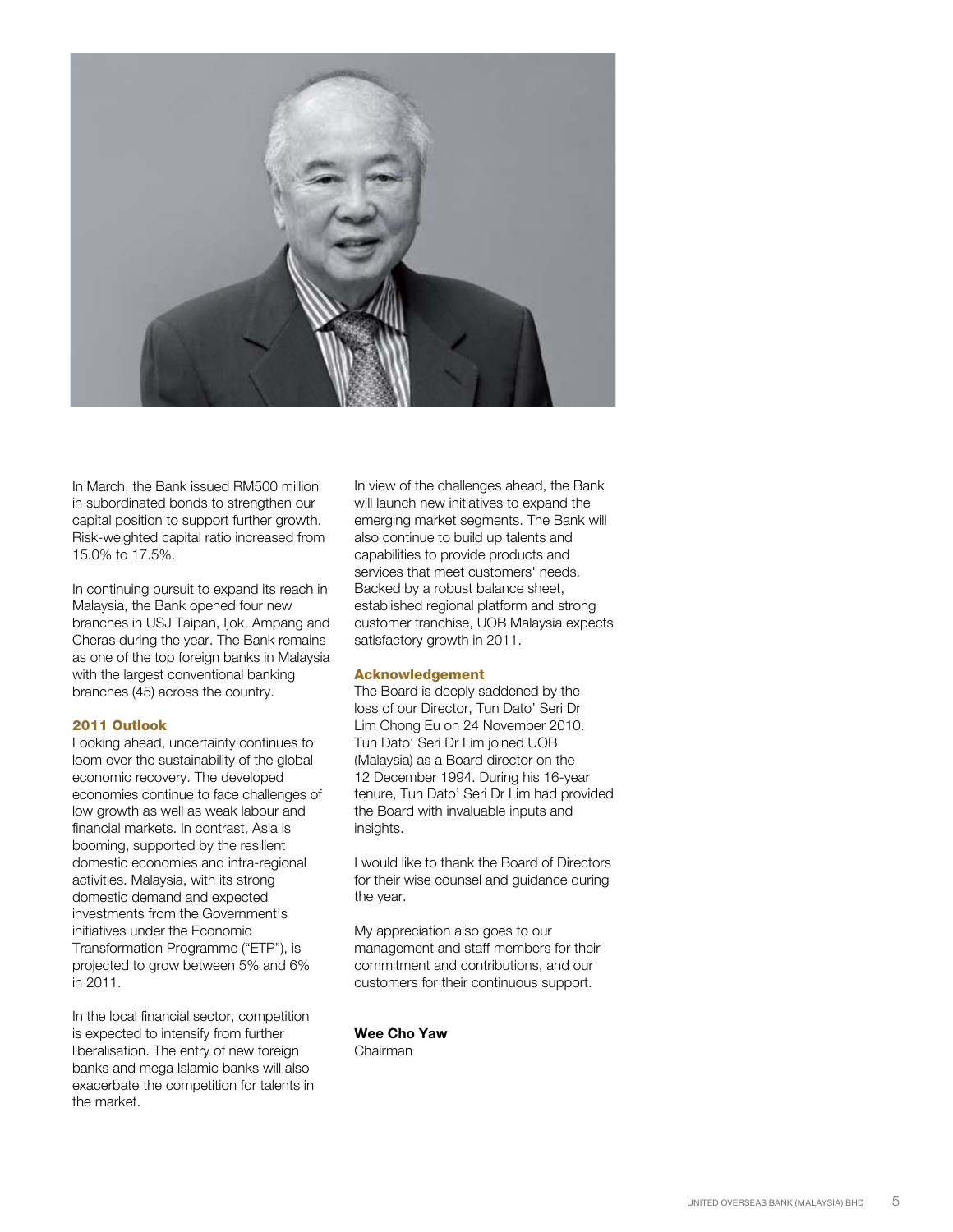In March, the Bank issued RM500 million in subordinated bonds to strengthen our capital position to support further growth. Risk-weighted capital ratio increased from 15.0% to 17.5%.

In continuing pursuit to expand its reach in Malaysia, the Bank opened four new branches in USJ Taipan, Ijok, Ampang and Cheras during the year. The Bank remains as one of the top foreign banks in Malaysia with the largest conventional banking branches (45) across the country.

#### 2011 Outlook

Looking ahead, uncertainty continues to loom over the sustainability of the global economic recovery. The developed economies continue to face challenges of low growth as well as weak labour and financial markets. In contrast, Asia is booming, supported by the resilient domestic economies and intra-regional activities. Malaysia, with its strong domestic demand and expected investments from the Government's initiatives under the Economic Transformation Programme ("ETP"), is projected to grow between 5% and 6% in 2011.

In the local financial sector, competition is expected to intensify from further liberalisation. The entry of new foreign banks and mega Islamic banks will also exacerbate the competition for talents in the market.

In view of the challenges ahead, the Bank will launch new initiatives to expand the emerging market segments. The Bank will also continue to build up talents and capabilities to provide products and services that meet customers' needs. Backed by a robust balance sheet, established regional platform and strong customer franchise, UOB Malaysia expects satisfactory growth in 2011.

#### Acknowledgement

The Board is deeply saddened by the loss of our Director, Tun Dato' Seri Dr Lim Chong Eu on 24 November 2010. Tun Dato' Seri Dr Lim joined UOB (Malaysia) as a Board director on the 12 December 1994. During his 16-year tenure, Tun Dato' Seri Dr Lim had provided the Board with invaluable inputs and insights.

I would like to thank the Board of Directors for their wise counsel and guidance during the year.

My appreciation also goes to our management and staff members for their commitment and contributions, and our customers for their continuous support.

**Wee Cho Yaw**
Chairman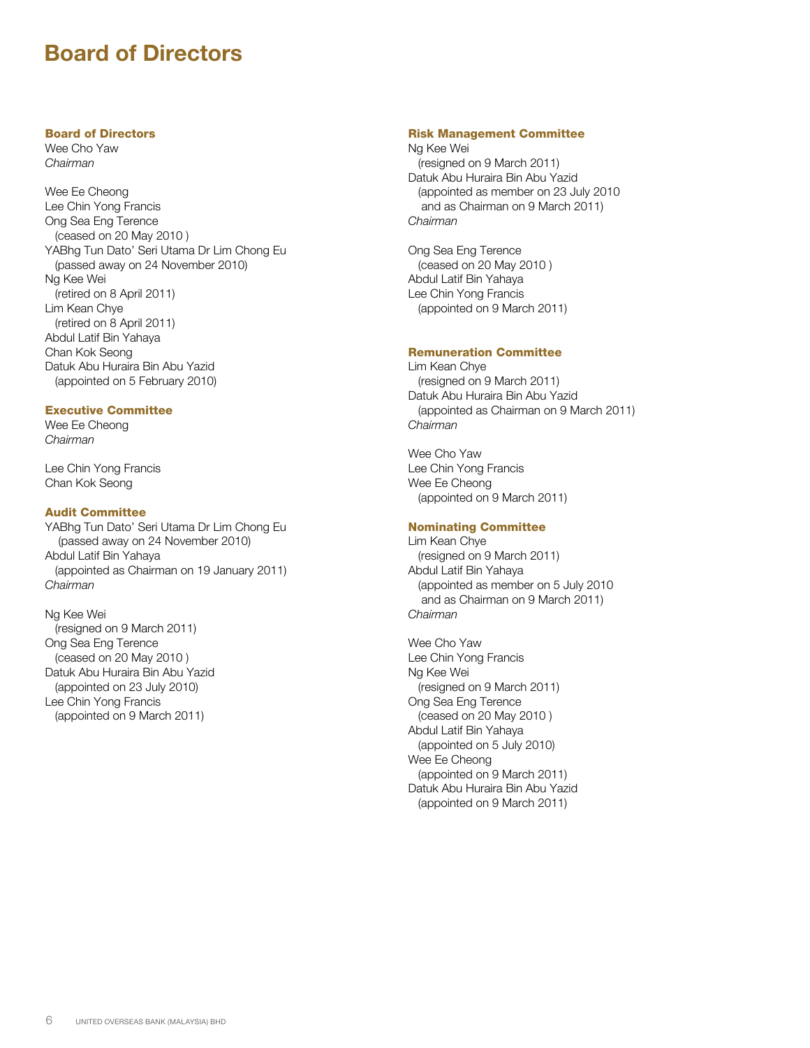# Board of Directors

### Board of Directors

Wee Cho Yaw
*Chairman*

Wee Ee Cheong
Lee Chin Yong Francis
Ong Sea Eng Terence
(ceased on 20 May 2010 )
YABhg Tun Dato' Seri Utama Dr Lim Chong Eu
(passed away on 24 November 2010)
Ng Kee Wei
(retired on 8 April 2011)
Lim Kean Chye
(retired on 8 April 2011)
Abdul Latif Bin Yahaya
Chan Kok Seong
Datuk Abu Huraira Bin Abu Yazid
(appointed on 5 February 2010)

### Executive Committee

Wee Ee Cheong
*Chairman*

Lee Chin Yong Francis
Chan Kok Seong

### Audit Committee

YABhg Tun Dato' Seri Utama Dr Lim Chong Eu
(passed away on 24 November 2010)
Abdul Latif Bin Yahaya
(appointed as Chairman on 19 January 2011)
*Chairman*

Ng Kee Wei
(resigned on 9 March 2011)
Ong Sea Eng Terence
(ceased on 20 May 2010 )
Datuk Abu Huraira Bin Abu Yazid
(appointed on 23 July 2010)
Lee Chin Yong Francis
(appointed on 9 March 2011)

### Risk Management Committee

Ng Kee Wei
(resigned on 9 March 2011)
Datuk Abu Huraira Bin Abu Yazid
(appointed as member on 23 July 2010 and as Chairman on 9 March 2011)
*Chairman*

Ong Sea Eng Terence
(ceased on 20 May 2010 )
Abdul Latif Bin Yahaya
Lee Chin Yong Francis
(appointed on 9 March 2011)

### Remuneration Committee

Lim Kean Chye
(resigned on 9 March 2011)
Datuk Abu Huraira Bin Abu Yazid
(appointed as Chairman on 9 March 2011)
*Chairman*

Wee Cho Yaw
Lee Chin Yong Francis
Wee Ee Cheong
(appointed on 9 March 2011)

### Nominating Committee

Lim Kean Chye
(resigned on 9 March 2011)
Abdul Latif Bin Yahaya
(appointed as member on 5 July 2010 and as Chairman on 9 March 2011)
*Chairman*

Wee Cho Yaw
Lee Chin Yong Francis
Ng Kee Wei
(resigned on 9 March 2011)
Ong Sea Eng Terence
(ceased on 20 May 2010 )
Abdul Latif Bin Yahaya
(appointed on 5 July 2010)
Wee Ee Cheong
(appointed on 9 March 2011)
Datuk Abu Huraira Bin Abu Yazid
(appointed on 9 March 2011)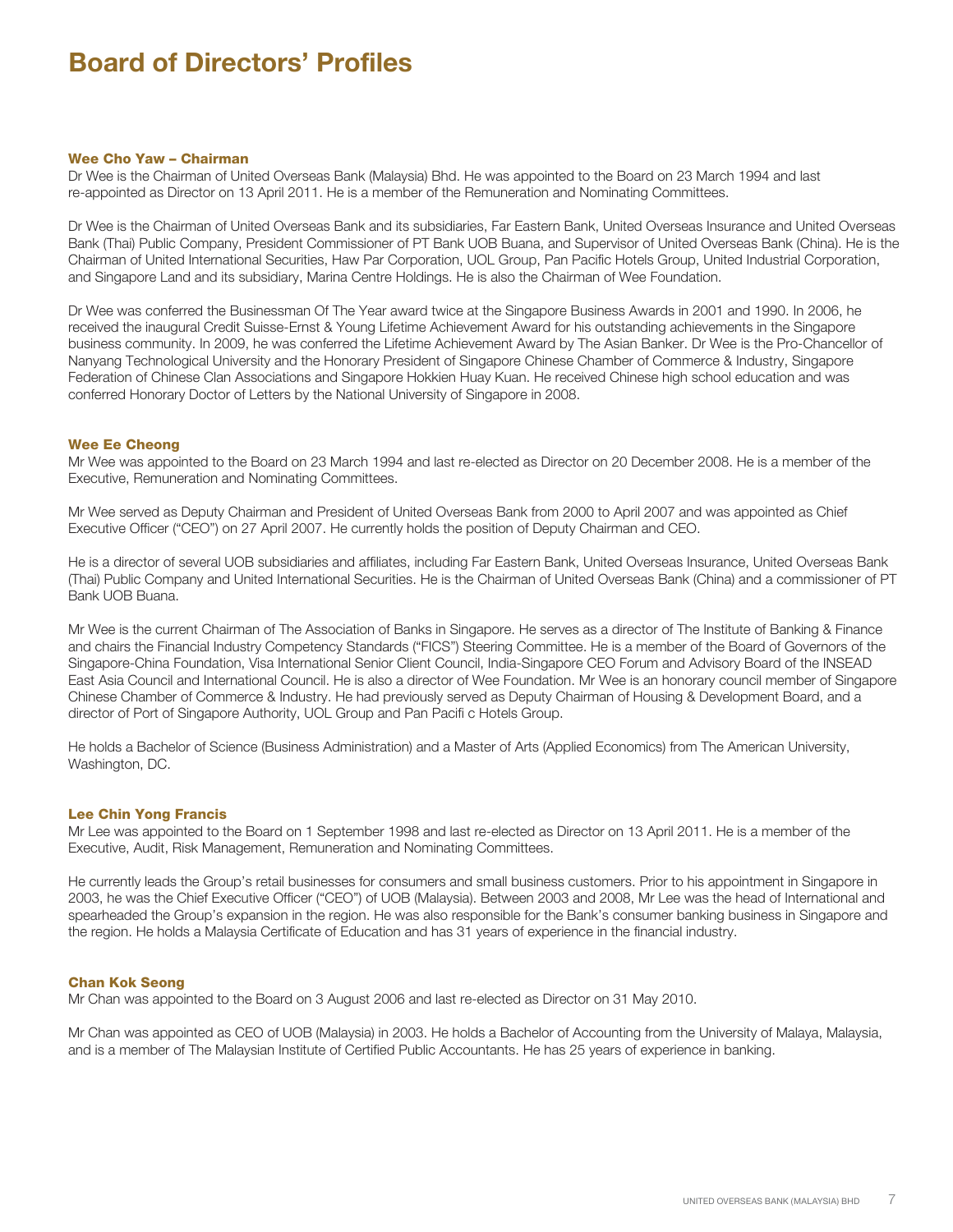# Board of Directors' Profiles

### Wee Cho Yaw – Chairman

Dr Wee is the Chairman of United Overseas Bank (Malaysia) Bhd. He was appointed to the Board on 23 March 1994 and last re-appointed as Director on 13 April 2011. He is a member of the Remuneration and Nominating Committees.

Dr Wee is the Chairman of United Overseas Bank and its subsidiaries, Far Eastern Bank, United Overseas Insurance and United Overseas Bank (Thai) Public Company, President Commissioner of PT Bank UOB Buana, and Supervisor of United Overseas Bank (China). He is the Chairman of United International Securities, Haw Par Corporation, UOL Group, Pan Pacific Hotels Group, United Industrial Corporation, and Singapore Land and its subsidiary, Marina Centre Holdings. He is also the Chairman of Wee Foundation.

Dr Wee was conferred the Businessman Of The Year award twice at the Singapore Business Awards in 2001 and 1990. In 2006, he received the inaugural Credit Suisse-Ernst & Young Lifetime Achievement Award for his outstanding achievements in the Singapore business community. In 2009, he was conferred the Lifetime Achievement Award by The Asian Banker. Dr Wee is the Pro-Chancellor of Nanyang Technological University and the Honorary President of Singapore Chinese Chamber of Commerce & Industry, Singapore Federation of Chinese Clan Associations and Singapore Hokkien Huay Kuan. He received Chinese high school education and was conferred Honorary Doctor of Letters by the National University of Singapore in 2008.

### Wee Ee Cheong

Mr Wee was appointed to the Board on 23 March 1994 and last re-elected as Director on 20 December 2008. He is a member of the Executive, Remuneration and Nominating Committees.

Mr Wee served as Deputy Chairman and President of United Overseas Bank from 2000 to April 2007 and was appointed as Chief Executive Officer ("CEO") on 27 April 2007. He currently holds the position of Deputy Chairman and CEO.

He is a director of several UOB subsidiaries and affiliates, including Far Eastern Bank, United Overseas Insurance, United Overseas Bank (Thai) Public Company and United International Securities. He is the Chairman of United Overseas Bank (China) and a commissioner of PT Bank UOB Buana.

Mr Wee is the current Chairman of The Association of Banks in Singapore. He serves as a director of The Institute of Banking & Finance and chairs the Financial Industry Competency Standards ("FICS") Steering Committee. He is a member of the Board of Governors of the Singapore-China Foundation, Visa International Senior Client Council, India-Singapore CEO Forum and Advisory Board of the INSEAD East Asia Council and International Council. He is also a director of Wee Foundation. Mr Wee is an honorary council member of Singapore Chinese Chamber of Commerce & Industry. He had previously served as Deputy Chairman of Housing & Development Board, and a director of Port of Singapore Authority, UOL Group and Pan Pacific Hotels Group.

He holds a Bachelor of Science (Business Administration) and a Master of Arts (Applied Economics) from The American University, Washington, DC.

### Lee Chin Yong Francis

Mr Lee was appointed to the Board on 1 September 1998 and last re-elected as Director on 13 April 2011. He is a member of the Executive, Audit, Risk Management, Remuneration and Nominating Committees.

He currently leads the Group's retail businesses for consumers and small business customers. Prior to his appointment in Singapore in 2003, he was the Chief Executive Officer ("CEO") of UOB (Malaysia). Between 2003 and 2008, Mr Lee was the head of International and spearheaded the Group's expansion in the region. He was also responsible for the Bank's consumer banking business in Singapore and the region. He holds a Malaysia Certificate of Education and has 31 years of experience in the financial industry.

### Chan Kok Seong

Mr Chan was appointed to the Board on 3 August 2006 and last re-elected as Director on 31 May 2010.

Mr Chan was appointed as CEO of UOB (Malaysia) in 2003. He holds a Bachelor of Accounting from the University of Malaya, Malaysia, and is a member of The Malaysian Institute of Certified Public Accountants. He has 25 years of experience in banking.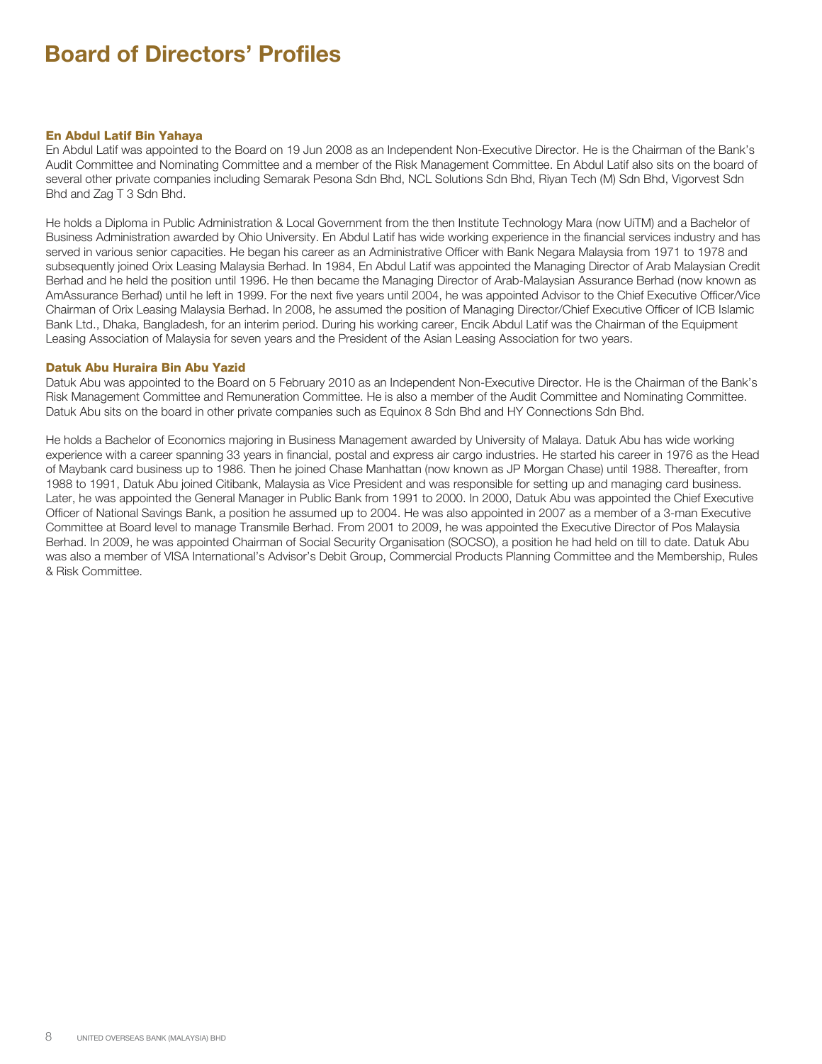# Board of Directors' Profiles

### En Abdul Latif Bin Yahaya

En Abdul Latif was appointed to the Board on 19 Jun 2008 as an Independent Non-Executive Director. He is the Chairman of the Bank's Audit Committee and Nominating Committee and a member of the Risk Management Committee. En Abdul Latif also sits on the board of several other private companies including Semarak Pesona Sdn Bhd, NCL Solutions Sdn Bhd, Riyan Tech (M) Sdn Bhd, Vigorvest Sdn Bhd and Zag T 3 Sdn Bhd.

He holds a Diploma in Public Administration & Local Government from the then Institute Technology Mara (now UiTM) and a Bachelor of Business Administration awarded by Ohio University. En Abdul Latif has wide working experience in the financial services industry and has served in various senior capacities. He began his career as an Administrative Officer with Bank Negara Malaysia from 1971 to 1978 and subsequently joined Orix Leasing Malaysia Berhad. In 1984, En Abdul Latif was appointed the Managing Director of Arab Malaysian Credit Berhad and he held the position until 1996. He then became the Managing Director of Arab-Malaysian Assurance Berhad (now known as AmAssurance Berhad) until he left in 1999. For the next five years until 2004, he was appointed Advisor to the Chief Executive Officer/Vice Chairman of Orix Leasing Malaysia Berhad. In 2008, he assumed the position of Managing Director/Chief Executive Officer of ICB Islamic Bank Ltd., Dhaka, Bangladesh, for an interim period. During his working career, Encik Abdul Latif was the Chairman of the Equipment Leasing Association of Malaysia for seven years and the President of the Asian Leasing Association for two years.

### Datuk Abu Huraira Bin Abu Yazid

Datuk Abu was appointed to the Board on 5 February 2010 as an Independent Non-Executive Director. He is the Chairman of the Bank's Risk Management Committee and Remuneration Committee. He is also a member of the Audit Committee and Nominating Committee. Datuk Abu sits on the board in other private companies such as Equinox 8 Sdn Bhd and HY Connections Sdn Bhd.

He holds a Bachelor of Economics majoring in Business Management awarded by University of Malaya. Datuk Abu has wide working experience with a career spanning 33 years in financial, postal and express air cargo industries. He started his career in 1976 as the Head of Maybank card business up to 1986. Then he joined Chase Manhattan (now known as JP Morgan Chase) until 1988. Thereafter, from 1988 to 1991, Datuk Abu joined Citibank, Malaysia as Vice President and was responsible for setting up and managing card business. Later, he was appointed the General Manager in Public Bank from 1991 to 2000. In 2000, Datuk Abu was appointed the Chief Executive Officer of National Savings Bank, a position he assumed up to 2004. He was also appointed in 2007 as a member of a 3-man Executive Committee at Board level to manage Transmile Berhad. From 2001 to 2009, he was appointed the Executive Director of Pos Malaysia Berhad. In 2009, he was appointed Chairman of Social Security Organisation (SOCSO), a position he had held on till to date. Datuk Abu was also a member of VISA International's Advisor's Debit Group, Commercial Products Planning Committee and the Membership, Rules & Risk Committee.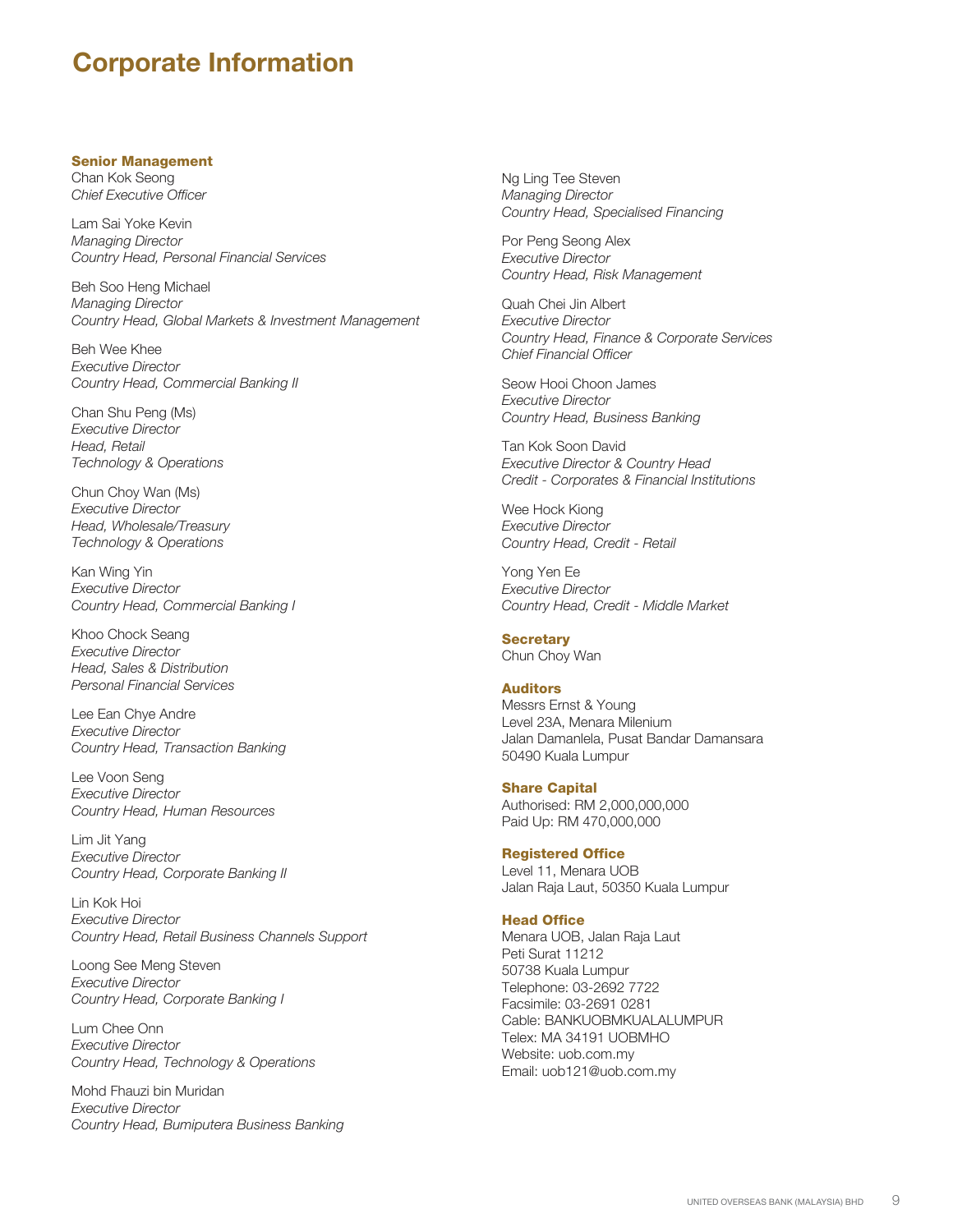# Corporate Information

### Senior Management

Chan Kok Seong
*Chief Executive Officer*

Lam Sai Yoke Kevin
*Managing Director*
*Country Head, Personal Financial Services*

Beh Soo Heng Michael
*Managing Director*
*Country Head, Global Markets & Investment Management*

Beh Wee Khee
*Executive Director*
*Country Head, Commercial Banking II*

Chan Shu Peng (Ms)
*Executive Director*
*Head, Retail*
*Technology & Operations*

Chun Choy Wan (Ms)
*Executive Director*
*Head, Wholesale/Treasury*
*Technology & Operations*

Kan Wing Yin
*Executive Director*
*Country Head, Commercial Banking I*

Khoo Chock Seang
*Executive Director*
*Head, Sales & Distribution*
*Personal Financial Services*

Lee Ean Chye Andre
*Executive Director*
*Country Head, Transaction Banking*

Lee Voon Seng
*Executive Director*
*Country Head, Human Resources*

Lim Jit Yang
*Executive Director*
*Country Head, Corporate Banking II*

Lin Kok Hoi
*Executive Director*
*Country Head, Retail Business Channels Support*

Loong See Meng Steven
*Executive Director*
*Country Head, Corporate Banking I*

Lum Chee Onn
*Executive Director*
*Country Head, Technology & Operations*

Mohd Fhauzi bin Muridan
*Executive Director*
*Country Head, Bumiputera Business Banking*

Ng Ling Tee Steven
*Managing Director*
*Country Head, Specialised Financing*

Por Peng Seong Alex
*Executive Director*
*Country Head, Risk Management*

Quah Chei Jin Albert
*Executive Director*
*Country Head, Finance & Corporate Services*
*Chief Financial Officer*

Seow Hooi Choon James
*Executive Director*
*Country Head, Business Banking*

Tan Kok Soon David
*Executive Director & Country Head*
*Credit - Corporates & Financial Institutions*

Wee Hock Kiong
*Executive Director*
*Country Head, Credit - Retail*

Yong Yen Ee
*Executive Director*
*Country Head, Credit - Middle Market*

### Secretary

Chun Choy Wan

### Auditors

Messrs Ernst & Young
Level 23A, Menara Milenium
Jalan Damanlela, Pusat Bandar Damansara
50490 Kuala Lumpur

### Share Capital

Authorised: RM 2,000,000,000
Paid Up: RM 470,000,000

### Registered Office

Level 11, Menara UOB
Jalan Raja Laut, 50350 Kuala Lumpur

### Head Office

Menara UOB, Jalan Raja Laut
Peti Surat 11212
50738 Kuala Lumpur
Telephone: 03-2692 7722
Facsimile: 03-2691 0281
Cable: BANKUOBMKUALALUMPUR
Telex: MA 34191 UOBMHO
Website: uob.com.my
Email: uob121@uob.com.my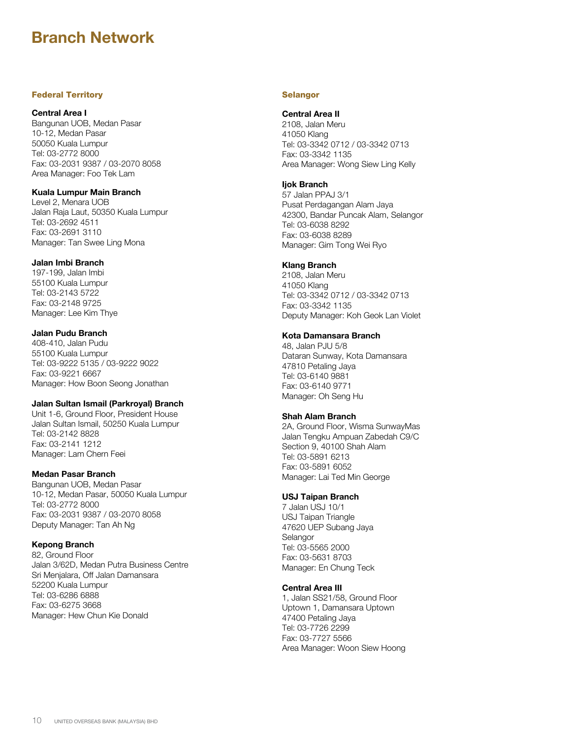# Branch Network

## Federal Territory

**Central Area I**
Bangunan UOB, Medan Pasar
10-12, Medan Pasar
50050 Kuala Lumpur
Tel: 03-2772 8000
Fax: 03-2031 9387 / 03-2070 8058
Area Manager: Foo Tek Lam

**Kuala Lumpur Main Branch**
Level 2, Menara UOB
Jalan Raja Laut, 50350 Kuala Lumpur
Tel: 03-2692 4511
Fax: 03-2691 3110
Manager: Tan Swee Ling Mona

**Jalan Imbi Branch**
197-199, Jalan Imbi
55100 Kuala Lumpur
Tel: 03-2143 5722
Fax: 03-2148 9725
Manager: Lee Kim Thye

**Jalan Pudu Branch**
408-410, Jalan Pudu
55100 Kuala Lumpur
Tel: 03-9222 5135 / 03-9222 9022
Fax: 03-9221 6667
Manager: How Boon Seong Jonathan

**Jalan Sultan Ismail (Parkroyal) Branch**
Unit 1-6, Ground Floor, President House
Jalan Sultan Ismail, 50250 Kuala Lumpur
Tel: 03-2142 8828
Fax: 03-2141 1212
Manager: Lam Chern Feei

**Medan Pasar Branch**
Bangunan UOB, Medan Pasar
10-12, Medan Pasar, 50050 Kuala Lumpur
Tel: 03-2772 8000
Fax: 03-2031 9387 / 03-2070 8058
Deputy Manager: Tan Ah Ng

**Kepong Branch**
82, Ground Floor
Jalan 3/62D, Medan Putra Business Centre
Sri Menjalara, Off Jalan Damansara
52200 Kuala Lumpur
Tel: 03-6286 6888
Fax: 03-6275 3668
Manager: Hew Chun Kie Donald

## Selangor

**Central Area II**
2108, Jalan Meru
41050 Klang
Tel: 03-3342 0712 / 03-3342 0713
Fax: 03-3342 1135
Area Manager: Wong Siew Ling Kelly

**Ijok Branch**
57 Jalan PPAJ 3/1
Pusat Perdagangan Alam Jaya
42300, Bandar Puncak Alam, Selangor
Tel: 03-6038 8292
Fax: 03-6038 8289
Manager: Gim Tong Wei Ryo

**Klang Branch**
2108, Jalan Meru
41050 Klang
Tel: 03-3342 0712 / 03-3342 0713
Fax: 03-3342 1135
Deputy Manager: Koh Geok Lan Violet

**Kota Damansara Branch**
48, Jalan PJU 5/8
Dataran Sunway, Kota Damansara
47810 Petaling Jaya
Tel: 03-6140 9881
Fax: 03-6140 9771
Manager: Oh Seng Hu

**Shah Alam Branch**
2A, Ground Floor, Wisma SunwayMas
Jalan Tengku Ampuan Zabedah C9/C
Section 9, 40100 Shah Alam
Tel: 03-5891 6213
Fax: 03-5891 6052
Manager: Lai Ted Min George

**USJ Taipan Branch**
7 Jalan USJ 10/1
USJ Taipan Triangle
47620 UEP Subang Jaya
Selangor
Tel: 03-5565 2000
Fax: 03-5631 8703
Manager: En Chung Teck

**Central Area III**
1, Jalan SS21/58, Ground Floor
Uptown 1, Damansara Uptown
47400 Petaling Jaya
Tel: 03-7726 2299
Fax: 03-7727 5566
Area Manager: Woon Siew Hoong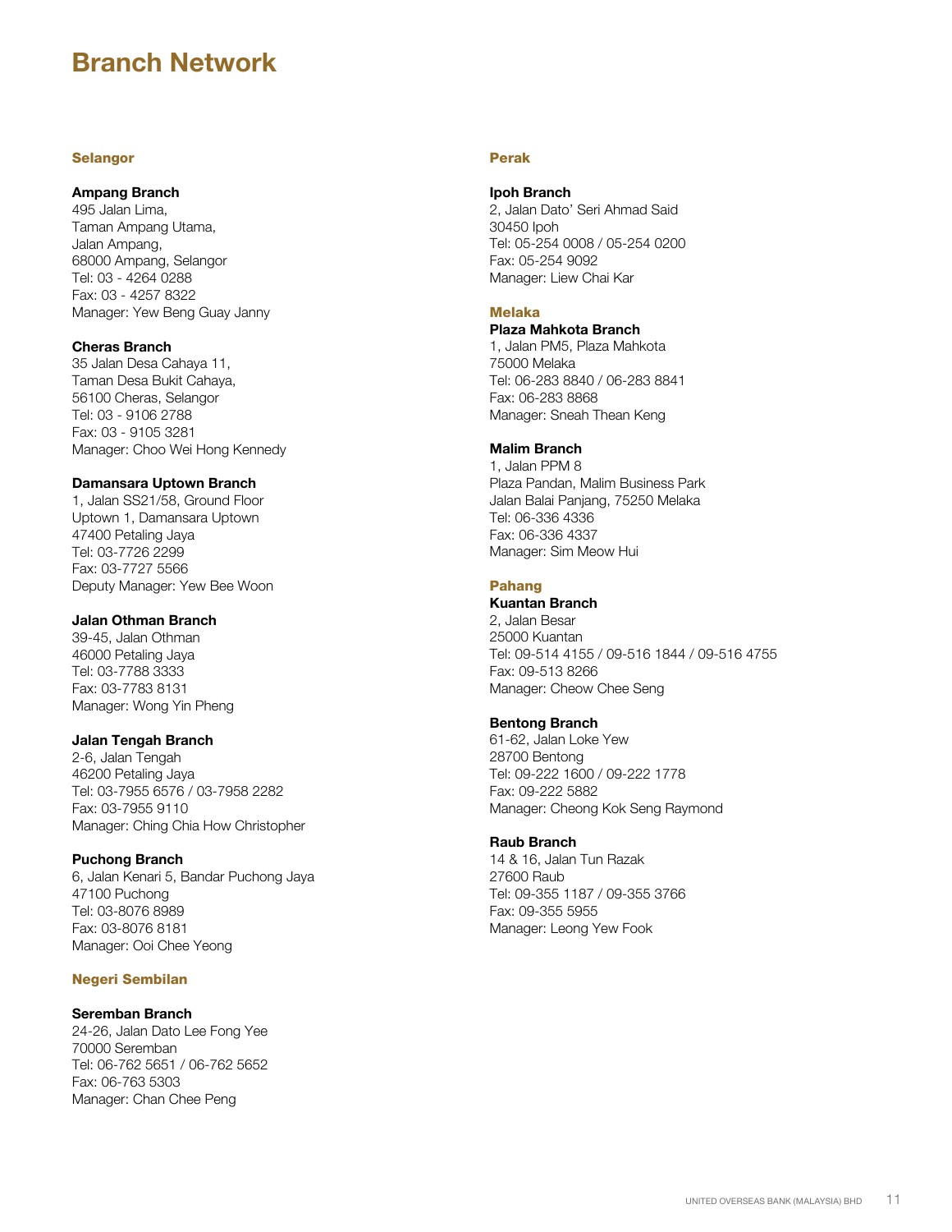# Branch Network

## Selangor

**Ampang Branch**
495 Jalan Lima,
Taman Ampang Utama,
Jalan Ampang,
68000 Ampang, Selangor
Tel: 03 - 4264 0288
Fax: 03 - 4257 8322
Manager: Yew Beng Guay Janny

**Cheras Branch**
35 Jalan Desa Cahaya 11,
Taman Desa Bukit Cahaya,
56100 Cheras, Selangor
Tel: 03 - 9106 2788
Fax: 03 - 9105 3281
Manager: Choo Wei Hong Kennedy

**Damansara Uptown Branch**
1, Jalan SS21/58, Ground Floor
Uptown 1, Damansara Uptown
47400 Petaling Jaya
Tel: 03-7726 2299
Fax: 03-7727 5566
Deputy Manager: Yew Bee Woon

**Jalan Othman Branch**
39-45, Jalan Othman
46000 Petaling Jaya
Tel: 03-7788 3333
Fax: 03-7783 8131
Manager: Wong Yin Pheng

**Jalan Tengah Branch**
2-6, Jalan Tengah
46200 Petaling Jaya
Tel: 03-7955 6576 / 03-7958 2282
Fax: 03-7955 9110
Manager: Ching Chia How Christopher

**Puchong Branch**
6, Jalan Kenari 5, Bandar Puchong Jaya
47100 Puchong
Tel: 03-8076 8989
Fax: 03-8076 8181
Manager: Ooi Chee Yeong

## Negeri Sembilan

**Seremban Branch**
24-26, Jalan Dato Lee Fong Yee
70000 Seremban
Tel: 06-762 5651 / 06-762 5652
Fax: 06-763 5303
Manager: Chan Chee Peng

## Perak

**Ipoh Branch**
2, Jalan Dato' Seri Ahmad Said
30450 Ipoh
Tel: 05-254 0008 / 05-254 0200
Fax: 05-254 9092
Manager: Liew Chai Kar

## Melaka

**Plaza Mahkota Branch**
1, Jalan PM5, Plaza Mahkota
75000 Melaka
Tel: 06-283 8840 / 06-283 8841
Fax: 06-283 8868
Manager: Sneah Thean Keng

**Malim Branch**
1, Jalan PPM 8
Plaza Pandan, Malim Business Park
Jalan Balai Panjang, 75250 Melaka
Tel: 06-336 4336
Fax: 06-336 4337
Manager: Sim Meow Hui

## Pahang

**Kuantan Branch**
2, Jalan Besar
25000 Kuantan
Tel: 09-514 4155 / 09-516 1844 / 09-516 4755
Fax: 09-513 8266
Manager: Cheow Chee Seng

**Bentong Branch**
61-62, Jalan Loke Yew
28700 Bentong
Tel: 09-222 1600 / 09-222 1778
Fax: 09-222 5882
Manager: Cheong Kok Seng Raymond

**Raub Branch**
14 & 16, Jalan Tun Razak
27600 Raub
Tel: 09-355 1187 / 09-355 3766
Fax: 09-355 5955
Manager: Leong Yew Fook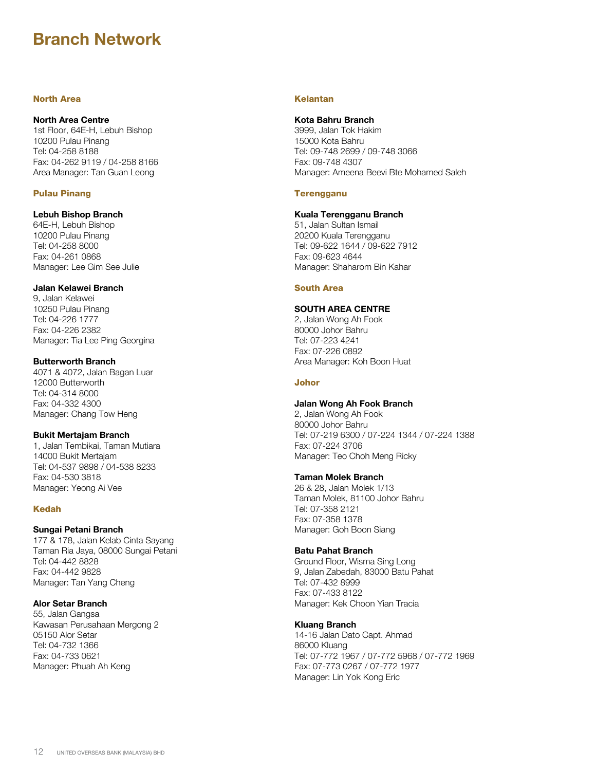# Branch Network

## North Area

**North Area Centre**
1st Floor, 64E-H, Lebuh Bishop
10200 Pulau Pinang
Tel: 04-258 8188
Fax: 04-262 9119 / 04-258 8166
Area Manager: Tan Guan Leong

### Pulau Pinang

**Lebuh Bishop Branch**
64E-H, Lebuh Bishop
10200 Pulau Pinang
Tel: 04-258 8000
Fax: 04-261 0868
Manager: Lee Gim See Julie

**Jalan Kelawei Branch**
9, Jalan Kelawei
10250 Pulau Pinang
Tel: 04-226 1777
Fax: 04-226 2382
Manager: Tia Lee Ping Georgina

**Butterworth Branch**
4071 & 4072, Jalan Bagan Luar
12000 Butterworth
Tel: 04-314 8000
Fax: 04-332 4300
Manager: Chang Tow Heng

**Bukit Mertajam Branch**
1, Jalan Tembikai, Taman Mutiara
14000 Bukit Mertajam
Tel: 04-537 9898 / 04-538 8233
Fax: 04-530 3818
Manager: Yeong Ai Vee

### Kedah

**Sungai Petani Branch**
177 & 178, Jalan Kelab Cinta Sayang
Taman Ria Jaya, 08000 Sungai Petani
Tel: 04-442 8828
Fax: 04-442 9828
Manager: Tan Yang Cheng

**Alor Setar Branch**
55, Jalan Gangsa
Kawasan Perusahaan Mergong 2
05150 Alor Setar
Tel: 04-732 1366
Fax: 04-733 0621
Manager: Phuah Ah Keng

### Kelantan

**Kota Bahru Branch**
3999, Jalan Tok Hakim
15000 Kota Bahru
Tel: 09-748 2699 / 09-748 3066
Fax: 09-748 4307
Manager: Ameena Beevi Bte Mohamed Saleh

### Terengganu

**Kuala Terengganu Branch**
51, Jalan Sultan Ismail
20200 Kuala Terengganu
Tel: 09-622 1644 / 09-622 7912
Fax: 09-623 4644
Manager: Shaharom Bin Kahar

## South Area

**SOUTH AREA CENTRE**
2, Jalan Wong Ah Fook
80000 Johor Bahru
Tel: 07-223 4241
Fax: 07-226 0892
Area Manager: Koh Boon Huat

### Johor

**Jalan Wong Ah Fook Branch**
2, Jalan Wong Ah Fook
80000 Johor Bahru
Tel: 07-219 6300 / 07-224 1344 / 07-224 1388
Fax: 07-224 3706
Manager: Teo Choh Meng Ricky

**Taman Molek Branch**
26 & 28, Jalan Molek 1/13
Taman Molek, 81100 Johor Bahru
Tel: 07-358 2121
Fax: 07-358 1378
Manager: Goh Boon Siang

**Batu Pahat Branch**
Ground Floor, Wisma Sing Long
9, Jalan Zabedah, 83000 Batu Pahat
Tel: 07-432 8999
Fax: 07-433 8122
Manager: Kek Choon Yian Tracia

**Kluang Branch**
14-16 Jalan Dato Capt. Ahmad
86000 Kluang
Tel: 07-772 1967 / 07-772 5968 / 07-772 1969
Fax: 07-773 0267 / 07-772 1977
Manager: Lin Yok Kong Eric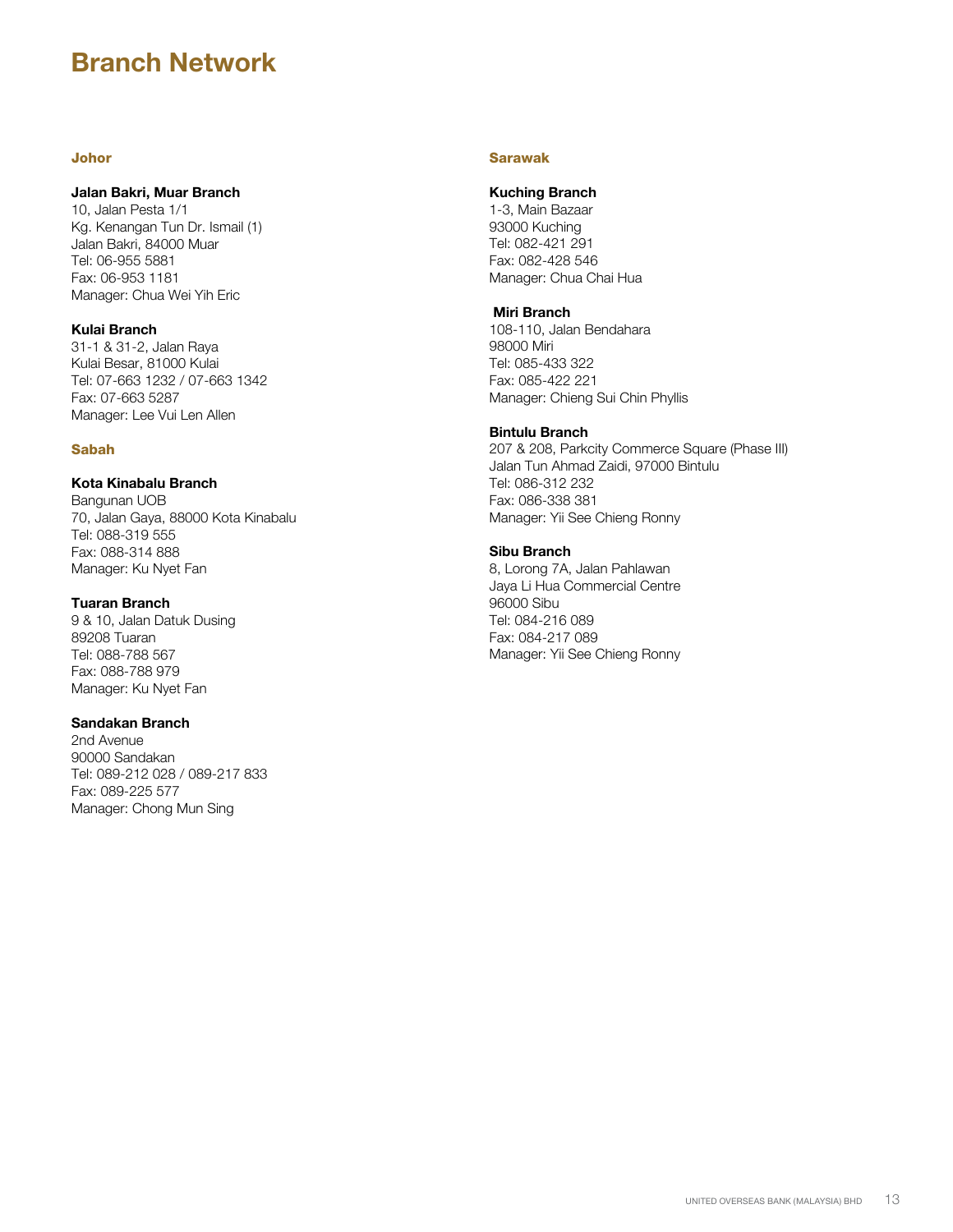# Branch Network

## Johor

**Jalan Bakri, Muar Branch**
10, Jalan Pesta 1/1
Kg. Kenangan Tun Dr. Ismail (1)
Jalan Bakri, 84000 Muar
Tel: 06-955 5881
Fax: 06-953 1181
Manager: Chua Wei Yih Eric

**Kulai Branch**
31-1 & 31-2, Jalan Raya
Kulai Besar, 81000 Kulai
Tel: 07-663 1232 / 07-663 1342
Fax: 07-663 5287
Manager: Lee Vui Len Allen

## Sabah

**Kota Kinabalu Branch**
Bangunan UOB
70, Jalan Gaya, 88000 Kota Kinabalu
Tel: 088-319 555
Fax: 088-314 888
Manager: Ku Nyet Fan

**Tuaran Branch**
9 & 10, Jalan Datuk Dusing
89208 Tuaran
Tel: 088-788 567
Fax: 088-788 979
Manager: Ku Nyet Fan

**Sandakan Branch**
2nd Avenue
90000 Sandakan
Tel: 089-212 028 / 089-217 833
Fax: 089-225 577
Manager: Chong Mun Sing

## Sarawak

**Kuching Branch**
1-3, Main Bazaar
93000 Kuching
Tel: 082-421 291
Fax: 082-428 546
Manager: Chua Chai Hua

**Miri Branch**
108-110, Jalan Bendahara
98000 Miri
Tel: 085-433 322
Fax: 085-422 221
Manager: Chieng Sui Chin Phyllis

**Bintulu Branch**
207 & 208, Parkcity Commerce Square (Phase III)
Jalan Tun Ahmad Zaidi, 97000 Bintulu
Tel: 086-312 232
Fax: 086-338 381
Manager: Yii See Chieng Ronny

**Sibu Branch**
8, Lorong 7A, Jalan Pahlawan
Jaya Li Hua Commercial Centre
96000 Sibu
Tel: 084-216 089
Fax: 084-217 089
Manager: Yii See Chieng Ronny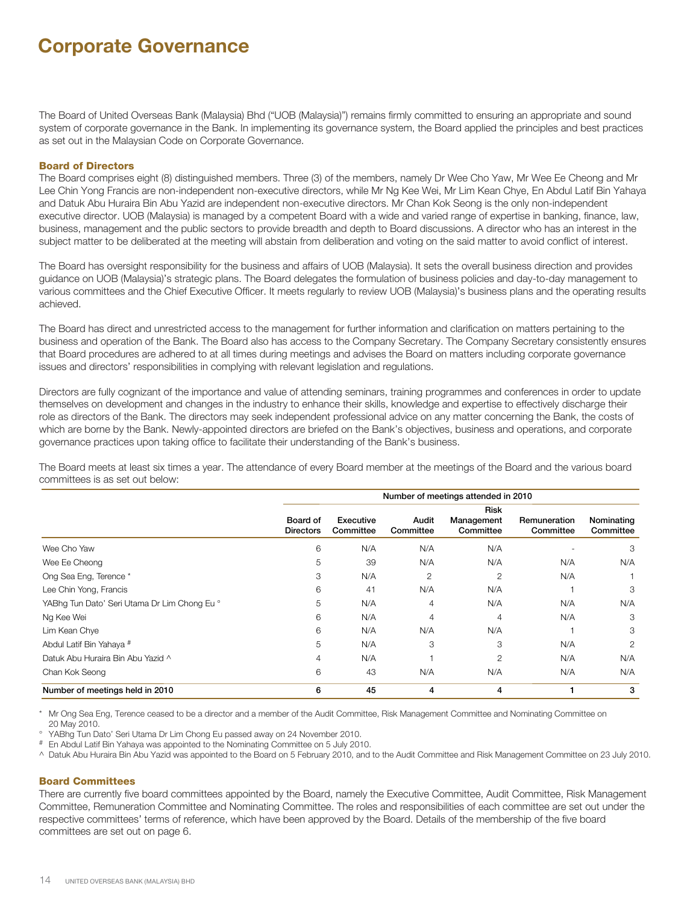# Corporate Governance

The Board of United Overseas Bank (Malaysia) Bhd ("UOB (Malaysia)") remains firmly committed to ensuring an appropriate and sound system of corporate governance in the Bank. In implementing its governance system, the Board applied the principles and best practices as set out in the Malaysian Code on Corporate Governance.

### Board of Directors

The Board comprises eight (8) distinguished members. Three (3) of the members, namely Dr Wee Cho Yaw, Mr Wee Ee Cheong and Mr Lee Chin Yong Francis are non-independent non-executive directors, while Mr Ng Kee Wei, Mr Lim Kean Chye, En Abdul Latif Bin Yahaya and Datuk Abu Huraira Bin Abu Yazid are independent non-executive directors. Mr Chan Kok Seong is the only non-independent executive director. UOB (Malaysia) is managed by a competent Board with a wide and varied range of expertise in banking, finance, law, business, management and the public sectors to provide breadth and depth to Board discussions. A director who has an interest in the subject matter to be deliberated at the meeting will abstain from deliberation and voting on the said matter to avoid conflict of interest.

The Board has oversight responsibility for the business and affairs of UOB (Malaysia). It sets the overall business direction and provides guidance on UOB (Malaysia)'s strategic plans. The Board delegates the formulation of business policies and day-to-day management to various committees and the Chief Executive Officer. It meets regularly to review UOB (Malaysia)'s business plans and the operating results achieved.

The Board has direct and unrestricted access to the management for further information and clarification on matters pertaining to the business and operation of the Bank. The Board also has access to the Company Secretary. The Company Secretary consistently ensures that Board procedures are adhered to at all times during meetings and advises the Board on matters including corporate governance issues and directors' responsibilities in complying with relevant legislation and regulations.

Directors are fully cognizant of the importance and value of attending seminars, training programmes and conferences in order to update themselves on development and changes in the industry to enhance their skills, knowledge and expertise to effectively discharge their role as directors of the Bank. The directors may seek independent professional advice on any matter concerning the Bank, the costs of which are borne by the Bank. Newly-appointed directors are briefed on the Bank's objectives, business and operations, and corporate governance practices upon taking office to facilitate their understanding of the Bank's business.

The Board meets at least six times a year. The attendance of every Board member at the meetings of the Board and the various board committees is as set out below:

| | Number of meetings attended in 2010 | | | | | |
|---|---|---|---|---|---|---|
| | Board of Directors | Executive Committee | Audit Committee | Risk Management Committee | Remuneration Committee | Nominating Committee |
| Wee Cho Yaw | 6 | N/A | N/A | N/A | - | 3 |
| Wee Ee Cheong | 5 | 39 | N/A | N/A | N/A | N/A |
| Ong Sea Eng, Terence * | 3 | N/A | 2 | 2 | N/A | 1 |
| Lee Chin Yong, Francis | 6 | 41 | N/A | N/A | 1 | 3 |
| YABhg Tun Dato' Seri Utama Dr Lim Chong Eu ° | 5 | N/A | 4 | N/A | N/A | N/A |
| Ng Kee Wei | 6 | N/A | 4 | 4 | N/A | 3 |
| Lim Kean Chye | 6 | N/A | N/A | N/A | 1 | 3 |
| Abdul Latif Bin Yahaya # | 5 | N/A | 3 | 3 | N/A | 2 |
| Datuk Abu Huraira Bin Abu Yazid ^ | 4 | N/A | 1 | 2 | N/A | N/A |
| Chan Kok Seong | 6 | 43 | N/A | N/A | N/A | N/A |
| **Number of meetings held in 2010** | **6** | **45** | **4** | **4** | **1** | **3** |

\* Mr Ong Sea Eng, Terence ceased to be a director and a member of the Audit Committee, Risk Management Committee and Nominating Committee on 20 May 2010.

° YABhg Tun Dato' Seri Utama Dr Lim Chong Eu passed away on 24 November 2010.

# En Abdul Latif Bin Yahaya was appointed to the Nominating Committee on 5 July 2010.

^ Datuk Abu Huraira Bin Abu Yazid was appointed to the Board on 5 February 2010, and to the Audit Committee and Risk Management Committee on 23 July 2010.

### Board Committees

There are currently five board committees appointed by the Board, namely the Executive Committee, Audit Committee, Risk Management Committee, Remuneration Committee and Nominating Committee. The roles and responsibilities of each committee are set out under the respective committees' terms of reference, which have been approved by the Board. Details of the membership of the five board committees are set out on page 6.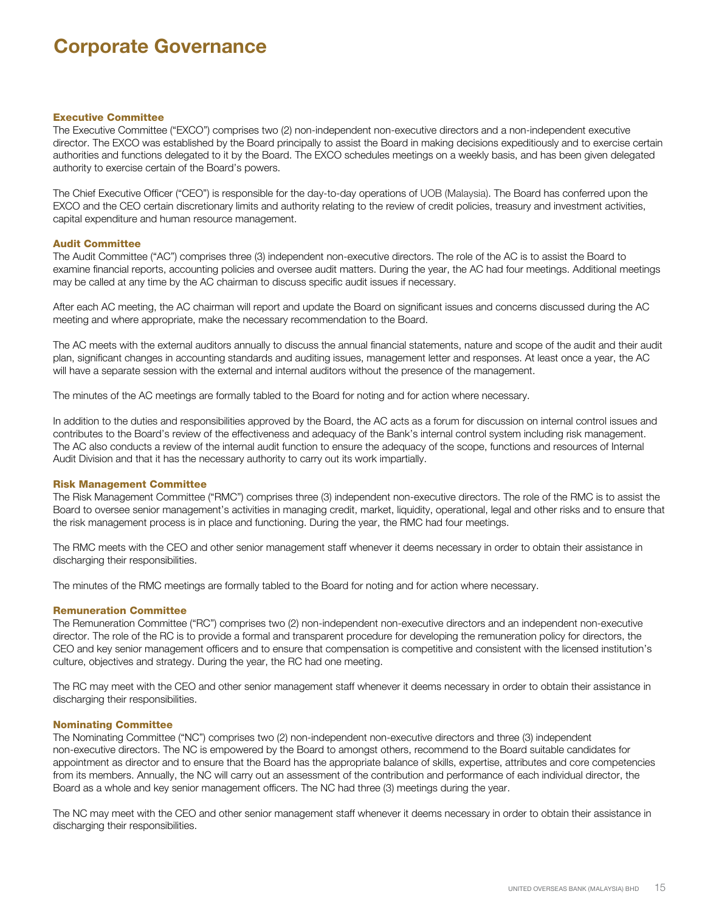# Corporate Governance

### Executive Committee

The Executive Committee ("EXCO") comprises two (2) non-independent non-executive directors and a non-independent executive director. The EXCO was established by the Board principally to assist the Board in making decisions expeditiously and to exercise certain authorities and functions delegated to it by the Board. The EXCO schedules meetings on a weekly basis, and has been given delegated authority to exercise certain of the Board's powers.

The Chief Executive Officer ("CEO") is responsible for the day-to-day operations of UOB (Malaysia). The Board has conferred upon the EXCO and the CEO certain discretionary limits and authority relating to the review of credit policies, treasury and investment activities, capital expenditure and human resource management.

### Audit Committee

The Audit Committee ("AC") comprises three (3) independent non-executive directors. The role of the AC is to assist the Board to examine financial reports, accounting policies and oversee audit matters. During the year, the AC had four meetings. Additional meetings may be called at any time by the AC chairman to discuss specific audit issues if necessary.

After each AC meeting, the AC chairman will report and update the Board on significant issues and concerns discussed during the AC meeting and where appropriate, make the necessary recommendation to the Board.

The AC meets with the external auditors annually to discuss the annual financial statements, nature and scope of the audit and their audit plan, significant changes in accounting standards and auditing issues, management letter and responses. At least once a year, the AC will have a separate session with the external and internal auditors without the presence of the management.

The minutes of the AC meetings are formally tabled to the Board for noting and for action where necessary.

In addition to the duties and responsibilities approved by the Board, the AC acts as a forum for discussion on internal control issues and contributes to the Board's review of the effectiveness and adequacy of the Bank's internal control system including risk management. The AC also conducts a review of the internal audit function to ensure the adequacy of the scope, functions and resources of Internal Audit Division and that it has the necessary authority to carry out its work impartially.

### Risk Management Committee

The Risk Management Committee ("RMC") comprises three (3) independent non-executive directors. The role of the RMC is to assist the Board to oversee senior management's activities in managing credit, market, liquidity, operational, legal and other risks and to ensure that the risk management process is in place and functioning. During the year, the RMC had four meetings.

The RMC meets with the CEO and other senior management staff whenever it deems necessary in order to obtain their assistance in discharging their responsibilities.

The minutes of the RMC meetings are formally tabled to the Board for noting and for action where necessary.

### Remuneration Committee

The Remuneration Committee ("RC") comprises two (2) non-independent non-executive directors and an independent non-executive director. The role of the RC is to provide a formal and transparent procedure for developing the remuneration policy for directors, the CEO and key senior management officers and to ensure that compensation is competitive and consistent with the licensed institution's culture, objectives and strategy. During the year, the RC had one meeting.

The RC may meet with the CEO and other senior management staff whenever it deems necessary in order to obtain their assistance in discharging their responsibilities.

### Nominating Committee

The Nominating Committee ("NC") comprises two (2) non-independent non-executive directors and three (3) independent non-executive directors. The NC is empowered by the Board to amongst others, recommend to the Board suitable candidates for appointment as director and to ensure that the Board has the appropriate balance of skills, expertise, attributes and core competencies from its members. Annually, the NC will carry out an assessment of the contribution and performance of each individual director, the Board as a whole and key senior management officers. The NC had three (3) meetings during the year.

The NC may meet with the CEO and other senior management staff whenever it deems necessary in order to obtain their assistance in discharging their responsibilities.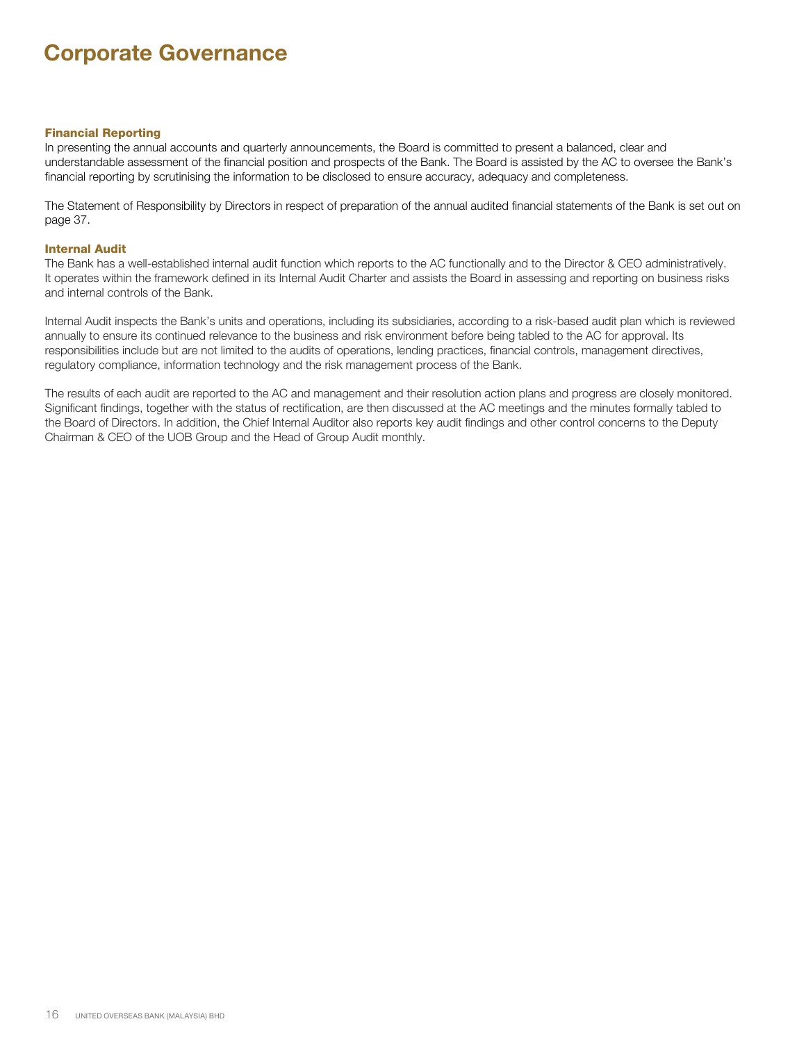# Corporate Governance

### Financial Reporting

In presenting the annual accounts and quarterly announcements, the Board is committed to present a balanced, clear and understandable assessment of the financial position and prospects of the Bank. The Board is assisted by the AC to oversee the Bank's financial reporting by scrutinising the information to be disclosed to ensure accuracy, adequacy and completeness.

The Statement of Responsibility by Directors in respect of preparation of the annual audited financial statements of the Bank is set out on page 37.

### Internal Audit

The Bank has a well-established internal audit function which reports to the AC functionally and to the Director & CEO administratively. It operates within the framework defined in its Internal Audit Charter and assists the Board in assessing and reporting on business risks and internal controls of the Bank.

Internal Audit inspects the Bank's units and operations, including its subsidiaries, according to a risk-based audit plan which is reviewed annually to ensure its continued relevance to the business and risk environment before being tabled to the AC for approval. Its responsibilities include but are not limited to the audits of operations, lending practices, financial controls, management directives, regulatory compliance, information technology and the risk management process of the Bank.

The results of each audit are reported to the AC and management and their resolution action plans and progress are closely monitored. Significant findings, together with the status of rectification, are then discussed at the AC meetings and the minutes formally tabled to the Board of Directors. In addition, the Chief Internal Auditor also reports key audit findings and other control concerns to the Deputy Chairman & CEO of the UOB Group and the Head of Group Audit monthly.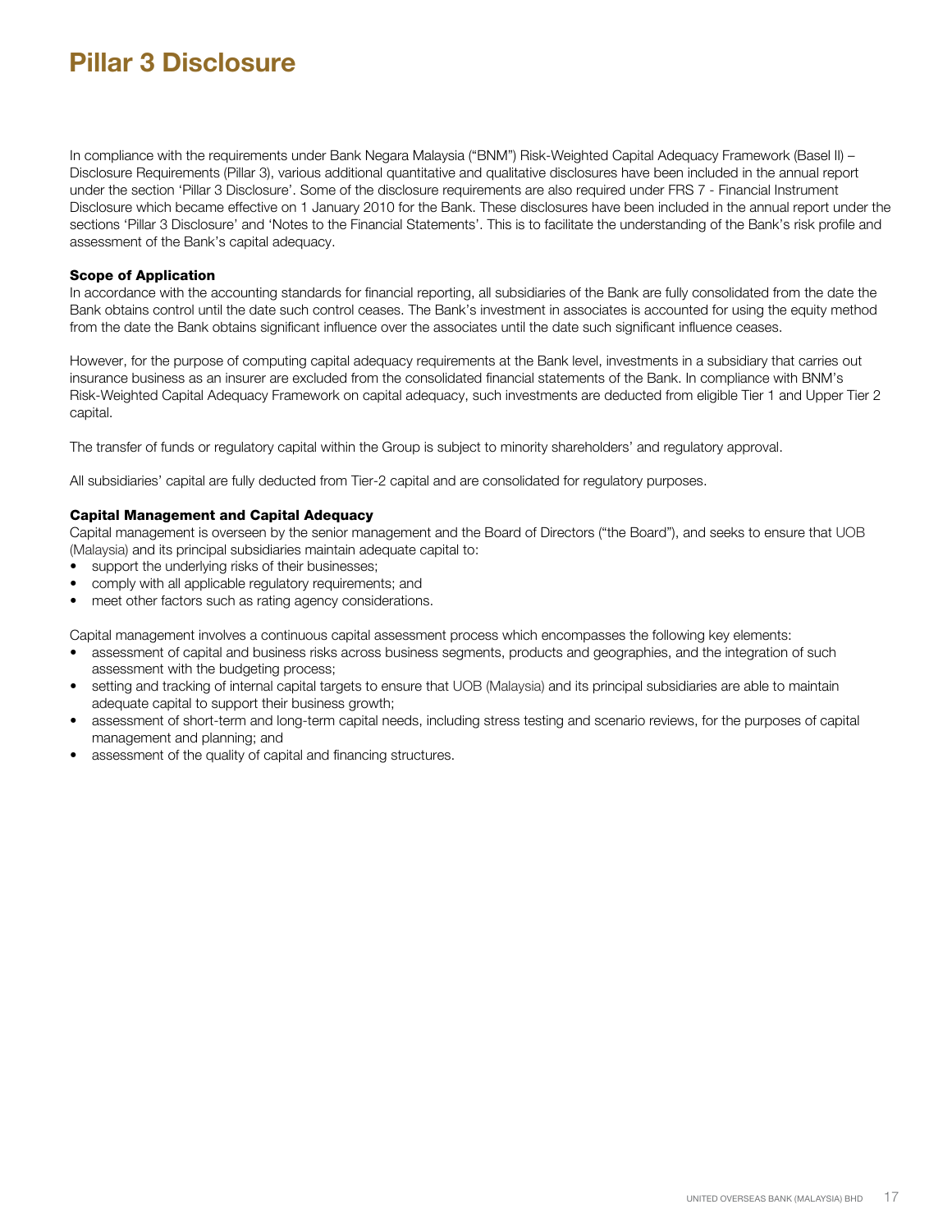# Pillar 3 Disclosure

In compliance with the requirements under Bank Negara Malaysia ("BNM") Risk-Weighted Capital Adequacy Framework (Basel II) – Disclosure Requirements (Pillar 3), various additional quantitative and qualitative disclosures have been included in the annual report under the section 'Pillar 3 Disclosure'. Some of the disclosure requirements are also required under FRS 7 - Financial Instrument Disclosure which became effective on 1 January 2010 for the Bank. These disclosures have been included in the annual report under the sections 'Pillar 3 Disclosure' and 'Notes to the Financial Statements'. This is to facilitate the understanding of the Bank's risk profile and assessment of the Bank's capital adequacy.

**Scope of Application**

In accordance with the accounting standards for financial reporting, all subsidiaries of the Bank are fully consolidated from the date the Bank obtains control until the date such control ceases. The Bank's investment in associates is accounted for using the equity method from the date the Bank obtains significant influence over the associates until the date such significant influence ceases.

However, for the purpose of computing capital adequacy requirements at the Bank level, investments in a subsidiary that carries out insurance business as an insurer are excluded from the consolidated financial statements of the Bank. In compliance with BNM's Risk-Weighted Capital Adequacy Framework on capital adequacy, such investments are deducted from eligible Tier 1 and Upper Tier 2 capital.

The transfer of funds or regulatory capital within the Group is subject to minority shareholders' and regulatory approval.

All subsidiaries' capital are fully deducted from Tier-2 capital and are consolidated for regulatory purposes.

**Capital Management and Capital Adequacy**

Capital management is overseen by the senior management and the Board of Directors ("the Board"), and seeks to ensure that UOB (Malaysia) and its principal subsidiaries maintain adequate capital to:

- support the underlying risks of their businesses;
- comply with all applicable regulatory requirements; and
- meet other factors such as rating agency considerations.

Capital management involves a continuous capital assessment process which encompasses the following key elements:

- assessment of capital and business risks across business segments, products and geographies, and the integration of such assessment with the budgeting process;
- setting and tracking of internal capital targets to ensure that UOB (Malaysia) and its principal subsidiaries are able to maintain adequate capital to support their business growth;
- assessment of short-term and long-term capital needs, including stress testing and scenario reviews, for the purposes of capital management and planning; and
- assessment of the quality of capital and financing structures.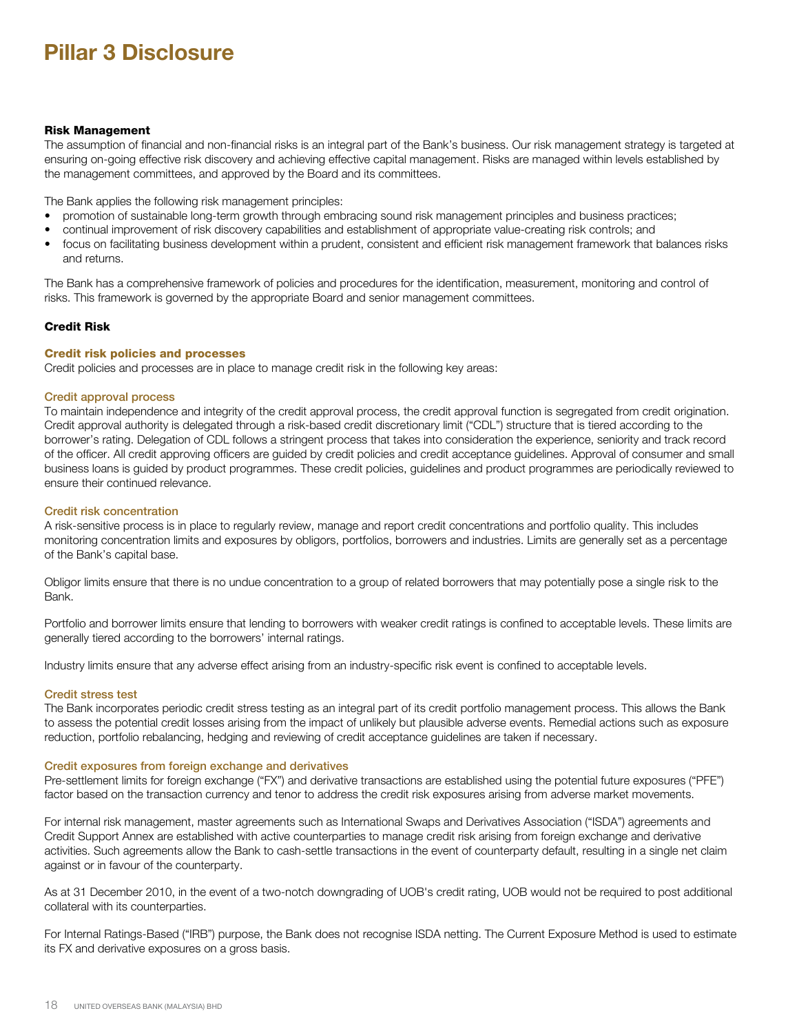# Pillar 3 Disclosure

### Risk Management

The assumption of financial and non-financial risks is an integral part of the Bank's business. Our risk management strategy is targeted at ensuring on-going effective risk discovery and achieving effective capital management. Risks are managed within levels established by the management committees, and approved by the Board and its committees.

The Bank applies the following risk management principles:

- promotion of sustainable long-term growth through embracing sound risk management principles and business practices;
- continual improvement of risk discovery capabilities and establishment of appropriate value-creating risk controls; and
- focus on facilitating business development within a prudent, consistent and efficient risk management framework that balances risks and returns.

The Bank has a comprehensive framework of policies and procedures for the identification, measurement, monitoring and control of risks. This framework is governed by the appropriate Board and senior management committees.

### Credit Risk

#### Credit risk policies and processes

Credit policies and processes are in place to manage credit risk in the following key areas:

##### Credit approval process

To maintain independence and integrity of the credit approval process, the credit approval function is segregated from credit origination. Credit approval authority is delegated through a risk-based credit discretionary limit ("CDL") structure that is tiered according to the borrower's rating. Delegation of CDL follows a stringent process that takes into consideration the experience, seniority and track record of the officer. All credit approving officers are guided by credit policies and credit acceptance guidelines. Approval of consumer and small business loans is guided by product programmes. These credit policies, guidelines and product programmes are periodically reviewed to ensure their continued relevance.

##### Credit risk concentration

A risk-sensitive process is in place to regularly review, manage and report credit concentrations and portfolio quality. This includes monitoring concentration limits and exposures by obligors, portfolios, borrowers and industries. Limits are generally set as a percentage of the Bank's capital base.

Obligor limits ensure that there is no undue concentration to a group of related borrowers that may potentially pose a single risk to the Bank.

Portfolio and borrower limits ensure that lending to borrowers with weaker credit ratings is confined to acceptable levels. These limits are generally tiered according to the borrowers' internal ratings.

Industry limits ensure that any adverse effect arising from an industry-specific risk event is confined to acceptable levels.

##### Credit stress test

The Bank incorporates periodic credit stress testing as an integral part of its credit portfolio management process. This allows the Bank to assess the potential credit losses arising from the impact of unlikely but plausible adverse events. Remedial actions such as exposure reduction, portfolio rebalancing, hedging and reviewing of credit acceptance guidelines are taken if necessary.

##### Credit exposures from foreign exchange and derivatives

Pre-settlement limits for foreign exchange ("FX") and derivative transactions are established using the potential future exposures ("PFE") factor based on the transaction currency and tenor to address the credit risk exposures arising from adverse market movements.

For internal risk management, master agreements such as International Swaps and Derivatives Association ("ISDA") agreements and Credit Support Annex are established with active counterparties to manage credit risk arising from foreign exchange and derivative activities. Such agreements allow the Bank to cash-settle transactions in the event of counterparty default, resulting in a single net claim against or in favour of the counterparty.

As at 31 December 2010, in the event of a two-notch downgrading of UOB's credit rating, UOB would not be required to post additional collateral with its counterparties.

For Internal Ratings-Based ("IRB") purpose, the Bank does not recognise ISDA netting. The Current Exposure Method is used to estimate its FX and derivative exposures on a gross basis.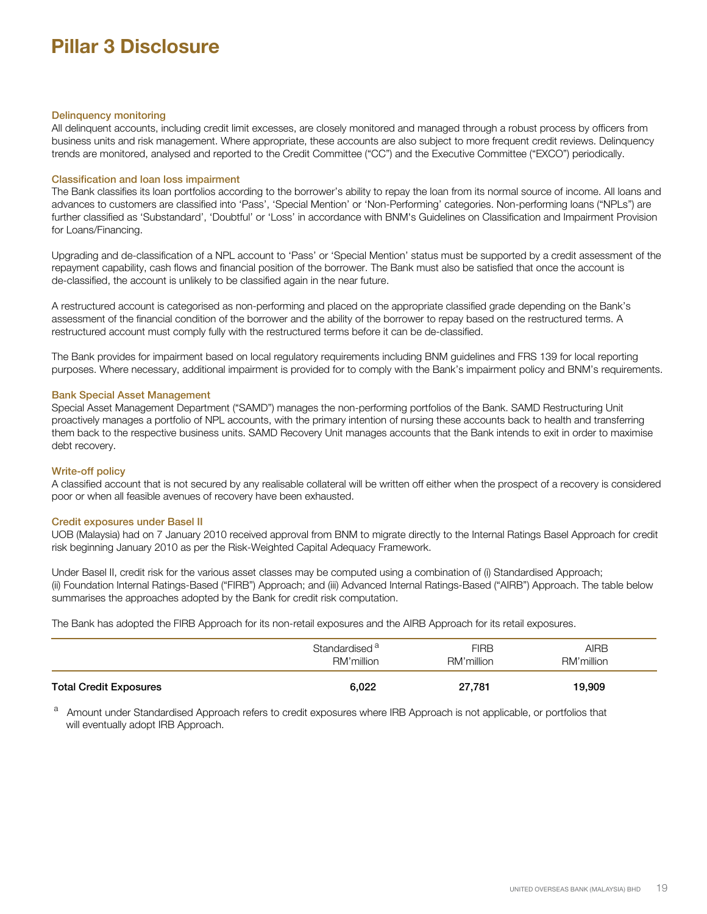# Pillar 3 Disclosure

### Delinquency monitoring

All delinquent accounts, including credit limit excesses, are closely monitored and managed through a robust process by officers from business units and risk management. Where appropriate, these accounts are also subject to more frequent credit reviews. Delinquency trends are monitored, analysed and reported to the Credit Committee ("CC") and the Executive Committee ("EXCO") periodically.

### Classification and loan loss impairment

The Bank classifies its loan portfolios according to the borrower's ability to repay the loan from its normal source of income. All loans and advances to customers are classified into 'Pass', 'Special Mention' or 'Non-Performing' categories. Non-performing loans ("NPLs") are further classified as 'Substandard', 'Doubtful' or 'Loss' in accordance with BNM's Guidelines on Classification and Impairment Provision for Loans/Financing.

Upgrading and de-classification of a NPL account to 'Pass' or 'Special Mention' status must be supported by a credit assessment of the repayment capability, cash flows and financial position of the borrower. The Bank must also be satisfied that once the account is de-classified, the account is unlikely to be classified again in the near future.

A restructured account is categorised as non-performing and placed on the appropriate classified grade depending on the Bank's assessment of the financial condition of the borrower and the ability of the borrower to repay based on the restructured terms. A restructured account must comply fully with the restructured terms before it can be de-classified.

The Bank provides for impairment based on local regulatory requirements including BNM guidelines and FRS 139 for local reporting purposes. Where necessary, additional impairment is provided for to comply with the Bank's impairment policy and BNM's requirements.

### Bank Special Asset Management

Special Asset Management Department ("SAMD") manages the non-performing portfolios of the Bank. SAMD Restructuring Unit proactively manages a portfolio of NPL accounts, with the primary intention of nursing these accounts back to health and transferring them back to the respective business units. SAMD Recovery Unit manages accounts that the Bank intends to exit in order to maximise debt recovery.

### Write-off policy

A classified account that is not secured by any realisable collateral will be written off either when the prospect of a recovery is considered poor or when all feasible avenues of recovery have been exhausted.

### Credit exposures under Basel II

UOB (Malaysia) had on 7 January 2010 received approval from BNM to migrate directly to the Internal Ratings Basel Approach for credit risk beginning January 2010 as per the Risk-Weighted Capital Adequacy Framework.

Under Basel II, credit risk for the various asset classes may be computed using a combination of (i) Standardised Approach; (ii) Foundation Internal Ratings-Based ("FIRB") Approach; and (iii) Advanced Internal Ratings-Based ("AIRB") Approach. The table below summarises the approaches adopted by the Bank for credit risk computation.

The Bank has adopted the FIRB Approach for its non-retail exposures and the AIRB Approach for its retail exposures.

| | Standardised [a] RM'million | FIRB RM'million | AIRB RM'million |
|---|---|---|---|
| **Total Credit Exposures** | **6,022** | **27,781** | **19,909** |

[a] Amount under Standardised Approach refers to credit exposures where IRB Approach is not applicable, or portfolios that will eventually adopt IRB Approach.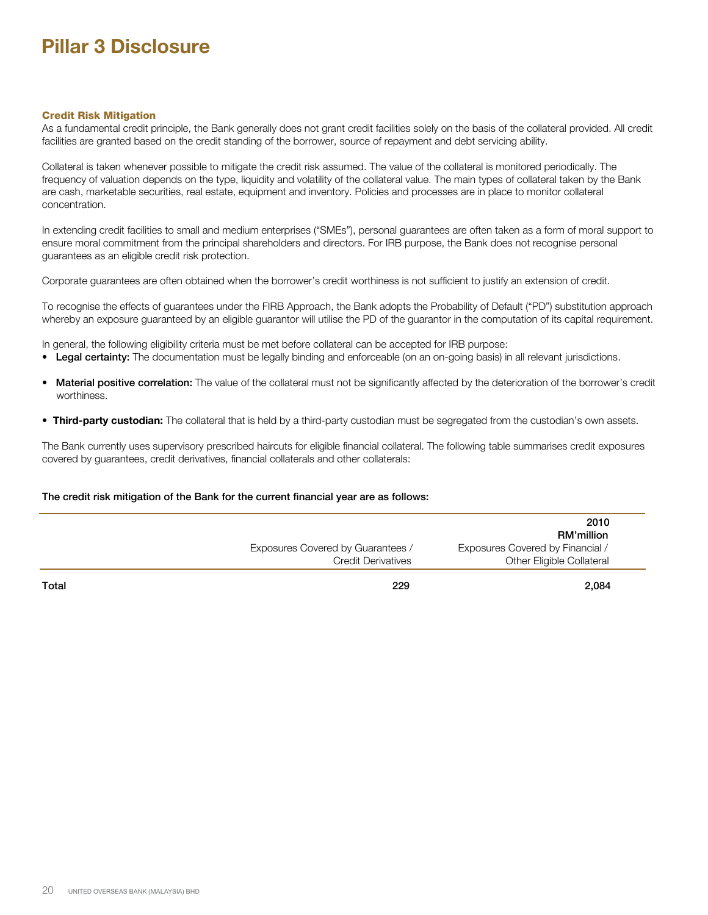# Pillar 3 Disclosure

### Credit Risk Mitigation

As a fundamental credit principle, the Bank generally does not grant credit facilities solely on the basis of the collateral provided. All credit facilities are granted based on the credit standing of the borrower, source of repayment and debt servicing ability.

Collateral is taken whenever possible to mitigate the credit risk assumed. The value of the collateral is monitored periodically. The frequency of valuation depends on the type, liquidity and volatility of the collateral value. The main types of collateral taken by the Bank are cash, marketable securities, real estate, equipment and inventory. Policies and processes are in place to monitor collateral concentration.

In extending credit facilities to small and medium enterprises ("SMEs"), personal guarantees are often taken as a form of moral support to ensure moral commitment from the principal shareholders and directors. For IRB purpose, the Bank does not recognise personal guarantees as an eligible credit risk protection.

Corporate guarantees are often obtained when the borrower's credit worthiness is not sufficient to justify an extension of credit.

To recognise the effects of guarantees under the FIRB Approach, the Bank adopts the Probability of Default ("PD") substitution approach whereby an exposure guaranteed by an eligible guarantor will utilise the PD of the guarantor in the computation of its capital requirement.

In general, the following eligibility criteria must be met before collateral can be accepted for IRB purpose:

- **Legal certainty:** The documentation must be legally binding and enforceable (on an on-going basis) in all relevant jurisdictions.
- **Material positive correlation:** The value of the collateral must not be significantly affected by the deterioration of the borrower's credit worthiness.
- **Third-party custodian:** The collateral that is held by a third-party custodian must be segregated from the custodian's own assets.

The Bank currently uses supervisory prescribed haircuts for eligible financial collateral. The following table summarises credit exposures covered by guarantees, credit derivatives, financial collaterals and other collaterals:

**The credit risk mitigation of the Bank for the current financial year are as follows:**

| | | 2010 RM'million |
|---|---|---|
| | Exposures Covered by Guarantees / Credit Derivatives | Exposures Covered by Financial / Other Eligible Collateral |
| **Total** | **229** | **2,084** |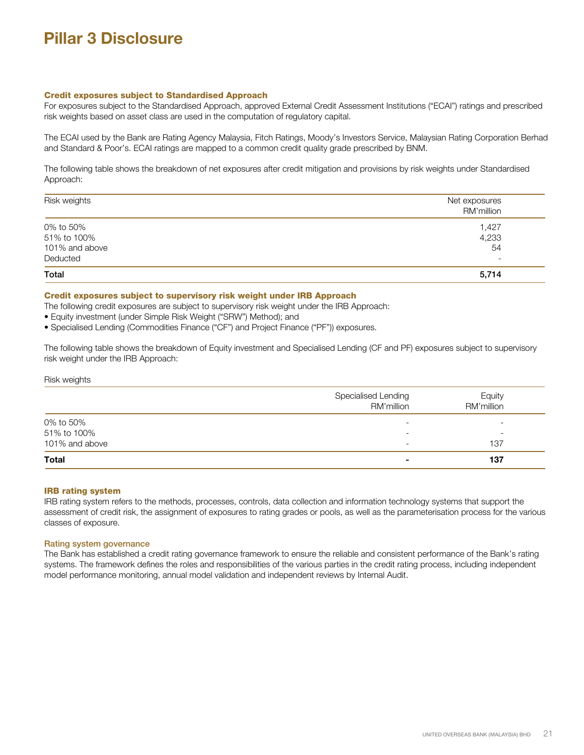# Pillar 3 Disclosure

### Credit exposures subject to Standardised Approach

For exposures subject to the Standardised Approach, approved External Credit Assessment Institutions ("ECAI") ratings and prescribed risk weights based on asset class are used in the computation of regulatory capital.

The ECAI used by the Bank are Rating Agency Malaysia, Fitch Ratings, Moody's Investors Service, Malaysian Rating Corporation Berhad and Standard & Poor's. ECAI ratings are mapped to a common credit quality grade prescribed by BNM.

The following table shows the breakdown of net exposures after credit mitigation and provisions by risk weights under Standardised Approach:

| Risk weights | Net exposures RM'million |
|---|---|
| 0% to 50% | 1,427 |
| 51% to 100% | 4,233 |
| 101% and above | 54 |
| Deducted | - |
| **Total** | **5,714** |

### Credit exposures subject to supervisory risk weight under IRB Approach

The following credit exposures are subject to supervisory risk weight under the IRB Approach:

- Equity investment (under Simple Risk Weight ("SRW") Method); and
- Specialised Lending (Commodities Finance ("CF") and Project Finance ("PF")) exposures.

The following table shows the breakdown of Equity investment and Specialised Lending (CF and PF) exposures subject to supervisory risk weight under the IRB Approach:

Risk weights

| | Specialised Lending RM'million | Equity RM'million |
|---|---|---|
| 0% to 50% | - | - |
| 51% to 100% | - | - |
| 101% and above | - | 137 |
| **Total** | **-** | **137** |

### IRB rating system

IRB rating system refers to the methods, processes, controls, data collection and information technology systems that support the assessment of credit risk, the assignment of exposures to rating grades or pools, as well as the parameterisation process for the various classes of exposure.

#### Rating system governance

The Bank has established a credit rating governance framework to ensure the reliable and consistent performance of the Bank's rating systems. The framework defines the roles and responsibilities of the various parties in the credit rating process, including independent model performance monitoring, annual model validation and independent reviews by Internal Audit.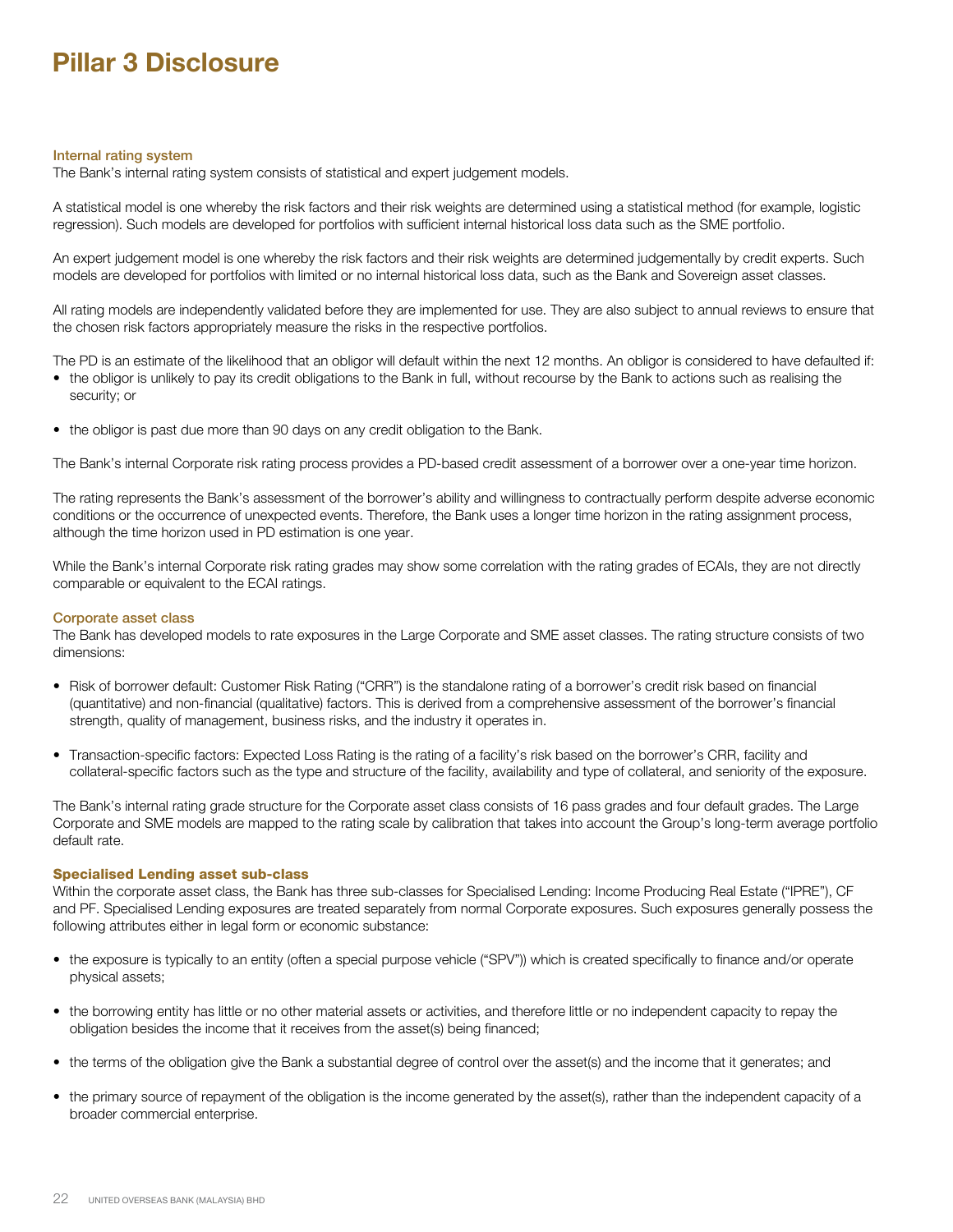# Pillar 3 Disclosure

### Internal rating system

The Bank's internal rating system consists of statistical and expert judgement models.

A statistical model is one whereby the risk factors and their risk weights are determined using a statistical method (for example, logistic regression). Such models are developed for portfolios with sufficient internal historical loss data such as the SME portfolio.

An expert judgement model is one whereby the risk factors and their risk weights are determined judgementally by credit experts. Such models are developed for portfolios with limited or no internal historical loss data, such as the Bank and Sovereign asset classes.

All rating models are independently validated before they are implemented for use. They are also subject to annual reviews to ensure that the chosen risk factors appropriately measure the risks in the respective portfolios.

The PD is an estimate of the likelihood that an obligor will default within the next 12 months. An obligor is considered to have defaulted if:

- the obligor is unlikely to pay its credit obligations to the Bank in full, without recourse by the Bank to actions such as realising the security; or
- the obligor is past due more than 90 days on any credit obligation to the Bank.

The Bank's internal Corporate risk rating process provides a PD-based credit assessment of a borrower over a one-year time horizon.

The rating represents the Bank's assessment of the borrower's ability and willingness to contractually perform despite adverse economic conditions or the occurrence of unexpected events. Therefore, the Bank uses a longer time horizon in the rating assignment process, although the time horizon used in PD estimation is one year.

While the Bank's internal Corporate risk rating grades may show some correlation with the rating grades of ECAIs, they are not directly comparable or equivalent to the ECAI ratings.

### Corporate asset class

The Bank has developed models to rate exposures in the Large Corporate and SME asset classes. The rating structure consists of two dimensions:

- Risk of borrower default: Customer Risk Rating ("CRR") is the standalone rating of a borrower's credit risk based on financial (quantitative) and non-financial (qualitative) factors. This is derived from a comprehensive assessment of the borrower's financial strength, quality of management, business risks, and the industry it operates in.
- Transaction-specific factors: Expected Loss Rating is the rating of a facility's risk based on the borrower's CRR, facility and collateral-specific factors such as the type and structure of the facility, availability and type of collateral, and seniority of the exposure.

The Bank's internal rating grade structure for the Corporate asset class consists of 16 pass grades and four default grades. The Large Corporate and SME models are mapped to the rating scale by calibration that takes into account the Group's long-term average portfolio default rate.

### Specialised Lending asset sub-class

Within the corporate asset class, the Bank has three sub-classes for Specialised Lending: Income Producing Real Estate ("IPRE"), CF and PF. Specialised Lending exposures are treated separately from normal Corporate exposures. Such exposures generally possess the following attributes either in legal form or economic substance:

- the exposure is typically to an entity (often a special purpose vehicle ("SPV")) which is created specifically to finance and/or operate physical assets;
- the borrowing entity has little or no other material assets or activities, and therefore little or no independent capacity to repay the obligation besides the income that it receives from the asset(s) being financed;
- the terms of the obligation give the Bank a substantial degree of control over the asset(s) and the income that it generates; and
- the primary source of repayment of the obligation is the income generated by the asset(s), rather than the independent capacity of a broader commercial enterprise.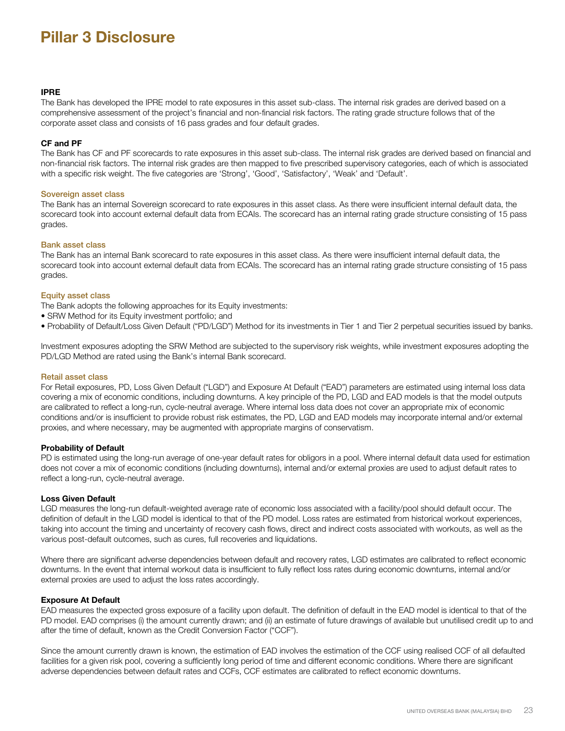# Pillar 3 Disclosure

**IPRE**

The Bank has developed the IPRE model to rate exposures in this asset sub-class. The internal risk grades are derived based on a comprehensive assessment of the project's financial and non-financial risk factors. The rating grade structure follows that of the corporate asset class and consists of 16 pass grades and four default grades.

**CF and PF**

The Bank has CF and PF scorecards to rate exposures in this asset sub-class. The internal risk grades are derived based on financial and non-financial risk factors. The internal risk grades are then mapped to five prescribed supervisory categories, each of which is associated with a specific risk weight. The five categories are 'Strong', 'Good', 'Satisfactory', 'Weak' and 'Default'.

### Sovereign asset class

The Bank has an internal Sovereign scorecard to rate exposures in this asset class. As there were insufficient internal default data, the scorecard took into account external default data from ECAIs. The scorecard has an internal rating grade structure consisting of 15 pass grades.

### Bank asset class

The Bank has an internal Bank scorecard to rate exposures in this asset class. As there were insufficient internal default data, the scorecard took into account external default data from ECAIs. The scorecard has an internal rating grade structure consisting of 15 pass grades.

### Equity asset class

The Bank adopts the following approaches for its Equity investments:

- SRW Method for its Equity investment portfolio; and
- Probability of Default/Loss Given Default ("PD/LGD") Method for its investments in Tier 1 and Tier 2 perpetual securities issued by banks.

Investment exposures adopting the SRW Method are subjected to the supervisory risk weights, while investment exposures adopting the PD/LGD Method are rated using the Bank's internal Bank scorecard.

### Retail asset class

For Retail exposures, PD, Loss Given Default ("LGD") and Exposure At Default ("EAD") parameters are estimated using internal loss data covering a mix of economic conditions, including downturns. A key principle of the PD, LGD and EAD models is that the model outputs are calibrated to reflect a long-run, cycle-neutral average. Where internal loss data does not cover an appropriate mix of economic conditions and/or is insufficient to provide robust risk estimates, the PD, LGD and EAD models may incorporate internal and/or external proxies, and where necessary, may be augmented with appropriate margins of conservatism.

**Probability of Default**

PD is estimated using the long-run average of one-year default rates for obligors in a pool. Where internal default data used for estimation does not cover a mix of economic conditions (including downturns), internal and/or external proxies are used to adjust default rates to reflect a long-run, cycle-neutral average.

**Loss Given Default**

LGD measures the long-run default-weighted average rate of economic loss associated with a facility/pool should default occur. The definition of default in the LGD model is identical to that of the PD model. Loss rates are estimated from historical workout experiences, taking into account the timing and uncertainty of recovery cash flows, direct and indirect costs associated with workouts, as well as the various post-default outcomes, such as cures, full recoveries and liquidations.

Where there are significant adverse dependencies between default and recovery rates, LGD estimates are calibrated to reflect economic downturns. In the event that internal workout data is insufficient to fully reflect loss rates during economic downturns, internal and/or external proxies are used to adjust the loss rates accordingly.

**Exposure At Default**

EAD measures the expected gross exposure of a facility upon default. The definition of default in the EAD model is identical to that of the PD model. EAD comprises (i) the amount currently drawn; and (ii) an estimate of future drawings of available but unutilised credit up to and after the time of default, known as the Credit Conversion Factor ("CCF").

Since the amount currently drawn is known, the estimation of EAD involves the estimation of the CCF using realised CCF of all defaulted facilities for a given risk pool, covering a sufficiently long period of time and different economic conditions. Where there are significant adverse dependencies between default rates and CCFs, CCF estimates are calibrated to reflect economic downturns.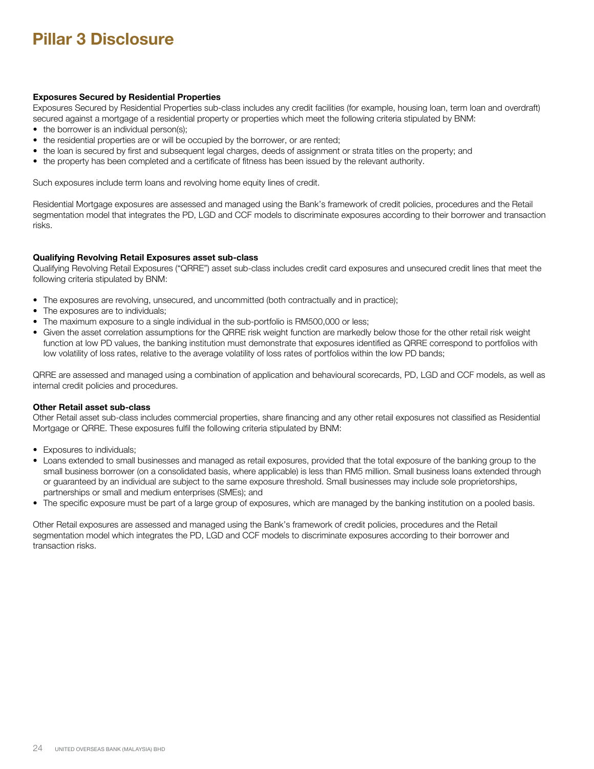# Pillar 3 Disclosure

**Exposures Secured by Residential Properties**

Exposures Secured by Residential Properties sub-class includes any credit facilities (for example, housing loan, term loan and overdraft) secured against a mortgage of a residential property or properties which meet the following criteria stipulated by BNM:

- the borrower is an individual person(s);
- the residential properties are or will be occupied by the borrower, or are rented;
- the loan is secured by first and subsequent legal charges, deeds of assignment or strata titles on the property; and
- the property has been completed and a certificate of fitness has been issued by the relevant authority.

Such exposures include term loans and revolving home equity lines of credit.

Residential Mortgage exposures are assessed and managed using the Bank's framework of credit policies, procedures and the Retail segmentation model that integrates the PD, LGD and CCF models to discriminate exposures according to their borrower and transaction risks.

**Qualifying Revolving Retail Exposures asset sub-class**

Qualifying Revolving Retail Exposures ("QRRE") asset sub-class includes credit card exposures and unsecured credit lines that meet the following criteria stipulated by BNM:

- The exposures are revolving, unsecured, and uncommitted (both contractually and in practice);
- The exposures are to individuals;
- The maximum exposure to a single individual in the sub-portfolio is RM500,000 or less;
- Given the asset correlation assumptions for the QRRE risk weight function are markedly below those for the other retail risk weight function at low PD values, the banking institution must demonstrate that exposures identified as QRRE correspond to portfolios with low volatility of loss rates, relative to the average volatility of loss rates of portfolios within the low PD bands;

QRRE are assessed and managed using a combination of application and behavioural scorecards, PD, LGD and CCF models, as well as internal credit policies and procedures.

**Other Retail asset sub-class**

Other Retail asset sub-class includes commercial properties, share financing and any other retail exposures not classified as Residential Mortgage or QRRE. These exposures fulfil the following criteria stipulated by BNM:

- Exposures to individuals;
- Loans extended to small businesses and managed as retail exposures, provided that the total exposure of the banking group to the small business borrower (on a consolidated basis, where applicable) is less than RM5 million. Small business loans extended through or guaranteed by an individual are subject to the same exposure threshold. Small businesses may include sole proprietorships, partnerships or small and medium enterprises (SMEs); and
- The specific exposure must be part of a large group of exposures, which are managed by the banking institution on a pooled basis.

Other Retail exposures are assessed and managed using the Bank's framework of credit policies, procedures and the Retail segmentation model which integrates the PD, LGD and CCF models to discriminate exposures according to their borrower and transaction risks.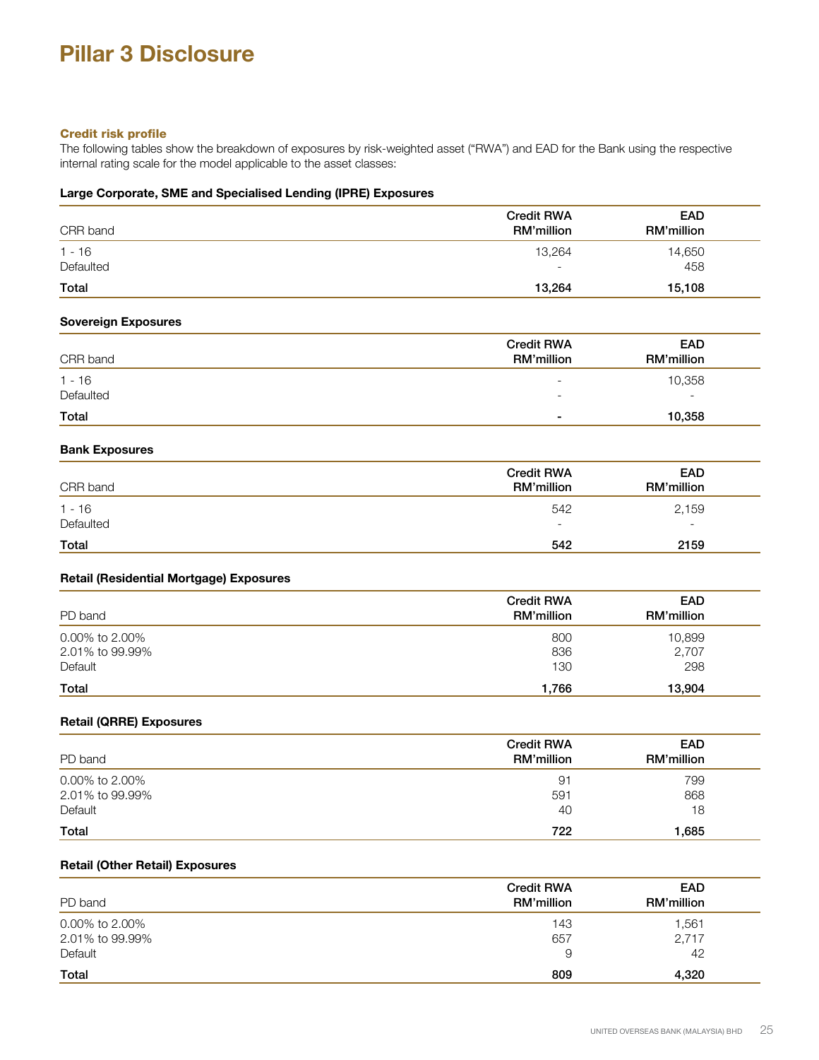# Pillar 3 Disclosure

### Credit risk profile

The following tables show the breakdown of exposures by risk-weighted asset ("RWA") and EAD for the Bank using the respective internal rating scale for the model applicable to the asset classes:

#### Large Corporate, SME and Specialised Lending (IPRE) Exposures

| CRR band | Credit RWA RM'million | EAD RM'million |
|---|---|---|
| 1 - 16 | 13,264 | 14,650 |
| Defaulted | - | 458 |
| **Total** | **13,264** | **15,108** |

#### Sovereign Exposures

| CRR band | Credit RWA RM'million | EAD RM'million |
|---|---|---|
| 1 - 16 | - | 10,358 |
| Defaulted | - | - |
| **Total** | **-** | **10,358** |

#### Bank Exposures

| CRR band | Credit RWA RM'million | EAD RM'million |
|---|---|---|
| 1 - 16 | 542 | 2,159 |
| Defaulted | - | - |
| **Total** | **542** | **2159** |

#### Retail (Residential Mortgage) Exposures

| PD band | Credit RWA RM'million | EAD RM'million |
|---|---|---|
| 0.00% to 2.00% | 800 | 10,899 |
| 2.01% to 99.99% | 836 | 2,707 |
| Default | 130 | 298 |
| **Total** | **1,766** | **13,904** |

#### Retail (QRRE) Exposures

| PD band | Credit RWA RM'million | EAD RM'million |
|---|---|---|
| 0.00% to 2.00% | 91 | 799 |
| 2.01% to 99.99% | 591 | 868 |
| Default | 40 | 18 |
| **Total** | **722** | **1,685** |

#### Retail (Other Retail) Exposures

| PD band | Credit RWA RM'million | EAD RM'million |
|---|---|---|
| 0.00% to 2.00% | 143 | 1,561 |
| 2.01% to 99.99% | 657 | 2,717 |
| Default | 9 | 42 |
| **Total** | **809** | **4,320** |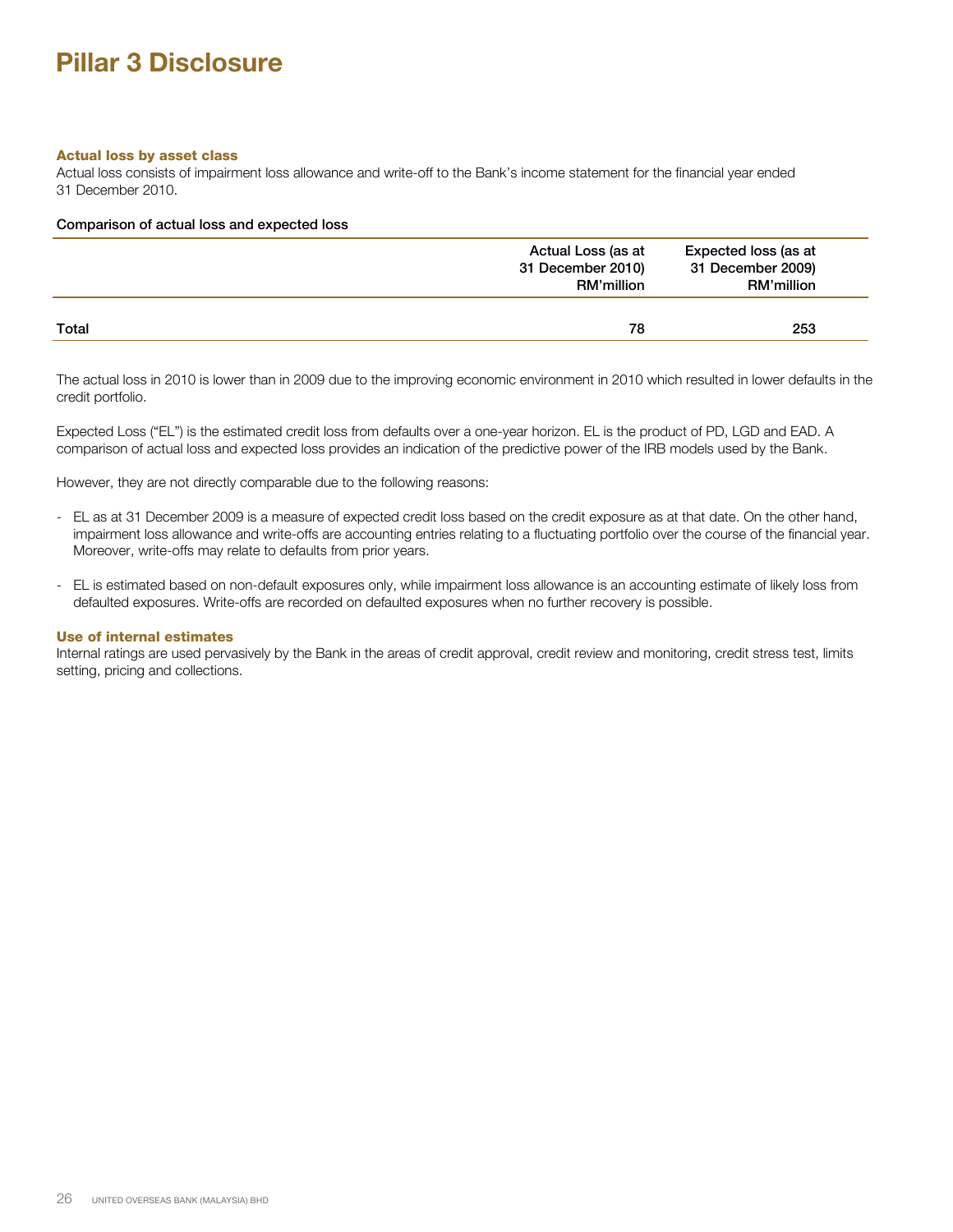# Pillar 3 Disclosure

### Actual loss by asset class

Actual loss consists of impairment loss allowance and write-off to the Bank's income statement for the financial year ended 31 December 2010.

**Comparison of actual loss and expected loss**

| | Actual Loss (as at 31 December 2010) RM'million | Expected loss (as at 31 December 2009) RM'million |
|---|---|---|
| Total | 78 | 253 |

The actual loss in 2010 is lower than in 2009 due to the improving economic environment in 2010 which resulted in lower defaults in the credit portfolio.

Expected Loss ("EL") is the estimated credit loss from defaults over a one-year horizon. EL is the product of PD, LGD and EAD. A comparison of actual loss and expected loss provides an indication of the predictive power of the IRB models used by the Bank.

However, they are not directly comparable due to the following reasons:

- EL as at 31 December 2009 is a measure of expected credit loss based on the credit exposure as at that date. On the other hand, impairment loss allowance and write-offs are accounting entries relating to a fluctuating portfolio over the course of the financial year. Moreover, write-offs may relate to defaults from prior years.

- EL is estimated based on non-default exposures only, while impairment loss allowance is an accounting estimate of likely loss from defaulted exposures. Write-offs are recorded on defaulted exposures when no further recovery is possible.

### Use of internal estimates

Internal ratings are used pervasively by the Bank in the areas of credit approval, credit review and monitoring, credit stress test, limits setting, pricing and collections.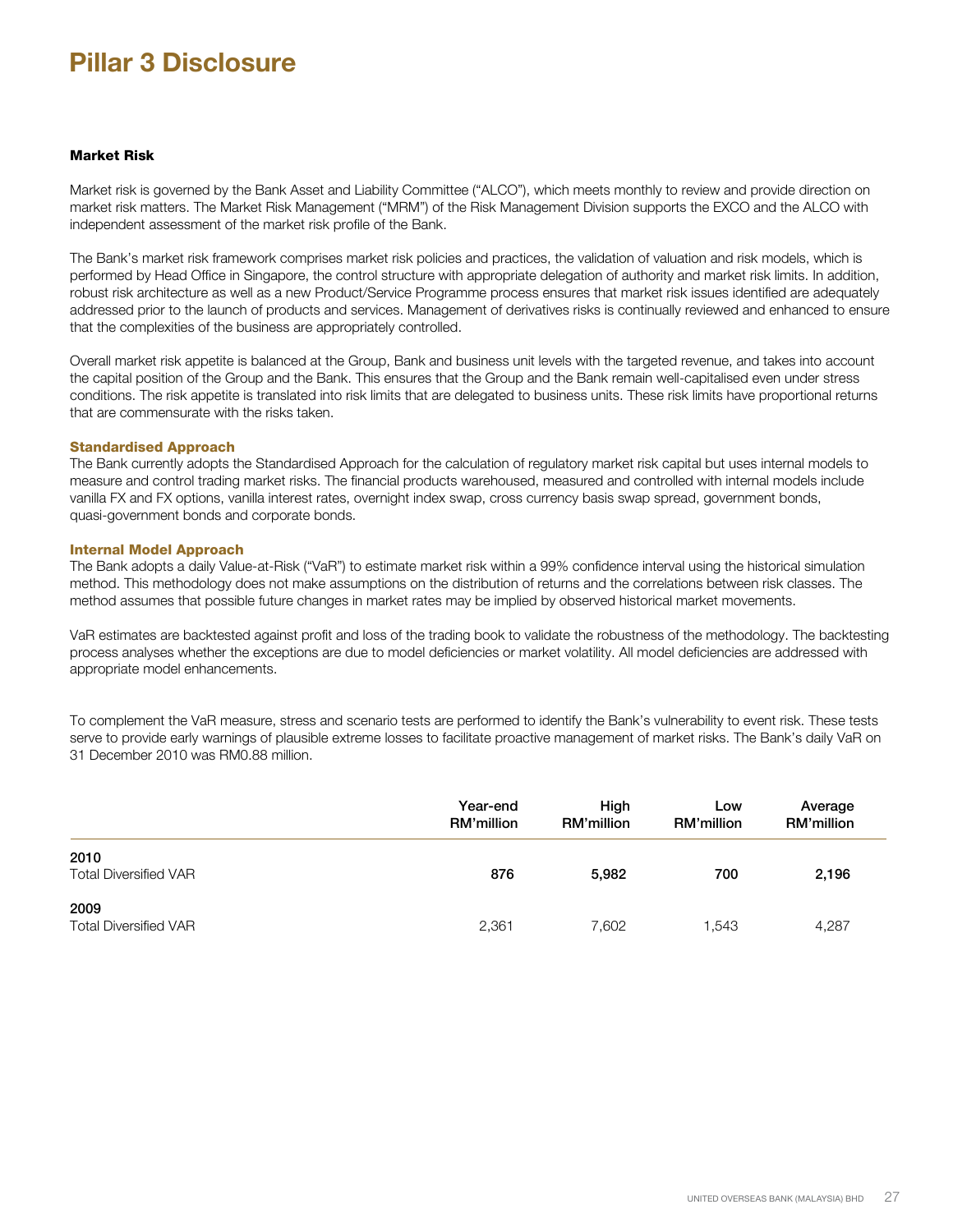# Pillar 3 Disclosure

**Market Risk**

Market risk is governed by the Bank Asset and Liability Committee ("ALCO"), which meets monthly to review and provide direction on market risk matters. The Market Risk Management ("MRM") of the Risk Management Division supports the EXCO and the ALCO with independent assessment of the market risk profile of the Bank.

The Bank's market risk framework comprises market risk policies and practices, the validation of valuation and risk models, which is performed by Head Office in Singapore, the control structure with appropriate delegation of authority and market risk limits. In addition, robust risk architecture as well as a new Product/Service Programme process ensures that market risk issues identified are adequately addressed prior to the launch of products and services. Management of derivatives risks is continually reviewed and enhanced to ensure that the complexities of the business are appropriately controlled.

Overall market risk appetite is balanced at the Group, Bank and business unit levels with the targeted revenue, and takes into account the capital position of the Group and the Bank. This ensures that the Group and the Bank remain well-capitalised even under stress conditions. The risk appetite is translated into risk limits that are delegated to business units. These risk limits have proportional returns that are commensurate with the risks taken.

### Standardised Approach

The Bank currently adopts the Standardised Approach for the calculation of regulatory market risk capital but uses internal models to measure and control trading market risks. The financial products warehoused, measured and controlled with internal models include vanilla FX and FX options, vanilla interest rates, overnight index swap, cross currency basis swap spread, government bonds, quasi-government bonds and corporate bonds.

### Internal Model Approach

The Bank adopts a daily Value-at-Risk ("VaR") to estimate market risk within a 99% confidence interval using the historical simulation method. This methodology does not make assumptions on the distribution of returns and the correlations between risk classes. The method assumes that possible future changes in market rates may be implied by observed historical market movements.

VaR estimates are backtested against profit and loss of the trading book to validate the robustness of the methodology. The backtesting process analyses whether the exceptions are due to model deficiencies or market volatility. All model deficiencies are addressed with appropriate model enhancements.

To complement the VaR measure, stress and scenario tests are performed to identify the Bank's vulnerability to event risk. These tests serve to provide early warnings of plausible extreme losses to facilitate proactive management of market risks. The Bank's daily VaR on 31 December 2010 was RM0.88 million.

| | Year-end RM'million | High RM'million | Low RM'million | Average RM'million |
|---|---|---|---|---|
| **2010** | | | | |
| Total Diversified VAR | **876** | **5,982** | **700** | **2,196** |
| **2009** | | | | |
| Total Diversified VAR | 2,361 | 7,602 | 1,543 | 4,287 |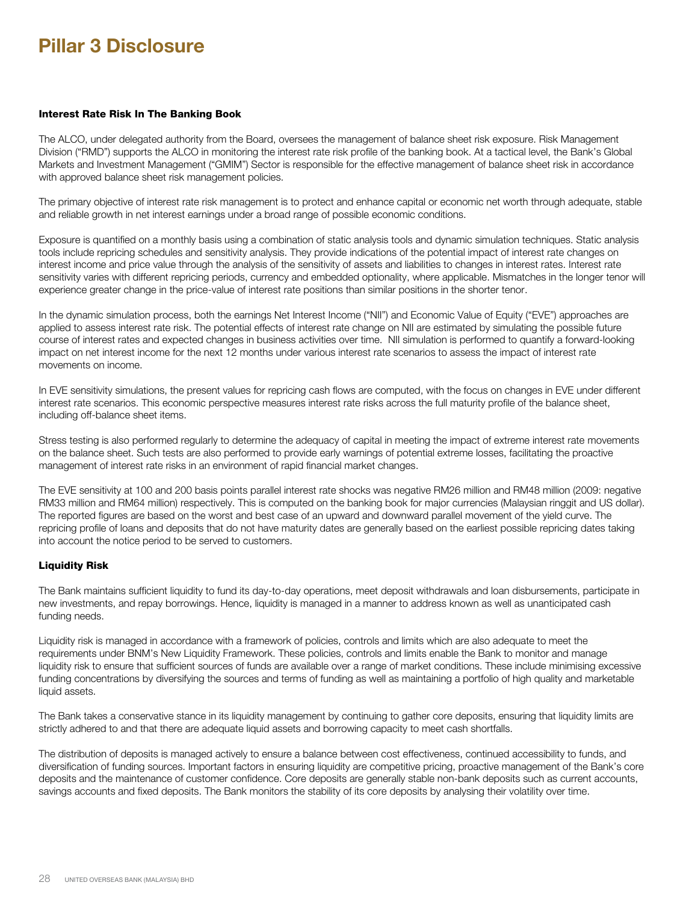# Pillar 3 Disclosure

### Interest Rate Risk In The Banking Book

The ALCO, under delegated authority from the Board, oversees the management of balance sheet risk exposure. Risk Management Division ("RMD") supports the ALCO in monitoring the interest rate risk profile of the banking book. At a tactical level, the Bank's Global Markets and Investment Management ("GMIM") Sector is responsible for the effective management of balance sheet risk in accordance with approved balance sheet risk management policies.

The primary objective of interest rate risk management is to protect and enhance capital or economic net worth through adequate, stable and reliable growth in net interest earnings under a broad range of possible economic conditions.

Exposure is quantified on a monthly basis using a combination of static analysis tools and dynamic simulation techniques. Static analysis tools include repricing schedules and sensitivity analysis. They provide indications of the potential impact of interest rate changes on interest income and price value through the analysis of the sensitivity of assets and liabilities to changes in interest rates. Interest rate sensitivity varies with different repricing periods, currency and embedded optionality, where applicable. Mismatches in the longer tenor will experience greater change in the price-value of interest rate positions than similar positions in the shorter tenor.

In the dynamic simulation process, both the earnings Net Interest Income ("NII") and Economic Value of Equity ("EVE") approaches are applied to assess interest rate risk. The potential effects of interest rate change on NII are estimated by simulating the possible future course of interest rates and expected changes in business activities over time. NII simulation is performed to quantify a forward-looking impact on net interest income for the next 12 months under various interest rate scenarios to assess the impact of interest rate movements on income.

In EVE sensitivity simulations, the present values for repricing cash flows are computed, with the focus on changes in EVE under different interest rate scenarios. This economic perspective measures interest rate risks across the full maturity profile of the balance sheet, including off-balance sheet items.

Stress testing is also performed regularly to determine the adequacy of capital in meeting the impact of extreme interest rate movements on the balance sheet. Such tests are also performed to provide early warnings of potential extreme losses, facilitating the proactive management of interest rate risks in an environment of rapid financial market changes.

The EVE sensitivity at 100 and 200 basis points parallel interest rate shocks was negative RM26 million and RM48 million (2009: negative RM33 million and RM64 million) respectively. This is computed on the banking book for major currencies (Malaysian ringgit and US dollar). The reported figures are based on the worst and best case of an upward and downward parallel movement of the yield curve. The repricing profile of loans and deposits that do not have maturity dates are generally based on the earliest possible repricing dates taking into account the notice period to be served to customers.

### Liquidity Risk

The Bank maintains sufficient liquidity to fund its day-to-day operations, meet deposit withdrawals and loan disbursements, participate in new investments, and repay borrowings. Hence, liquidity is managed in a manner to address known as well as unanticipated cash funding needs.

Liquidity risk is managed in accordance with a framework of policies, controls and limits which are also adequate to meet the requirements under BNM's New Liquidity Framework. These policies, controls and limits enable the Bank to monitor and manage liquidity risk to ensure that sufficient sources of funds are available over a range of market conditions. These include minimising excessive funding concentrations by diversifying the sources and terms of funding as well as maintaining a portfolio of high quality and marketable liquid assets.

The Bank takes a conservative stance in its liquidity management by continuing to gather core deposits, ensuring that liquidity limits are strictly adhered to and that there are adequate liquid assets and borrowing capacity to meet cash shortfalls.

The distribution of deposits is managed actively to ensure a balance between cost effectiveness, continued accessibility to funds, and diversification of funding sources. Important factors in ensuring liquidity are competitive pricing, proactive management of the Bank's core deposits and the maintenance of customer confidence. Core deposits are generally stable non-bank deposits such as current accounts, savings accounts and fixed deposits. The Bank monitors the stability of its core deposits by analysing their volatility over time.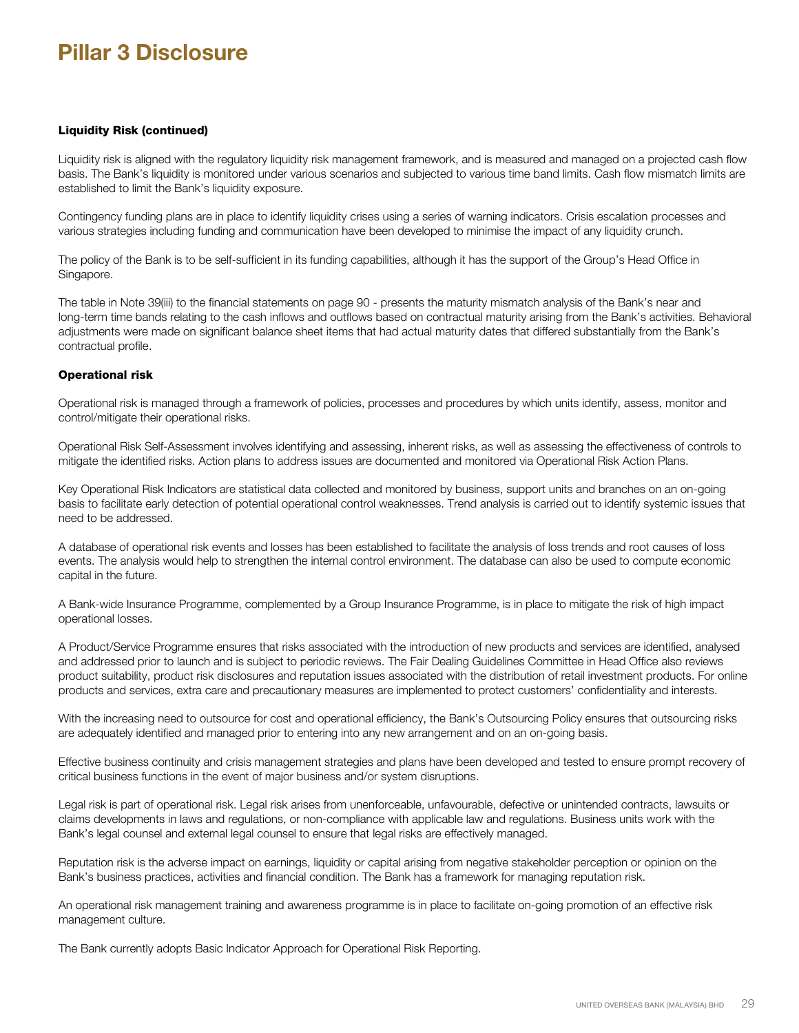# Pillar 3 Disclosure

**Liquidity Risk (continued)**

Liquidity risk is aligned with the regulatory liquidity risk management framework, and is measured and managed on a projected cash flow basis. The Bank's liquidity is monitored under various scenarios and subjected to various time band limits. Cash flow mismatch limits are established to limit the Bank's liquidity exposure.

Contingency funding plans are in place to identify liquidity crises using a series of warning indicators. Crisis escalation processes and various strategies including funding and communication have been developed to minimise the impact of any liquidity crunch.

The policy of the Bank is to be self-sufficient in its funding capabilities, although it has the support of the Group's Head Office in Singapore.

The table in Note 39(iii) to the financial statements on page 90 - presents the maturity mismatch analysis of the Bank's near and long-term time bands relating to the cash inflows and outflows based on contractual maturity arising from the Bank's activities. Behavioral adjustments were made on significant balance sheet items that had actual maturity dates that differed substantially from the Bank's contractual profile.

**Operational risk**

Operational risk is managed through a framework of policies, processes and procedures by which units identify, assess, monitor and control/mitigate their operational risks.

Operational Risk Self-Assessment involves identifying and assessing, inherent risks, as well as assessing the effectiveness of controls to mitigate the identified risks. Action plans to address issues are documented and monitored via Operational Risk Action Plans.

Key Operational Risk Indicators are statistical data collected and monitored by business, support units and branches on an on-going basis to facilitate early detection of potential operational control weaknesses. Trend analysis is carried out to identify systemic issues that need to be addressed.

A database of operational risk events and losses has been established to facilitate the analysis of loss trends and root causes of loss events. The analysis would help to strengthen the internal control environment. The database can also be used to compute economic capital in the future.

A Bank-wide Insurance Programme, complemented by a Group Insurance Programme, is in place to mitigate the risk of high impact operational losses.

A Product/Service Programme ensures that risks associated with the introduction of new products and services are identified, analysed and addressed prior to launch and is subject to periodic reviews. The Fair Dealing Guidelines Committee in Head Office also reviews product suitability, product risk disclosures and reputation issues associated with the distribution of retail investment products. For online products and services, extra care and precautionary measures are implemented to protect customers' confidentiality and interests.

With the increasing need to outsource for cost and operational efficiency, the Bank's Outsourcing Policy ensures that outsourcing risks are adequately identified and managed prior to entering into any new arrangement and on an on-going basis.

Effective business continuity and crisis management strategies and plans have been developed and tested to ensure prompt recovery of critical business functions in the event of major business and/or system disruptions.

Legal risk is part of operational risk. Legal risk arises from unenforceable, unfavourable, defective or unintended contracts, lawsuits or claims developments in laws and regulations, or non-compliance with applicable law and regulations. Business units work with the Bank's legal counsel and external legal counsel to ensure that legal risks are effectively managed.

Reputation risk is the adverse impact on earnings, liquidity or capital arising from negative stakeholder perception or opinion on the Bank's business practices, activities and financial condition. The Bank has a framework for managing reputation risk.

An operational risk management training and awareness programme is in place to facilitate on-going promotion of an effective risk management culture.

The Bank currently adopts Basic Indicator Approach for Operational Risk Reporting.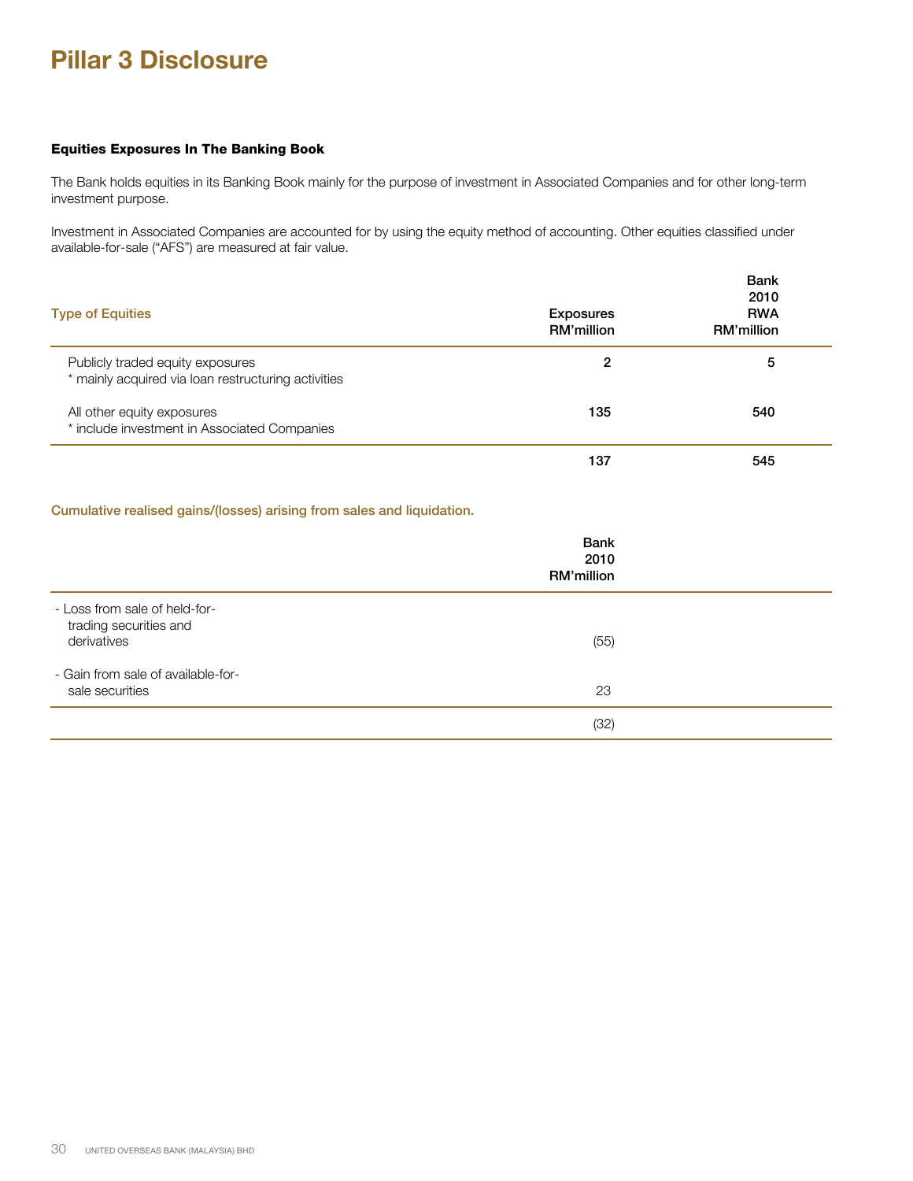# Pillar 3 Disclosure

### Equities Exposures In The Banking Book

The Bank holds equities in its Banking Book mainly for the purpose of investment in Associated Companies and for other long-term investment purpose.

Investment in Associated Companies are accounted for by using the equity method of accounting. Other equities classified under available-for-sale ("AFS") are measured at fair value.

| Type of Equities | Exposures RM'million | Bank 2010 RWA RM'million |
|---|---|---|
| Publicly traded equity exposures<br>* mainly acquired via loan restructuring activities | **2** | **5** |
| All other equity exposures<br>* include investment in Associated Companies | **135** | **540** |
| | **137** | **545** |

Cumulative realised gains/(losses) arising from sales and liquidation.

| | Bank 2010 RM'million |
|---|---|
| - Loss from sale of held-for-trading securities and derivatives | (55) |
| - Gain from sale of available-for-sale securities | 23 |
| | (32) |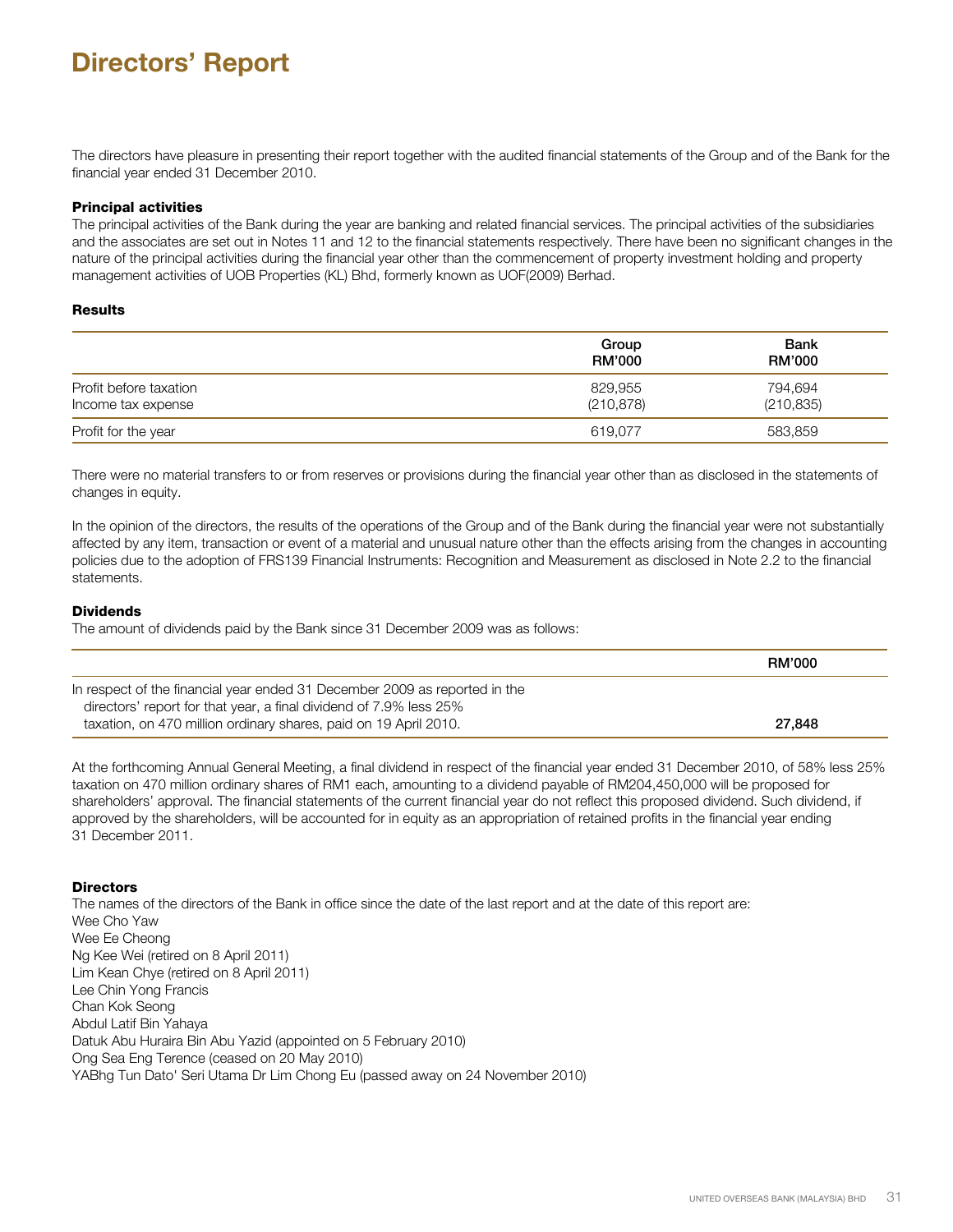# Directors' Report

The directors have pleasure in presenting their report together with the audited financial statements of the Group and of the Bank for the financial year ended 31 December 2010.

**Principal activities**

The principal activities of the Bank during the year are banking and related financial services. The principal activities of the subsidiaries and the associates are set out in Notes 11 and 12 to the financial statements respectively. There have been no significant changes in the nature of the principal activities during the financial year other than the commencement of property investment holding and property management activities of UOB Properties (KL) Bhd, formerly known as UOF(2009) Berhad.

**Results**

| | Group RM'000 | Bank RM'000 |
|---|---|---|
| Profit before taxation | 829,955 | 794,694 |
| Income tax expense | (210,878) | (210,835) |
| Profit for the year | 619,077 | 583,859 |

There were no material transfers to or from reserves or provisions during the financial year other than as disclosed in the statements of changes in equity.

In the opinion of the directors, the results of the operations of the Group and of the Bank during the financial year were not substantially affected by any item, transaction or event of a material and unusual nature other than the effects arising from the changes in accounting policies due to the adoption of FRS139 Financial Instruments: Recognition and Measurement as disclosed in Note 2.2 to the financial statements.

**Dividends**

The amount of dividends paid by the Bank since 31 December 2009 was as follows:

| | RM'000 |
|---|---|
| In respect of the financial year ended 31 December 2009 as reported in the directors' report for that year, a final dividend of 7.9% less 25% taxation, on 470 million ordinary shares, paid on 19 April 2010. | **27,848** |

At the forthcoming Annual General Meeting, a final dividend in respect of the financial year ended 31 December 2010, of 58% less 25% taxation on 470 million ordinary shares of RM1 each, amounting to a dividend payable of RM204,450,000 will be proposed for shareholders' approval. The financial statements of the current financial year do not reflect this proposed dividend. Such dividend, if approved by the shareholders, will be accounted for in equity as an appropriation of retained profits in the financial year ending 31 December 2011.

**Directors**

The names of the directors of the Bank in office since the date of the last report and at the date of this report are:

Wee Cho Yaw  
Wee Ee Cheong  
Ng Kee Wei (retired on 8 April 2011)  
Lim Kean Chye (retired on 8 April 2011)  
Lee Chin Yong Francis  
Chan Kok Seong  
Abdul Latif Bin Yahaya  
Datuk Abu Huraira Bin Abu Yazid (appointed on 5 February 2010)  
Ong Sea Eng Terence (ceased on 20 May 2010)  
YABhg Tun Dato' Seri Utama Dr Lim Chong Eu (passed away on 24 November 2010)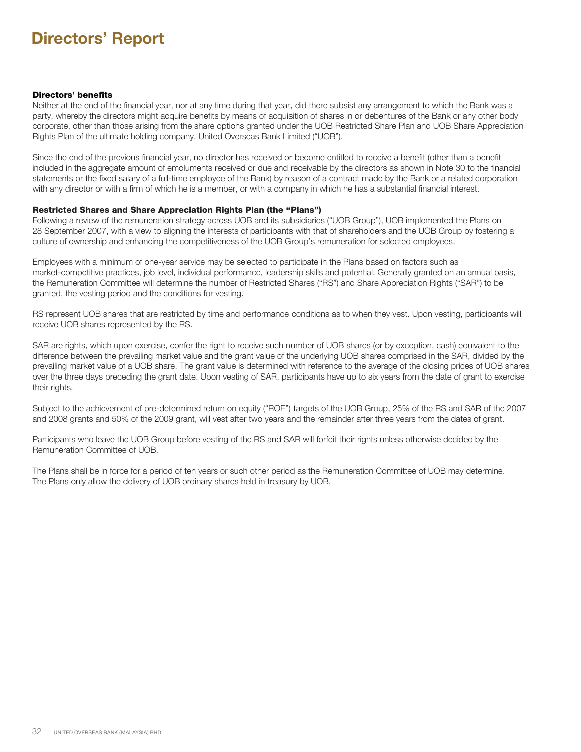# Directors' Report

### Directors' benefits

Neither at the end of the financial year, nor at any time during that year, did there subsist any arrangement to which the Bank was a party, whereby the directors might acquire benefits by means of acquisition of shares in or debentures of the Bank or any other body corporate, other than those arising from the share options granted under the UOB Restricted Share Plan and UOB Share Appreciation Rights Plan of the ultimate holding company, United Overseas Bank Limited ("UOB").

Since the end of the previous financial year, no director has received or become entitled to receive a benefit (other than a benefit included in the aggregate amount of emoluments received or due and receivable by the directors as shown in Note 30 to the financial statements or the fixed salary of a full-time employee of the Bank) by reason of a contract made by the Bank or a related corporation with any director or with a firm of which he is a member, or with a company in which he has a substantial financial interest.

### Restricted Shares and Share Appreciation Rights Plan (the "Plans")

Following a review of the remuneration strategy across UOB and its subsidiaries ("UOB Group"), UOB implemented the Plans on 28 September 2007, with a view to aligning the interests of participants with that of shareholders and the UOB Group by fostering a culture of ownership and enhancing the competitiveness of the UOB Group's remuneration for selected employees.

Employees with a minimum of one-year service may be selected to participate in the Plans based on factors such as market-competitive practices, job level, individual performance, leadership skills and potential. Generally granted on an annual basis, the Remuneration Committee will determine the number of Restricted Shares ("RS") and Share Appreciation Rights ("SAR") to be granted, the vesting period and the conditions for vesting.

RS represent UOB shares that are restricted by time and performance conditions as to when they vest. Upon vesting, participants will receive UOB shares represented by the RS.

SAR are rights, which upon exercise, confer the right to receive such number of UOB shares (or by exception, cash) equivalent to the difference between the prevailing market value and the grant value of the underlying UOB shares comprised in the SAR, divided by the prevailing market value of a UOB share. The grant value is determined with reference to the average of the closing prices of UOB shares over the three days preceding the grant date. Upon vesting of SAR, participants have up to six years from the date of grant to exercise their rights.

Subject to the achievement of pre-determined return on equity ("ROE") targets of the UOB Group, 25% of the RS and SAR of the 2007 and 2008 grants and 50% of the 2009 grant, will vest after two years and the remainder after three years from the dates of grant.

Participants who leave the UOB Group before vesting of the RS and SAR will forfeit their rights unless otherwise decided by the Remuneration Committee of UOB.

The Plans shall be in force for a period of ten years or such other period as the Remuneration Committee of UOB may determine. The Plans only allow the delivery of UOB ordinary shares held in treasury by UOB.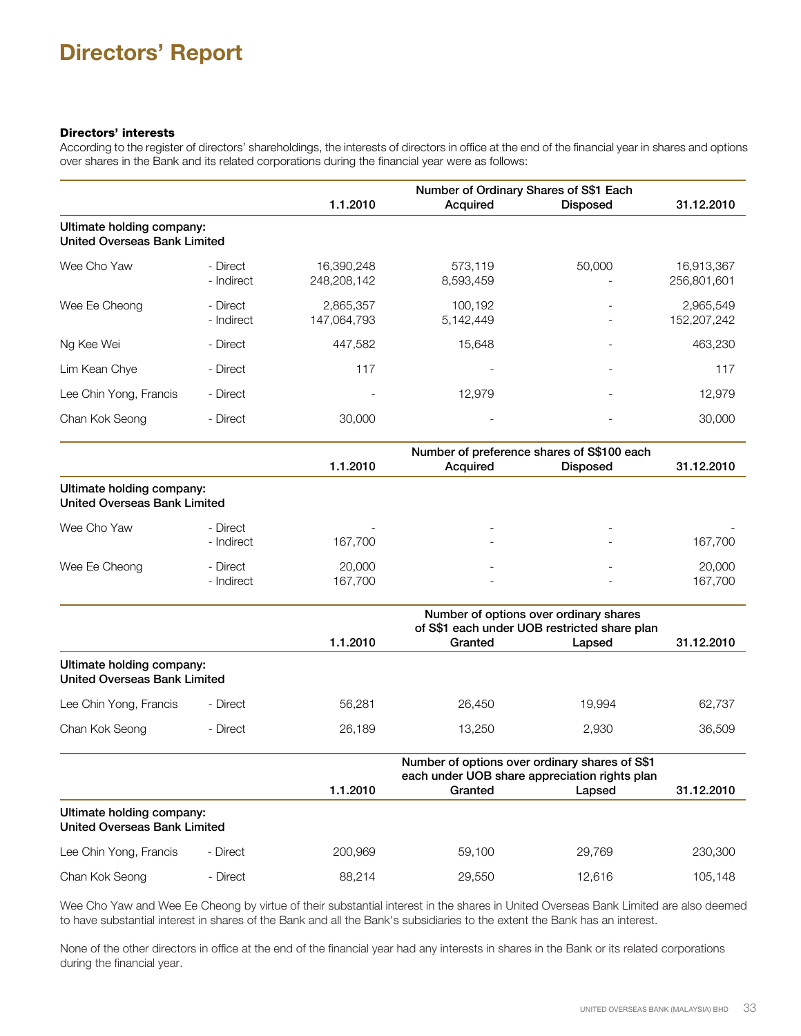# Directors' Report

**Directors' interests**

According to the register of directors' shareholdings, the interests of directors in office at the end of the financial year in shares and options over shares in the Bank and its related corporations during the financial year were as follows:

| | | | Number of Ordinary Shares of S$1 Each | | |
|---|---|---|---|---|---|
| | | 1.1.2010 | Acquired | Disposed | 31.12.2010 |
| **Ultimate holding company: United Overseas Bank Limited** | | | | | |
| Wee Cho Yaw | - Direct | 16,390,248 | 573,119 | 50,000 | 16,913,367 |
| | - Indirect | 248,208,142 | 8,593,459 | - | 256,801,601 |
| Wee Ee Cheong | - Direct | 2,865,357 | 100,192 | - | 2,965,549 |
| | - Indirect | 147,064,793 | 5,142,449 | - | 152,207,242 |
| Ng Kee Wei | - Direct | 447,582 | 15,648 | - | 463,230 |
| Lim Kean Chye | - Direct | 117 | - | - | 117 |
| Lee Chin Yong, Francis | - Direct | - | 12,979 | - | 12,979 |
| Chan Kok Seong | - Direct | 30,000 | - | - | 30,000 |

| | | | Number of preference shares of S$100 each | | |
|---|---|---|---|---|---|
| | | 1.1.2010 | Acquired | Disposed | 31.12.2010 |
| **Ultimate holding company: United Overseas Bank Limited** | | | | | |
| Wee Cho Yaw | - Direct | - | - | - | - |
| | - Indirect | 167,700 | - | - | 167,700 |
| Wee Ee Cheong | - Direct | 20,000 | - | - | 20,000 |
| | - Indirect | 167,700 | - | - | 167,700 |

| | | | Number of options over ordinary shares of S$1 each under UOB restricted share plan | | |
|---|---|---|---|---|---|
| | | 1.1.2010 | Granted | Lapsed | 31.12.2010 |
| **Ultimate holding company: United Overseas Bank Limited** | | | | | |
| Lee Chin Yong, Francis | - Direct | 56,281 | 26,450 | 19,994 | 62,737 |
| Chan Kok Seong | - Direct | 26,189 | 13,250 | 2,930 | 36,509 |

| | | | Number of options over ordinary shares of S$1 each under UOB share appreciation rights plan | | |
|---|---|---|---|---|---|
| | | 1.1.2010 | Granted | Lapsed | 31.12.2010 |
| **Ultimate holding company: United Overseas Bank Limited** | | | | | |
| Lee Chin Yong, Francis | - Direct | 200,969 | 59,100 | 29,769 | 230,300 |
| Chan Kok Seong | - Direct | 88,214 | 29,550 | 12,616 | 105,148 |

Wee Cho Yaw and Wee Ee Cheong by virtue of their substantial interest in the shares in United Overseas Bank Limited are also deemed to have substantial interest in shares of the Bank and all the Bank's subsidiaries to the extent the Bank has an interest.

None of the other directors in office at the end of the financial year had any interests in shares in the Bank or its related corporations during the financial year.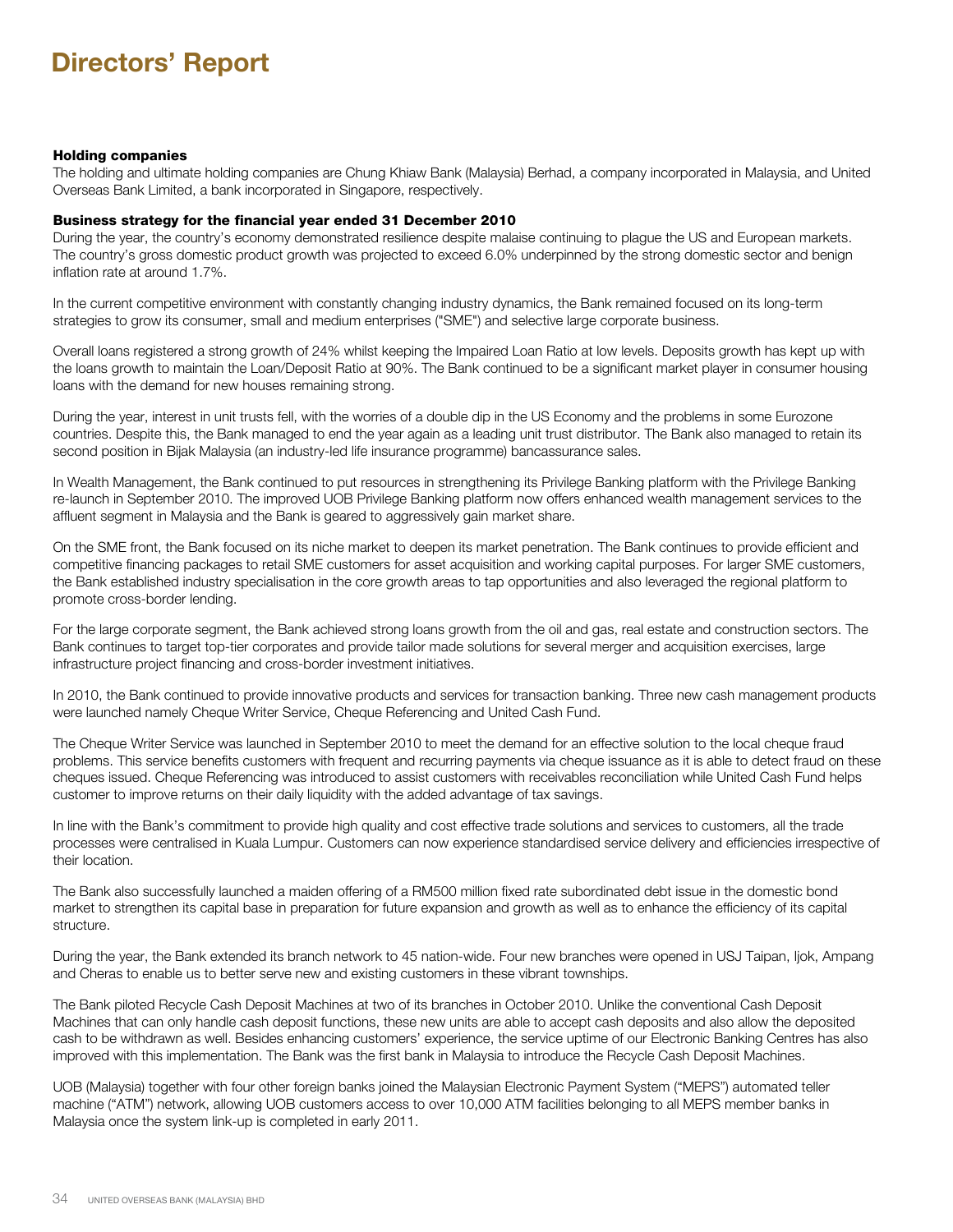# Directors' Report

### Holding companies

The holding and ultimate holding companies are Chung Khiaw Bank (Malaysia) Berhad, a company incorporated in Malaysia, and United Overseas Bank Limited, a bank incorporated in Singapore, respectively.

### Business strategy for the financial year ended 31 December 2010

During the year, the country's economy demonstrated resilience despite malaise continuing to plague the US and European markets. The country's gross domestic product growth was projected to exceed 6.0% underpinned by the strong domestic sector and benign inflation rate at around 1.7%.

In the current competitive environment with constantly changing industry dynamics, the Bank remained focused on its long-term strategies to grow its consumer, small and medium enterprises ("SME") and selective large corporate business.

Overall loans registered a strong growth of 24% whilst keeping the Impaired Loan Ratio at low levels. Deposits growth has kept up with the loans growth to maintain the Loan/Deposit Ratio at 90%. The Bank continued to be a significant market player in consumer housing loans with the demand for new houses remaining strong.

During the year, interest in unit trusts fell, with the worries of a double dip in the US Economy and the problems in some Eurozone countries. Despite this, the Bank managed to end the year again as a leading unit trust distributor. The Bank also managed to retain its second position in Bijak Malaysia (an industry-led life insurance programme) bancassurance sales.

In Wealth Management, the Bank continued to put resources in strengthening its Privilege Banking platform with the Privilege Banking re-launch in September 2010. The improved UOB Privilege Banking platform now offers enhanced wealth management services to the affluent segment in Malaysia and the Bank is geared to aggressively gain market share.

On the SME front, the Bank focused on its niche market to deepen its market penetration. The Bank continues to provide efficient and competitive financing packages to retail SME customers for asset acquisition and working capital purposes. For larger SME customers, the Bank established industry specialisation in the core growth areas to tap opportunities and also leveraged the regional platform to promote cross-border lending.

For the large corporate segment, the Bank achieved strong loans growth from the oil and gas, real estate and construction sectors. The Bank continues to target top-tier corporates and provide tailor made solutions for several merger and acquisition exercises, large infrastructure project financing and cross-border investment initiatives.

In 2010, the Bank continued to provide innovative products and services for transaction banking. Three new cash management products were launched namely Cheque Writer Service, Cheque Referencing and United Cash Fund.

The Cheque Writer Service was launched in September 2010 to meet the demand for an effective solution to the local cheque fraud problems. This service benefits customers with frequent and recurring payments via cheque issuance as it is able to detect fraud on these cheques issued. Cheque Referencing was introduced to assist customers with receivables reconciliation while United Cash Fund helps customer to improve returns on their daily liquidity with the added advantage of tax savings.

In line with the Bank's commitment to provide high quality and cost effective trade solutions and services to customers, all the trade processes were centralised in Kuala Lumpur. Customers can now experience standardised service delivery and efficiencies irrespective of their location.

The Bank also successfully launched a maiden offering of a RM500 million fixed rate subordinated debt issue in the domestic bond market to strengthen its capital base in preparation for future expansion and growth as well as to enhance the efficiency of its capital structure.

During the year, the Bank extended its branch network to 45 nation-wide. Four new branches were opened in USJ Taipan, Ijok, Ampang and Cheras to enable us to better serve new and existing customers in these vibrant townships.

The Bank piloted Recycle Cash Deposit Machines at two of its branches in October 2010. Unlike the conventional Cash Deposit Machines that can only handle cash deposit functions, these new units are able to accept cash deposits and also allow the deposited cash to be withdrawn as well. Besides enhancing customers' experience, the service uptime of our Electronic Banking Centres has also improved with this implementation. The Bank was the first bank in Malaysia to introduce the Recycle Cash Deposit Machines.

UOB (Malaysia) together with four other foreign banks joined the Malaysian Electronic Payment System ("MEPS") automated teller machine ("ATM") network, allowing UOB customers access to over 10,000 ATM facilities belonging to all MEPS member banks in Malaysia once the system link-up is completed in early 2011.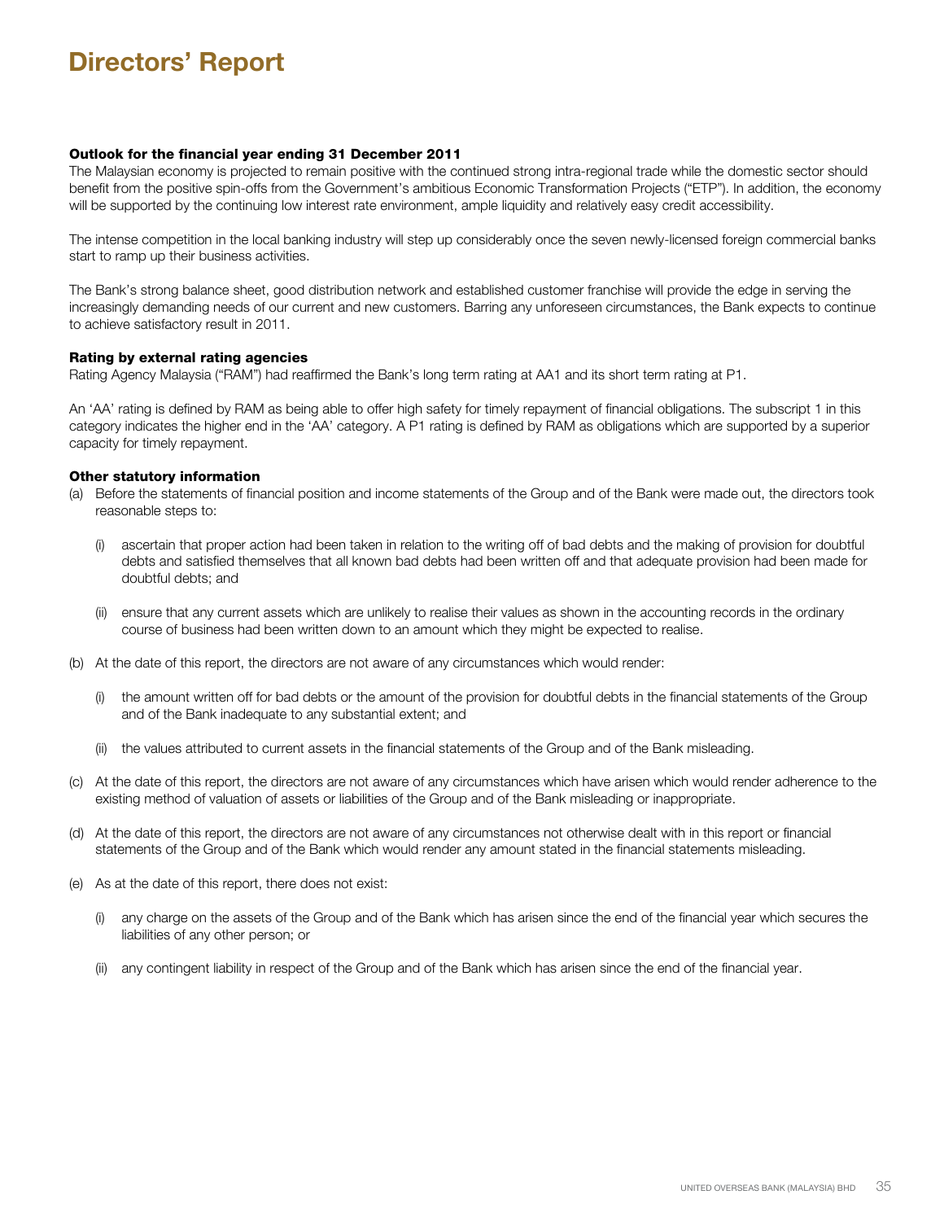# Directors' Report

### Outlook for the financial year ending 31 December 2011

The Malaysian economy is projected to remain positive with the continued strong intra-regional trade while the domestic sector should benefit from the positive spin-offs from the Government's ambitious Economic Transformation Projects ("ETP"). In addition, the economy will be supported by the continuing low interest rate environment, ample liquidity and relatively easy credit accessibility.

The intense competition in the local banking industry will step up considerably once the seven newly-licensed foreign commercial banks start to ramp up their business activities.

The Bank's strong balance sheet, good distribution network and established customer franchise will provide the edge in serving the increasingly demanding needs of our current and new customers. Barring any unforeseen circumstances, the Bank expects to continue to achieve satisfactory result in 2011.

### Rating by external rating agencies

Rating Agency Malaysia ("RAM") had reaffirmed the Bank's long term rating at AA1 and its short term rating at P1.

An 'AA' rating is defined by RAM as being able to offer high safety for timely repayment of financial obligations. The subscript 1 in this category indicates the higher end in the 'AA' category. A P1 rating is defined by RAM as obligations which are supported by a superior capacity for timely repayment.

### Other statutory information

(a) Before the statements of financial position and income statements of the Group and of the Bank were made out, the directors took reasonable steps to:

   (i) ascertain that proper action had been taken in relation to the writing off of bad debts and the making of provision for doubtful debts and satisfied themselves that all known bad debts had been written off and that adequate provision had been made for doubtful debts; and

   (ii) ensure that any current assets which are unlikely to realise their values as shown in the accounting records in the ordinary course of business had been written down to an amount which they might be expected to realise.

(b) At the date of this report, the directors are not aware of any circumstances which would render:

   (i) the amount written off for bad debts or the amount of the provision for doubtful debts in the financial statements of the Group and of the Bank inadequate to any substantial extent; and

   (ii) the values attributed to current assets in the financial statements of the Group and of the Bank misleading.

(c) At the date of this report, the directors are not aware of any circumstances which have arisen which would render adherence to the existing method of valuation of assets or liabilities of the Group and of the Bank misleading or inappropriate.

(d) At the date of this report, the directors are not aware of any circumstances not otherwise dealt with in this report or financial statements of the Group and of the Bank which would render any amount stated in the financial statements misleading.

(e) As at the date of this report, there does not exist:

   (i) any charge on the assets of the Group and of the Bank which has arisen since the end of the financial year which secures the liabilities of any other person; or

   (ii) any contingent liability in respect of the Group and of the Bank which has arisen since the end of the financial year.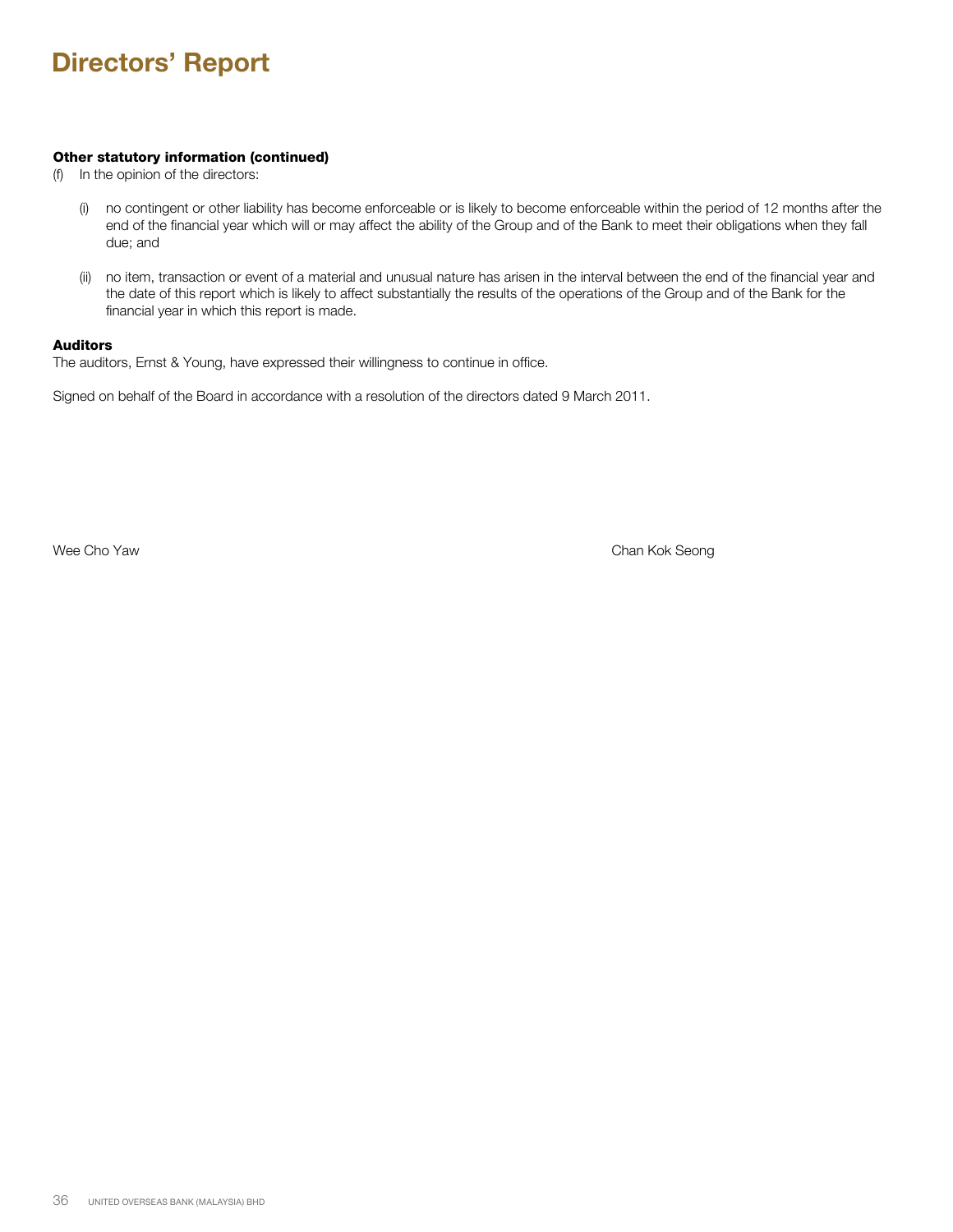# Directors' Report

**Other statutory information (continued)**

(f) In the opinion of the directors:

   (i) no contingent or other liability has become enforceable or is likely to become enforceable within the period of 12 months after the end of the financial year which will or may affect the ability of the Group and of the Bank to meet their obligations when they fall due; and

   (ii) no item, transaction or event of a material and unusual nature has arisen in the interval between the end of the financial year and the date of this report which is likely to affect substantially the results of the operations of the Group and of the Bank for the financial year in which this report is made.

**Auditors**

The auditors, Ernst & Young, have expressed their willingness to continue in office.

Signed on behalf of the Board in accordance with a resolution of the directors dated 9 March 2011.

Wee Cho Yaw

Chan Kok Seong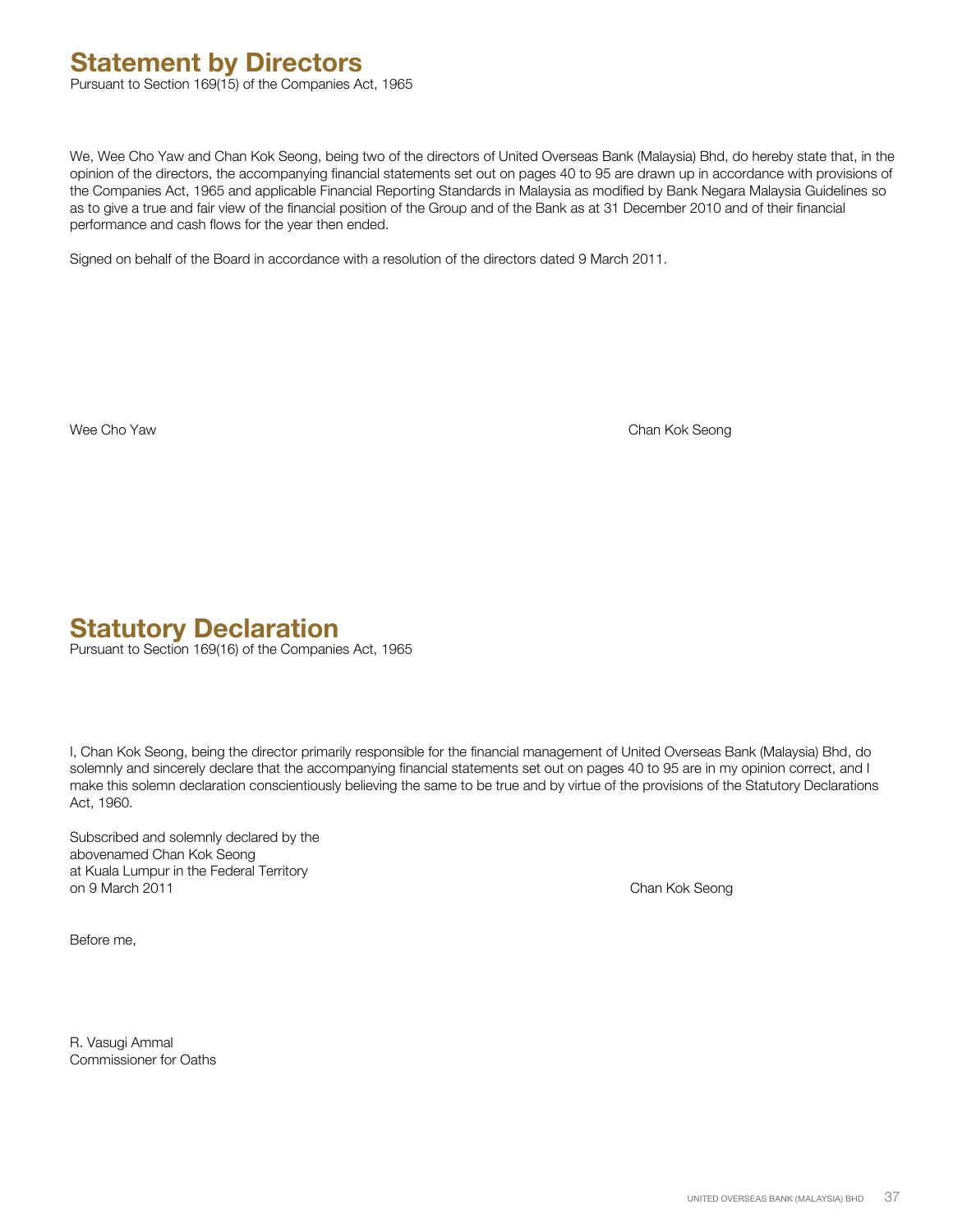# Statement by Directors

Pursuant to Section 169(15) of the Companies Act, 1965

We, Wee Cho Yaw and Chan Kok Seong, being two of the directors of United Overseas Bank (Malaysia) Bhd, do hereby state that, in the opinion of the directors, the accompanying financial statements set out on pages 40 to 95 are drawn up in accordance with provisions of the Companies Act, 1965 and applicable Financial Reporting Standards in Malaysia as modified by Bank Negara Malaysia Guidelines so as to give a true and fair view of the financial position of the Group and of the Bank as at 31 December 2010 and of their financial performance and cash flows for the year then ended.

Signed on behalf of the Board in accordance with a resolution of the directors dated 9 March 2011.

Wee Cho Yaw

Chan Kok Seong

# Statutory Declaration

Pursuant to Section 169(16) of the Companies Act, 1965

I, Chan Kok Seong, being the director primarily responsible for the financial management of United Overseas Bank (Malaysia) Bhd, do solemnly and sincerely declare that the accompanying financial statements set out on pages 40 to 95 are in my opinion correct, and I make this solemn declaration conscientiously believing the same to be true and by virtue of the provisions of the Statutory Declarations Act, 1960.

Subscribed and solemnly declared by the
abovenamed Chan Kok Seong
at Kuala Lumpur in the Federal Territory
on 9 March 2011

Chan Kok Seong

Before me,

R. Vasugi Ammal
Commissioner for Oaths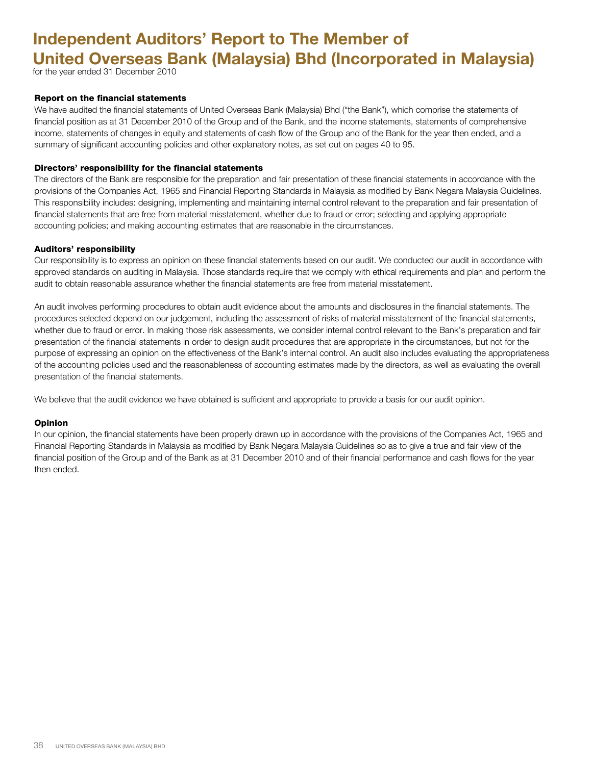# Independent Auditors' Report to The Member of United Overseas Bank (Malaysia) Bhd (Incorporated in Malaysia)

for the year ended 31 December 2010

### Report on the financial statements

We have audited the financial statements of United Overseas Bank (Malaysia) Bhd ("the Bank"), which comprise the statements of financial position as at 31 December 2010 of the Group and of the Bank, and the income statements, statements of comprehensive income, statements of changes in equity and statements of cash flow of the Group and of the Bank for the year then ended, and a summary of significant accounting policies and other explanatory notes, as set out on pages 40 to 95.

### Directors' responsibility for the financial statements

The directors of the Bank are responsible for the preparation and fair presentation of these financial statements in accordance with the provisions of the Companies Act, 1965 and Financial Reporting Standards in Malaysia as modified by Bank Negara Malaysia Guidelines. This responsibility includes: designing, implementing and maintaining internal control relevant to the preparation and fair presentation of financial statements that are free from material misstatement, whether due to fraud or error; selecting and applying appropriate accounting policies; and making accounting estimates that are reasonable in the circumstances.

### Auditors' responsibility

Our responsibility is to express an opinion on these financial statements based on our audit. We conducted our audit in accordance with approved standards on auditing in Malaysia. Those standards require that we comply with ethical requirements and plan and perform the audit to obtain reasonable assurance whether the financial statements are free from material misstatement.

An audit involves performing procedures to obtain audit evidence about the amounts and disclosures in the financial statements. The procedures selected depend on our judgement, including the assessment of risks of material misstatement of the financial statements, whether due to fraud or error. In making those risk assessments, we consider internal control relevant to the Bank's preparation and fair presentation of the financial statements in order to design audit procedures that are appropriate in the circumstances, but not for the purpose of expressing an opinion on the effectiveness of the Bank's internal control. An audit also includes evaluating the appropriateness of the accounting policies used and the reasonableness of accounting estimates made by the directors, as well as evaluating the overall presentation of the financial statements.

We believe that the audit evidence we have obtained is sufficient and appropriate to provide a basis for our audit opinion.

### Opinion

In our opinion, the financial statements have been properly drawn up in accordance with the provisions of the Companies Act, 1965 and Financial Reporting Standards in Malaysia as modified by Bank Negara Malaysia Guidelines so as to give a true and fair view of the financial position of the Group and of the Bank as at 31 December 2010 and of their financial performance and cash flows for the year then ended.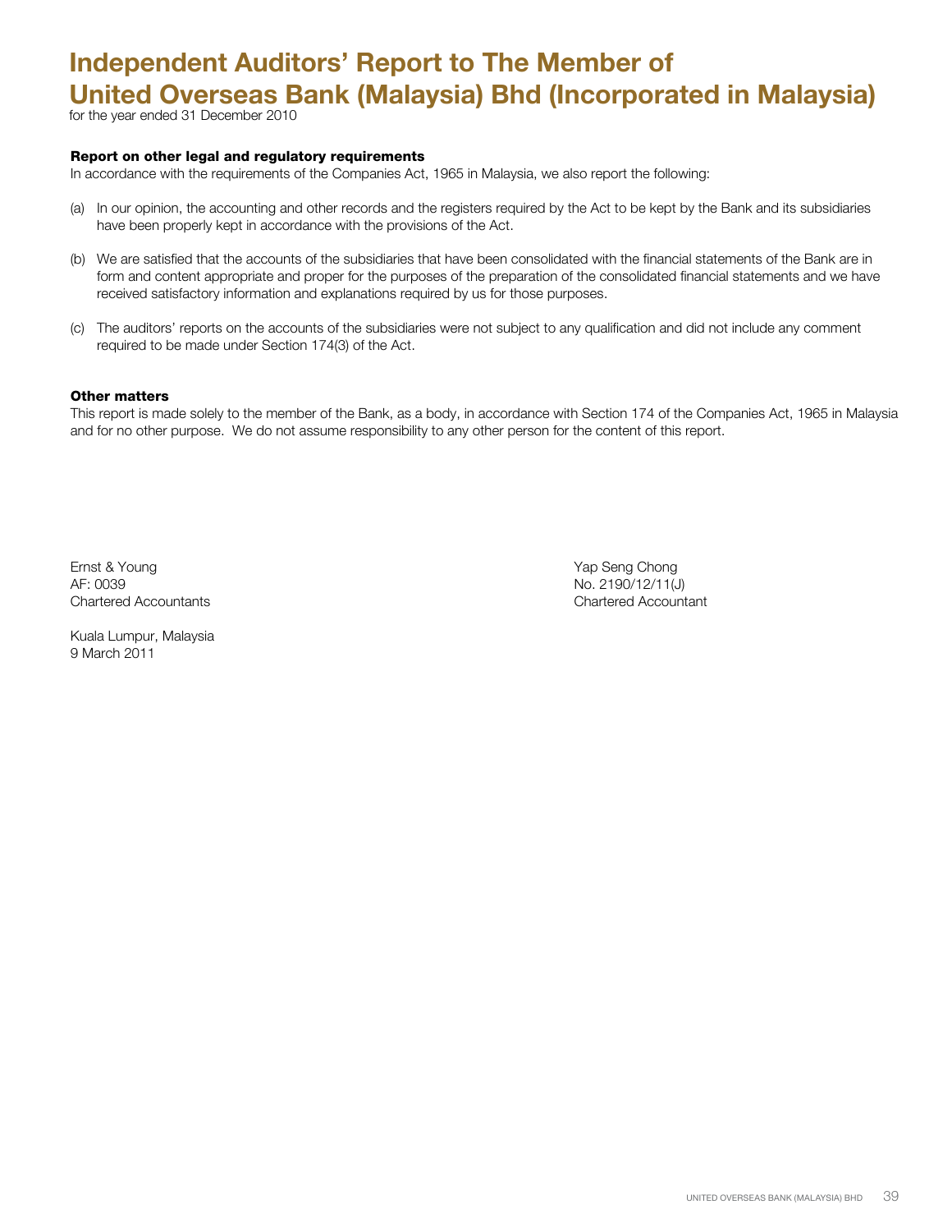# Independent Auditors' Report to The Member of United Overseas Bank (Malaysia) Bhd (Incorporated in Malaysia)

for the year ended 31 December 2010

**Report on other legal and regulatory requirements**

In accordance with the requirements of the Companies Act, 1965 in Malaysia, we also report the following:

(a) In our opinion, the accounting and other records and the registers required by the Act to be kept by the Bank and its subsidiaries have been properly kept in accordance with the provisions of the Act.

(b) We are satisfied that the accounts of the subsidiaries that have been consolidated with the financial statements of the Bank are in form and content appropriate and proper for the purposes of the preparation of the consolidated financial statements and we have received satisfactory information and explanations required by us for those purposes.

(c) The auditors' reports on the accounts of the subsidiaries were not subject to any qualification and did not include any comment required to be made under Section 174(3) of the Act.

**Other matters**

This report is made solely to the member of the Bank, as a body, in accordance with Section 174 of the Companies Act, 1965 in Malaysia and for no other purpose. We do not assume responsibility to any other person for the content of this report.

Ernst & Young
AF: 0039
Chartered Accountants

Yap Seng Chong
No. 2190/12/11(J)
Chartered Accountant

Kuala Lumpur, Malaysia
9 March 2011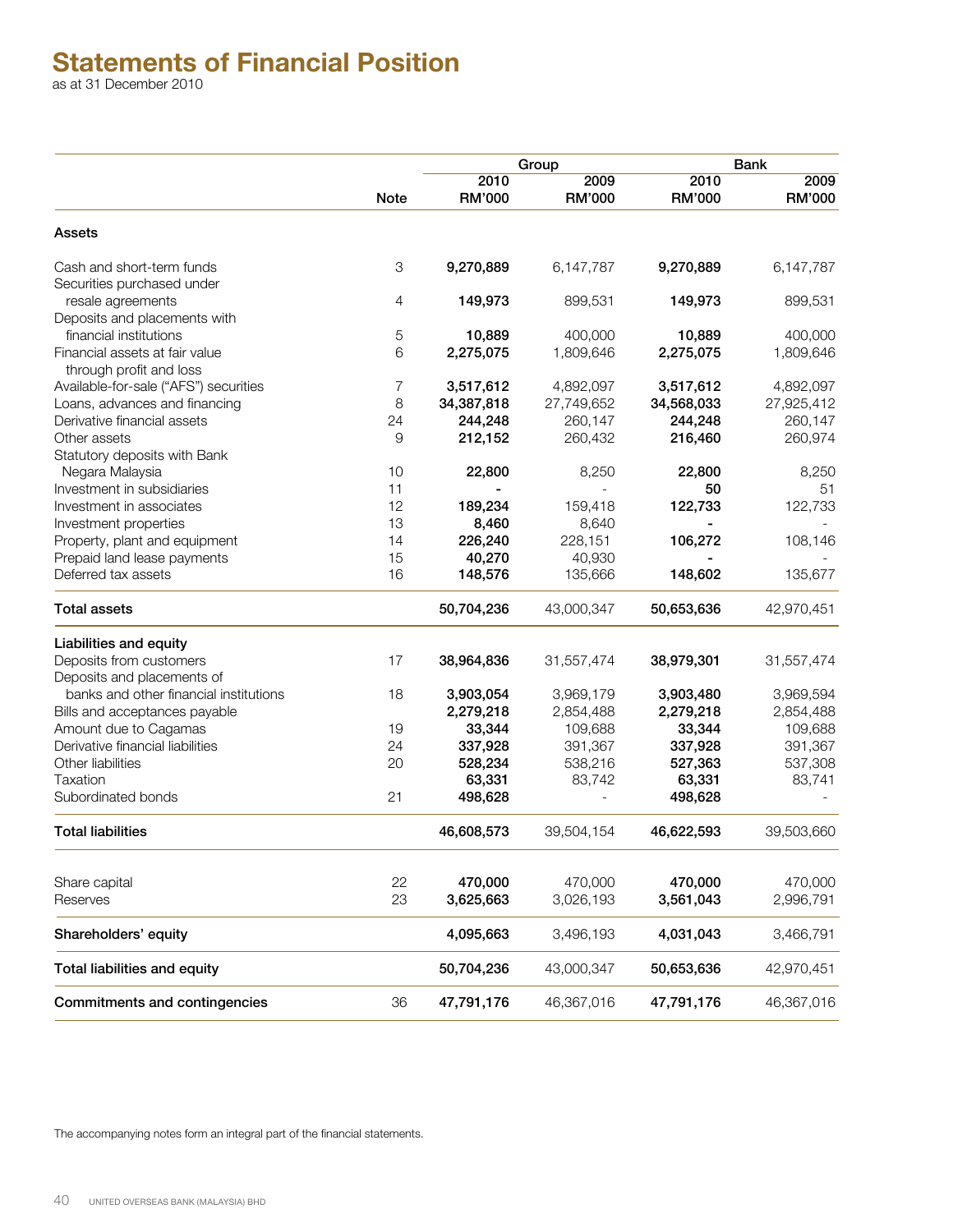# Statements of Financial Position

as at 31 December 2010

| | | Group | | Bank | |
|---|---|---|---|---|---|
| | Note | 2010 RM'000 | 2009 RM'000 | 2010 RM'000 | 2009 RM'000 |
| **Assets** | | | | | |
| Cash and short-term funds | 3 | **9,270,889** | 6,147,787 | **9,270,889** | 6,147,787 |
| Securities purchased under resale agreements | 4 | **149,973** | 899,531 | **149,973** | 899,531 |
| Deposits and placements with financial institutions | 5 | **10,889** | 400,000 | **10,889** | 400,000 |
| Financial assets at fair value through profit and loss | 6 | **2,275,075** | 1,809,646 | **2,275,075** | 1,809,646 |
| Available-for-sale ("AFS") securities | 7 | **3,517,612** | 4,892,097 | **3,517,612** | 4,892,097 |
| Loans, advances and financing | 8 | **34,387,818** | 27,749,652 | **34,568,033** | 27,925,412 |
| Derivative financial assets | 24 | **244,248** | 260,147 | **244,248** | 260,147 |
| Other assets | 9 | **212,152** | 260,432 | **216,460** | 260,974 |
| Statutory deposits with Bank Negara Malaysia | 10 | **22,800** | 8,250 | **22,800** | 8,250 |
| Investment in subsidiaries | 11 | **-** | - | **50** | 51 |
| Investment in associates | 12 | **189,234** | 159,418 | **122,733** | 122,733 |
| Investment properties | 13 | **8,460** | 8,640 | **-** | - |
| Property, plant and equipment | 14 | **226,240** | 228,151 | **106,272** | 108,146 |
| Prepaid land lease payments | 15 | **40,270** | 40,930 | **-** | - |
| Deferred tax assets | 16 | **148,576** | 135,666 | **148,602** | 135,677 |
| **Total assets** | | **50,704,236** | 43,000,347 | **50,653,636** | 42,970,451 |
| **Liabilities and equity** | | | | | |
| Deposits from customers | 17 | **38,964,836** | 31,557,474 | **38,979,301** | 31,557,474 |
| Deposits and placements of banks and other financial institutions | 18 | **3,903,054** | 3,969,179 | **3,903,480** | 3,969,594 |
| Bills and acceptances payable | | **2,279,218** | 2,854,488 | **2,279,218** | 2,854,488 |
| Amount due to Cagamas | 19 | **33,344** | 109,688 | **33,344** | 109,688 |
| Derivative financial liabilities | 24 | **337,928** | 391,367 | **337,928** | 391,367 |
| Other liabilities | 20 | **528,234** | 538,216 | **527,363** | 537,308 |
| Taxation | | **63,331** | 83,742 | **63,331** | 83,741 |
| Subordinated bonds | 21 | **498,628** | - | **498,628** | - |
| **Total liabilities** | | **46,608,573** | 39,504,154 | **46,622,593** | 39,503,660 |
| Share capital | 22 | **470,000** | 470,000 | **470,000** | 470,000 |
| Reserves | 23 | **3,625,663** | 3,026,193 | **3,561,043** | 2,996,791 |
| **Shareholders' equity** | | **4,095,663** | 3,496,193 | **4,031,043** | 3,466,791 |
| **Total liabilities and equity** | | **50,704,236** | 43,000,347 | **50,653,636** | 42,970,451 |
| **Commitments and contingencies** | 36 | **47,791,176** | 46,367,016 | **47,791,176** | 46,367,016 |

The accompanying notes form an integral part of the financial statements.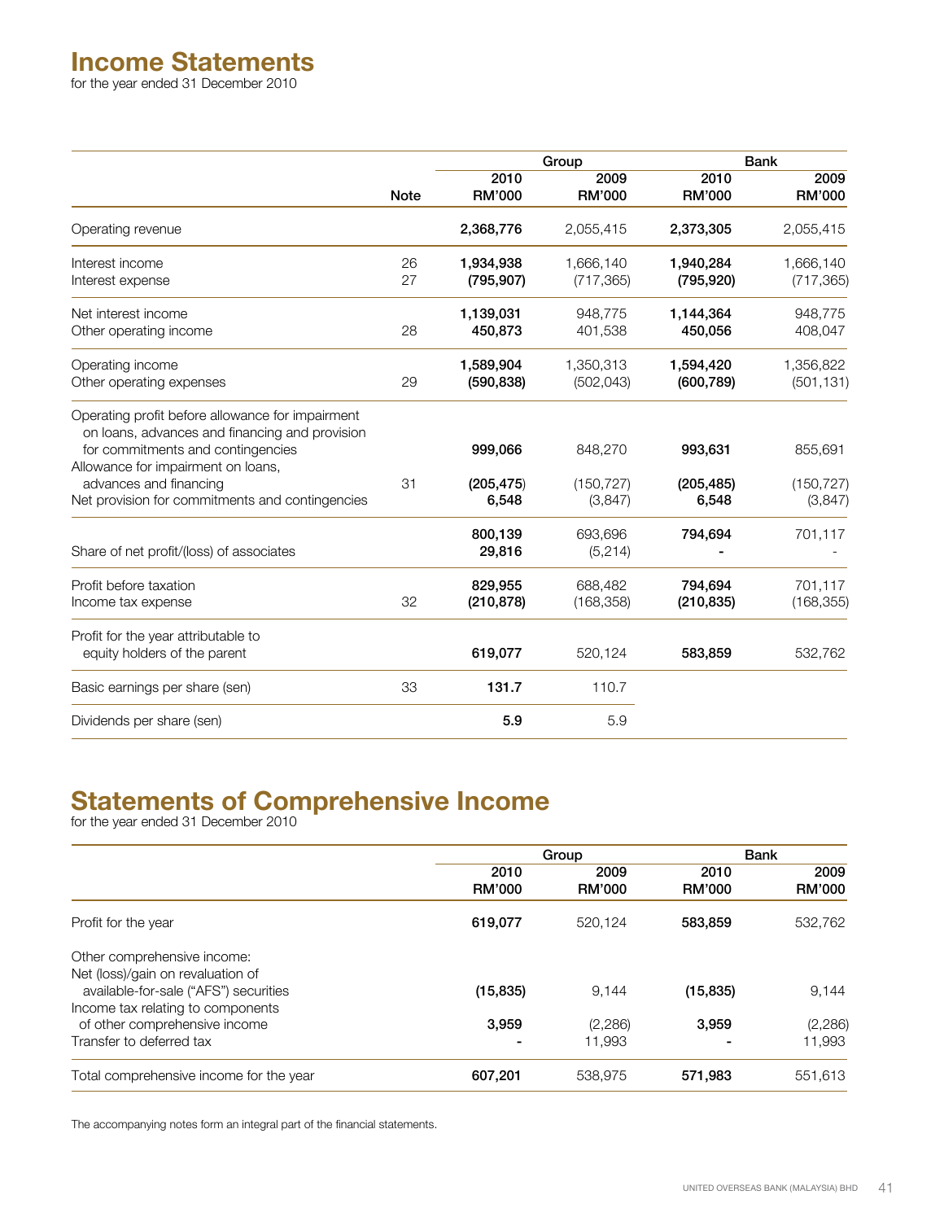# Income Statements

for the year ended 31 December 2010

| | Note | Group 2010 RM'000 | Group 2009 RM'000 | Bank 2010 RM'000 | Bank 2009 RM'000 |
|---|---|---|---|---|---|
| Operating revenue | | **2,368,776** | 2,055,415 | **2,373,305** | 2,055,415 |
| Interest income | 26 | **1,934,938** | 1,666,140 | **1,940,284** | 1,666,140 |
| Interest expense | 27 | **(795,907)** | (717,365) | **(795,920)** | (717,365) |
| Net interest income | | **1,139,031** | 948,775 | **1,144,364** | 948,775 |
| Other operating income | 28 | **450,873** | 401,538 | **450,056** | 408,047 |
| Operating income | | **1,589,904** | 1,350,313 | **1,594,420** | 1,356,822 |
| Other operating expenses | 29 | **(590,838)** | (502,043) | **(600,789)** | (501,131) |
| Operating profit before allowance for impairment on loans, advances and financing and provision for commitments and contingencies | | **999,066** | 848,270 | **993,631** | 855,691 |
| Allowance for impairment on loans, advances and financing | 31 | **(205,475)** | (150,727) | **(205,485)** | (150,727) |
| Net provision for commitments and contingencies | | **6,548** | (3,847) | **6,548** | (3,847) |
| | | **800,139** | 693,696 | **794,694** | 701,117 |
| Share of net profit/(loss) of associates | | **29,816** | (5,214) | **-** | - |
| Profit before taxation | | **829,955** | 688,482 | **794,694** | 701,117 |
| Income tax expense | 32 | **(210,878)** | (168,358) | **(210,835)** | (168,355) |
| Profit for the year attributable to equity holders of the parent | | **619,077** | 520,124 | **583,859** | 532,762 |
| Basic earnings per share (sen) | 33 | **131.7** | 110.7 | | |
| Dividends per share (sen) | | **5.9** | 5.9 | | |

# Statements of Comprehensive Income

for the year ended 31 December 2010

| | Group 2010 RM'000 | Group 2009 RM'000 | Bank 2010 RM'000 | Bank 2009 RM'000 |
|---|---|---|---|---|
| Profit for the year | **619,077** | 520,124 | **583,859** | 532,762 |
| Other comprehensive income: | | | | |
| Net (loss)/gain on revaluation of available-for-sale ("AFS") securities | **(15,835)** | 9,144 | **(15,835)** | 9,144 |
| Income tax relating to components of other comprehensive income | **3,959** | (2,286) | **3,959** | (2,286) |
| Transfer to deferred tax | **-** | 11,993 | **-** | 11,993 |
| Total comprehensive income for the year | **607,201** | 538,975 | **571,983** | 551,613 |

The accompanying notes form an integral part of the financial statements.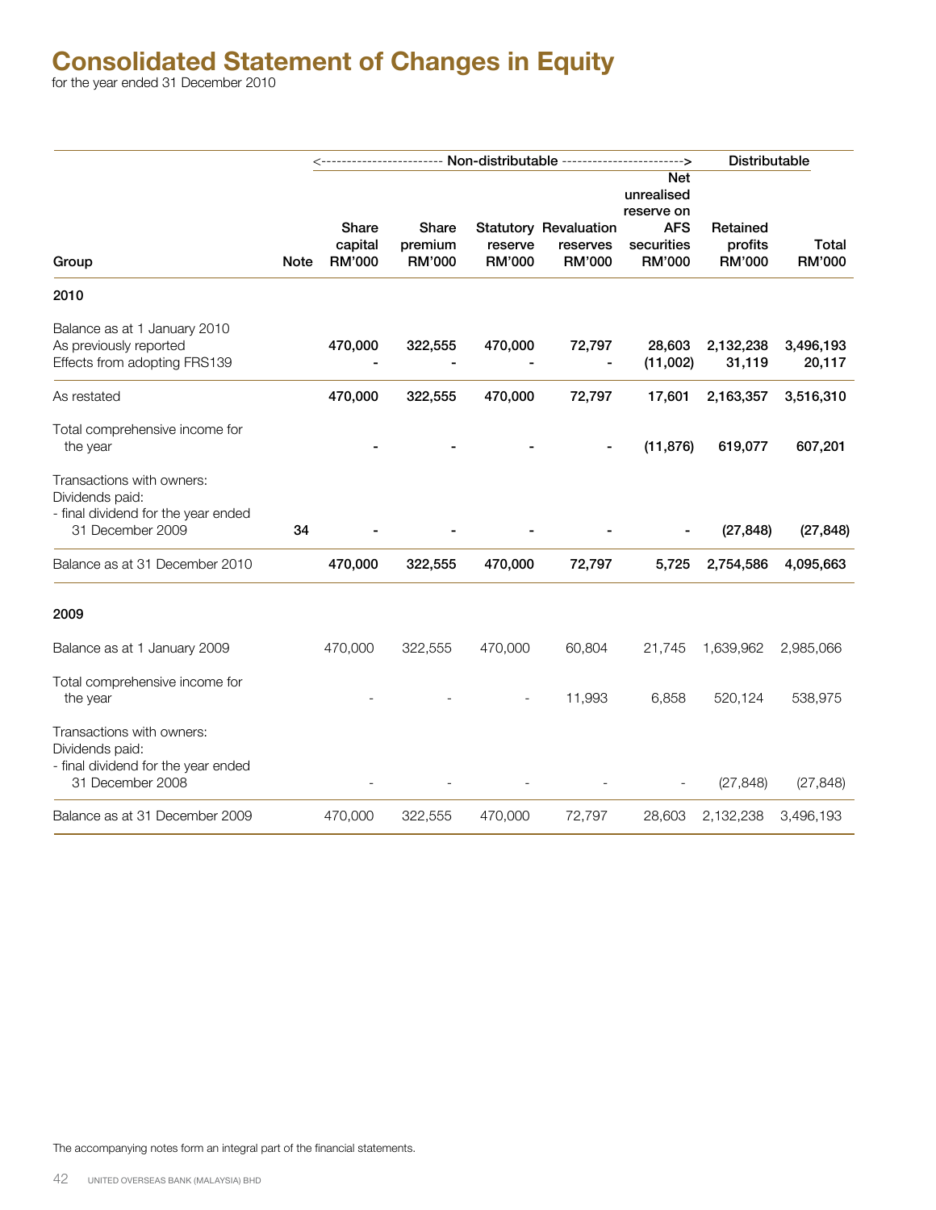# Consolidated Statement of Changes in Equity

for the year ended 31 December 2010

| Group | Note | <--- Non-distributable | | | | ---> | Distributable | |
|---|---|---|---|---|---|---|---|---|
| | | Share capital RM'000 | Share premium RM'000 | Statutory reserve RM'000 | Revaluation reserves RM'000 | Net unrealised reserve on AFS securities RM'000 | Retained profits RM'000 | Total RM'000 |
| **2010** | | | | | | | | |
| Balance as at 1 January 2010 | | | | | | | | |
| As previously reported | | **470,000** | **322,555** | **470,000** | **72,797** | **28,603** | **2,132,238** | **3,496,193** |
| Effects from adopting FRS139 | | **-** | **-** | **-** | **-** | **(11,002)** | **31,119** | **20,117** |
| As restated | | **470,000** | **322,555** | **470,000** | **72,797** | **17,601** | **2,163,357** | **3,516,310** |
| Total comprehensive income for the year | | **-** | **-** | **-** | **-** | **(11,876)** | **619,077** | **607,201** |
| Transactions with owners: | | | | | | | | |
| Dividends paid: | | | | | | | | |
| - final dividend for the year ended 31 December 2009 | **34** | **-** | **-** | **-** | **-** | **-** | **(27,848)** | **(27,848)** |
| Balance as at 31 December 2010 | | **470,000** | **322,555** | **470,000** | **72,797** | **5,725** | **2,754,586** | **4,095,663** |
| **2009** | | | | | | | | |
| Balance as at 1 January 2009 | | 470,000 | 322,555 | 470,000 | 60,804 | 21,745 | 1,639,962 | 2,985,066 |
| Total comprehensive income for the year | | - | - | - | 11,993 | 6,858 | 520,124 | 538,975 |
| Transactions with owners: | | | | | | | | |
| Dividends paid: | | | | | | | | |
| - final dividend for the year ended 31 December 2008 | | - | - | - | - | - | (27,848) | (27,848) |
| Balance as at 31 December 2009 | | 470,000 | 322,555 | 470,000 | 72,797 | 28,603 | 2,132,238 | 3,496,193 |

The accompanying notes form an integral part of the financial statements.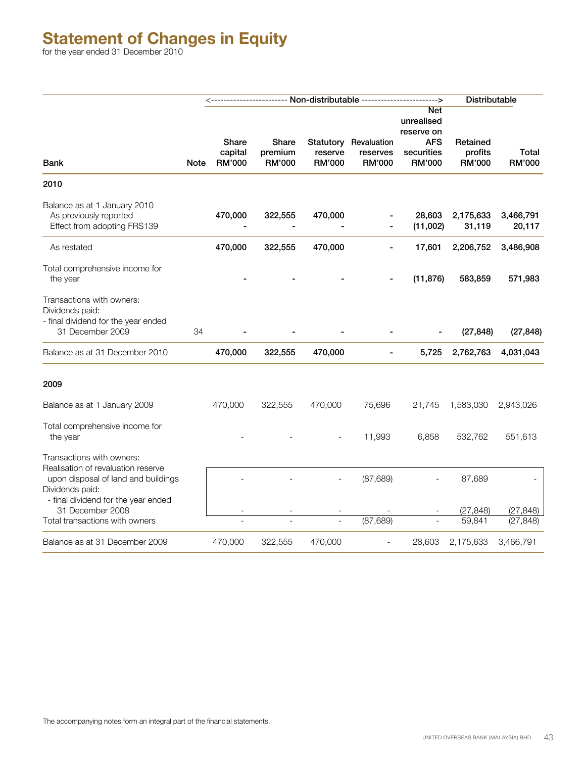# Statement of Changes in Equity

for the year ended 31 December 2010

| Bank | Note | Share capital RM'000 | Share premium RM'000 | Statutory reserve RM'000 | Revaluation reserves RM'000 | Net unrealised reserve on AFS securities RM'000 | Retained profits RM'000 | Total RM'000 |
|---|---|---|---|---|---|---|---|---|
| | | <------ Non-distributable | | | | ------> | Distributable | |
| **2010** | | | | | | | | |
| Balance as at 1 January 2010 | | | | | | | | |
| As previously reported | | **470,000** | **322,555** | **470,000** | **-** | **28,603** | **2,175,633** | **3,466,791** |
| Effect from adopting FRS139 | | **-** | **-** | **-** | **-** | **(11,002)** | **31,119** | **20,117** |
| As restated | | **470,000** | **322,555** | **470,000** | **-** | **17,601** | **2,206,752** | **3,486,908** |
| Total comprehensive income for the year | | **-** | **-** | **-** | **-** | **(11,876)** | **583,859** | **571,983** |
| Transactions with owners: | | | | | | | | |
| Dividends paid: | | | | | | | | |
| - final dividend for the year ended 31 December 2009 | 34 | **-** | **-** | **-** | **-** | **-** | **(27,848)** | **(27,848)** |
| Balance as at 31 December 2010 | | **470,000** | **322,555** | **470,000** | **-** | **5,725** | **2,762,763** | **4,031,043** |
| **2009** | | | | | | | | |
| Balance as at 1 January 2009 | | 470,000 | 322,555 | 470,000 | 75,696 | 21,745 | 1,583,030 | 2,943,026 |
| Total comprehensive income for the year | | - | - | - | 11,993 | 6,858 | 532,762 | 551,613 |
| Transactions with owners: | | | | | | | | |
| Realisation of revaluation reserve upon disposal of land and buildings | | - | - | - | (87,689) | - | 87,689 | - |
| Dividends paid: | | | | | | | | |
| - final dividend for the year ended 31 December 2008 | | - | - | - | - | - | (27,848) | (27,848) |
| Total transactions with owners | | - | - | - | (87,689) | - | 59,841 | (27,848) |
| Balance as at 31 December 2009 | | 470,000 | 322,555 | 470,000 | - | 28,603 | 2,175,633 | 3,466,791 |

The accompanying notes form an integral part of the financial statements.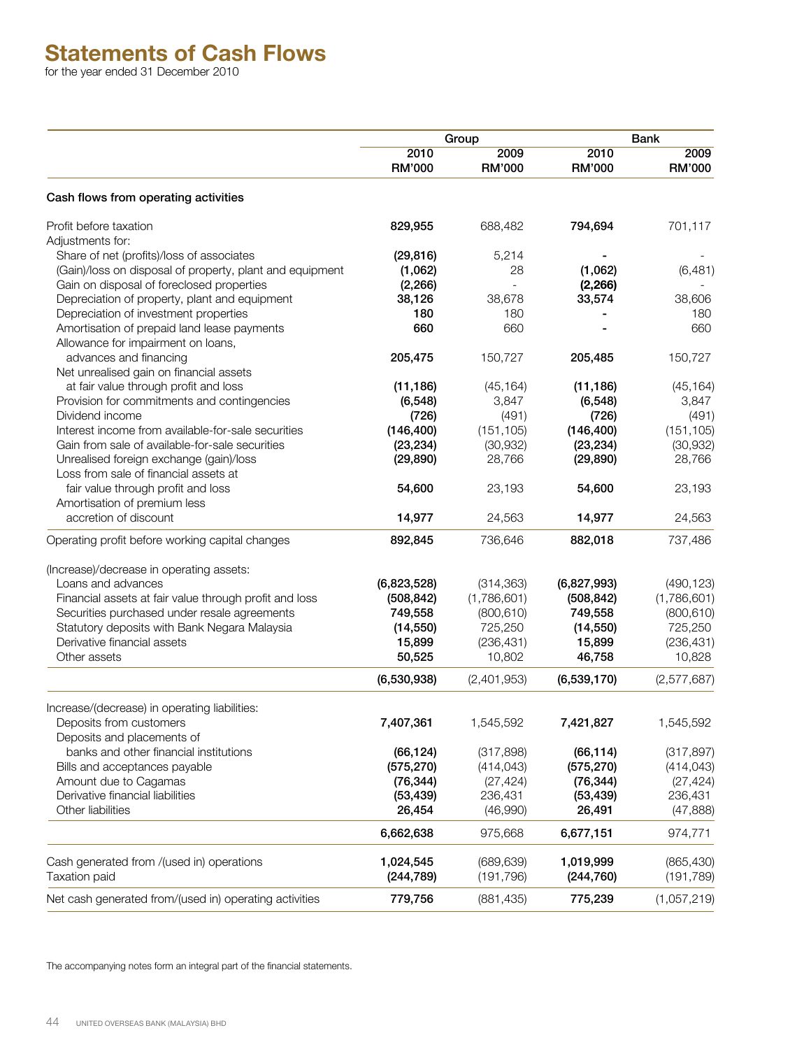# Statements of Cash Flows

for the year ended 31 December 2010

| | Group | | Bank | |
|---|---|---|---|---|
| | 2010<br>RM'000 | 2009<br>RM'000 | 2010<br>RM'000 | 2009<br>RM'000 |
| **Cash flows from operating activities** | | | | |
| Profit before taxation | **829,955** | 688,482 | **794,694** | 701,117 |
| Adjustments for: | | | | |
| Share of net (profits)/loss of associates | **(29,816)** | 5,214 | **-** | - |
| (Gain)/loss on disposal of property, plant and equipment | **(1,062)** | 28 | **(1,062)** | (6,481) |
| Gain on disposal of foreclosed properties | **(2,266)** | - | **(2,266)** | - |
| Depreciation of property, plant and equipment | **38,126** | 38,678 | **33,574** | 38,606 |
| Depreciation of investment properties | **180** | 180 | **-** | 180 |
| Amortisation of prepaid land lease payments | **660** | 660 | **-** | 660 |
| Allowance for impairment on loans, advances and financing | **205,475** | 150,727 | **205,485** | 150,727 |
| Net unrealised gain on financial assets at fair value through profit and loss | **(11,186)** | (45,164) | **(11,186)** | (45,164) |
| Provision for commitments and contingencies | **(6,548)** | 3,847 | **(6,548)** | 3,847 |
| Dividend income | **(726)** | (491) | **(726)** | (491) |
| Interest income from available-for-sale securities | **(146,400)** | (151,105) | **(146,400)** | (151,105) |
| Gain from sale of available-for-sale securities | **(23,234)** | (30,932) | **(23,234)** | (30,932) |
| Unrealised foreign exchange (gain)/loss | **(29,890)** | 28,766 | **(29,890)** | 28,766 |
| Loss from sale of financial assets at fair value through profit and loss | **54,600** | 23,193 | **54,600** | 23,193 |
| Amortisation of premium less accretion of discount | **14,977** | 24,563 | **14,977** | 24,563 |
| Operating profit before working capital changes | **892,845** | 736,646 | **882,018** | 737,486 |
| (Increase)/decrease in operating assets: | | | | |
| Loans and advances | **(6,823,528)** | (314,363) | **(6,827,993)** | (490,123) |
| Financial assets at fair value through profit and loss | **(508,842)** | (1,786,601) | **(508,842)** | (1,786,601) |
| Securities purchased under resale agreements | **749,558** | (800,610) | **749,558** | (800,610) |
| Statutory deposits with Bank Negara Malaysia | **(14,550)** | 725,250 | **(14,550)** | 725,250 |
| Derivative financial assets | **15,899** | (236,431) | **15,899** | (236,431) |
| Other assets | **50,525** | 10,802 | **46,758** | 10,828 |
| | **(6,530,938)** | (2,401,953) | **(6,539,170)** | (2,577,687) |
| Increase/(decrease) in operating liabilities: | | | | |
| Deposits from customers | **7,407,361** | 1,545,592 | **7,421,827** | 1,545,592 |
| Deposits and placements of banks and other financial institutions | **(66,124)** | (317,898) | **(66,114)** | (317,897) |
| Bills and acceptances payable | **(575,270)** | (414,043) | **(575,270)** | (414,043) |
| Amount due to Cagamas | **(76,344)** | (27,424) | **(76,344)** | (27,424) |
| Derivative financial liabilities | **(53,439)** | 236,431 | **(53,439)** | 236,431 |
| Other liabilities | **26,454** | (46,990) | **26,491** | (47,888) |
| | **6,662,638** | 975,668 | **6,677,151** | 974,771 |
| Cash generated from /(used in) operations | **1,024,545** | (689,639) | **1,019,999** | (865,430) |
| Taxation paid | **(244,789)** | (191,796) | **(244,760)** | (191,789) |
| Net cash generated from/(used in) operating activities | **779,756** | (881,435) | **775,239** | (1,057,219) |

The accompanying notes form an integral part of the financial statements.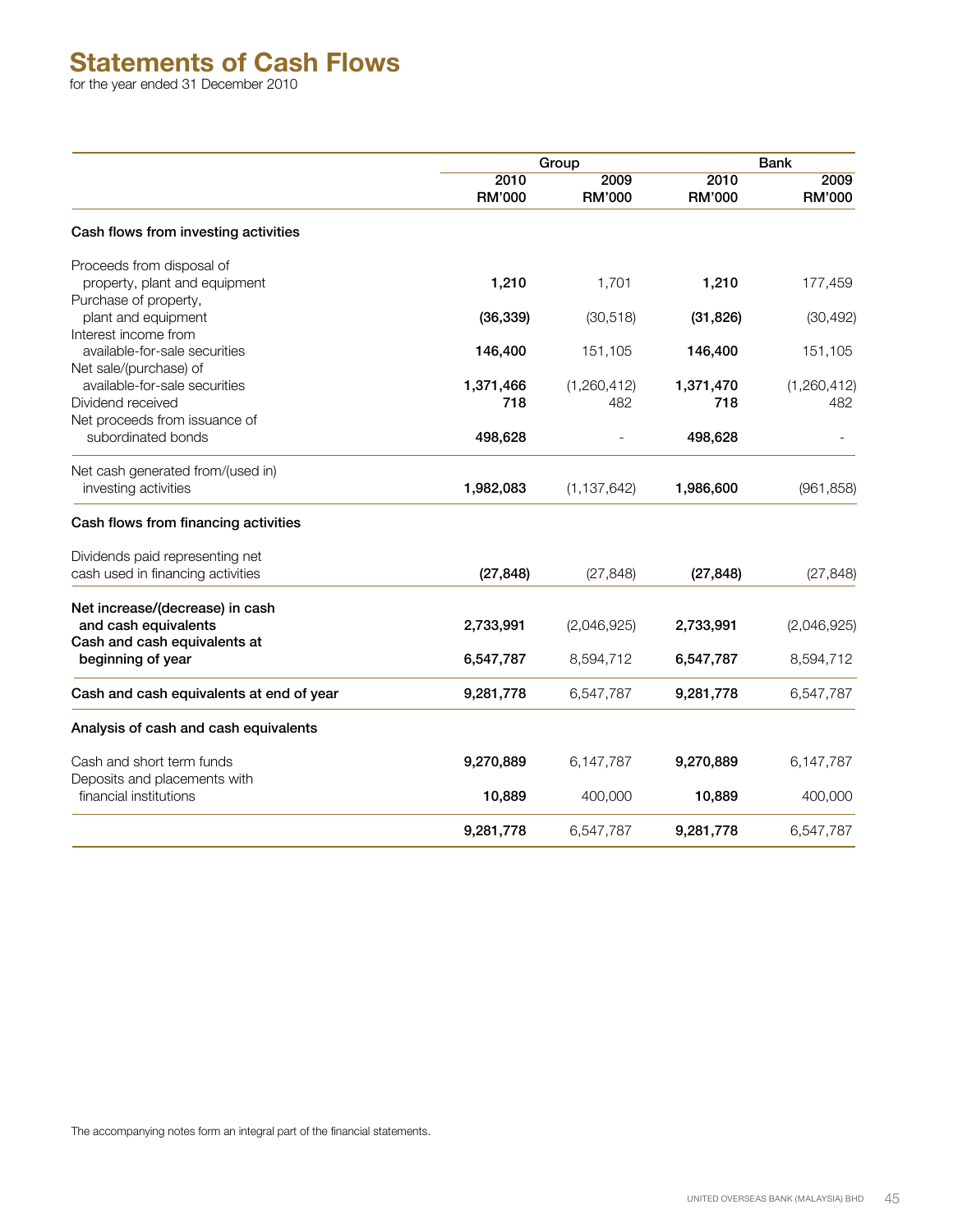# Statements of Cash Flows

for the year ended 31 December 2010

| | Group | | Bank | |
|---|---|---|---|---|
| | 2010<br>RM'000 | 2009<br>RM'000 | 2010<br>RM'000 | 2009<br>RM'000 |
| **Cash flows from investing activities** | | | | |
| Proceeds from disposal of property, plant and equipment | **1,210** | 1,701 | **1,210** | 177,459 |
| Purchase of property, plant and equipment | **(36,339)** | (30,518) | **(31,826)** | (30,492) |
| Interest income from available-for-sale securities | **146,400** | 151,105 | **146,400** | 151,105 |
| Net sale/(purchase) of available-for-sale securities | **1,371,466** | (1,260,412) | **1,371,470** | (1,260,412) |
| Dividend received | **718** | 482 | **718** | 482 |
| Net proceeds from issuance of subordinated bonds | **498,628** | - | **498,628** | - |
| Net cash generated from/(used in) investing activities | **1,982,083** | (1,137,642) | **1,986,600** | (961,858) |
| **Cash flows from financing activities** | | | | |
| Dividends paid representing net cash used in financing activities | **(27,848)** | (27,848) | **(27,848)** | (27,848) |
| **Net increase/(decrease) in cash and cash equivalents** | **2,733,991** | (2,046,925) | **2,733,991** | (2,046,925) |
| **Cash and cash equivalents at beginning of year** | **6,547,787** | 8,594,712 | **6,547,787** | 8,594,712 |
| **Cash and cash equivalents at end of year** | **9,281,778** | 6,547,787 | **9,281,778** | 6,547,787 |
| **Analysis of cash and cash equivalents** | | | | |
| Cash and short term funds | **9,270,889** | 6,147,787 | **9,270,889** | 6,147,787 |
| Deposits and placements with financial institutions | **10,889** | 400,000 | **10,889** | 400,000 |
| | **9,281,778** | 6,547,787 | **9,281,778** | 6,547,787 |

The accompanying notes form an integral part of the financial statements.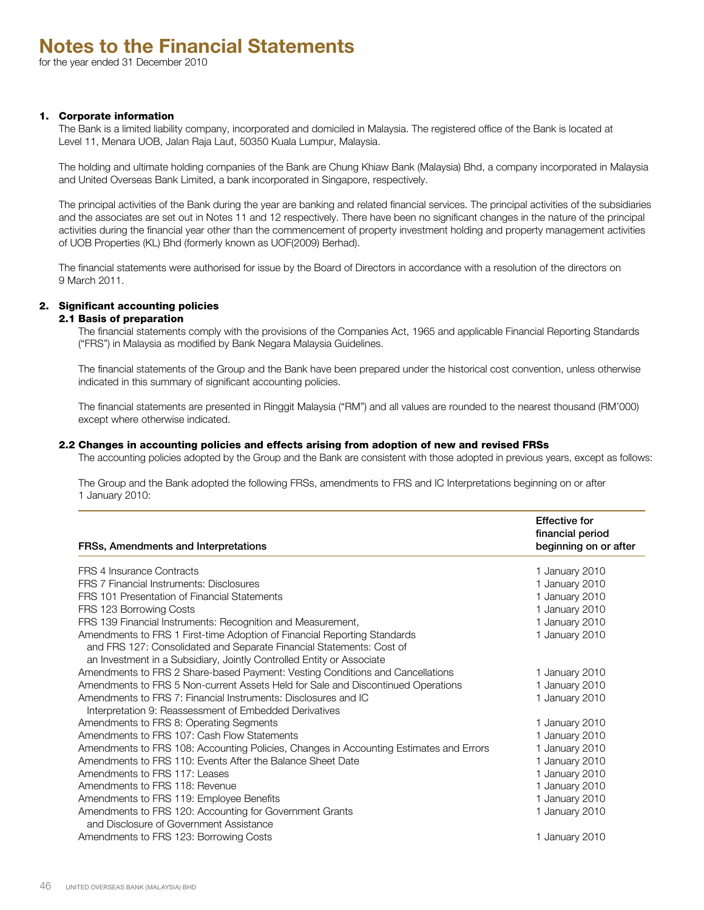# Notes to the Financial Statements

for the year ended 31 December 2010

## 1. Corporate information

The Bank is a limited liability company, incorporated and domiciled in Malaysia. The registered office of the Bank is located at Level 11, Menara UOB, Jalan Raja Laut, 50350 Kuala Lumpur, Malaysia.

The holding and ultimate holding companies of the Bank are Chung Khiaw Bank (Malaysia) Bhd, a company incorporated in Malaysia and United Overseas Bank Limited, a bank incorporated in Singapore, respectively.

The principal activities of the Bank during the year are banking and related financial services. The principal activities of the subsidiaries and the associates are set out in Notes 11 and 12 respectively. There have been no significant changes in the nature of the principal activities during the financial year other than the commencement of property investment holding and property management activities of UOB Properties (KL) Bhd (formerly known as UOF(2009) Berhad).

The financial statements were authorised for issue by the Board of Directors in accordance with a resolution of the directors on 9 March 2011.

## 2. Significant accounting policies

### 2.1 Basis of preparation

The financial statements comply with the provisions of the Companies Act, 1965 and applicable Financial Reporting Standards ("FRS") in Malaysia as modified by Bank Negara Malaysia Guidelines.

The financial statements of the Group and the Bank have been prepared under the historical cost convention, unless otherwise indicated in this summary of significant accounting policies.

The financial statements are presented in Ringgit Malaysia ("RM") and all values are rounded to the nearest thousand (RM'000) except where otherwise indicated.

### 2.2 Changes in accounting policies and effects arising from adoption of new and revised FRSs

The accounting policies adopted by the Group and the Bank are consistent with those adopted in previous years, except as follows:

The Group and the Bank adopted the following FRSs, amendments to FRS and IC Interpretations beginning on or after 1 January 2010:

| FRSs, Amendments and Interpretations | Effective for financial period beginning on or after |
|---|---|
| FRS 4 Insurance Contracts | 1 January 2010 |
| FRS 7 Financial Instruments: Disclosures | 1 January 2010 |
| FRS 101 Presentation of Financial Statements | 1 January 2010 |
| FRS 123 Borrowing Costs | 1 January 2010 |
| FRS 139 Financial Instruments: Recognition and Measurement, | 1 January 2010 |
| Amendments to FRS 1 First-time Adoption of Financial Reporting Standards and FRS 127: Consolidated and Separate Financial Statements: Cost of an Investment in a Subsidiary, Jointly Controlled Entity or Associate | 1 January 2010 |
| Amendments to FRS 2 Share-based Payment: Vesting Conditions and Cancellations | 1 January 2010 |
| Amendments to FRS 5 Non-current Assets Held for Sale and Discontinued Operations | 1 January 2010 |
| Amendments to FRS 7: Financial Instruments: Disclosures and IC Interpretation 9: Reassessment of Embedded Derivatives | 1 January 2010 |
| Amendments to FRS 8: Operating Segments | 1 January 2010 |
| Amendments to FRS 107: Cash Flow Statements | 1 January 2010 |
| Amendments to FRS 108: Accounting Policies, Changes in Accounting Estimates and Errors | 1 January 2010 |
| Amendments to FRS 110: Events After the Balance Sheet Date | 1 January 2010 |
| Amendments to FRS 117: Leases | 1 January 2010 |
| Amendments to FRS 118: Revenue | 1 January 2010 |
| Amendments to FRS 119: Employee Benefits | 1 January 2010 |
| Amendments to FRS 120: Accounting for Government Grants and Disclosure of Government Assistance | 1 January 2010 |
| Amendments to FRS 123: Borrowing Costs | 1 January 2010 |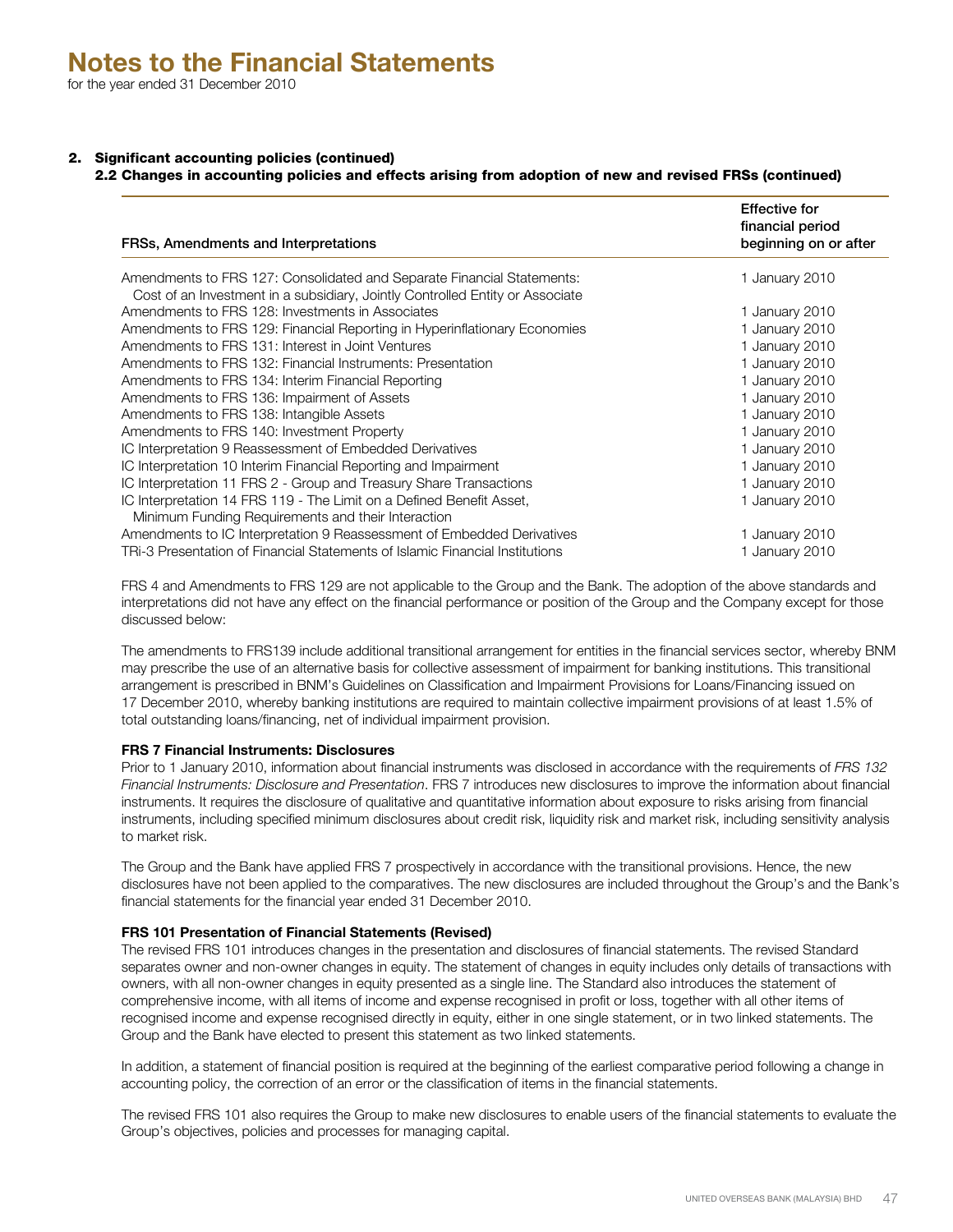# Notes to the Financial Statements

for the year ended 31 December 2010

## 2. Significant accounting policies (continued)

### 2.2 Changes in accounting policies and effects arising from adoption of new and revised FRSs (continued)

| FRSs, Amendments and Interpretations | Effective for financial period beginning on or after |
|---|---|
| Amendments to FRS 127: Consolidated and Separate Financial Statements: Cost of an Investment in a subsidiary, Jointly Controlled Entity or Associate | 1 January 2010 |
| Amendments to FRS 128: Investments in Associates | 1 January 2010 |
| Amendments to FRS 129: Financial Reporting in Hyperinflationary Economies | 1 January 2010 |
| Amendments to FRS 131: Interest in Joint Ventures | 1 January 2010 |
| Amendments to FRS 132: Financial Instruments: Presentation | 1 January 2010 |
| Amendments to FRS 134: Interim Financial Reporting | 1 January 2010 |
| Amendments to FRS 136: Impairment of Assets | 1 January 2010 |
| Amendments to FRS 138: Intangible Assets | 1 January 2010 |
| Amendments to FRS 140: Investment Property | 1 January 2010 |
| IC Interpretation 9 Reassessment of Embedded Derivatives | 1 January 2010 |
| IC Interpretation 10 Interim Financial Reporting and Impairment | 1 January 2010 |
| IC Interpretation 11 FRS 2 - Group and Treasury Share Transactions | 1 January 2010 |
| IC Interpretation 14 FRS 119 - The Limit on a Defined Benefit Asset, Minimum Funding Requirements and their Interaction | 1 January 2010 |
| Amendments to IC Interpretation 9 Reassessment of Embedded Derivatives | 1 January 2010 |
| TRi-3 Presentation of Financial Statements of Islamic Financial Institutions | 1 January 2010 |

FRS 4 and Amendments to FRS 129 are not applicable to the Group and the Bank. The adoption of the above standards and interpretations did not have any effect on the financial performance or position of the Group and the Company except for those discussed below:

The amendments to FRS139 include additional transitional arrangement for entities in the financial services sector, whereby BNM may prescribe the use of an alternative basis for collective assessment of impairment for banking institutions. This transitional arrangement is prescribed in BNM's Guidelines on Classification and Impairment Provisions for Loans/Financing issued on 17 December 2010, whereby banking institutions are required to maintain collective impairment provisions of at least 1.5% of total outstanding loans/financing, net of individual impairment provision.

**FRS 7 Financial Instruments: Disclosures**

Prior to 1 January 2010, information about financial instruments was disclosed in accordance with the requirements of *FRS 132 Financial Instruments: Disclosure and Presentation*. FRS 7 introduces new disclosures to improve the information about financial instruments. It requires the disclosure of qualitative and quantitative information about exposure to risks arising from financial instruments, including specified minimum disclosures about credit risk, liquidity risk and market risk, including sensitivity analysis to market risk.

The Group and the Bank have applied FRS 7 prospectively in accordance with the transitional provisions. Hence, the new disclosures have not been applied to the comparatives. The new disclosures are included throughout the Group's and the Bank's financial statements for the financial year ended 31 December 2010.

**FRS 101 Presentation of Financial Statements (Revised)**

The revised FRS 101 introduces changes in the presentation and disclosures of financial statements. The revised Standard separates owner and non-owner changes in equity. The statement of changes in equity includes only details of transactions with owners, with all non-owner changes in equity presented as a single line. The Standard also introduces the statement of comprehensive income, with all items of income and expense recognised in profit or loss, together with all other items of recognised income and expense recognised directly in equity, either in one single statement, or in two linked statements. The Group and the Bank have elected to present this statement as two linked statements.

In addition, a statement of financial position is required at the beginning of the earliest comparative period following a change in accounting policy, the correction of an error or the classification of items in the financial statements.

The revised FRS 101 also requires the Group to make new disclosures to enable users of the financial statements to evaluate the Group's objectives, policies and processes for managing capital.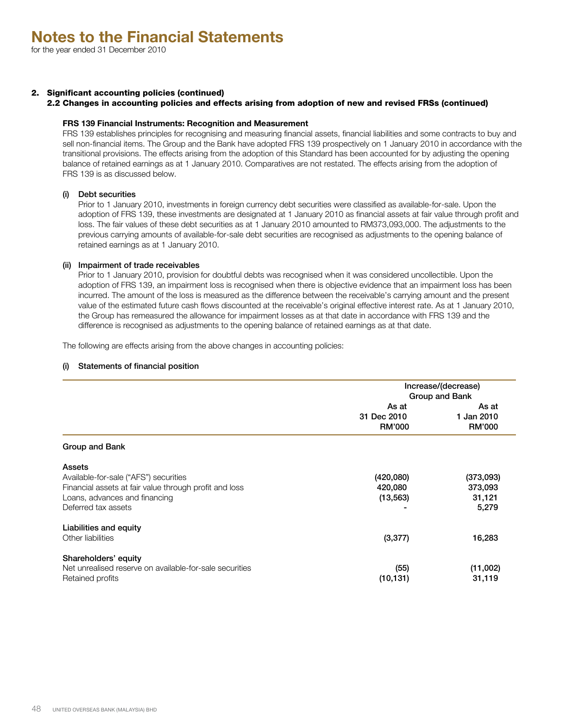# Notes to the Financial Statements

for the year ended 31 December 2010

## 2. Significant accounting policies (continued)

### 2.2 Changes in accounting policies and effects arising from adoption of new and revised FRSs (continued)

**FRS 139 Financial Instruments: Recognition and Measurement**

FRS 139 establishes principles for recognising and measuring financial assets, financial liabilities and some contracts to buy and sell non-financial items. The Group and the Bank have adopted FRS 139 prospectively on 1 January 2010 in accordance with the transitional provisions. The effects arising from the adoption of this Standard has been accounted for by adjusting the opening balance of retained earnings as at 1 January 2010. Comparatives are not restated. The effects arising from the adoption of FRS 139 is as discussed below.

**(i) Debt securities**

Prior to 1 January 2010, investments in foreign currency debt securities were classified as available-for-sale. Upon the adoption of FRS 139, these investments are designated at 1 January 2010 as financial assets at fair value through profit and loss. The fair values of these debt securities as at 1 January 2010 amounted to RM373,093,000. The adjustments to the previous carrying amounts of available-for-sale debt securities are recognised as adjustments to the opening balance of retained earnings as at 1 January 2010.

**(ii) Impairment of trade receivables**

Prior to 1 January 2010, provision for doubtful debts was recognised when it was considered uncollectible. Upon the adoption of FRS 139, an impairment loss is recognised when there is objective evidence that an impairment loss has been incurred. The amount of the loss is measured as the difference between the receivable's carrying amount and the present value of the estimated future cash flows discounted at the receivable's original effective interest rate. As at 1 January 2010, the Group has remeasured the allowance for impairment losses as at that date in accordance with FRS 139 and the difference is recognised as adjustments to the opening balance of retained earnings as at that date.

The following are effects arising from the above changes in accounting policies:

**(i) Statements of financial position**

| | Increase/(decrease) Group and Bank | |
|---|---|---|
| | As at 31 Dec 2010 RM'000 | As at 1 Jan 2010 RM'000 |
| **Group and Bank** | | |
| **Assets** | | |
| Available-for-sale ("AFS") securities | (420,080) | (373,093) |
| Financial assets at fair value through profit and loss | 420,080 | 373,093 |
| Loans, advances and financing | (13,563) | 31,121 |
| Deferred tax assets | - | 5,279 |
| **Liabilities and equity** | | |
| Other liabilities | (3,377) | 16,283 |
| **Shareholders' equity** | | |
| Net unrealised reserve on available-for-sale securities | (55) | (11,002) |
| Retained profits | (10,131) | 31,119 |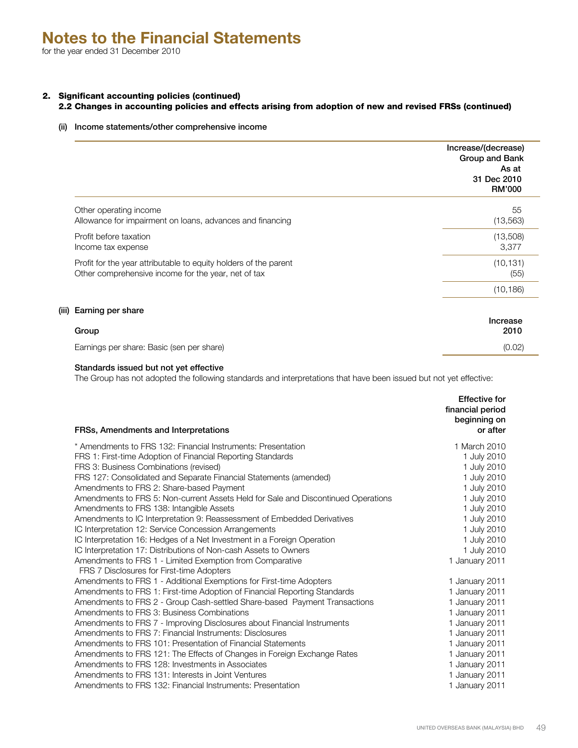# Notes to the Financial Statements

for the year ended 31 December 2010

## 2. Significant accounting policies (continued)

### 2.2 Changes in accounting policies and effects arising from adoption of new and revised FRSs (continued)

#### (ii) Income statements/other comprehensive income

| | Increase/(decrease) Group and Bank As at 31 Dec 2010 RM'000 |
|---|---|
| Other operating income | 55 |
| Allowance for impairment on loans, advances and financing | (13,563) |
| Profit before taxation | (13,508) |
| Income tax expense | 3,377 |
| Profit for the year attributable to equity holders of the parent | (10,131) |
| Other comprehensive income for the year, net of tax | (55) |
| | (10,186) |

#### (iii) Earning per share

| Group | Increase 2010 |
|---|---|
| Earnings per share: Basic (sen per share) | (0.02) |

#### Standards issued but not yet effective

The Group has not adopted the following standards and interpretations that have been issued but not yet effective:

| FRSs, Amendments and Interpretations | Effective for financial period beginning on or after |
|---|---|
| * Amendments to FRS 132: Financial Instruments: Presentation | 1 March 2010 |
| FRS 1: First-time Adoption of Financial Reporting Standards | 1 July 2010 |
| FRS 3: Business Combinations (revised) | 1 July 2010 |
| FRS 127: Consolidated and Separate Financial Statements (amended) | 1 July 2010 |
| Amendments to FRS 2: Share-based Payment | 1 July 2010 |
| Amendments to FRS 5: Non-current Assets Held for Sale and Discontinued Operations | 1 July 2010 |
| Amendments to FRS 138: Intangible Assets | 1 July 2010 |
| Amendments to IC Interpretation 9: Reassessment of Embedded Derivatives | 1 July 2010 |
| IC Interpretation 12: Service Concession Arrangements | 1 July 2010 |
| IC Interpretation 16: Hedges of a Net Investment in a Foreign Operation | 1 July 2010 |
| IC Interpretation 17: Distributions of Non-cash Assets to Owners | 1 July 2010 |
| Amendments to FRS 1 - Limited Exemption from Comparative FRS 7 Disclosures for First-time Adopters | 1 January 2011 |
| Amendments to FRS 1 - Additional Exemptions for First-time Adopters | 1 January 2011 |
| Amendments to FRS 1: First-time Adoption of Financial Reporting Standards | 1 January 2011 |
| Amendments to FRS 2 - Group Cash-settled Share-based Payment Transactions | 1 January 2011 |
| Amendments to FRS 3: Business Combinations | 1 January 2011 |
| Amendments to FRS 7 - Improving Disclosures about Financial Instruments | 1 January 2011 |
| Amendments to FRS 7: Financial Instruments: Disclosures | 1 January 2011 |
| Amendments to FRS 101: Presentation of Financial Statements | 1 January 2011 |
| Amendments to FRS 121: The Effects of Changes in Foreign Exchange Rates | 1 January 2011 |
| Amendments to FRS 128: Investments in Associates | 1 January 2011 |
| Amendments to FRS 131: Interests in Joint Ventures | 1 January 2011 |
| Amendments to FRS 132: Financial Instruments: Presentation | 1 January 2011 |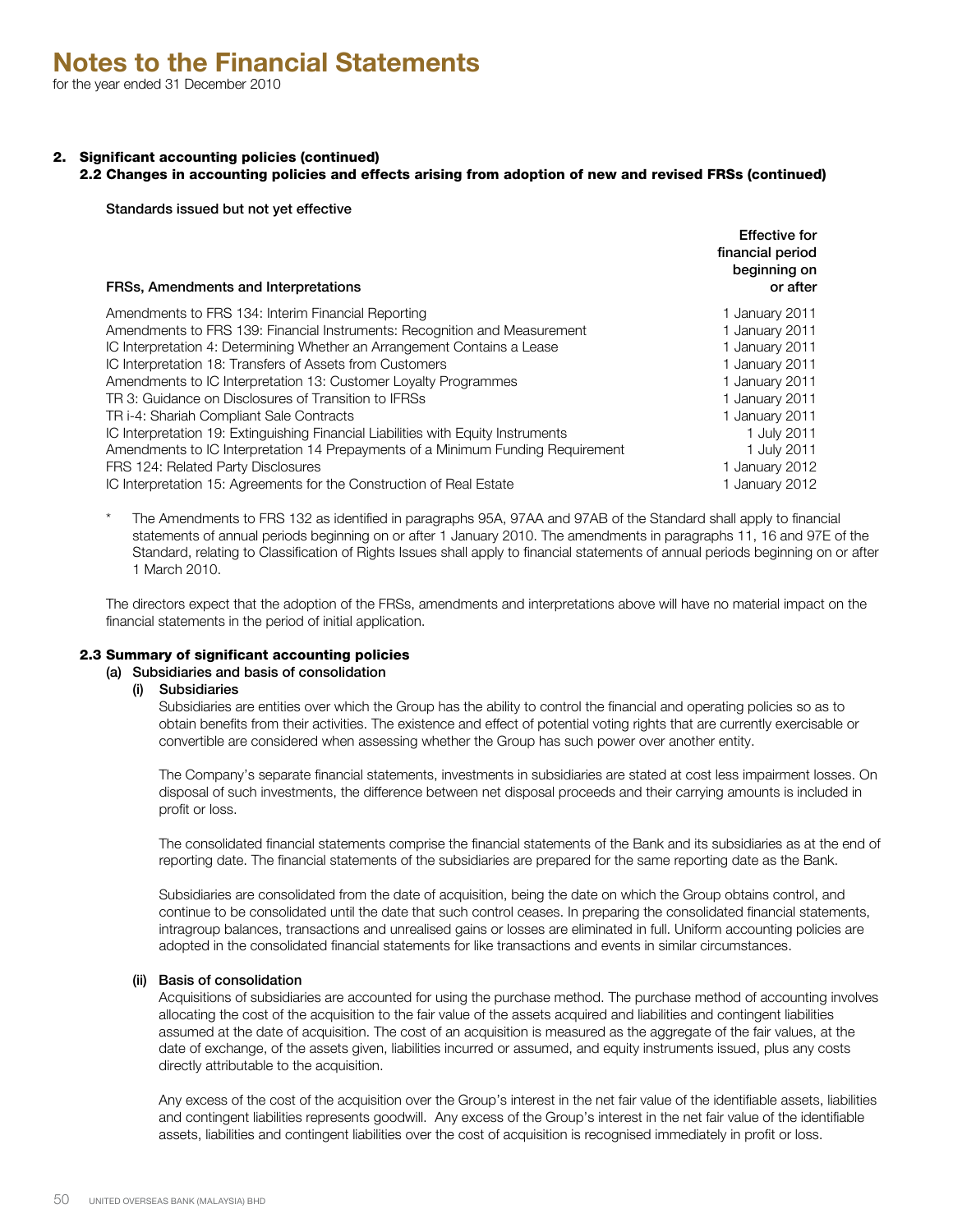# Notes to the Financial Statements

for the year ended 31 December 2010

## 2. Significant accounting policies (continued)

### 2.2 Changes in accounting policies and effects arising from adoption of new and revised FRSs (continued)

**Standards issued but not yet effective**

| FRSs, Amendments and Interpretations | Effective for financial period beginning on or after |
|---|---|
| Amendments to FRS 134: Interim Financial Reporting | 1 January 2011 |
| Amendments to FRS 139: Financial Instruments: Recognition and Measurement | 1 January 2011 |
| IC Interpretation 4: Determining Whether an Arrangement Contains a Lease | 1 January 2011 |
| IC Interpretation 18: Transfers of Assets from Customers | 1 January 2011 |
| Amendments to IC Interpretation 13: Customer Loyalty Programmes | 1 January 2011 |
| TR 3: Guidance on Disclosures of Transition to IFRSs | 1 January 2011 |
| TR i-4: Shariah Compliant Sale Contracts | 1 January 2011 |
| IC Interpretation 19: Extinguishing Financial Liabilities with Equity Instruments | 1 July 2011 |
| Amendments to IC Interpretation 14 Prepayments of a Minimum Funding Requirement | 1 July 2011 |
| FRS 124: Related Party Disclosures | 1 January 2012 |
| IC Interpretation 15: Agreements for the Construction of Real Estate | 1 January 2012 |

\* The Amendments to FRS 132 as identified in paragraphs 95A, 97AA and 97AB of the Standard shall apply to financial statements of annual periods beginning on or after 1 January 2010. The amendments in paragraphs 11, 16 and 97E of the Standard, relating to Classification of Rights Issues shall apply to financial statements of annual periods beginning on or after 1 March 2010.

The directors expect that the adoption of the FRSs, amendments and interpretations above will have no material impact on the financial statements in the period of initial application.

### 2.3 Summary of significant accounting policies

#### (a) Subsidiaries and basis of consolidation

##### (i) Subsidiaries

Subsidiaries are entities over which the Group has the ability to control the financial and operating policies so as to obtain benefits from their activities. The existence and effect of potential voting rights that are currently exercisable or convertible are considered when assessing whether the Group has such power over another entity.

The Company's separate financial statements, investments in subsidiaries are stated at cost less impairment losses. On disposal of such investments, the difference between net disposal proceeds and their carrying amounts is included in profit or loss.

The consolidated financial statements comprise the financial statements of the Bank and its subsidiaries as at the end of reporting date. The financial statements of the subsidiaries are prepared for the same reporting date as the Bank.

Subsidiaries are consolidated from the date of acquisition, being the date on which the Group obtains control, and continue to be consolidated until the date that such control ceases. In preparing the consolidated financial statements, intragroup balances, transactions and unrealised gains or losses are eliminated in full. Uniform accounting policies are adopted in the consolidated financial statements for like transactions and events in similar circumstances.

##### (ii) Basis of consolidation

Acquisitions of subsidiaries are accounted for using the purchase method. The purchase method of accounting involves allocating the cost of the acquisition to the fair value of the assets acquired and liabilities and contingent liabilities assumed at the date of acquisition. The cost of an acquisition is measured as the aggregate of the fair values, at the date of exchange, of the assets given, liabilities incurred or assumed, and equity instruments issued, plus any costs directly attributable to the acquisition.

Any excess of the cost of the acquisition over the Group's interest in the net fair value of the identifiable assets, liabilities and contingent liabilities represents goodwill. Any excess of the Group's interest in the net fair value of the identifiable assets, liabilities and contingent liabilities over the cost of acquisition is recognised immediately in profit or loss.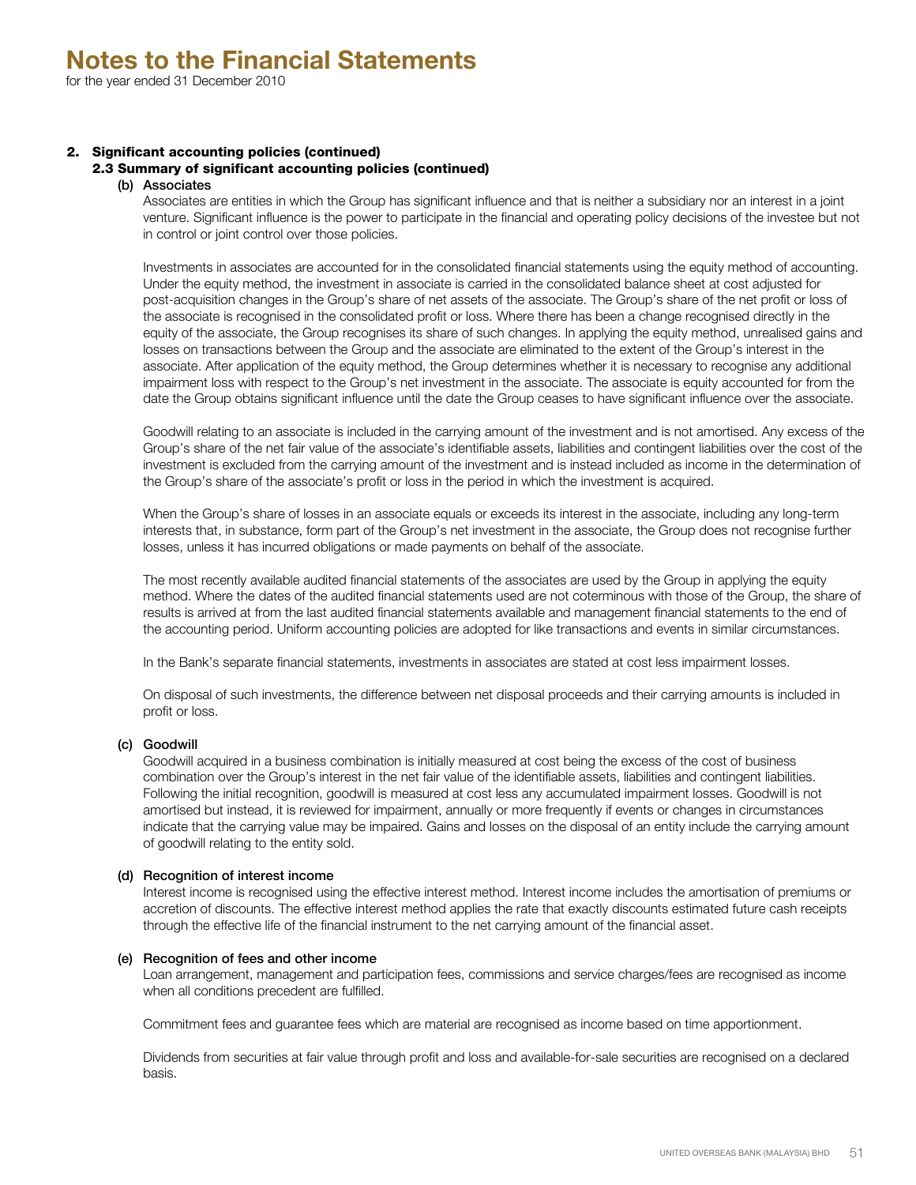# Notes to the Financial Statements

for the year ended 31 December 2010

## 2. Significant accounting policies (continued)

### 2.3 Summary of significant accounting policies (continued)

#### (b) Associates

Associates are entities in which the Group has significant influence and that is neither a subsidiary nor an interest in a joint venture. Significant influence is the power to participate in the financial and operating policy decisions of the investee but not in control or joint control over those policies.

Investments in associates are accounted for in the consolidated financial statements using the equity method of accounting. Under the equity method, the investment in associate is carried in the consolidated balance sheet at cost adjusted for post-acquisition changes in the Group's share of net assets of the associate. The Group's share of the net profit or loss of the associate is recognised in the consolidated profit or loss. Where there has been a change recognised directly in the equity of the associate, the Group recognises its share of such changes. In applying the equity method, unrealised gains and losses on transactions between the Group and the associate are eliminated to the extent of the Group's interest in the associate. After application of the equity method, the Group determines whether it is necessary to recognise any additional impairment loss with respect to the Group's net investment in the associate. The associate is equity accounted for from the date the Group obtains significant influence until the date the Group ceases to have significant influence over the associate.

Goodwill relating to an associate is included in the carrying amount of the investment and is not amortised. Any excess of the Group's share of the net fair value of the associate's identifiable assets, liabilities and contingent liabilities over the cost of the investment is excluded from the carrying amount of the investment and is instead included as income in the determination of the Group's share of the associate's profit or loss in the period in which the investment is acquired.

When the Group's share of losses in an associate equals or exceeds its interest in the associate, including any long-term interests that, in substance, form part of the Group's net investment in the associate, the Group does not recognise further losses, unless it has incurred obligations or made payments on behalf of the associate.

The most recently available audited financial statements of the associates are used by the Group in applying the equity method. Where the dates of the audited financial statements used are not coterminous with those of the Group, the share of results is arrived at from the last audited financial statements available and management financial statements to the end of the accounting period. Uniform accounting policies are adopted for like transactions and events in similar circumstances.

In the Bank's separate financial statements, investments in associates are stated at cost less impairment losses.

On disposal of such investments, the difference between net disposal proceeds and their carrying amounts is included in profit or loss.

#### (c) Goodwill

Goodwill acquired in a business combination is initially measured at cost being the excess of the cost of business combination over the Group's interest in the net fair value of the identifiable assets, liabilities and contingent liabilities. Following the initial recognition, goodwill is measured at cost less any accumulated impairment losses. Goodwill is not amortised but instead, it is reviewed for impairment, annually or more frequently if events or changes in circumstances indicate that the carrying value may be impaired. Gains and losses on the disposal of an entity include the carrying amount of goodwill relating to the entity sold.

#### (d) Recognition of interest income

Interest income is recognised using the effective interest method. Interest income includes the amortisation of premiums or accretion of discounts. The effective interest method applies the rate that exactly discounts estimated future cash receipts through the effective life of the financial instrument to the net carrying amount of the financial asset.

#### (e) Recognition of fees and other income

Loan arrangement, management and participation fees, commissions and service charges/fees are recognised as income when all conditions precedent are fulfilled.

Commitment fees and guarantee fees which are material are recognised as income based on time apportionment.

Dividends from securities at fair value through profit and loss and available-for-sale securities are recognised on a declared basis.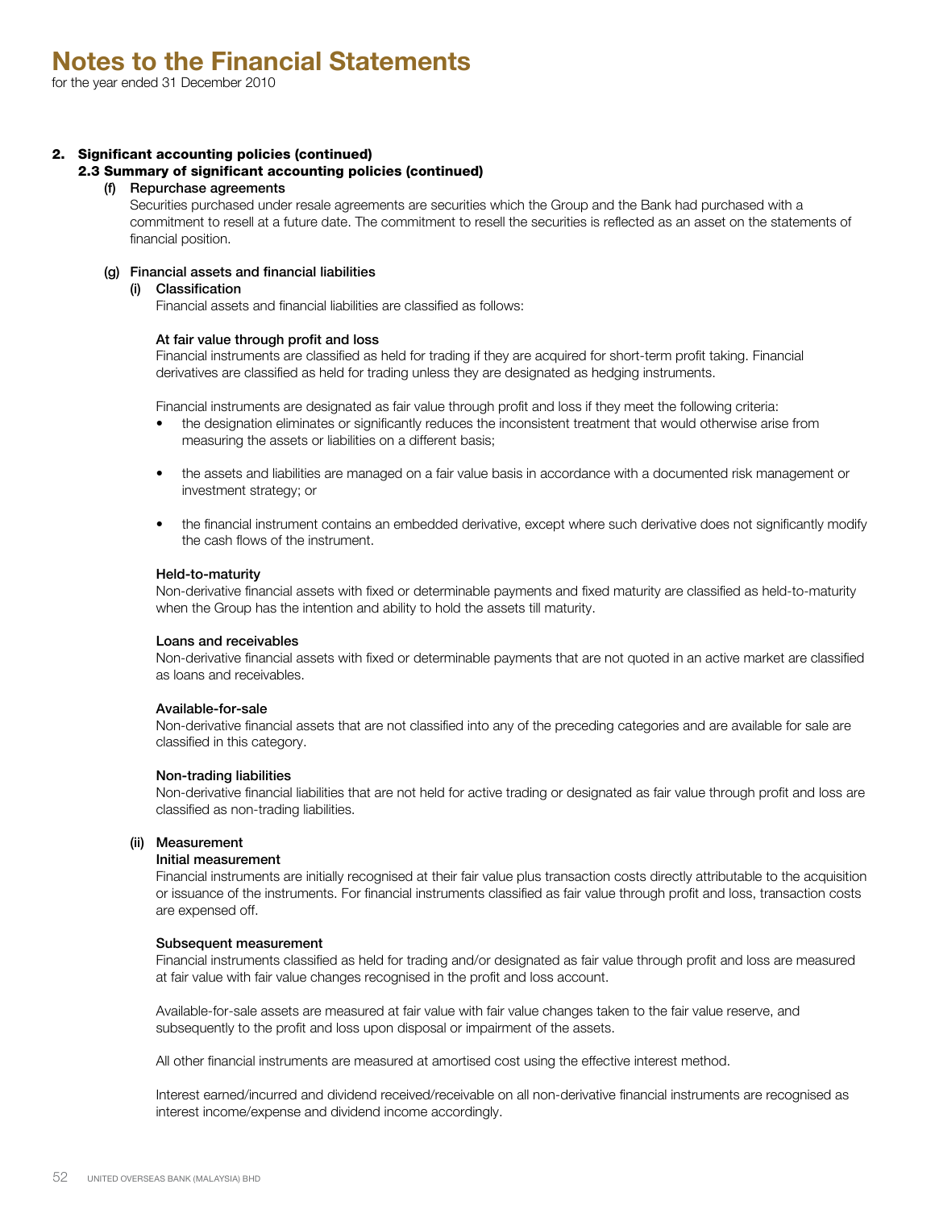# Notes to the Financial Statements

for the year ended 31 December 2010

## 2. Significant accounting policies (continued)

### 2.3 Summary of significant accounting policies (continued)

#### (f) Repurchase agreements

Securities purchased under resale agreements are securities which the Group and the Bank had purchased with a commitment to resell at a future date. The commitment to resell the securities is reflected as an asset on the statements of financial position.

#### (g) Financial assets and financial liabilities

##### (i) Classification

Financial assets and financial liabilities are classified as follows:

**At fair value through profit and loss**

Financial instruments are classified as held for trading if they are acquired for short-term profit taking. Financial derivatives are classified as held for trading unless they are designated as hedging instruments.

Financial instruments are designated as fair value through profit and loss if they meet the following criteria:

- the designation eliminates or significantly reduces the inconsistent treatment that would otherwise arise from measuring the assets or liabilities on a different basis;
- the assets and liabilities are managed on a fair value basis in accordance with a documented risk management or investment strategy; or
- the financial instrument contains an embedded derivative, except where such derivative does not significantly modify the cash flows of the instrument.

**Held-to-maturity**

Non-derivative financial assets with fixed or determinable payments and fixed maturity are classified as held-to-maturity when the Group has the intention and ability to hold the assets till maturity.

**Loans and receivables**

Non-derivative financial assets with fixed or determinable payments that are not quoted in an active market are classified as loans and receivables.

**Available-for-sale**

Non-derivative financial assets that are not classified into any of the preceding categories and are available for sale are classified in this category.

**Non-trading liabilities**

Non-derivative financial liabilities that are not held for active trading or designated as fair value through profit and loss are classified as non-trading liabilities.

##### (ii) Measurement

**Initial measurement**

Financial instruments are initially recognised at their fair value plus transaction costs directly attributable to the acquisition or issuance of the instruments. For financial instruments classified as fair value through profit and loss, transaction costs are expensed off.

**Subsequent measurement**

Financial instruments classified as held for trading and/or designated as fair value through profit and loss are measured at fair value with fair value changes recognised in the profit and loss account.

Available-for-sale assets are measured at fair value with fair value changes taken to the fair value reserve, and subsequently to the profit and loss upon disposal or impairment of the assets.

All other financial instruments are measured at amortised cost using the effective interest method.

Interest earned/incurred and dividend received/receivable on all non-derivative financial instruments are recognised as interest income/expense and dividend income accordingly.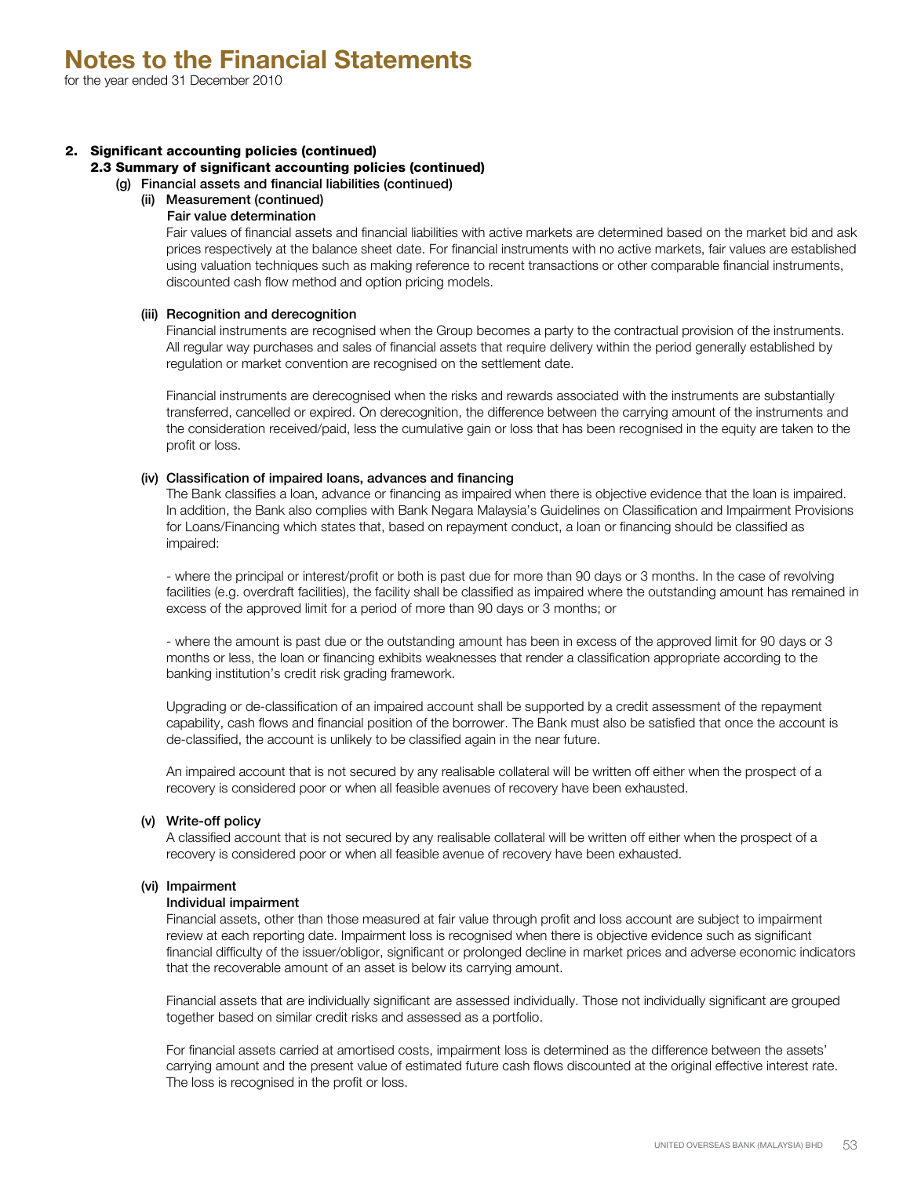# Notes to the Financial Statements

for the year ended 31 December 2010

## 2. Significant accounting policies (continued)

### 2.3 Summary of significant accounting policies (continued)

#### (g) Financial assets and financial liabilities (continued)

##### (ii) Measurement (continued)

**Fair value determination**

Fair values of financial assets and financial liabilities with active markets are determined based on the market bid and ask prices respectively at the balance sheet date. For financial instruments with no active markets, fair values are established using valuation techniques such as making reference to recent transactions or other comparable financial instruments, discounted cash flow method and option pricing models.

##### (iii) Recognition and derecognition

Financial instruments are recognised when the Group becomes a party to the contractual provision of the instruments. All regular way purchases and sales of financial assets that require delivery within the period generally established by regulation or market convention are recognised on the settlement date.

Financial instruments are derecognised when the risks and rewards associated with the instruments are substantially transferred, cancelled or expired. On derecognition, the difference between the carrying amount of the instruments and the consideration received/paid, less the cumulative gain or loss that has been recognised in the equity are taken to the profit or loss.

##### (iv) Classification of impaired loans, advances and financing

The Bank classifies a loan, advance or financing as impaired when there is objective evidence that the loan is impaired. In addition, the Bank also complies with Bank Negara Malaysia's Guidelines on Classification and Impairment Provisions for Loans/Financing which states that, based on repayment conduct, a loan or financing should be classified as impaired:

- where the principal or interest/profit or both is past due for more than 90 days or 3 months. In the case of revolving facilities (e.g. overdraft facilities), the facility shall be classified as impaired where the outstanding amount has remained in excess of the approved limit for a period of more than 90 days or 3 months; or

- where the amount is past due or the outstanding amount has been in excess of the approved limit for 90 days or 3 months or less, the loan or financing exhibits weaknesses that render a classification appropriate according to the banking institution's credit risk grading framework.

Upgrading or de-classification of an impaired account shall be supported by a credit assessment of the repayment capability, cash flows and financial position of the borrower. The Bank must also be satisfied that once the account is de-classified, the account is unlikely to be classified again in the near future.

An impaired account that is not secured by any realisable collateral will be written off either when the prospect of a recovery is considered poor or when all feasible avenues of recovery have been exhausted.

##### (v) Write-off policy

A classified account that is not secured by any realisable collateral will be written off either when the prospect of a recovery is considered poor or when all feasible avenue of recovery have been exhausted.

##### (vi) Impairment

**Individual impairment**

Financial assets, other than those measured at fair value through profit and loss account are subject to impairment review at each reporting date. Impairment loss is recognised when there is objective evidence such as significant financial difficulty of the issuer/obligor, significant or prolonged decline in market prices and adverse economic indicators that the recoverable amount of an asset is below its carrying amount.

Financial assets that are individually significant are assessed individually. Those not individually significant are grouped together based on similar credit risks and assessed as a portfolio.

For financial assets carried at amortised costs, impairment loss is determined as the difference between the assets' carrying amount and the present value of estimated future cash flows discounted at the original effective interest rate. The loss is recognised in the profit or loss.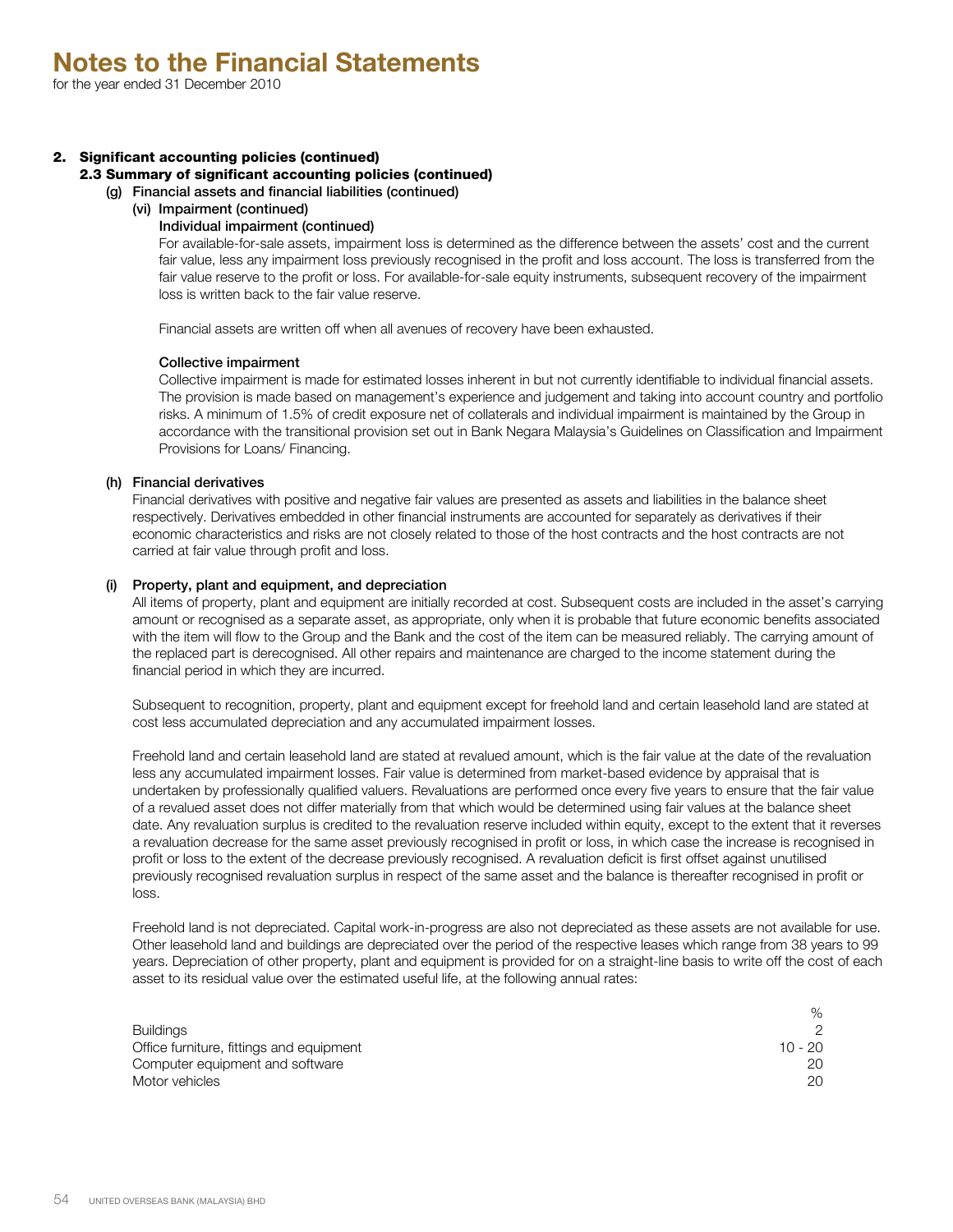# Notes to the Financial Statements

for the year ended 31 December 2010

## 2. Significant accounting policies (continued)

### 2.3 Summary of significant accounting policies (continued)

#### (g) Financial assets and financial liabilities (continued)

##### (vi) Impairment (continued)

**Individual impairment (continued)**

For available-for-sale assets, impairment loss is determined as the difference between the assets' cost and the current fair value, less any impairment loss previously recognised in the profit and loss account. The loss is transferred from the fair value reserve to the profit or loss. For available-for-sale equity instruments, subsequent recovery of the impairment loss is written back to the fair value reserve.

Financial assets are written off when all avenues of recovery have been exhausted.

**Collective impairment**

Collective impairment is made for estimated losses inherent in but not currently identifiable to individual financial assets. The provision is made based on management's experience and judgement and taking into account country and portfolio risks. A minimum of 1.5% of credit exposure net of collaterals and individual impairment is maintained by the Group in accordance with the transitional provision set out in Bank Negara Malaysia's Guidelines on Classification and Impairment Provisions for Loans/ Financing.

#### (h) Financial derivatives

Financial derivatives with positive and negative fair values are presented as assets and liabilities in the balance sheet respectively. Derivatives embedded in other financial instruments are accounted for separately as derivatives if their economic characteristics and risks are not closely related to those of the host contracts and the host contracts are not carried at fair value through profit and loss.

#### (i) Property, plant and equipment, and depreciation

All items of property, plant and equipment are initially recorded at cost. Subsequent costs are included in the asset's carrying amount or recognised as a separate asset, as appropriate, only when it is probable that future economic benefits associated with the item will flow to the Group and the Bank and the cost of the item can be measured reliably. The carrying amount of the replaced part is derecognised. All other repairs and maintenance are charged to the income statement during the financial period in which they are incurred.

Subsequent to recognition, property, plant and equipment except for freehold land and certain leasehold land are stated at cost less accumulated depreciation and any accumulated impairment losses.

Freehold land and certain leasehold land are stated at revalued amount, which is the fair value at the date of the revaluation less any accumulated impairment losses. Fair value is determined from market-based evidence by appraisal that is undertaken by professionally qualified valuers. Revaluations are performed once every five years to ensure that the fair value of a revalued asset does not differ materially from that which would be determined using fair values at the balance sheet date. Any revaluation surplus is credited to the revaluation reserve included within equity, except to the extent that it reverses a revaluation decrease for the same asset previously recognised in profit or loss, in which case the increase is recognised in profit or loss to the extent of the decrease previously recognised. A revaluation deficit is first offset against unutilised previously recognised revaluation surplus in respect of the same asset and the balance is thereafter recognised in profit or loss.

Freehold land is not depreciated. Capital work-in-progress are also not depreciated as these assets are not available for use. Other leasehold land and buildings are depreciated over the period of the respective leases which range from 38 years to 99 years. Depreciation of other property, plant and equipment is provided for on a straight-line basis to write off the cost of each asset to its residual value over the estimated useful life, at the following annual rates:

| | % |
|---|---|
| Buildings | 2 |
| Office furniture, fittings and equipment | 10 - 20 |
| Computer equipment and software | 20 |
| Motor vehicles | 20 |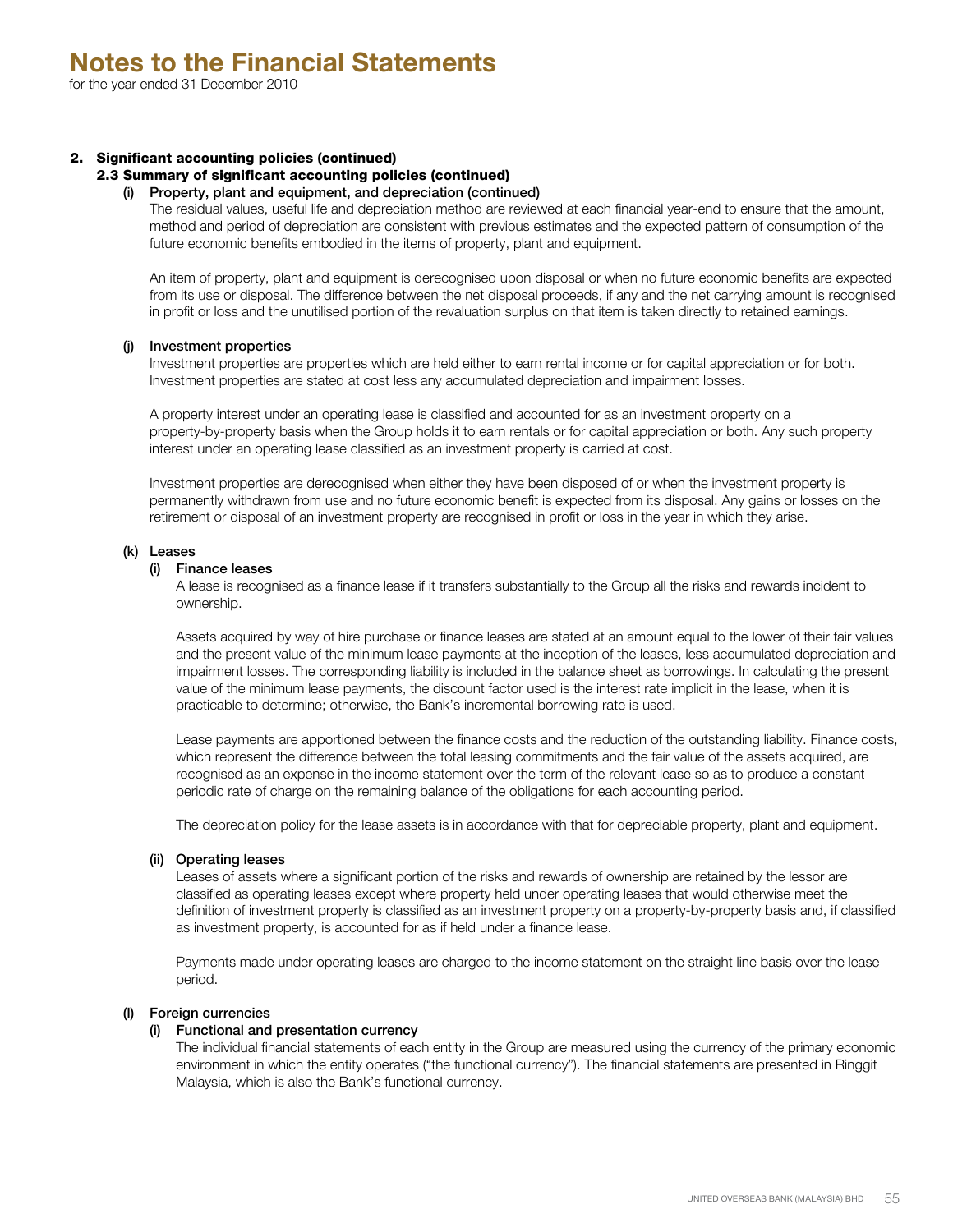# Notes to the Financial Statements

for the year ended 31 December 2010

## 2. Significant accounting policies (continued)

### 2.3 Summary of significant accounting policies (continued)

#### (i) Property, plant and equipment, and depreciation (continued)

The residual values, useful life and depreciation method are reviewed at each financial year-end to ensure that the amount, method and period of depreciation are consistent with previous estimates and the expected pattern of consumption of the future economic benefits embodied in the items of property, plant and equipment.

An item of property, plant and equipment is derecognised upon disposal or when no future economic benefits are expected from its use or disposal. The difference between the net disposal proceeds, if any and the net carrying amount is recognised in profit or loss and the unutilised portion of the revaluation surplus on that item is taken directly to retained earnings.

#### (j) Investment properties

Investment properties are properties which are held either to earn rental income or for capital appreciation or for both. Investment properties are stated at cost less any accumulated depreciation and impairment losses.

A property interest under an operating lease is classified and accounted for as an investment property on a property-by-property basis when the Group holds it to earn rentals or for capital appreciation or both. Any such property interest under an operating lease classified as an investment property is carried at cost.

Investment properties are derecognised when either they have been disposed of or when the investment property is permanently withdrawn from use and no future economic benefit is expected from its disposal. Any gains or losses on the retirement or disposal of an investment property are recognised in profit or loss in the year in which they arise.

#### (k) Leases

##### (i) Finance leases

A lease is recognised as a finance lease if it transfers substantially to the Group all the risks and rewards incident to ownership.

Assets acquired by way of hire purchase or finance leases are stated at an amount equal to the lower of their fair values and the present value of the minimum lease payments at the inception of the leases, less accumulated depreciation and impairment losses. The corresponding liability is included in the balance sheet as borrowings. In calculating the present value of the minimum lease payments, the discount factor used is the interest rate implicit in the lease, when it is practicable to determine; otherwise, the Bank's incremental borrowing rate is used.

Lease payments are apportioned between the finance costs and the reduction of the outstanding liability. Finance costs, which represent the difference between the total leasing commitments and the fair value of the assets acquired, are recognised as an expense in the income statement over the term of the relevant lease so as to produce a constant periodic rate of charge on the remaining balance of the obligations for each accounting period.

The depreciation policy for the lease assets is in accordance with that for depreciable property, plant and equipment.

##### (ii) Operating leases

Leases of assets where a significant portion of the risks and rewards of ownership are retained by the lessor are classified as operating leases except where property held under operating leases that would otherwise meet the definition of investment property is classified as an investment property on a property-by-property basis and, if classified as investment property, is accounted for as if held under a finance lease.

Payments made under operating leases are charged to the income statement on the straight line basis over the lease period.

#### (l) Foreign currencies

##### (i) Functional and presentation currency

The individual financial statements of each entity in the Group are measured using the currency of the primary economic environment in which the entity operates ("the functional currency"). The financial statements are presented in Ringgit Malaysia, which is also the Bank's functional currency.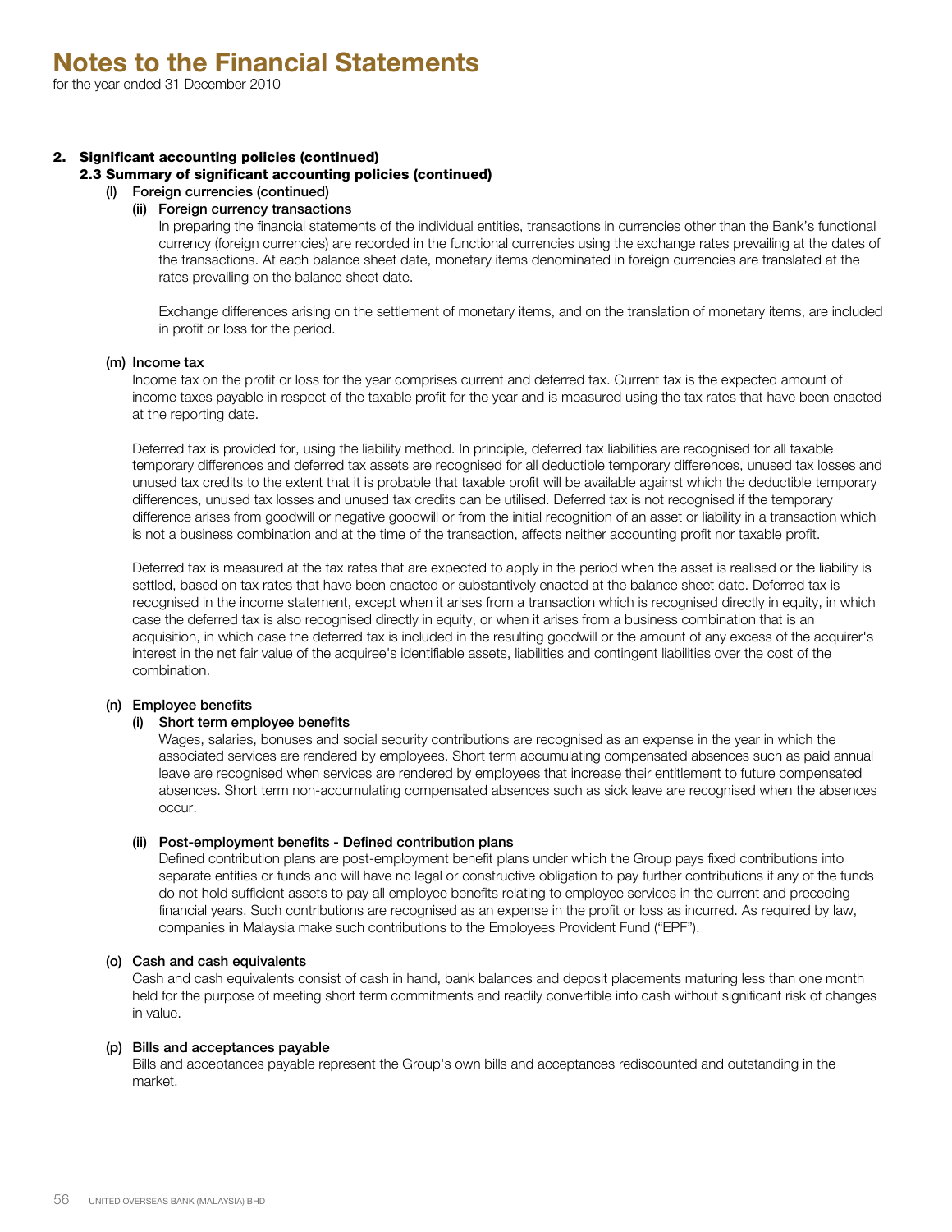# Notes to the Financial Statements

for the year ended 31 December 2010

## 2. Significant accounting policies (continued)

### 2.3 Summary of significant accounting policies (continued)

#### (l) Foreign currencies (continued)

##### (ii) Foreign currency transactions

In preparing the financial statements of the individual entities, transactions in currencies other than the Bank's functional currency (foreign currencies) are recorded in the functional currencies using the exchange rates prevailing at the dates of the transactions. At each balance sheet date, monetary items denominated in foreign currencies are translated at the rates prevailing on the balance sheet date.

Exchange differences arising on the settlement of monetary items, and on the translation of monetary items, are included in profit or loss for the period.

#### (m) Income tax

Income tax on the profit or loss for the year comprises current and deferred tax. Current tax is the expected amount of income taxes payable in respect of the taxable profit for the year and is measured using the tax rates that have been enacted at the reporting date.

Deferred tax is provided for, using the liability method. In principle, deferred tax liabilities are recognised for all taxable temporary differences and deferred tax assets are recognised for all deductible temporary differences, unused tax losses and unused tax credits to the extent that it is probable that taxable profit will be available against which the deductible temporary differences, unused tax losses and unused tax credits can be utilised. Deferred tax is not recognised if the temporary difference arises from goodwill or negative goodwill or from the initial recognition of an asset or liability in a transaction which is not a business combination and at the time of the transaction, affects neither accounting profit nor taxable profit.

Deferred tax is measured at the tax rates that are expected to apply in the period when the asset is realised or the liability is settled, based on tax rates that have been enacted or substantively enacted at the balance sheet date. Deferred tax is recognised in the income statement, except when it arises from a transaction which is recognised directly in equity, in which case the deferred tax is also recognised directly in equity, or when it arises from a business combination that is an acquisition, in which case the deferred tax is included in the resulting goodwill or the amount of any excess of the acquirer's interest in the net fair value of the acquiree's identifiable assets, liabilities and contingent liabilities over the cost of the combination.

#### (n) Employee benefits

##### (i) Short term employee benefits

Wages, salaries, bonuses and social security contributions are recognised as an expense in the year in which the associated services are rendered by employees. Short term accumulating compensated absences such as paid annual leave are recognised when services are rendered by employees that increase their entitlement to future compensated absences. Short term non-accumulating compensated absences such as sick leave are recognised when the absences occur.

##### (ii) Post-employment benefits - Defined contribution plans

Defined contribution plans are post-employment benefit plans under which the Group pays fixed contributions into separate entities or funds and will have no legal or constructive obligation to pay further contributions if any of the funds do not hold sufficient assets to pay all employee benefits relating to employee services in the current and preceding financial years. Such contributions are recognised as an expense in the profit or loss as incurred. As required by law, companies in Malaysia make such contributions to the Employees Provident Fund ("EPF").

#### (o) Cash and cash equivalents

Cash and cash equivalents consist of cash in hand, bank balances and deposit placements maturing less than one month held for the purpose of meeting short term commitments and readily convertible into cash without significant risk of changes in value.

#### (p) Bills and acceptances payable

Bills and acceptances payable represent the Group's own bills and acceptances rediscounted and outstanding in the market.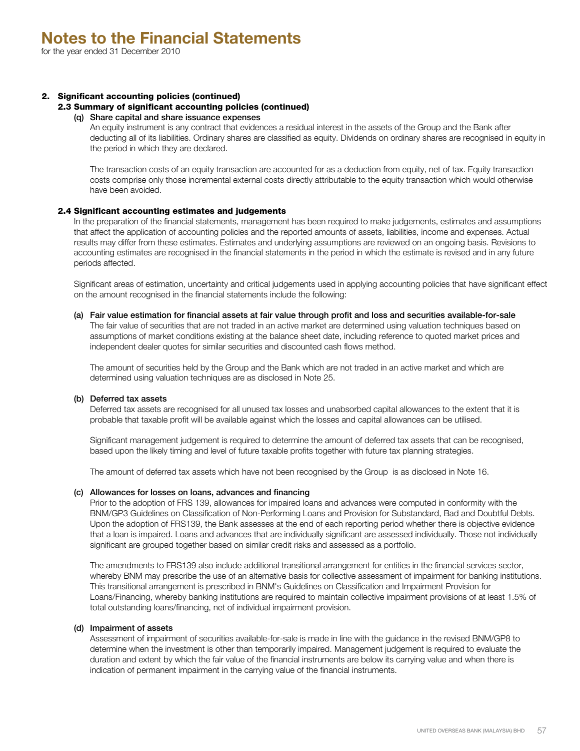# Notes to the Financial Statements

for the year ended 31 December 2010

## 2. Significant accounting policies (continued)

### 2.3 Summary of significant accounting policies (continued)

#### (q) Share capital and share issuance expenses

An equity instrument is any contract that evidences a residual interest in the assets of the Group and the Bank after deducting all of its liabilities. Ordinary shares are classified as equity. Dividends on ordinary shares are recognised in equity in the period in which they are declared.

The transaction costs of an equity transaction are accounted for as a deduction from equity, net of tax. Equity transaction costs comprise only those incremental external costs directly attributable to the equity transaction which would otherwise have been avoided.

### 2.4 Significant accounting estimates and judgements

In the preparation of the financial statements, management has been required to make judgements, estimates and assumptions that affect the application of accounting policies and the reported amounts of assets, liabilities, income and expenses. Actual results may differ from these estimates. Estimates and underlying assumptions are reviewed on an ongoing basis. Revisions to accounting estimates are recognised in the financial statements in the period in which the estimate is revised and in any future periods affected.

Significant areas of estimation, uncertainty and critical judgements used in applying accounting policies that have significant effect on the amount recognised in the financial statements include the following:

#### (a) Fair value estimation for financial assets at fair value through profit and loss and securities available-for-sale

The fair value of securities that are not traded in an active market are determined using valuation techniques based on assumptions of market conditions existing at the balance sheet date, including reference to quoted market prices and independent dealer quotes for similar securities and discounted cash flows method.

The amount of securities held by the Group and the Bank which are not traded in an active market and which are determined using valuation techniques are as disclosed in Note 25.

#### (b) Deferred tax assets

Deferred tax assets are recognised for all unused tax losses and unabsorbed capital allowances to the extent that it is probable that taxable profit will be available against which the losses and capital allowances can be utilised.

Significant management judgement is required to determine the amount of deferred tax assets that can be recognised, based upon the likely timing and level of future taxable profits together with future tax planning strategies.

The amount of deferred tax assets which have not been recognised by the Group is as disclosed in Note 16.

#### (c) Allowances for losses on loans, advances and financing

Prior to the adoption of FRS 139, allowances for impaired loans and advances were computed in conformity with the BNM/GP3 Guidelines on Classification of Non-Performing Loans and Provision for Substandard, Bad and Doubtful Debts. Upon the adoption of FRS139, the Bank assesses at the end of each reporting period whether there is objective evidence that a loan is impaired. Loans and advances that are individually significant are assessed individually. Those not individually significant are grouped together based on similar credit risks and assessed as a portfolio.

The amendments to FRS139 also include additional transitional arrangement for entities in the financial services sector, whereby BNM may prescribe the use of an alternative basis for collective assessment of impairment for banking institutions. This transitional arrangement is prescribed in BNM's Guidelines on Classification and Impairment Provision for Loans/Financing, whereby banking institutions are required to maintain collective impairment provisions of at least 1.5% of total outstanding loans/financing, net of individual impairment provision.

#### (d) Impairment of assets

Assessment of impairment of securities available-for-sale is made in line with the guidance in the revised BNM/GP8 to determine when the investment is other than temporarily impaired. Management judgement is required to evaluate the duration and extent by which the fair value of the financial instruments are below its carrying value and when there is indication of permanent impairment in the carrying value of the financial instruments.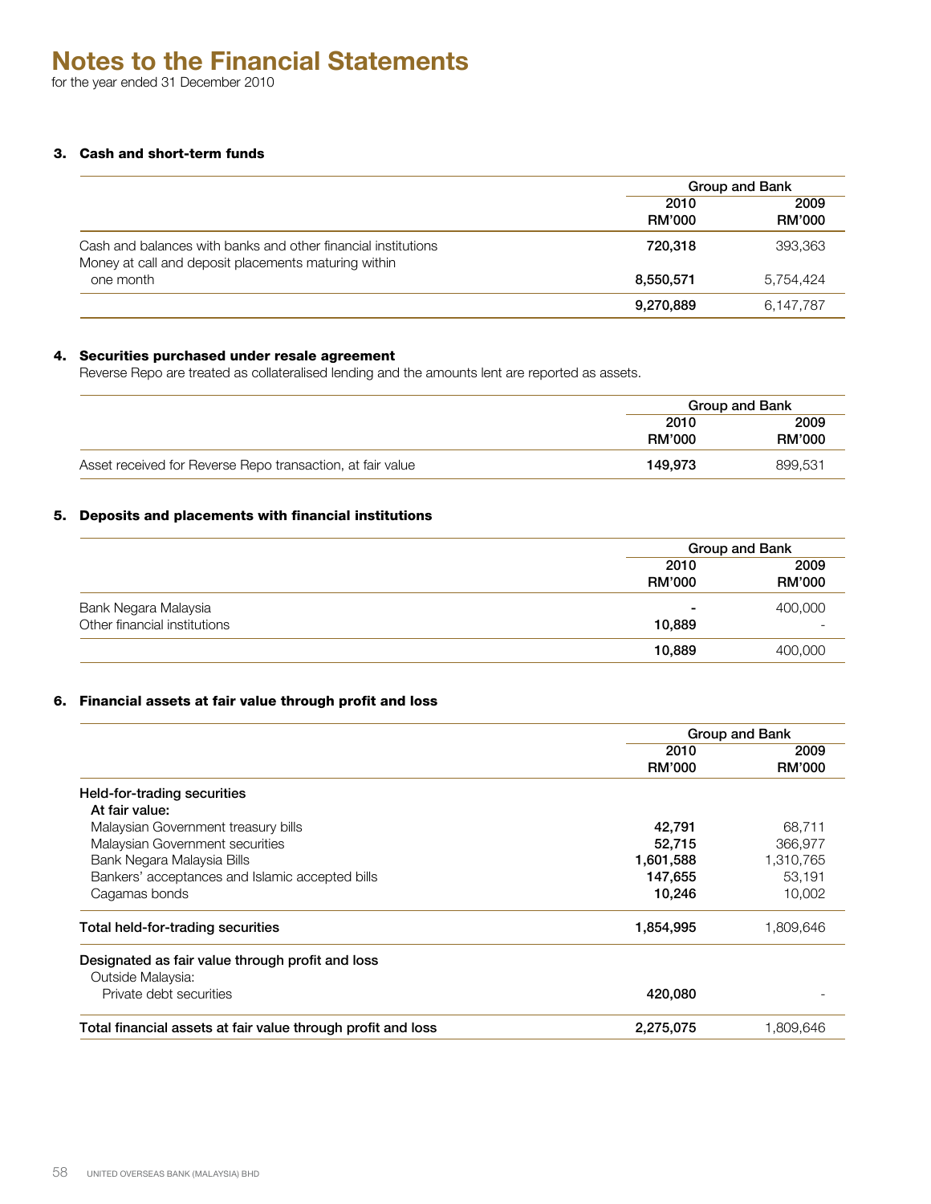# Notes to the Financial Statements

for the year ended 31 December 2010

### 3. Cash and short-term funds

| | Group and Bank | |
|---|---|---|
| | **2010** | **2009** |
| | **RM'000** | **RM'000** |
| Cash and balances with banks and other financial institutions | **720,318** | 393,363 |
| Money at call and deposit placements maturing within one month | **8,550,571** | 5,754,424 |
| | **9,270,889** | 6,147,787 |

### 4. Securities purchased under resale agreement

Reverse Repo are treated as collateralised lending and the amounts lent are reported as assets.

| | Group and Bank | |
|---|---|---|
| | **2010** | **2009** |
| | **RM'000** | **RM'000** |
| Asset received for Reverse Repo transaction, at fair value | **149,973** | 899,531 |

### 5. Deposits and placements with financial institutions

| | Group and Bank | |
|---|---|---|
| | **2010** | **2009** |
| | **RM'000** | **RM'000** |
| Bank Negara Malaysia | **-** | 400,000 |
| Other financial institutions | **10,889** | - |
| | **10,889** | 400,000 |

### 6. Financial assets at fair value through profit and loss

| | Group and Bank | |
|---|---|---|
| | **2010** | **2009** |
| | **RM'000** | **RM'000** |
| Held-for-trading securities | | |
| At fair value: | | |
| Malaysian Government treasury bills | **42,791** | 68,711 |
| Malaysian Government securities | **52,715** | 366,977 |
| Bank Negara Malaysia Bills | **1,601,588** | 1,310,765 |
| Bankers' acceptances and Islamic accepted bills | **147,655** | 53,191 |
| Cagamas bonds | **10,246** | 10,002 |
| Total held-for-trading securities | **1,854,995** | 1,809,646 |
| Designated as fair value through profit and loss | | |
| Outside Malaysia: | | |
| Private debt securities | **420,080** | - |
| Total financial assets at fair value through profit and loss | **2,275,075** | 1,809,646 |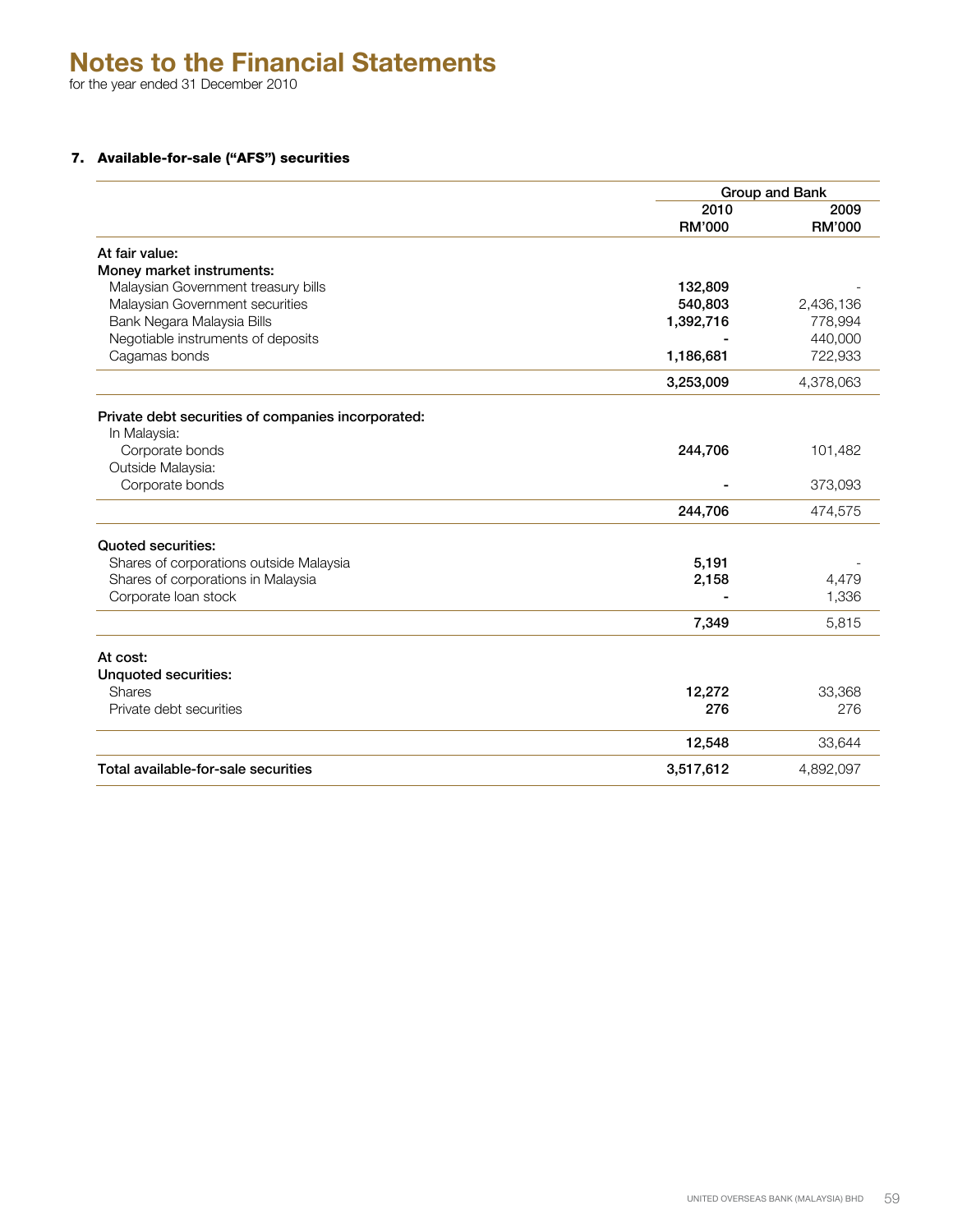# Notes to the Financial Statements

for the year ended 31 December 2010

### 7. Available-for-sale ("AFS") securities

| | Group and Bank | |
|---|---|---|
| | 2010 RM'000 | 2009 RM'000 |
| **At fair value:** | | |
| **Money market instruments:** | | |
| Malaysian Government treasury bills | **132,809** | - |
| Malaysian Government securities | **540,803** | 2,436,136 |
| Bank Negara Malaysia Bills | **1,392,716** | 778,994 |
| Negotiable instruments of deposits | **-** | 440,000 |
| Cagamas bonds | **1,186,681** | 722,933 |
| | **3,253,009** | 4,378,063 |
| **Private debt securities of companies incorporated:** | | |
| In Malaysia: | | |
| Corporate bonds | **244,706** | 101,482 |
| Outside Malaysia: | | |
| Corporate bonds | **-** | 373,093 |
| | **244,706** | 474,575 |
| **Quoted securities:** | | |
| Shares of corporations outside Malaysia | **5,191** | - |
| Shares of corporations in Malaysia | **2,158** | 4,479 |
| Corporate loan stock | **-** | 1,336 |
| | **7,349** | 5,815 |
| **At cost:** | | |
| **Unquoted securities:** | | |
| Shares | **12,272** | 33,368 |
| Private debt securities | **276** | 276 |
| | **12,548** | 33,644 |
| **Total available-for-sale securities** | **3,517,612** | 4,892,097 |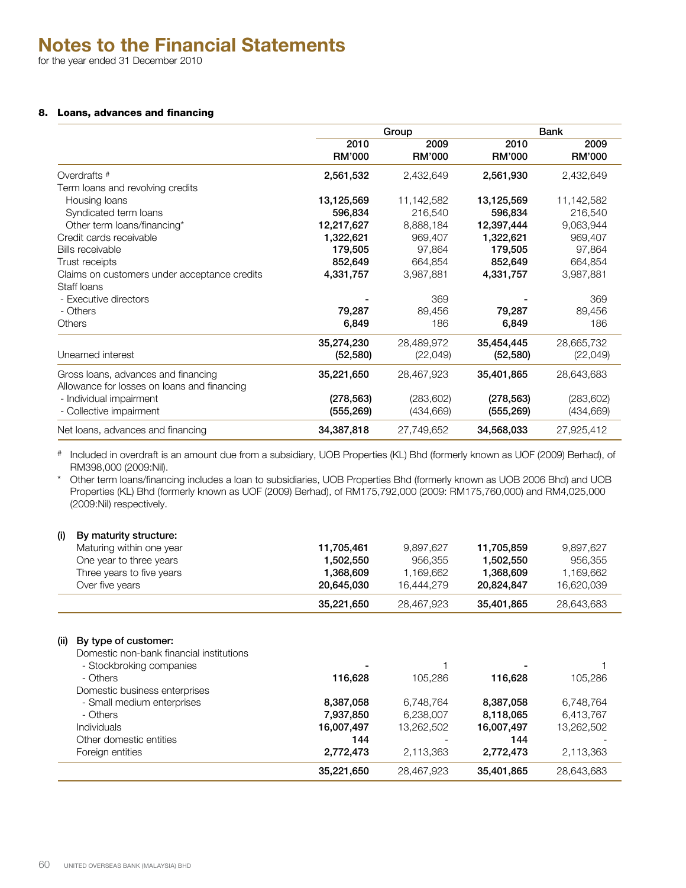# Notes to the Financial Statements

for the year ended 31 December 2010

### 8. Loans, advances and financing

| | Group | | Bank | |
|---|---|---|---|---|
| | 2010<br>RM'000 | 2009<br>RM'000 | 2010<br>RM'000 | 2009<br>RM'000 |
| Overdrafts # | **2,561,532** | 2,432,649 | **2,561,930** | 2,432,649 |
| Term loans and revolving credits | | | | |
| Housing loans | **13,125,569** | 11,142,582 | **13,125,569** | 11,142,582 |
| Syndicated term loans | **596,834** | 216,540 | **596,834** | 216,540 |
| Other term loans/financing* | **12,217,627** | 8,888,184 | **12,397,444** | 9,063,944 |
| Credit cards receivable | **1,322,621** | 969,407 | **1,322,621** | 969,407 |
| Bills receivable | **179,505** | 97,864 | **179,505** | 97,864 |
| Trust receipts | **852,649** | 664,854 | **852,649** | 664,854 |
| Claims on customers under acceptance credits | **4,331,757** | 3,987,881 | **4,331,757** | 3,987,881 |
| Staff loans | | | | |
| - Executive directors | **-** | 369 | **-** | 369 |
| - Others | **79,287** | 89,456 | **79,287** | 89,456 |
| Others | **6,849** | 186 | **6,849** | 186 |
| | **35,274,230** | 28,489,972 | **35,454,445** | 28,665,732 |
| Unearned interest | **(52,580)** | (22,049) | **(52,580)** | (22,049) |
| Gross loans, advances and financing | **35,221,650** | 28,467,923 | **35,401,865** | 28,643,683 |
| Allowance for losses on loans and financing | | | | |
| - Individual impairment | **(278,563)** | (283,602) | **(278,563)** | (283,602) |
| - Collective impairment | **(555,269)** | (434,669) | **(555,269)** | (434,669) |
| Net loans, advances and financing | **34,387,818** | 27,749,652 | **34,568,033** | 27,925,412 |

\# Included in overdraft is an amount due from a subsidiary, UOB Properties (KL) Bhd (formerly known as UOF (2009) Berhad), of RM398,000 (2009:Nil).

\* Other term loans/financing includes a loan to subsidiaries, UOB Properties Bhd (formerly known as UOB 2006 Bhd) and UOB Properties (KL) Bhd (formerly known as UOF (2009) Berhad), of RM175,792,000 (2009: RM175,760,000) and RM4,025,000 (2009:Nil) respectively.

| | Group | | Bank | |
|---|---|---|---|---|
| | 2010<br>RM'000 | 2009<br>RM'000 | 2010<br>RM'000 | 2009<br>RM'000 |
| **(i) By maturity structure:** | | | | |
| Maturing within one year | **11,705,461** | 9,897,627 | **11,705,859** | 9,897,627 |
| One year to three years | **1,502,550** | 956,355 | **1,502,550** | 956,355 |
| Three years to five years | **1,368,609** | 1,169,662 | **1,368,609** | 1,169,662 |
| Over five years | **20,645,030** | 16,444,279 | **20,824,847** | 16,620,039 |
| | **35,221,650** | 28,467,923 | **35,401,865** | 28,643,683 |

| | Group | | Bank | |
|---|---|---|---|---|
| | 2010<br>RM'000 | 2009<br>RM'000 | 2010<br>RM'000 | 2009<br>RM'000 |
| **(ii) By type of customer:** | | | | |
| Domestic non-bank financial institutions | | | | |
| - Stockbroking companies | **-** | 1 | **-** | 1 |
| - Others | **116,628** | 105,286 | **116,628** | 105,286 |
| Domestic business enterprises | | | | |
| - Small medium enterprises | **8,387,058** | 6,748,764 | **8,387,058** | 6,748,764 |
| - Others | **7,937,850** | 6,238,007 | **8,118,065** | 6,413,767 |
| Individuals | **16,007,497** | 13,262,502 | **16,007,497** | 13,262,502 |
| Other domestic entities | **144** | - | **144** | - |
| Foreign entities | **2,772,473** | 2,113,363 | **2,772,473** | 2,113,363 |
| | **35,221,650** | 28,467,923 | **35,401,865** | 28,643,683 |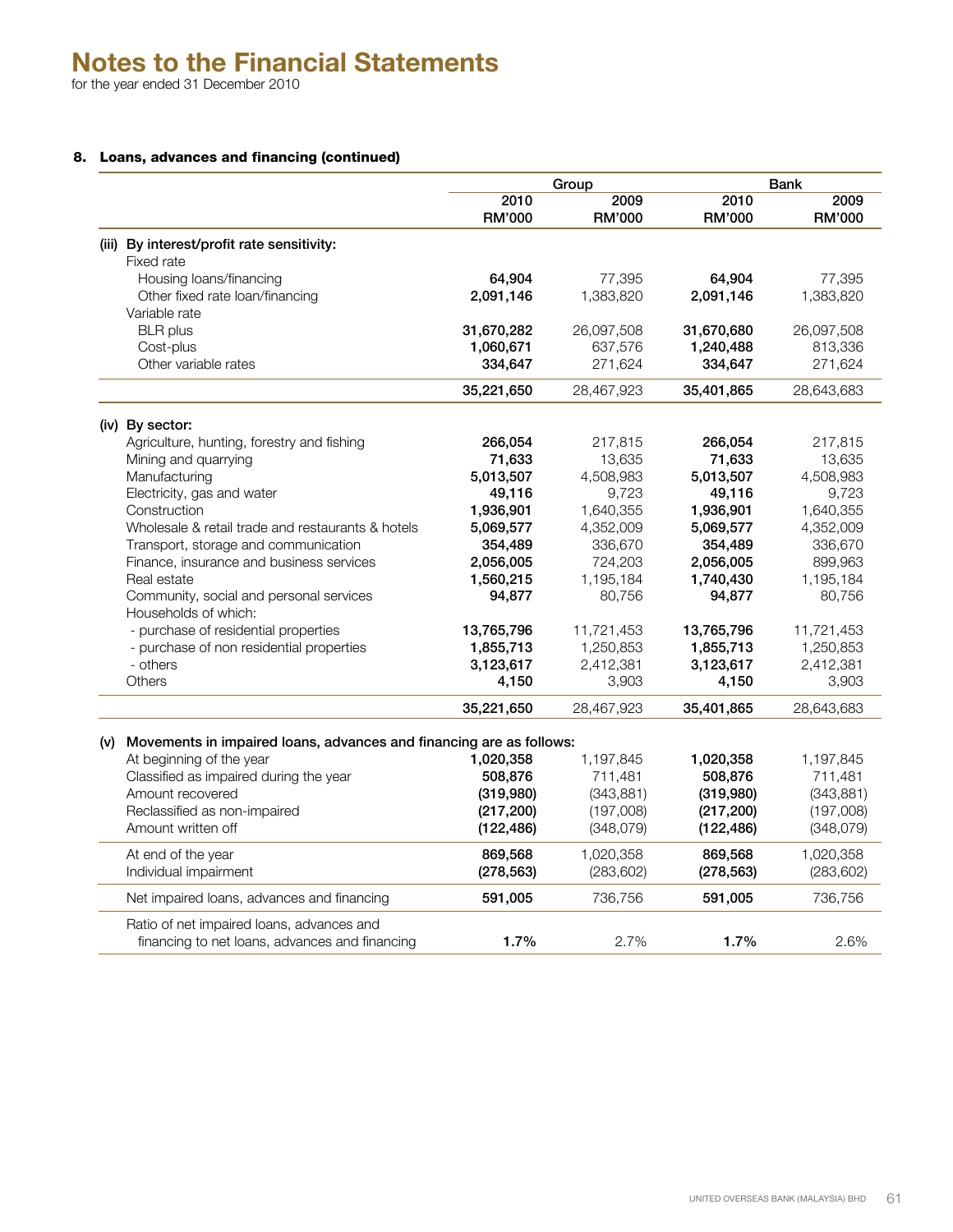# Notes to the Financial Statements

for the year ended 31 December 2010

## 8. Loans, advances and financing (continued)

| | Group | | Bank | |
|---|---|---|---|---|
| | 2010 RM'000 | 2009 RM'000 | 2010 RM'000 | 2009 RM'000 |
| **(iii) By interest/profit rate sensitivity:** | | | | |
| Fixed rate | | | | |
| Housing loans/financing | **64,904** | 77,395 | **64,904** | 77,395 |
| Other fixed rate loan/financing | **2,091,146** | 1,383,820 | **2,091,146** | 1,383,820 |
| Variable rate | | | | |
| BLR plus | **31,670,282** | 26,097,508 | **31,670,680** | 26,097,508 |
| Cost-plus | **1,060,671** | 637,576 | **1,240,488** | 813,336 |
| Other variable rates | **334,647** | 271,624 | **334,647** | 271,624 |
| | **35,221,650** | 28,467,923 | **35,401,865** | 28,643,683 |
| **(iv) By sector:** | | | | |
| Agriculture, hunting, forestry and fishing | **266,054** | 217,815 | **266,054** | 217,815 |
| Mining and quarrying | **71,633** | 13,635 | **71,633** | 13,635 |
| Manufacturing | **5,013,507** | 4,508,983 | **5,013,507** | 4,508,983 |
| Electricity, gas and water | **49,116** | 9,723 | **49,116** | 9,723 |
| Construction | **1,936,901** | 1,640,355 | **1,936,901** | 1,640,355 |
| Wholesale & retail trade and restaurants & hotels | **5,069,577** | 4,352,009 | **5,069,577** | 4,352,009 |
| Transport, storage and communication | **354,489** | 336,670 | **354,489** | 336,670 |
| Finance, insurance and business services | **2,056,005** | 724,203 | **2,056,005** | 899,963 |
| Real estate | **1,560,215** | 1,195,184 | **1,740,430** | 1,195,184 |
| Community, social and personal services | **94,877** | 80,756 | **94,877** | 80,756 |
| Households of which: | | | | |
| - purchase of residential properties | **13,765,796** | 11,721,453 | **13,765,796** | 11,721,453 |
| - purchase of non residential properties | **1,855,713** | 1,250,853 | **1,855,713** | 1,250,853 |
| - others | **3,123,617** | 2,412,381 | **3,123,617** | 2,412,381 |
| Others | **4,150** | 3,903 | **4,150** | 3,903 |
| | **35,221,650** | 28,467,923 | **35,401,865** | 28,643,683 |
| **(v) Movements in impaired loans, advances and financing are as follows:** | | | | |
| At beginning of the year | **1,020,358** | 1,197,845 | **1,020,358** | 1,197,845 |
| Classified as impaired during the year | **508,876** | 711,481 | **508,876** | 711,481 |
| Amount recovered | **(319,980)** | (343,881) | **(319,980)** | (343,881) |
| Reclassified as non-impaired | **(217,200)** | (197,008) | **(217,200)** | (197,008) |
| Amount written off | **(122,486)** | (348,079) | **(122,486)** | (348,079) |
| At end of the year | **869,568** | 1,020,358 | **869,568** | 1,020,358 |
| Individual impairment | **(278,563)** | (283,602) | **(278,563)** | (283,602) |
| Net impaired loans, advances and financing | **591,005** | 736,756 | **591,005** | 736,756 |
| Ratio of net impaired loans, advances and financing to net loans, advances and financing | **1.7%** | 2.7% | **1.7%** | 2.6% |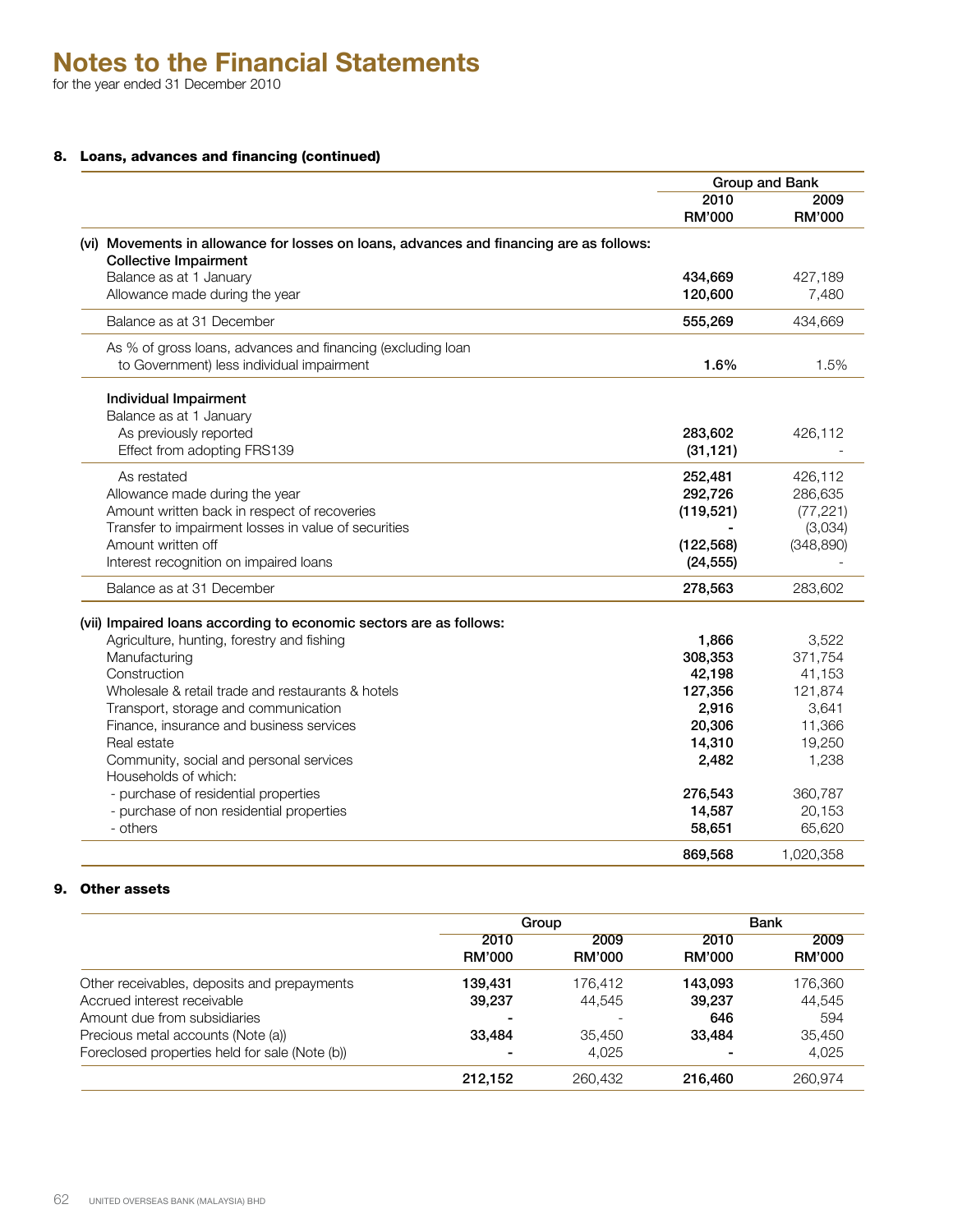# Notes to the Financial Statements

for the year ended 31 December 2010

## 8. Loans, advances and financing (continued)

| | Group and Bank | |
|---|---|---|
| | 2010 RM'000 | 2009 RM'000 |
| **(vi) Movements in allowance for losses on loans, advances and financing are as follows:** | | |
| **Collective Impairment** | | |
| Balance as at 1 January | **434,669** | 427,189 |
| Allowance made during the year | **120,600** | 7,480 |
| Balance as at 31 December | **555,269** | 434,669 |
| As % of gross loans, advances and financing (excluding loan to Government) less individual impairment | **1.6%** | 1.5% |
| **Individual Impairment** | | |
| Balance as at 1 January | | |
| As previously reported | **283,602** | 426,112 |
| Effect from adopting FRS139 | **(31,121)** | - |
| As restated | **252,481** | 426,112 |
| Allowance made during the year | **292,726** | 286,635 |
| Amount written back in respect of recoveries | **(119,521)** | (77,221) |
| Transfer to impairment losses in value of securities | **-** | (3,034) |
| Amount written off | **(122,568)** | (348,890) |
| Interest recognition on impaired loans | **(24,555)** | - |
| Balance as at 31 December | **278,563** | 283,602 |
| **(vii) Impaired loans according to economic sectors are as follows:** | | |
| Agriculture, hunting, forestry and fishing | **1,866** | 3,522 |
| Manufacturing | **308,353** | 371,754 |
| Construction | **42,198** | 41,153 |
| Wholesale & retail trade and restaurants & hotels | **127,356** | 121,874 |
| Transport, storage and communication | **2,916** | 3,641 |
| Finance, insurance and business services | **20,306** | 11,366 |
| Real estate | **14,310** | 19,250 |
| Community, social and personal services | **2,482** | 1,238 |
| Households of which: | | |
| - purchase of residential properties | **276,543** | 360,787 |
| - purchase of non residential properties | **14,587** | 20,153 |
| - others | **58,651** | 65,620 |
| | **869,568** | 1,020,358 |

## 9. Other assets

| | Group | | Bank | |
|---|---|---|---|---|
| | 2010 RM'000 | 2009 RM'000 | 2010 RM'000 | 2009 RM'000 |
| Other receivables, deposits and prepayments | **139,431** | 176,412 | **143,093** | 176,360 |
| Accrued interest receivable | **39,237** | 44,545 | **39,237** | 44,545 |
| Amount due from subsidiaries | **-** | - | **646** | 594 |
| Precious metal accounts (Note (a)) | **33,484** | 35,450 | **33,484** | 35,450 |
| Foreclosed properties held for sale (Note (b)) | **-** | 4,025 | **-** | 4,025 |
| | **212,152** | 260,432 | **216,460** | 260,974 |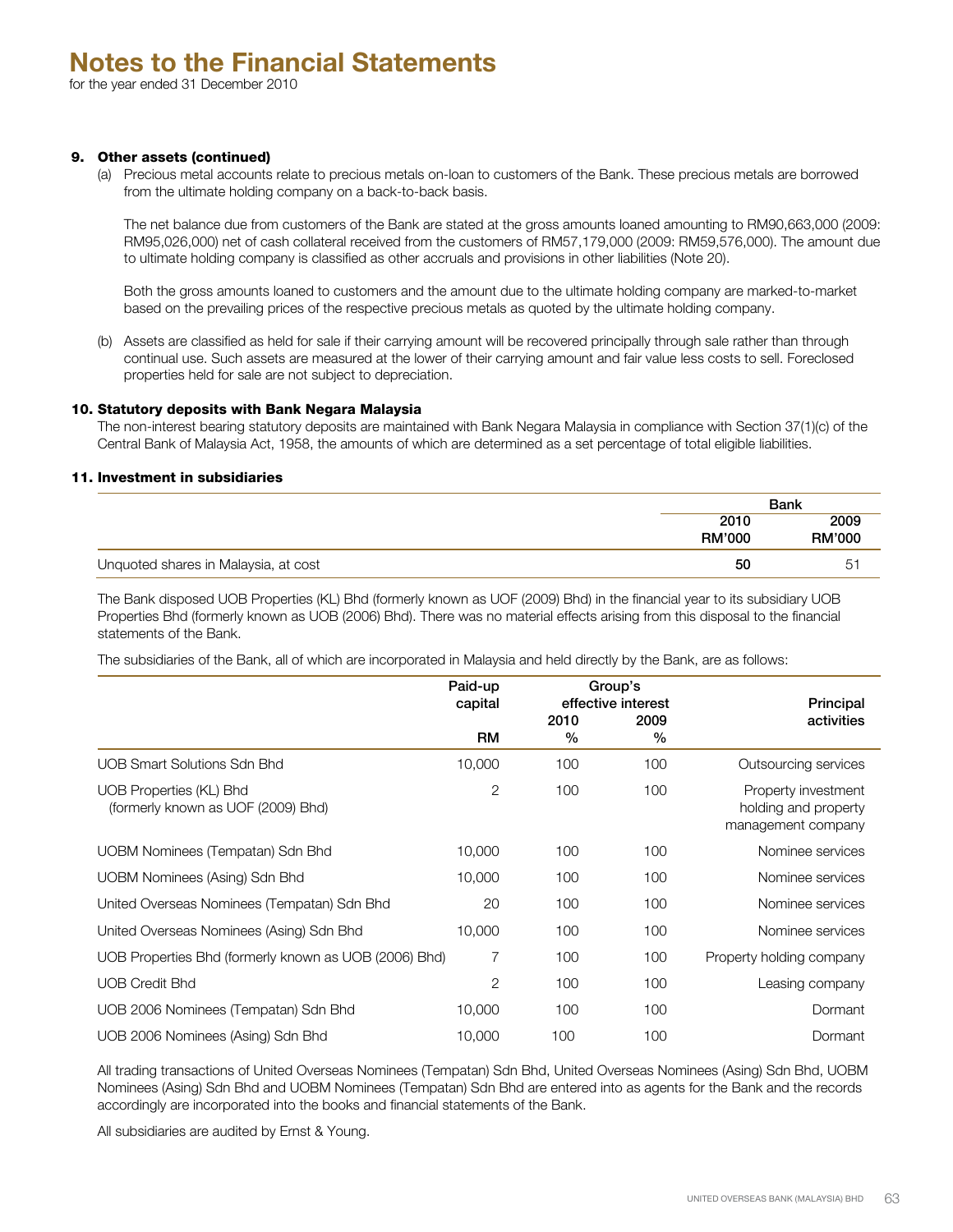# Notes to the Financial Statements

for the year ended 31 December 2010

### 9. Other assets (continued)

(a) Precious metal accounts relate to precious metals on-loan to customers of the Bank. These precious metals are borrowed from the ultimate holding company on a back-to-back basis.

The net balance due from customers of the Bank are stated at the gross amounts loaned amounting to RM90,663,000 (2009: RM95,026,000) net of cash collateral received from the customers of RM57,179,000 (2009: RM59,576,000). The amount due to ultimate holding company is classified as other accruals and provisions in other liabilities (Note 20).

Both the gross amounts loaned to customers and the amount due to the ultimate holding company are marked-to-market based on the prevailing prices of the respective precious metals as quoted by the ultimate holding company.

(b) Assets are classified as held for sale if their carrying amount will be recovered principally through sale rather than through continual use. Such assets are measured at the lower of their carrying amount and fair value less costs to sell. Foreclosed properties held for sale are not subject to depreciation.

### 10. Statutory deposits with Bank Negara Malaysia

The non-interest bearing statutory deposits are maintained with Bank Negara Malaysia in compliance with Section 37(1)(c) of the Central Bank of Malaysia Act, 1958, the amounts of which are determined as a set percentage of total eligible liabilities.

### 11. Investment in subsidiaries

| | Bank | |
|---|---|---|
| | 2010 RM'000 | 2009 RM'000 |
| Unquoted shares in Malaysia, at cost | **50** | 51 |

The Bank disposed UOB Properties (KL) Bhd (formerly known as UOF (2009) Bhd) in the financial year to its subsidiary UOB Properties Bhd (formerly known as UOB (2006) Bhd). There was no material effects arising from this disposal to the financial statements of the Bank.

The subsidiaries of the Bank, all of which are incorporated in Malaysia and held directly by the Bank, are as follows:

| | Paid-up capital | Group's effective interest | | Principal activities |
|---|---|---|---|---|
| | RM | 2010 % | 2009 % | |
| UOB Smart Solutions Sdn Bhd | 10,000 | 100 | 100 | Outsourcing services |
| UOB Properties (KL) Bhd (formerly known as UOF (2009) Bhd) | 2 | 100 | 100 | Property investment holding and property management company |
| UOBM Nominees (Tempatan) Sdn Bhd | 10,000 | 100 | 100 | Nominee services |
| UOBM Nominees (Asing) Sdn Bhd | 10,000 | 100 | 100 | Nominee services |
| United Overseas Nominees (Tempatan) Sdn Bhd | 20 | 100 | 100 | Nominee services |
| United Overseas Nominees (Asing) Sdn Bhd | 10,000 | 100 | 100 | Nominee services |
| UOB Properties Bhd (formerly known as UOB (2006) Bhd) | 7 | 100 | 100 | Property holding company |
| UOB Credit Bhd | 2 | 100 | 100 | Leasing company |
| UOB 2006 Nominees (Tempatan) Sdn Bhd | 10,000 | 100 | 100 | Dormant |
| UOB 2006 Nominees (Asing) Sdn Bhd | 10,000 | 100 | 100 | Dormant |

All trading transactions of United Overseas Nominees (Tempatan) Sdn Bhd, United Overseas Nominees (Asing) Sdn Bhd, UOBM Nominees (Asing) Sdn Bhd and UOBM Nominees (Tempatan) Sdn Bhd are entered into as agents for the Bank and the records accordingly are incorporated into the books and financial statements of the Bank.

All subsidiaries are audited by Ernst & Young.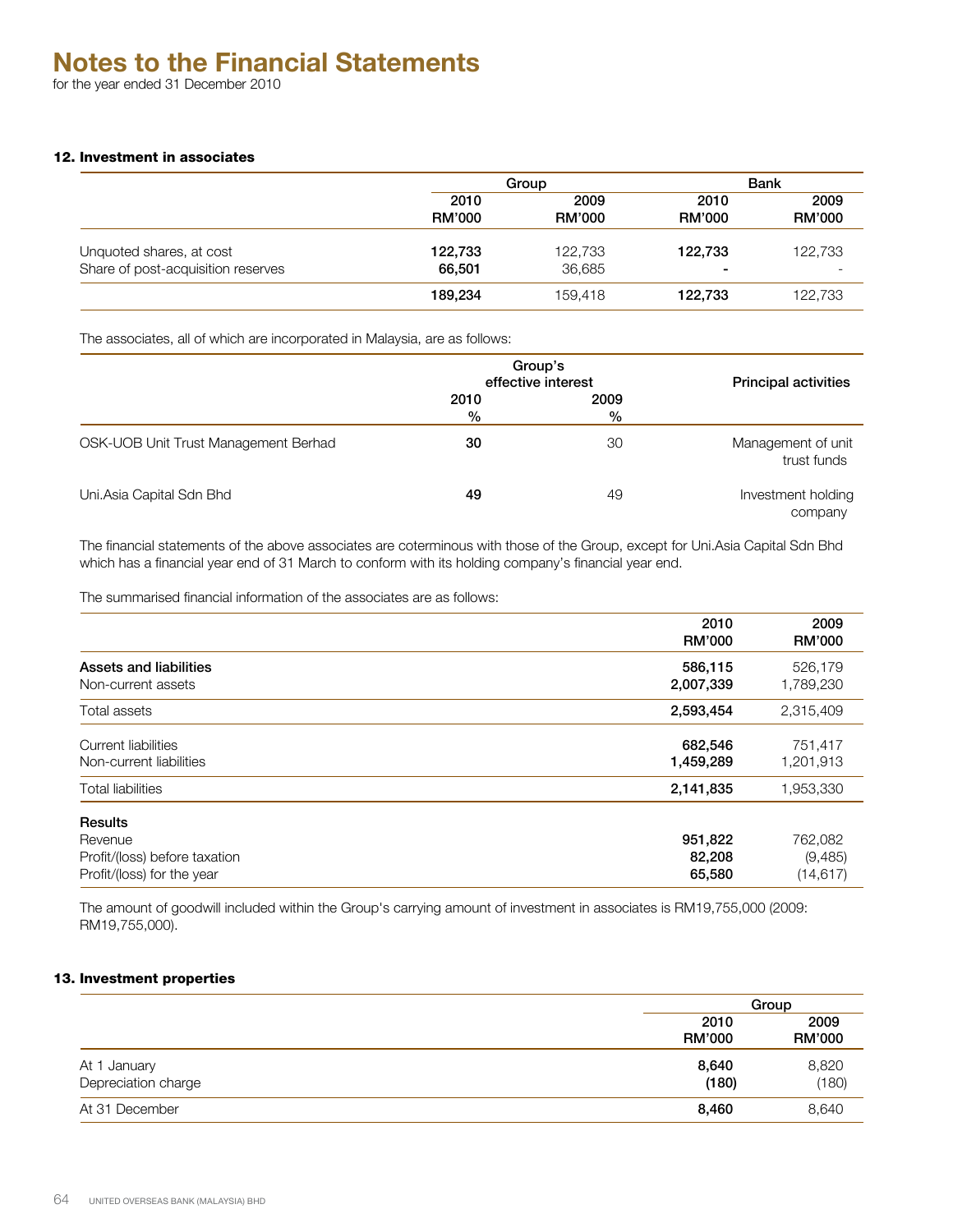# Notes to the Financial Statements

for the year ended 31 December 2010

### 12. Investment in associates

| | Group | | Bank | |
|---|---|---|---|---|
| | 2010 RM'000 | 2009 RM'000 | 2010 RM'000 | 2009 RM'000 |
| Unquoted shares, at cost | **122,733** | 122,733 | **122,733** | 122,733 |
| Share of post-acquisition reserves | **66,501** | 36,685 | **-** | - |
| | **189,234** | 159,418 | **122,733** | 122,733 |

The associates, all of which are incorporated in Malaysia, are as follows:

| | Group's effective interest | | Principal activities |
|---|---|---|---|
| | 2010 % | 2009 % | |
| OSK-UOB Unit Trust Management Berhad | **30** | 30 | Management of unit trust funds |
| Uni.Asia Capital Sdn Bhd | **49** | 49 | Investment holding company |

The financial statements of the above associates are coterminous with those of the Group, except for Uni.Asia Capital Sdn Bhd which has a financial year end of 31 March to conform with its holding company's financial year end.

The summarised financial information of the associates are as follows:

| | 2010 RM'000 | 2009 RM'000 |
|---|---|---|
| **Assets and liabilities** | **586,115** | 526,179 |
| Non-current assets | **2,007,339** | 1,789,230 |
| Total assets | **2,593,454** | 2,315,409 |
| Current liabilities | **682,546** | 751,417 |
| Non-current liabilities | **1,459,289** | 1,201,913 |
| Total liabilities | **2,141,835** | 1,953,330 |
| **Results** | | |
| Revenue | **951,822** | 762,082 |
| Profit/(loss) before taxation | **82,208** | (9,485) |
| Profit/(loss) for the year | **65,580** | (14,617) |

The amount of goodwill included within the Group's carrying amount of investment in associates is RM19,755,000 (2009: RM19,755,000).

### 13. Investment properties

| | Group | |
|---|---|---|
| | 2010 RM'000 | 2009 RM'000 |
| At 1 January | **8,640** | 8,820 |
| Depreciation charge | **(180)** | (180) |
| At 31 December | **8,460** | 8,640 |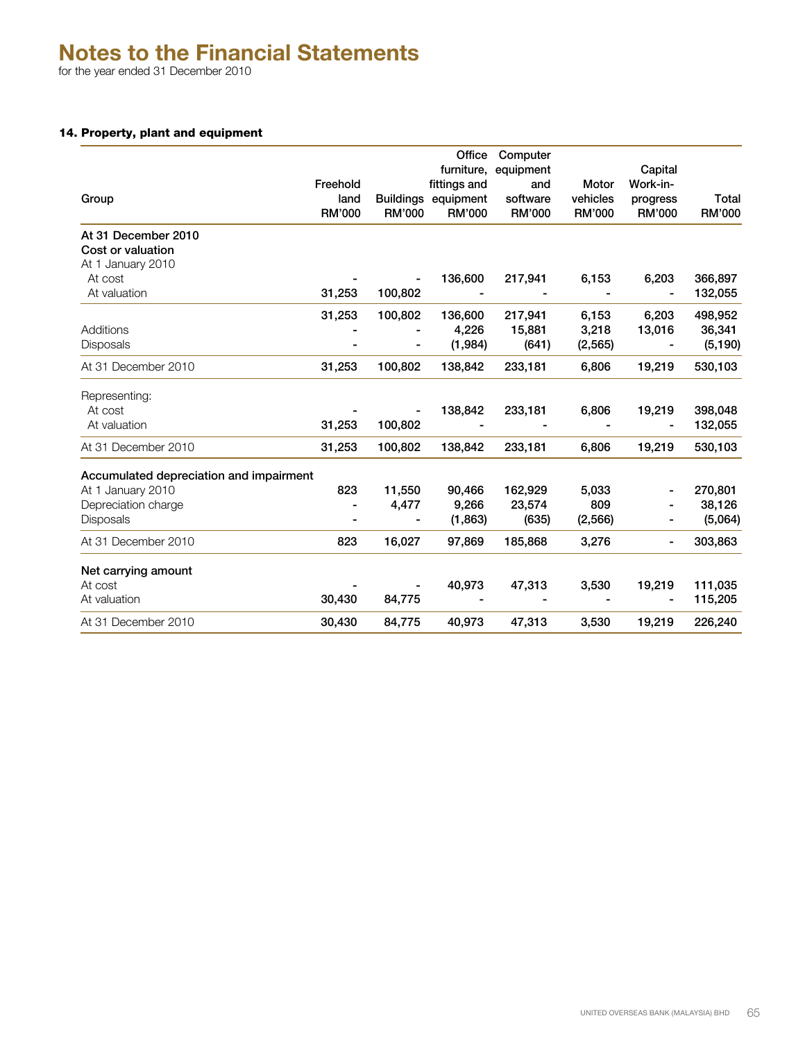# Notes to the Financial Statements

for the year ended 31 December 2010

### 14. Property, plant and equipment

| Group | Freehold land RM'000 | Buildings RM'000 | Office furniture, fittings and equipment RM'000 | Computer equipment and software RM'000 | Motor vehicles RM'000 | Capital Work-in-progress RM'000 | Total RM'000 |
|---|---|---|---|---|---|---|---|
| **At 31 December 2010** | | | | | | | |
| **Cost or valuation** | | | | | | | |
| At 1 January 2010 | | | | | | | |
| At cost | - | - | 136,600 | 217,941 | 6,153 | 6,203 | 366,897 |
| At valuation | 31,253 | 100,802 | - | - | - | - | 132,055 |
| | 31,253 | 100,802 | 136,600 | 217,941 | 6,153 | 6,203 | 498,952 |
| Additions | - | - | 4,226 | 15,881 | 3,218 | 13,016 | 36,341 |
| Disposals | - | - | (1,984) | (641) | (2,565) | - | (5,190) |
| At 31 December 2010 | 31,253 | 100,802 | 138,842 | 233,181 | 6,806 | 19,219 | 530,103 |
| Representing: | | | | | | | |
| At cost | - | - | 138,842 | 233,181 | 6,806 | 19,219 | 398,048 |
| At valuation | 31,253 | 100,802 | - | - | - | - | 132,055 |
| At 31 December 2010 | 31,253 | 100,802 | 138,842 | 233,181 | 6,806 | 19,219 | 530,103 |
| **Accumulated depreciation and impairment** | | | | | | | |
| At 1 January 2010 | 823 | 11,550 | 90,466 | 162,929 | 5,033 | - | 270,801 |
| Depreciation charge | - | 4,477 | 9,266 | 23,574 | 809 | - | 38,126 |
| Disposals | - | - | (1,863) | (635) | (2,566) | - | (5,064) |
| At 31 December 2010 | 823 | 16,027 | 97,869 | 185,868 | 3,276 | - | 303,863 |
| **Net carrying amount** | | | | | | | |
| At cost | - | - | 40,973 | 47,313 | 3,530 | 19,219 | 111,035 |
| At valuation | 30,430 | 84,775 | - | - | - | - | 115,205 |
| At 31 December 2010 | 30,430 | 84,775 | 40,973 | 47,313 | 3,530 | 19,219 | 226,240 |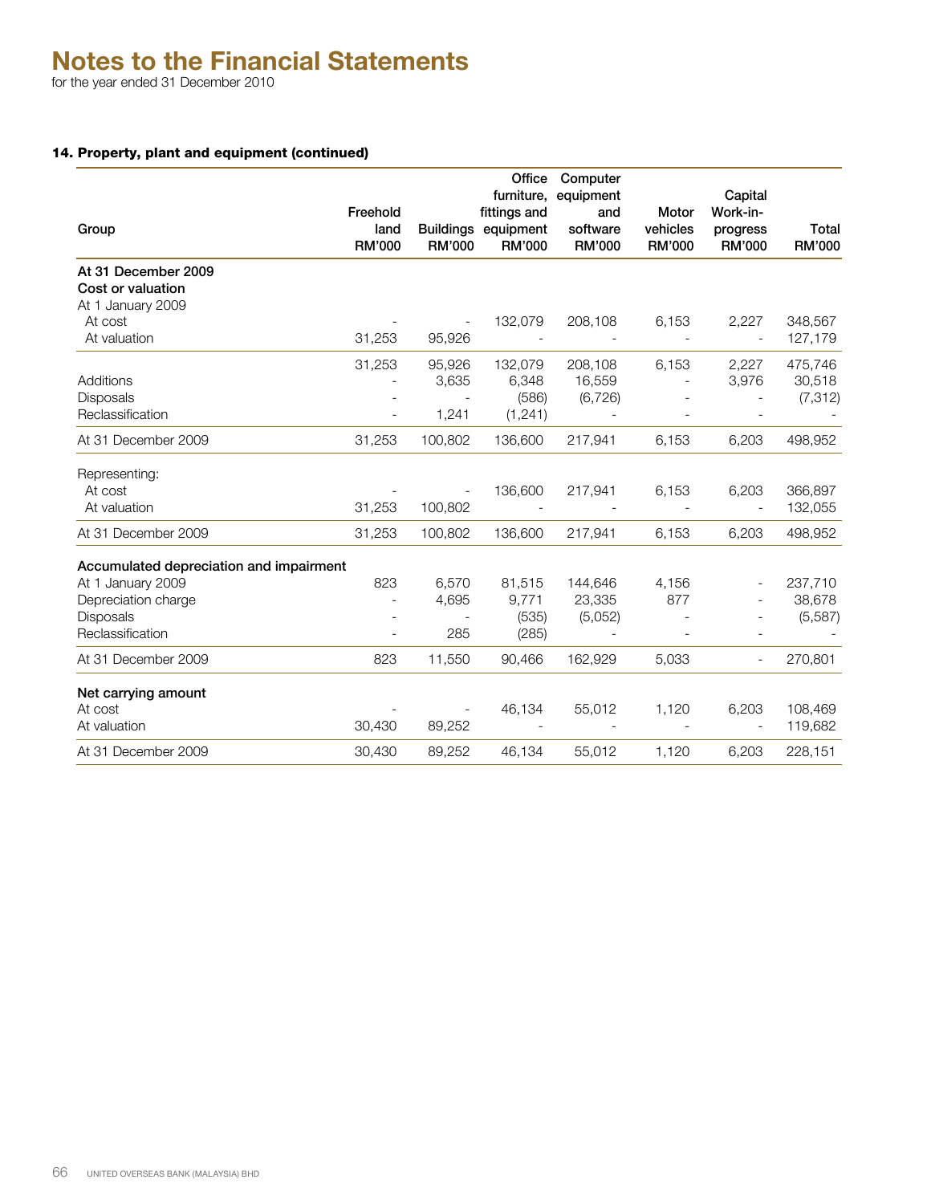# Notes to the Financial Statements

for the year ended 31 December 2010

## 14. Property, plant and equipment (continued)

| Group | Freehold land RM'000 | Buildings RM'000 | Office furniture, fittings and equipment RM'000 | Computer equipment and software RM'000 | Motor vehicles RM'000 | Capital Work-in-progress RM'000 | Total RM'000 |
|---|---|---|---|---|---|---|---|
| **At 31 December 2009** | | | | | | | |
| **Cost or valuation** | | | | | | | |
| At 1 January 2009 | | | | | | | |
| At cost | - | - | 132,079 | 208,108 | 6,153 | 2,227 | 348,567 |
| At valuation | 31,253 | 95,926 | - | - | - | - | 127,179 |
| | 31,253 | 95,926 | 132,079 | 208,108 | 6,153 | 2,227 | 475,746 |
| Additions | - | 3,635 | 6,348 | 16,559 | - | 3,976 | 30,518 |
| Disposals | - | - | (586) | (6,726) | - | - | (7,312) |
| Reclassification | - | 1,241 | (1,241) | - | - | - | - |
| At 31 December 2009 | 31,253 | 100,802 | 136,600 | 217,941 | 6,153 | 6,203 | 498,952 |
| Representing: | | | | | | | |
| At cost | - | - | 136,600 | 217,941 | 6,153 | 6,203 | 366,897 |
| At valuation | 31,253 | 100,802 | - | - | - | - | 132,055 |
| At 31 December 2009 | 31,253 | 100,802 | 136,600 | 217,941 | 6,153 | 6,203 | 498,952 |
| **Accumulated depreciation and impairment** | | | | | | | |
| At 1 January 2009 | 823 | 6,570 | 81,515 | 144,646 | 4,156 | - | 237,710 |
| Depreciation charge | - | 4,695 | 9,771 | 23,335 | 877 | - | 38,678 |
| Disposals | - | - | (535) | (5,052) | - | - | (5,587) |
| Reclassification | - | 285 | (285) | - | - | - | - |
| At 31 December 2009 | 823 | 11,550 | 90,466 | 162,929 | 5,033 | - | 270,801 |
| **Net carrying amount** | | | | | | | |
| At cost | - | - | 46,134 | 55,012 | 1,120 | 6,203 | 108,469 |
| At valuation | 30,430 | 89,252 | - | - | - | - | 119,682 |
| At 31 December 2009 | 30,430 | 89,252 | 46,134 | 55,012 | 1,120 | 6,203 | 228,151 |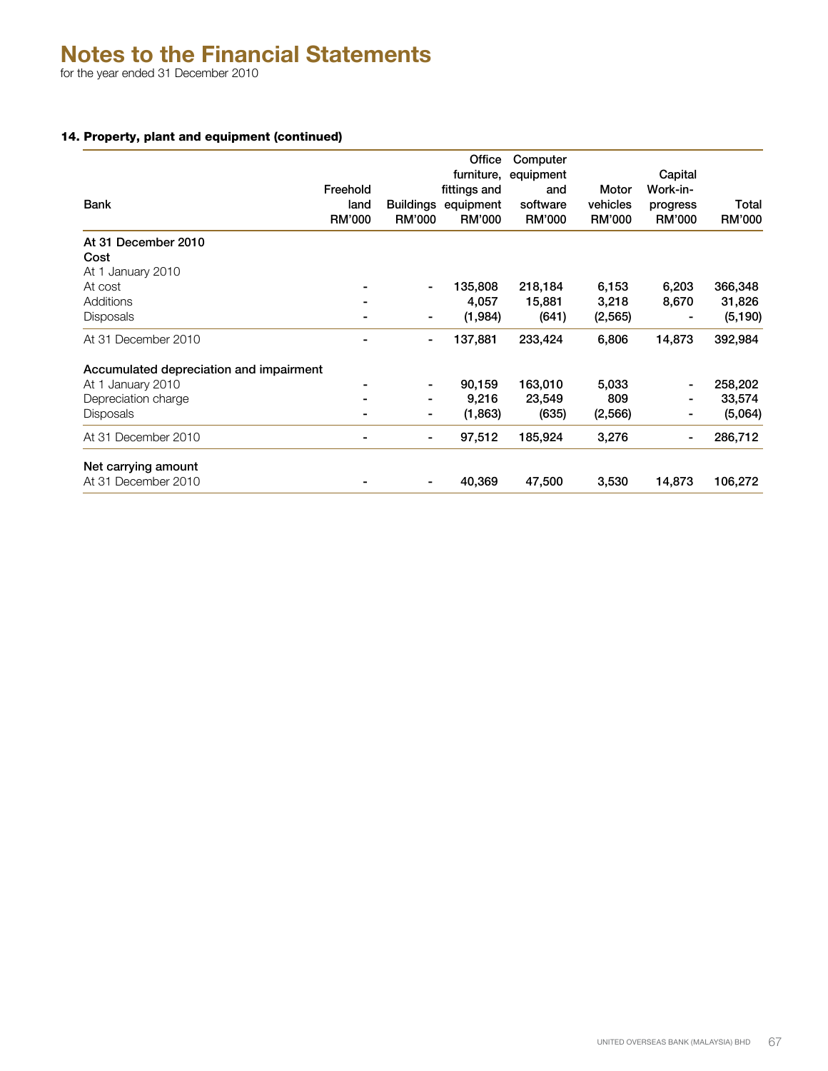# Notes to the Financial Statements

for the year ended 31 December 2010

**14. Property, plant and equipment (continued)**

| Bank | Freehold land RM'000 | Buildings RM'000 | Office furniture, fittings and equipment RM'000 | Computer equipment and software RM'000 | Motor vehicles RM'000 | Capital Work-in-progress RM'000 | Total RM'000 |
|---|---|---|---|---|---|---|---|
| **At 31 December 2010** | | | | | | | |
| **Cost** | | | | | | | |
| At 1 January 2010 | | | | | | | |
| At cost | - | - | 135,808 | 218,184 | 6,153 | 6,203 | 366,348 |
| Additions | - | | 4,057 | 15,881 | 3,218 | 8,670 | 31,826 |
| Disposals | - | - | (1,984) | (641) | (2,565) | - | (5,190) |
| At 31 December 2010 | - | - | 137,881 | 233,424 | 6,806 | 14,873 | 392,984 |
| **Accumulated depreciation and impairment** | | | | | | | |
| At 1 January 2010 | - | - | 90,159 | 163,010 | 5,033 | - | 258,202 |
| Depreciation charge | - | - | 9,216 | 23,549 | 809 | - | 33,574 |
| Disposals | - | - | (1,863) | (635) | (2,566) | - | (5,064) |
| At 31 December 2010 | - | - | 97,512 | 185,924 | 3,276 | - | 286,712 |
| **Net carrying amount** | | | | | | | |
| At 31 December 2010 | - | - | 40,369 | 47,500 | 3,530 | 14,873 | 106,272 |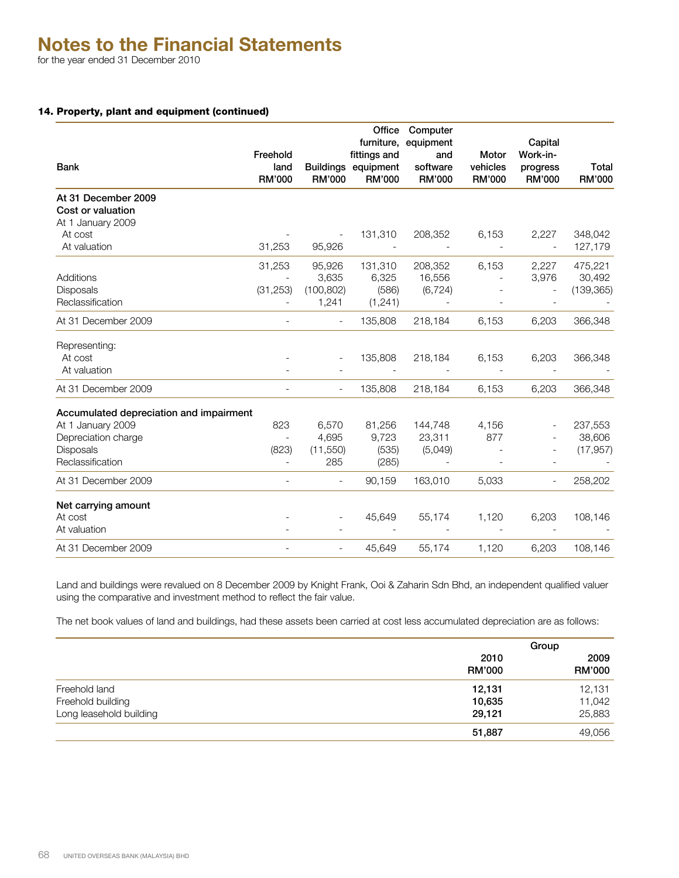# Notes to the Financial Statements

for the year ended 31 December 2010

### 14. Property, plant and equipment (continued)

| Bank | Freehold land RM'000 | Buildings RM'000 | Office furniture, fittings and equipment RM'000 | Computer equipment and software RM'000 | Motor vehicles RM'000 | Capital Work-in-progress RM'000 | Total RM'000 |
|---|---|---|---|---|---|---|---|
| **At 31 December 2009** | | | | | | | |
| **Cost or valuation** | | | | | | | |
| At 1 January 2009 | | | | | | | |
| At cost | - | - | 131,310 | 208,352 | 6,153 | 2,227 | 348,042 |
| At valuation | 31,253 | 95,926 | - | - | - | - | 127,179 |
| | 31,253 | 95,926 | 131,310 | 208,352 | 6,153 | 2,227 | 475,221 |
| Additions | - | 3,635 | 6,325 | 16,556 | - | 3,976 | 30,492 |
| Disposals | (31,253) | (100,802) | (586) | (6,724) | - | - | (139,365) |
| Reclassification | - | 1,241 | (1,241) | - | - | - | - |
| At 31 December 2009 | - | - | 135,808 | 218,184 | 6,153 | 6,203 | 366,348 |
| Representing: | | | | | | | |
| At cost | - | - | 135,808 | 218,184 | 6,153 | 6,203 | 366,348 |
| At valuation | - | - | - | - | - | - | - |
| At 31 December 2009 | - | - | 135,808 | 218,184 | 6,153 | 6,203 | 366,348 |
| **Accumulated depreciation and impairment** | | | | | | | |
| At 1 January 2009 | 823 | 6,570 | 81,256 | 144,748 | 4,156 | - | 237,553 |
| Depreciation charge | - | 4,695 | 9,723 | 23,311 | 877 | - | 38,606 |
| Disposals | (823) | (11,550) | (535) | (5,049) | - | - | (17,957) |
| Reclassification | - | 285 | (285) | - | - | - | - |
| At 31 December 2009 | - | - | 90,159 | 163,010 | 5,033 | - | 258,202 |
| **Net carrying amount** | | | | | | | |
| At cost | - | - | 45,649 | 55,174 | 1,120 | 6,203 | 108,146 |
| At valuation | - | - | - | - | - | - | - |
| At 31 December 2009 | - | - | 45,649 | 55,174 | 1,120 | 6,203 | 108,146 |

Land and buildings were revalued on 8 December 2009 by Knight Frank, Ooi & Zaharin Sdn Bhd, an independent qualified valuer using the comparative and investment method to reflect the fair value.

The net book values of land and buildings, had these assets been carried at cost less accumulated depreciation are as follows:

| | Group | |
|---|---|---|
| | 2010 RM'000 | 2009 RM'000 |
| Freehold land | **12,131** | 12,131 |
| Freehold building | **10,635** | 11,042 |
| Long leasehold building | **29,121** | 25,883 |
| | **51,887** | 49,056 |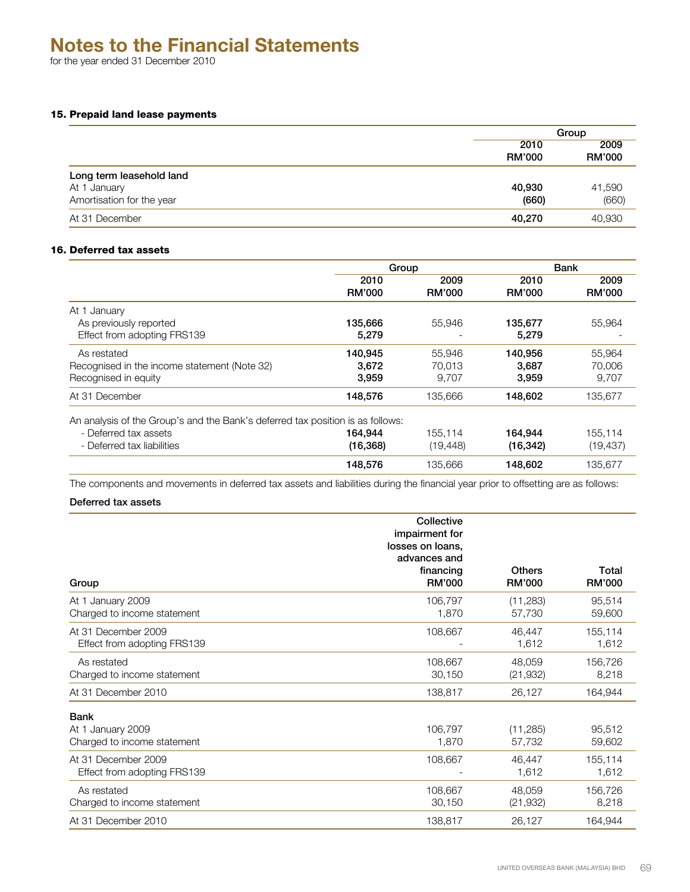# Notes to the Financial Statements

for the year ended 31 December 2010

### 15. Prepaid land lease payments

| | Group | |
|---|---|---|
| | 2010<br>RM'000 | 2009<br>RM'000 |
| **Long term leasehold land** | | |
| At 1 January | **40,930** | 41,590 |
| Amortisation for the year | **(660)** | (660) |
| At 31 December | **40,270** | 40,930 |

### 16. Deferred tax assets

| | Group | | Bank | |
|---|---|---|---|---|
| | 2010<br>RM'000 | 2009<br>RM'000 | 2010<br>RM'000 | 2009<br>RM'000 |
| At 1 January | | | | |
| As previously reported | **135,666** | 55,946 | **135,677** | 55,964 |
| Effect from adopting FRS139 | **5,279** | - | **5,279** | - |
| As restated | **140,945** | 55,946 | **140,956** | 55,964 |
| Recognised in the income statement (Note 32) | **3,672** | 70,013 | **3,687** | 70,006 |
| Recognised in equity | **3,959** | 9,707 | **3,959** | 9,707 |
| At 31 December | **148,576** | 135,666 | **148,602** | 135,677 |
| An analysis of the Group's and the Bank's deferred tax position is as follows: | | | | |
| - Deferred tax assets | **164,944** | 155,114 | **164,944** | 155,114 |
| - Deferred tax liabilities | **(16,368)** | (19,448) | **(16,342)** | (19,437) |
| | **148,576** | 135,666 | **148,602** | 135,677 |

The components and movements in deferred tax assets and liabilities during the financial year prior to offsetting are as follows:

**Deferred tax assets**

| Group | Collective impairment for losses on loans, advances and financing<br>RM'000 | Others<br>RM'000 | Total<br>RM'000 |
|---|---|---|---|
| At 1 January 2009 | 106,797 | (11,283) | 95,514 |
| Charged to income statement | 1,870 | 57,730 | 59,600 |
| At 31 December 2009 | 108,667 | 46,447 | 155,114 |
| Effect from adopting FRS139 | - | 1,612 | 1,612 |
| As restated | 108,667 | 48,059 | 156,726 |
| Charged to income statement | 30,150 | (21,932) | 8,218 |
| At 31 December 2010 | 138,817 | 26,127 | 164,944 |
| **Bank** | | | |
| At 1 January 2009 | 106,797 | (11,285) | 95,512 |
| Charged to income statement | 1,870 | 57,732 | 59,602 |
| At 31 December 2009 | 108,667 | 46,447 | 155,114 |
| Effect from adopting FRS139 | - | 1,612 | 1,612 |
| As restated | 108,667 | 48,059 | 156,726 |
| Charged to income statement | 30,150 | (21,932) | 8,218 |
| At 31 December 2010 | 138,817 | 26,127 | 164,944 |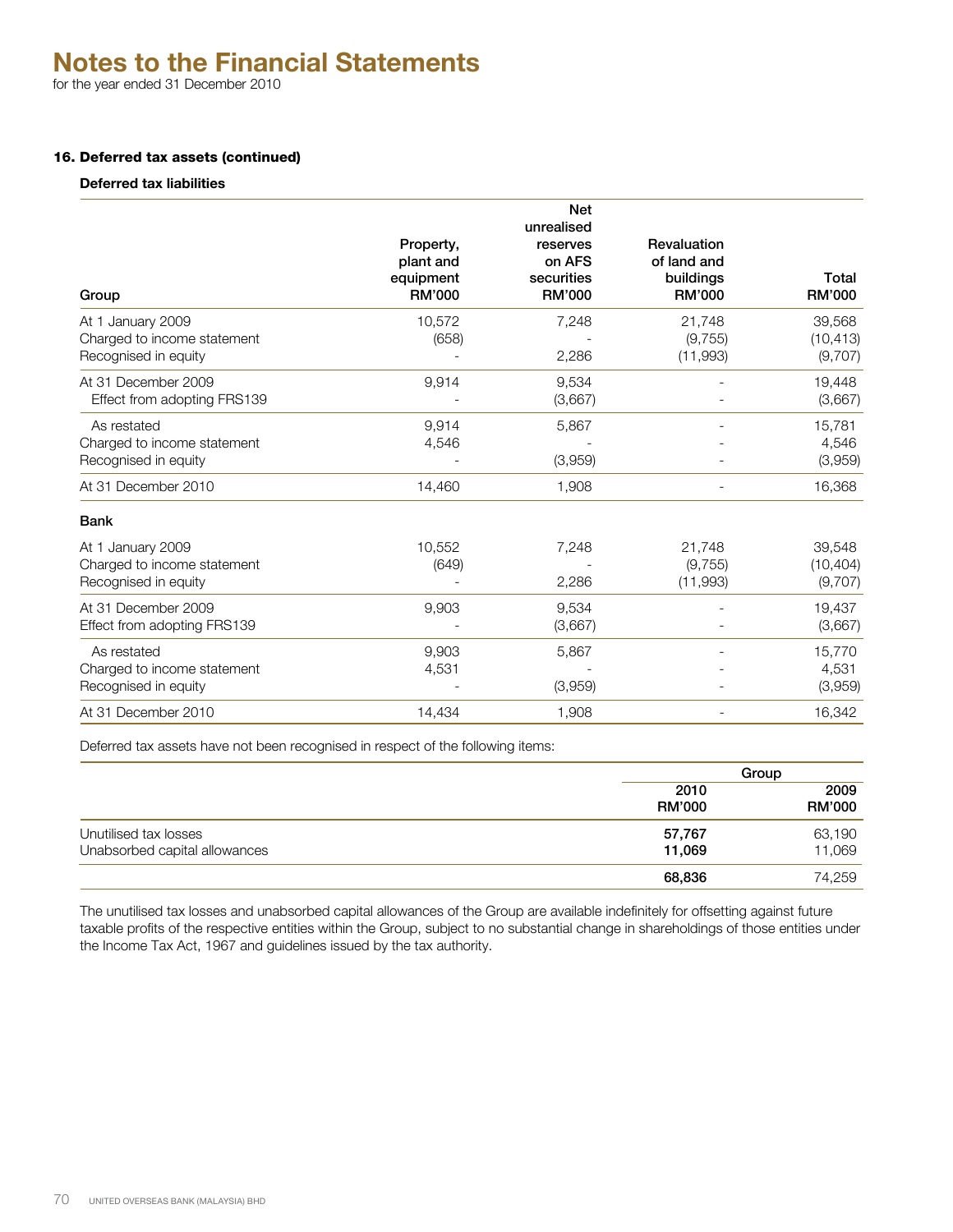# Notes to the Financial Statements

for the year ended 31 December 2010

### 16. Deferred tax assets (continued)

**Deferred tax liabilities**

| Group | Property, plant and equipment RM'000 | Net unrealised reserves on AFS securities RM'000 | Revaluation of land and buildings RM'000 | Total RM'000 |
|---|---|---|---|---|
| At 1 January 2009 | 10,572 | 7,248 | 21,748 | 39,568 |
| Charged to income statement | (658) | - | (9,755) | (10,413) |
| Recognised in equity | - | 2,286 | (11,993) | (9,707) |
| At 31 December 2009 | 9,914 | 9,534 | - | 19,448 |
| Effect from adopting FRS139 | - | (3,667) | - | (3,667) |
| As restated | 9,914 | 5,867 | - | 15,781 |
| Charged to income statement | 4,546 | - | - | 4,546 |
| Recognised in equity | - | (3,959) | - | (3,959) |
| At 31 December 2010 | 14,460 | 1,908 | - | 16,368 |
| **Bank** | | | | |
| At 1 January 2009 | 10,552 | 7,248 | 21,748 | 39,548 |
| Charged to income statement | (649) | - | (9,755) | (10,404) |
| Recognised in equity | - | 2,286 | (11,993) | (9,707) |
| At 31 December 2009 | 9,903 | 9,534 | - | 19,437 |
| Effect from adopting FRS139 | - | (3,667) | - | (3,667) |
| As restated | 9,903 | 5,867 | - | 15,770 |
| Charged to income statement | 4,531 | - | - | 4,531 |
| Recognised in equity | - | (3,959) | - | (3,959) |
| At 31 December 2010 | 14,434 | 1,908 | - | 16,342 |

Deferred tax assets have not been recognised in respect of the following items:

| | Group | |
|---|---|---|
| | **2010 RM'000** | **2009 RM'000** |
| Unutilised tax losses | **57,767** | 63,190 |
| Unabsorbed capital allowances | **11,069** | 11,069 |
| | **68,836** | 74,259 |

The unutilised tax losses and unabsorbed capital allowances of the Group are available indefinitely for offsetting against future taxable profits of the respective entities within the Group, subject to no substantial change in shareholdings of those entities under the Income Tax Act, 1967 and guidelines issued by the tax authority.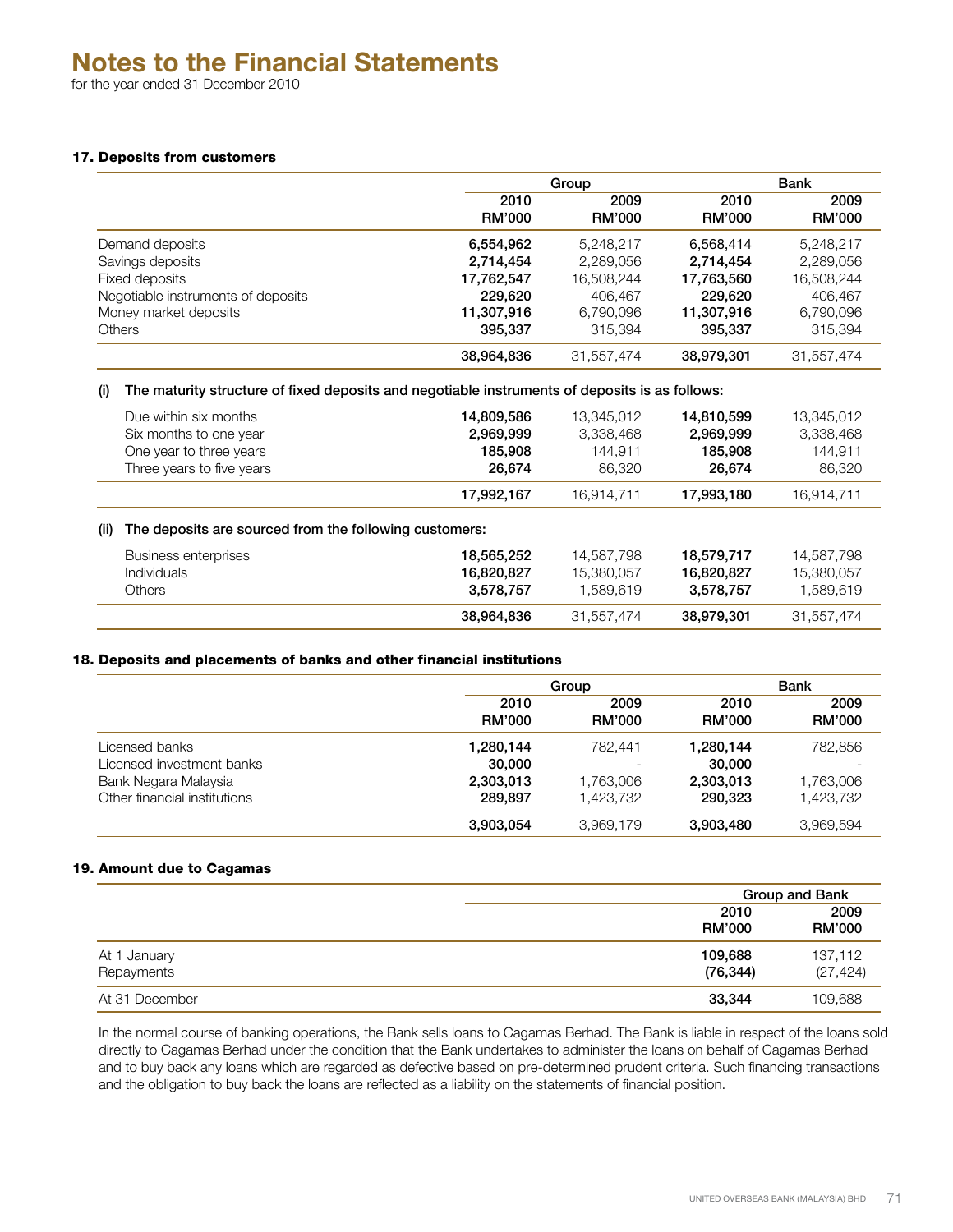# Notes to the Financial Statements

for the year ended 31 December 2010

## 17. Deposits from customers

| | Group | | Bank | |
|---|---|---|---|---|
| | 2010 RM'000 | 2009 RM'000 | 2010 RM'000 | 2009 RM'000 |
| Demand deposits | **6,554,962** | 5,248,217 | **6,568,414** | 5,248,217 |
| Savings deposits | **2,714,454** | 2,289,056 | **2,714,454** | 2,289,056 |
| Fixed deposits | **17,762,547** | 16,508,244 | **17,763,560** | 16,508,244 |
| Negotiable instruments of deposits | **229,620** | 406,467 | **229,620** | 406,467 |
| Money market deposits | **11,307,916** | 6,790,096 | **11,307,916** | 6,790,096 |
| Others | **395,337** | 315,394 | **395,337** | 315,394 |
| | **38,964,836** | 31,557,474 | **38,979,301** | 31,557,474 |

**(i) The maturity structure of fixed deposits and negotiable instruments of deposits is as follows:**

| | Group 2010 RM'000 | Group 2009 RM'000 | Bank 2010 RM'000 | Bank 2009 RM'000 |
|---|---|---|---|---|
| Due within six months | **14,809,586** | 13,345,012 | **14,810,599** | 13,345,012 |
| Six months to one year | **2,969,999** | 3,338,468 | **2,969,999** | 3,338,468 |
| One year to three years | **185,908** | 144,911 | **185,908** | 144,911 |
| Three years to five years | **26,674** | 86,320 | **26,674** | 86,320 |
| | **17,992,167** | 16,914,711 | **17,993,180** | 16,914,711 |

**(ii) The deposits are sourced from the following customers:**

| | Group 2010 RM'000 | Group 2009 RM'000 | Bank 2010 RM'000 | Bank 2009 RM'000 |
|---|---|---|---|---|
| Business enterprises | **18,565,252** | 14,587,798 | **18,579,717** | 14,587,798 |
| Individuals | **16,820,827** | 15,380,057 | **16,820,827** | 15,380,057 |
| Others | **3,578,757** | 1,589,619 | **3,578,757** | 1,589,619 |
| | **38,964,836** | 31,557,474 | **38,979,301** | 31,557,474 |

## 18. Deposits and placements of banks and other financial institutions

| | Group | | Bank | |
|---|---|---|---|---|
| | 2010 RM'000 | 2009 RM'000 | 2010 RM'000 | 2009 RM'000 |
| Licensed banks | **1,280,144** | 782,441 | **1,280,144** | 782,856 |
| Licensed investment banks | **30,000** | - | **30,000** | - |
| Bank Negara Malaysia | **2,303,013** | 1,763,006 | **2,303,013** | 1,763,006 |
| Other financial institutions | **289,897** | 1,423,732 | **290,323** | 1,423,732 |
| | **3,903,054** | 3,969,179 | **3,903,480** | 3,969,594 |

## 19. Amount due to Cagamas

| | Group and Bank | |
|---|---|---|
| | 2010 RM'000 | 2009 RM'000 |
| At 1 January | **109,688** | 137,112 |
| Repayments | **(76,344)** | (27,424) |
| At 31 December | **33,344** | 109,688 |

In the normal course of banking operations, the Bank sells loans to Cagamas Berhad. The Bank is liable in respect of the loans sold directly to Cagamas Berhad under the condition that the Bank undertakes to administer the loans on behalf of Cagamas Berhad and to buy back any loans which are regarded as defective based on pre-determined prudent criteria. Such financing transactions and the obligation to buy back the loans are reflected as a liability on the statements of financial position.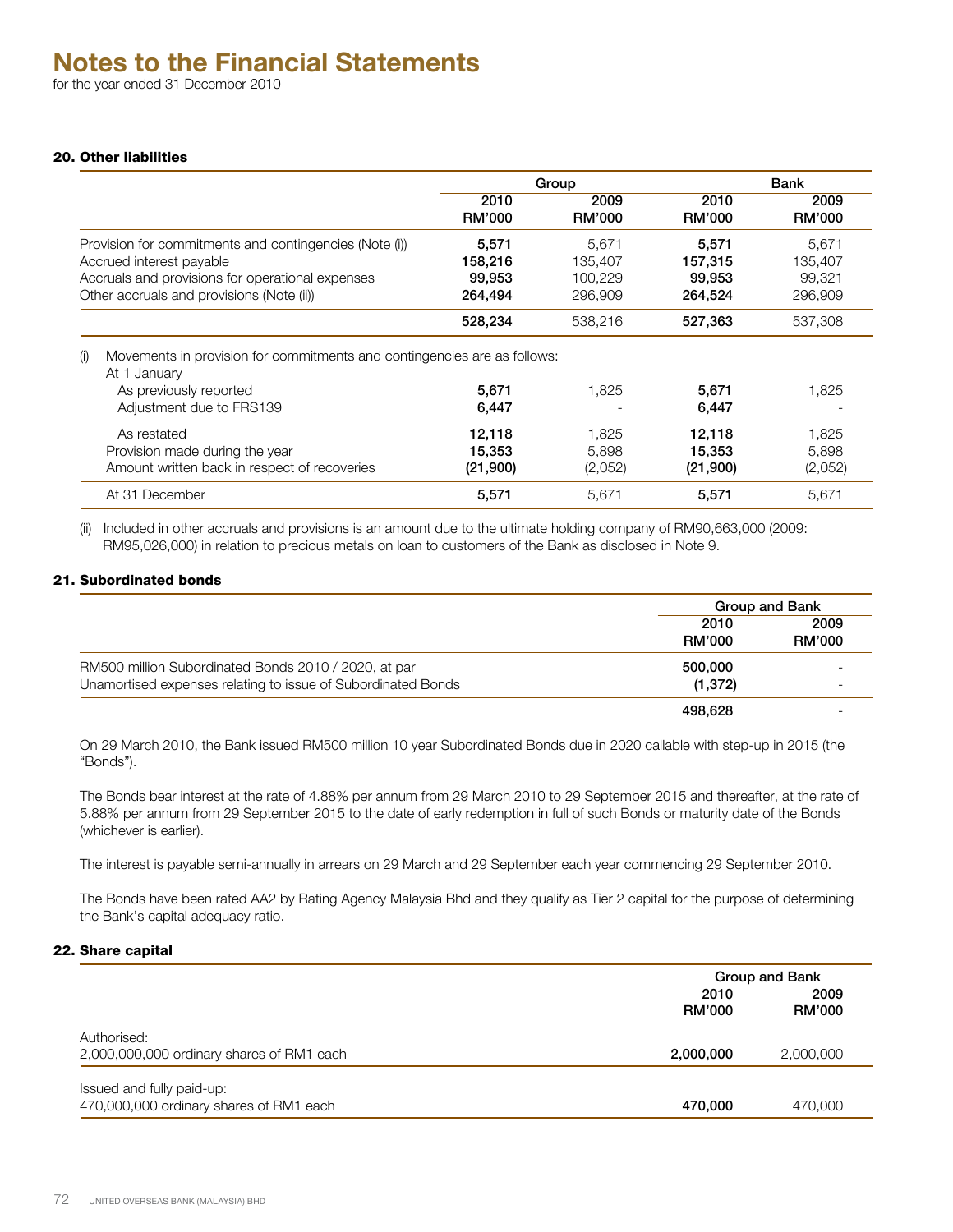# Notes to the Financial Statements

for the year ended 31 December 2010

### 20. Other liabilities

| | Group | | Bank | |
|---|---|---|---|---|
| | 2010 RM'000 | 2009 RM'000 | 2010 RM'000 | 2009 RM'000 |
| Provision for commitments and contingencies (Note (i)) | **5,571** | 5,671 | **5,571** | 5,671 |
| Accrued interest payable | **158,216** | 135,407 | **157,315** | 135,407 |
| Accruals and provisions for operational expenses | **99,953** | 100,229 | **99,953** | 99,321 |
| Other accruals and provisions (Note (ii)) | **264,494** | 296,909 | **264,524** | 296,909 |
| | **528,234** | 538,216 | **527,363** | 537,308 |

(i) Movements in provision for commitments and contingencies are as follows:

| | Group 2010 RM'000 | Group 2009 RM'000 | Bank 2010 RM'000 | Bank 2009 RM'000 |
|---|---|---|---|---|
| At 1 January | | | | |
| As previously reported | **5,671** | 1,825 | **5,671** | 1,825 |
| Adjustment due to FRS139 | **6,447** | - | **6,447** | - |
| As restated | **12,118** | 1,825 | **12,118** | 1,825 |
| Provision made during the year | **15,353** | 5,898 | **15,353** | 5,898 |
| Amount written back in respect of recoveries | **(21,900)** | (2,052) | **(21,900)** | (2,052) |
| At 31 December | **5,571** | 5,671 | **5,571** | 5,671 |

(ii) Included in other accruals and provisions is an amount due to the ultimate holding company of RM90,663,000 (2009: RM95,026,000) in relation to precious metals on loan to customers of the Bank as disclosed in Note 9.

### 21. Subordinated bonds

| | Group and Bank | |
|---|---|---|
| | 2010 RM'000 | 2009 RM'000 |
| RM500 million Subordinated Bonds 2010 / 2020, at par | **500,000** | - |
| Unamortised expenses relating to issue of Subordinated Bonds | **(1,372)** | - |
| | **498,628** | - |

On 29 March 2010, the Bank issued RM500 million 10 year Subordinated Bonds due in 2020 callable with step-up in 2015 (the "Bonds").

The Bonds bear interest at the rate of 4.88% per annum from 29 March 2010 to 29 September 2015 and thereafter, at the rate of 5.88% per annum from 29 September 2015 to the date of early redemption in full of such Bonds or maturity date of the Bonds (whichever is earlier).

The interest is payable semi-annually in arrears on 29 March and 29 September each year commencing 29 September 2010.

The Bonds have been rated AA2 by Rating Agency Malaysia Bhd and they qualify as Tier 2 capital for the purpose of determining the Bank's capital adequacy ratio.

### 22. Share capital

| | Group and Bank | |
|---|---|---|
| | 2010 RM'000 | 2009 RM'000 |
| Authorised: | | |
| 2,000,000,000 ordinary shares of RM1 each | **2,000,000** | 2,000,000 |
| Issued and fully paid-up: | | |
| 470,000,000 ordinary shares of RM1 each | **470,000** | 470,000 |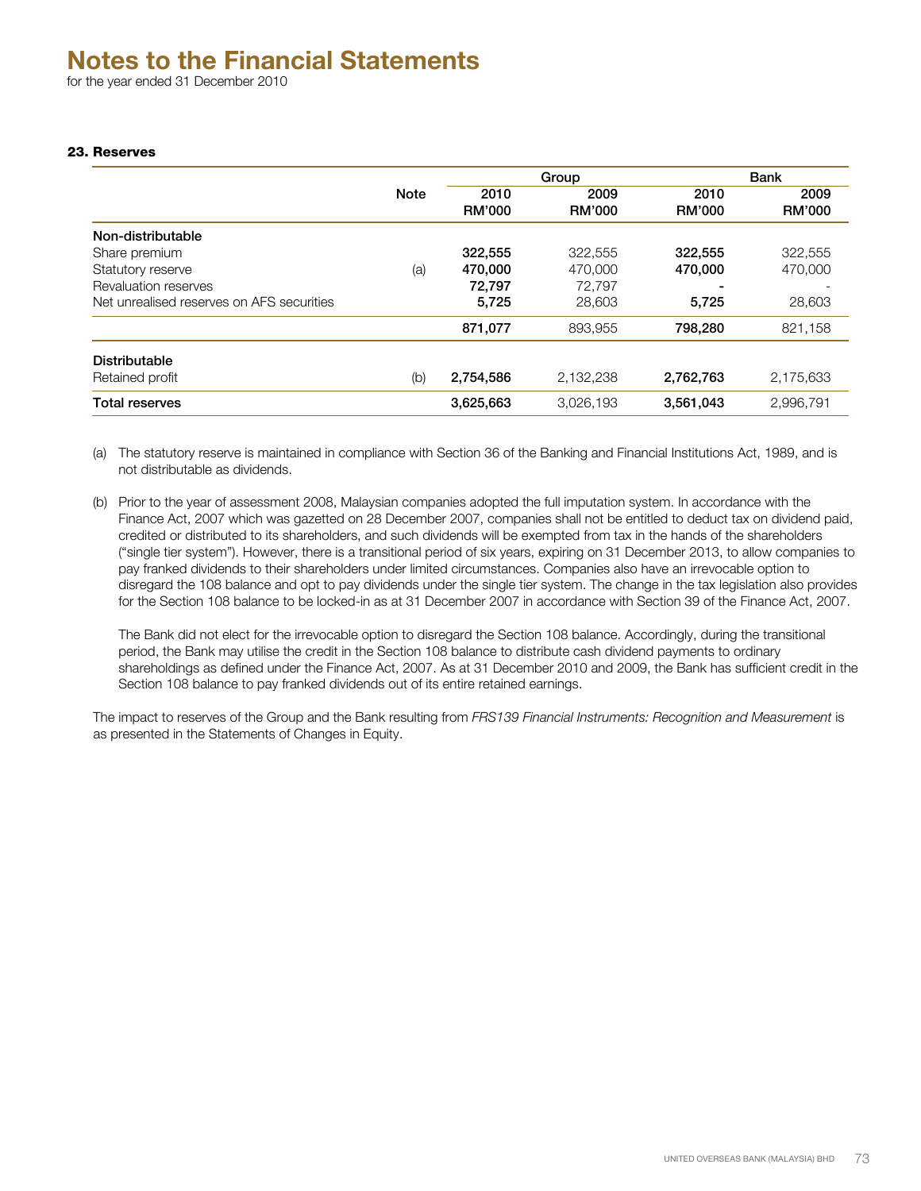# Notes to the Financial Statements

for the year ended 31 December 2010

### 23. Reserves

| | Note | Group | | Bank | |
|---|---|---|---|---|---|
| | | 2010 RM'000 | 2009 RM'000 | 2010 RM'000 | 2009 RM'000 |
| **Non-distributable** | | | | | |
| Share premium | | **322,555** | 322,555 | **322,555** | 322,555 |
| Statutory reserve | (a) | **470,000** | 470,000 | **470,000** | 470,000 |
| Revaluation reserves | | **72,797** | 72,797 | **-** | - |
| Net unrealised reserves on AFS securities | | **5,725** | 28,603 | **5,725** | 28,603 |
| | | **871,077** | 893,955 | **798,280** | 821,158 |
| **Distributable** | | | | | |
| Retained profit | (b) | **2,754,586** | 2,132,238 | **2,762,763** | 2,175,633 |
| **Total reserves** | | **3,625,663** | 3,026,193 | **3,561,043** | 2,996,791 |

(a) The statutory reserve is maintained in compliance with Section 36 of the Banking and Financial Institutions Act, 1989, and is not distributable as dividends.

(b) Prior to the year of assessment 2008, Malaysian companies adopted the full imputation system. In accordance with the Finance Act, 2007 which was gazetted on 28 December 2007, companies shall not be entitled to deduct tax on dividend paid, credited or distributed to its shareholders, and such dividends will be exempted from tax in the hands of the shareholders ("single tier system"). However, there is a transitional period of six years, expiring on 31 December 2013, to allow companies to pay franked dividends to their shareholders under limited circumstances. Companies also have an irrevocable option to disregard the 108 balance and opt to pay dividends under the single tier system. The change in the tax legislation also provides for the Section 108 balance to be locked-in as at 31 December 2007 in accordance with Section 39 of the Finance Act, 2007.

The Bank did not elect for the irrevocable option to disregard the Section 108 balance. Accordingly, during the transitional period, the Bank may utilise the credit in the Section 108 balance to distribute cash dividend payments to ordinary shareholdings as defined under the Finance Act, 2007. As at 31 December 2010 and 2009, the Bank has sufficient credit in the Section 108 balance to pay franked dividends out of its entire retained earnings.

The impact to reserves of the Group and the Bank resulting from *FRS139 Financial Instruments: Recognition and Measurement* is as presented in the Statements of Changes in Equity.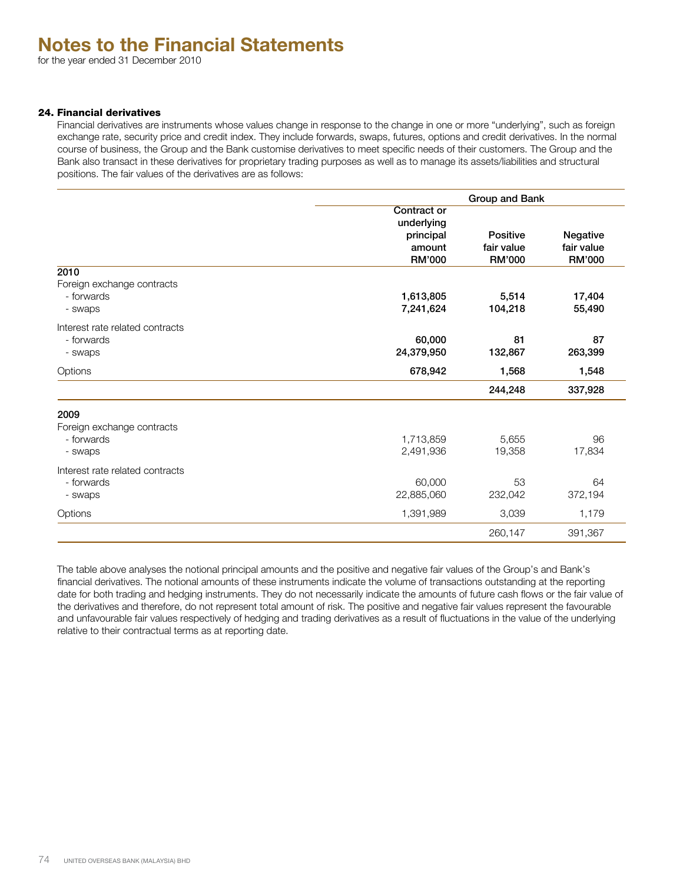# Notes to the Financial Statements

for the year ended 31 December 2010

### 24. Financial derivatives

Financial derivatives are instruments whose values change in response to the change in one or more "underlying", such as foreign exchange rate, security price and credit index. They include forwards, swaps, futures, options and credit derivatives. In the normal course of business, the Group and the Bank customise derivatives to meet specific needs of their customers. The Group and the Bank also transact in these derivatives for proprietary trading purposes as well as to manage its assets/liabilities and structural positions. The fair values of the derivatives are as follows:

| | Group and Bank | | |
|---|---|---|---|
| | Contract or underlying principal amount RM'000 | Positive fair value RM'000 | Negative fair value RM'000 |
| **2010** | | | |
| Foreign exchange contracts | | | |
| - forwards | **1,613,805** | **5,514** | **17,404** |
| - swaps | **7,241,624** | **104,218** | **55,490** |
| Interest rate related contracts | | | |
| - forwards | **60,000** | **81** | **87** |
| - swaps | **24,379,950** | **132,867** | **263,399** |
| Options | **678,942** | **1,568** | **1,548** |
| | | **244,248** | **337,928** |
| **2009** | | | |
| Foreign exchange contracts | | | |
| - forwards | 1,713,859 | 5,655 | 96 |
| - swaps | 2,491,936 | 19,358 | 17,834 |
| Interest rate related contracts | | | |
| - forwards | 60,000 | 53 | 64 |
| - swaps | 22,885,060 | 232,042 | 372,194 |
| Options | 1,391,989 | 3,039 | 1,179 |
| | | 260,147 | 391,367 |

The table above analyses the notional principal amounts and the positive and negative fair values of the Group's and Bank's financial derivatives. The notional amounts of these instruments indicate the volume of transactions outstanding at the reporting date for both trading and hedging instruments. They do not necessarily indicate the amounts of future cash flows or the fair value of the derivatives and therefore, do not represent total amount of risk. The positive and negative fair values represent the favourable and unfavourable fair values respectively of hedging and trading derivatives as a result of fluctuations in the value of the underlying relative to their contractual terms as at reporting date.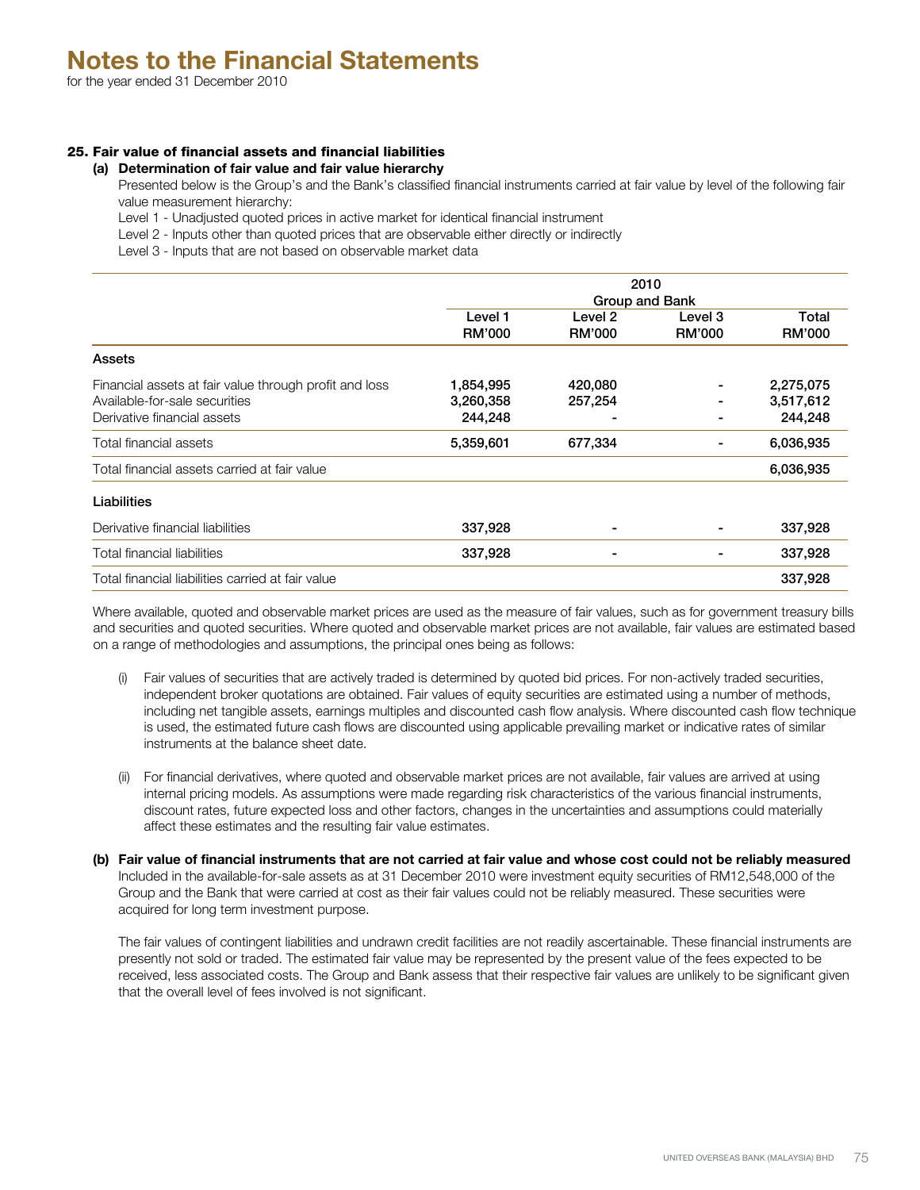# Notes to the Financial Statements

for the year ended 31 December 2010

## 25. Fair value of financial assets and financial liabilities

### (a) Determination of fair value and fair value hierarchy

Presented below is the Group's and the Bank's classified financial instruments carried at fair value by level of the following fair value measurement hierarchy:

Level 1 - Unadjusted quoted prices in active market for identical financial instrument

Level 2 - Inputs other than quoted prices that are observable either directly or indirectly

Level 3 - Inputs that are not based on observable market data

| | 2010 | | | |
|---|---|---|---|---|
| | Group and Bank | | | |
| | Level 1 RM'000 | Level 2 RM'000 | Level 3 RM'000 | Total RM'000 |
| **Assets** | | | | |
| Financial assets at fair value through profit and loss | 1,854,995 | 420,080 | - | 2,275,075 |
| Available-for-sale securities | 3,260,358 | 257,254 | - | 3,517,612 |
| Derivative financial assets | 244,248 | - | - | 244,248 |
| Total financial assets | 5,359,601 | 677,334 | - | 6,036,935 |
| Total financial assets carried at fair value | | | | 6,036,935 |
| **Liabilities** | | | | |
| Derivative financial liabilities | 337,928 | - | - | 337,928 |
| Total financial liabilities | 337,928 | - | - | 337,928 |
| Total financial liabilities carried at fair value | | | | 337,928 |

Where available, quoted and observable market prices are used as the measure of fair values, such as for government treasury bills and securities and quoted securities. Where quoted and observable market prices are not available, fair values are estimated based on a range of methodologies and assumptions, the principal ones being as follows:

(i) Fair values of securities that are actively traded is determined by quoted bid prices. For non-actively traded securities, independent broker quotations are obtained. Fair values of equity securities are estimated using a number of methods, including net tangible assets, earnings multiples and discounted cash flow analysis. Where discounted cash flow technique is used, the estimated future cash flows are discounted using applicable prevailing market or indicative rates of similar instruments at the balance sheet date.

(ii) For financial derivatives, where quoted and observable market prices are not available, fair values are arrived at using internal pricing models. As assumptions were made regarding risk characteristics of the various financial instruments, discount rates, future expected loss and other factors, changes in the uncertainties and assumptions could materially affect these estimates and the resulting fair value estimates.

### (b) Fair value of financial instruments that are not carried at fair value and whose cost could not be reliably measured

Included in the available-for-sale assets as at 31 December 2010 were investment equity securities of RM12,548,000 of the Group and the Bank that were carried at cost as their fair values could not be reliably measured. These securities were acquired for long term investment purpose.

The fair values of contingent liabilities and undrawn credit facilities are not readily ascertainable. These financial instruments are presently not sold or traded. The estimated fair value may be represented by the present value of the fees expected to be received, less associated costs. The Group and Bank assess that their respective fair values are unlikely to be significant given that the overall level of fees involved is not significant.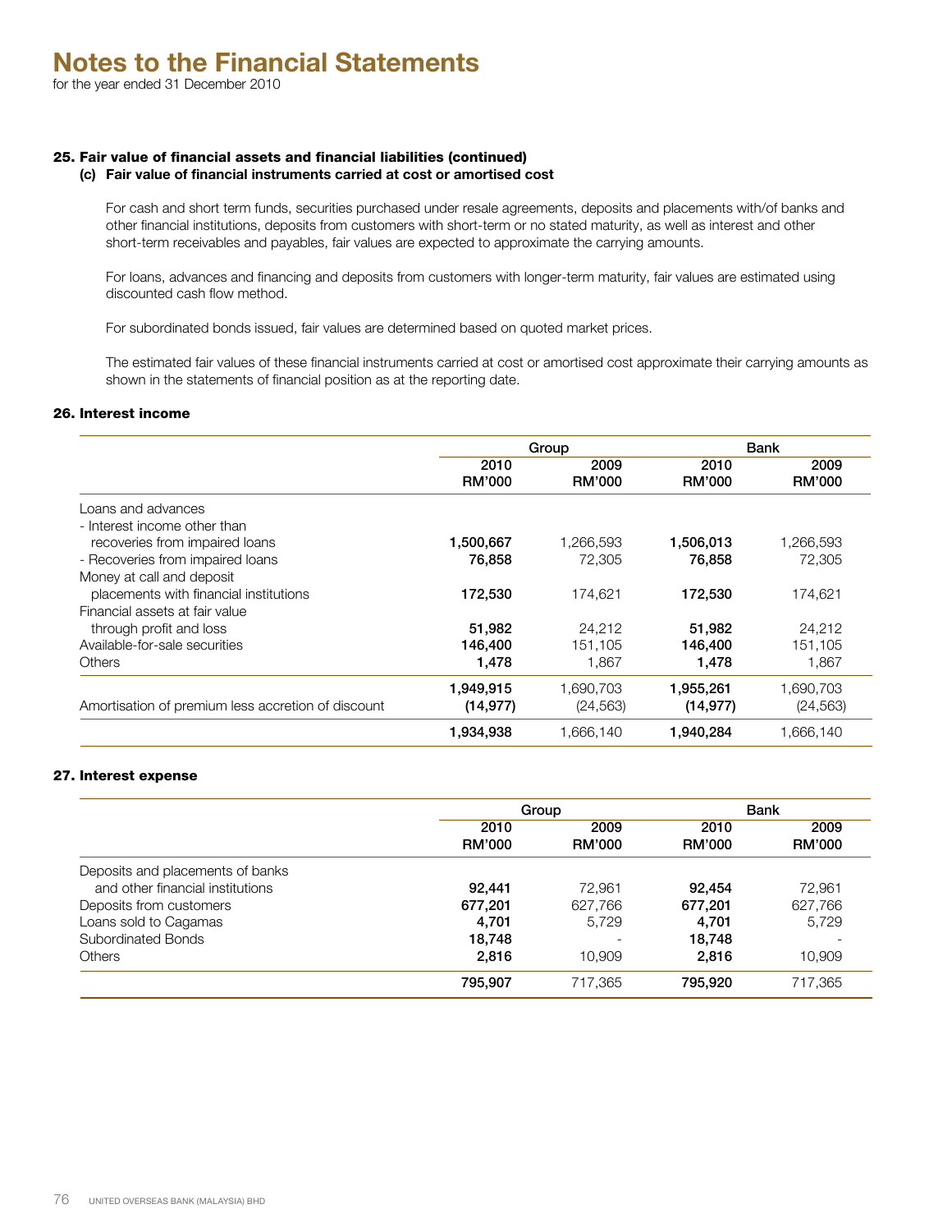# Notes to the Financial Statements

for the year ended 31 December 2010

### 25. Fair value of financial assets and financial liabilities (continued)

#### (c) Fair value of financial instruments carried at cost or amortised cost

For cash and short term funds, securities purchased under resale agreements, deposits and placements with/of banks and other financial institutions, deposits from customers with short-term or no stated maturity, as well as interest and other short-term receivables and payables, fair values are expected to approximate the carrying amounts.

For loans, advances and financing and deposits from customers with longer-term maturity, fair values are estimated using discounted cash flow method.

For subordinated bonds issued, fair values are determined based on quoted market prices.

The estimated fair values of these financial instruments carried at cost or amortised cost approximate their carrying amounts as shown in the statements of financial position as at the reporting date.

### 26. Interest income

| | Group | | Bank | |
|---|---|---|---|---|
| | 2010 RM'000 | 2009 RM'000 | 2010 RM'000 | 2009 RM'000 |
| Loans and advances | | | | |
| - Interest income other than recoveries from impaired loans | **1,500,667** | 1,266,593 | **1,506,013** | 1,266,593 |
| - Recoveries from impaired loans | **76,858** | 72,305 | **76,858** | 72,305 |
| Money at call and deposit placements with financial institutions | **172,530** | 174,621 | **172,530** | 174,621 |
| Financial assets at fair value through profit and loss | **51,982** | 24,212 | **51,982** | 24,212 |
| Available-for-sale securities | **146,400** | 151,105 | **146,400** | 151,105 |
| Others | **1,478** | 1,867 | **1,478** | 1,867 |
| | **1,949,915** | 1,690,703 | **1,955,261** | 1,690,703 |
| Amortisation of premium less accretion of discount | **(14,977)** | (24,563) | **(14,977)** | (24,563) |
| | **1,934,938** | 1,666,140 | **1,940,284** | 1,666,140 |

### 27. Interest expense

| | Group | | Bank | |
|---|---|---|---|---|
| | 2010 RM'000 | 2009 RM'000 | 2010 RM'000 | 2009 RM'000 |
| Deposits and placements of banks and other financial institutions | **92,441** | 72,961 | **92,454** | 72,961 |
| Deposits from customers | **677,201** | 627,766 | **677,201** | 627,766 |
| Loans sold to Cagamas | **4,701** | 5,729 | **4,701** | 5,729 |
| Subordinated Bonds | **18,748** | - | **18,748** | - |
| Others | **2,816** | 10,909 | **2,816** | 10,909 |
| | **795,907** | 717,365 | **795,920** | 717,365 |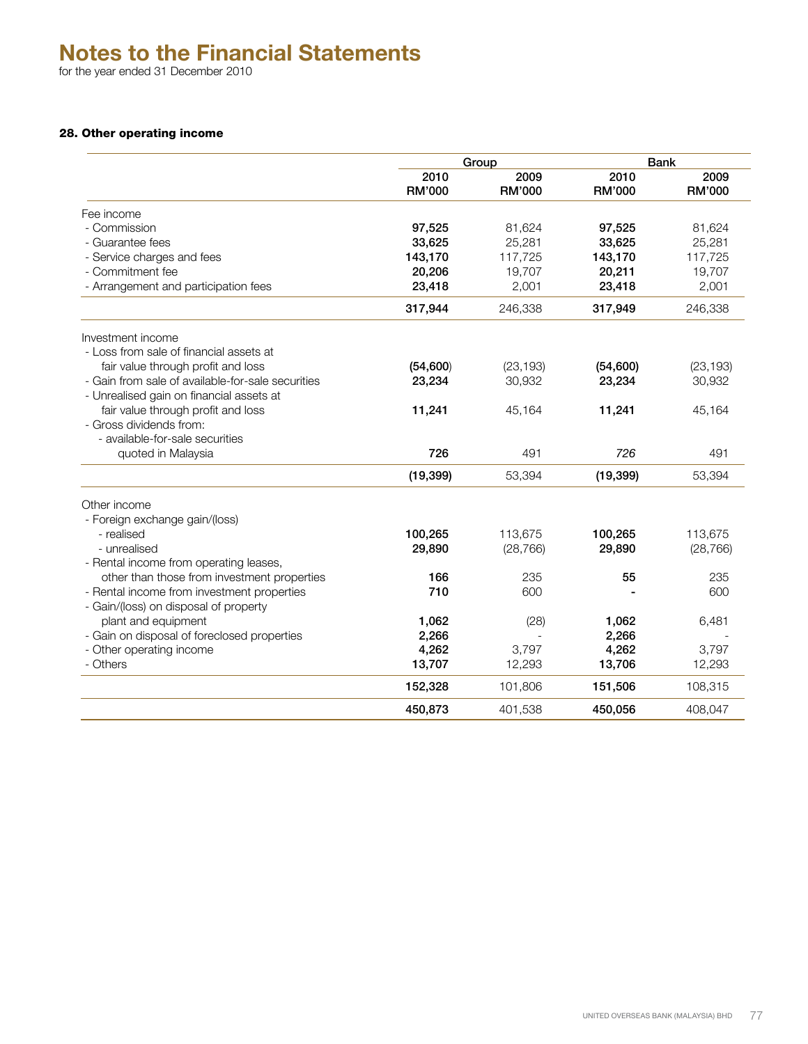# Notes to the Financial Statements

for the year ended 31 December 2010

### 28. Other operating income

| | Group | | Bank | |
|---|---|---|---|---|
| | 2010 RM'000 | 2009 RM'000 | 2010 RM'000 | 2009 RM'000 |
| Fee income | | | | |
| - Commission | **97,525** | 81,624 | **97,525** | 81,624 |
| - Guarantee fees | **33,625** | 25,281 | **33,625** | 25,281 |
| - Service charges and fees | **143,170** | 117,725 | **143,170** | 117,725 |
| - Commitment fee | **20,206** | 19,707 | **20,211** | 19,707 |
| - Arrangement and participation fees | **23,418** | 2,001 | **23,418** | 2,001 |
| | **317,944** | 246,338 | **317,949** | 246,338 |
| Investment income | | | | |
| - Loss from sale of financial assets at fair value through profit and loss | **(54,600)** | (23,193) | **(54,600)** | (23,193) |
| - Gain from sale of available-for-sale securities | **23,234** | 30,932 | **23,234** | 30,932 |
| - Unrealised gain on financial assets at fair value through profit and loss | **11,241** | 45,164 | **11,241** | 45,164 |
| - Gross dividends from: | | | | |
| - available-for-sale securities quoted in Malaysia | **726** | 491 | *726* | 491 |
| | **(19,399)** | 53,394 | **(19,399)** | 53,394 |
| Other income | | | | |
| - Foreign exchange gain/(loss) | | | | |
| - realised | **100,265** | 113,675 | **100,265** | 113,675 |
| - unrealised | **29,890** | (28,766) | **29,890** | (28,766) |
| - Rental income from operating leases, other than those from investment properties | **166** | 235 | **55** | 235 |
| - Rental income from investment properties | **710** | 600 | **-** | 600 |
| - Gain/(loss) on disposal of property plant and equipment | **1,062** | (28) | **1,062** | 6,481 |
| - Gain on disposal of foreclosed properties | **2,266** | - | **2,266** | - |
| - Other operating income | **4,262** | 3,797 | **4,262** | 3,797 |
| - Others | **13,707** | 12,293 | **13,706** | 12,293 |
| | **152,328** | 101,806 | **151,506** | 108,315 |
| | **450,873** | 401,538 | **450,056** | 408,047 |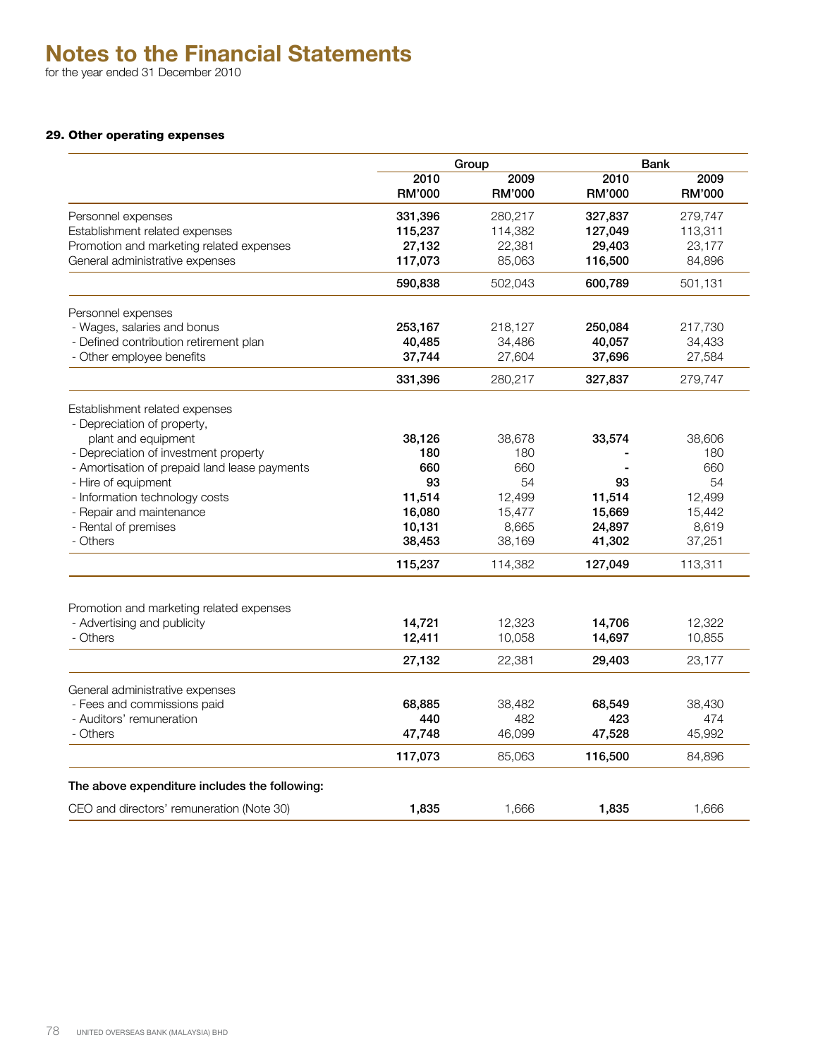# Notes to the Financial Statements

for the year ended 31 December 2010

### 29. Other operating expenses

| | Group | | Bank | |
|---|---|---|---|---|
| | **2010 RM'000** | **2009 RM'000** | **2010 RM'000** | **2009 RM'000** |
| Personnel expenses | **331,396** | 280,217 | **327,837** | 279,747 |
| Establishment related expenses | **115,237** | 114,382 | **127,049** | 113,311 |
| Promotion and marketing related expenses | **27,132** | 22,381 | **29,403** | 23,177 |
| General administrative expenses | **117,073** | 85,063 | **116,500** | 84,896 |
| | **590,838** | 502,043 | **600,789** | 501,131 |
| Personnel expenses | | | | |
| - Wages, salaries and bonus | **253,167** | 218,127 | **250,084** | 217,730 |
| - Defined contribution retirement plan | **40,485** | 34,486 | **40,057** | 34,433 |
| - Other employee benefits | **37,744** | 27,604 | **37,696** | 27,584 |
| | **331,396** | 280,217 | **327,837** | 279,747 |
| Establishment related expenses | | | | |
| - Depreciation of property, plant and equipment | **38,126** | 38,678 | **33,574** | 38,606 |
| - Depreciation of investment property | **180** | 180 | **-** | 180 |
| - Amortisation of prepaid land lease payments | **660** | 660 | **-** | 660 |
| - Hire of equipment | **93** | 54 | **93** | 54 |
| - Information technology costs | **11,514** | 12,499 | **11,514** | 12,499 |
| - Repair and maintenance | **16,080** | 15,477 | **15,669** | 15,442 |
| - Rental of premises | **10,131** | 8,665 | **24,897** | 8,619 |
| - Others | **38,453** | 38,169 | **41,302** | 37,251 |
| | **115,237** | 114,382 | **127,049** | 113,311 |
| Promotion and marketing related expenses | | | | |
| - Advertising and publicity | **14,721** | 12,323 | **14,706** | 12,322 |
| - Others | **12,411** | 10,058 | **14,697** | 10,855 |
| | **27,132** | 22,381 | **29,403** | 23,177 |
| General administrative expenses | | | | |
| - Fees and commissions paid | **68,885** | 38,482 | **68,549** | 38,430 |
| - Auditors' remuneration | **440** | 482 | **423** | 474 |
| - Others | **47,748** | 46,099 | **47,528** | 45,992 |
| | **117,073** | 85,063 | **116,500** | 84,896 |
| **The above expenditure includes the following:** | | | | |
| CEO and directors' remuneration (Note 30) | **1,835** | 1,666 | **1,835** | 1,666 |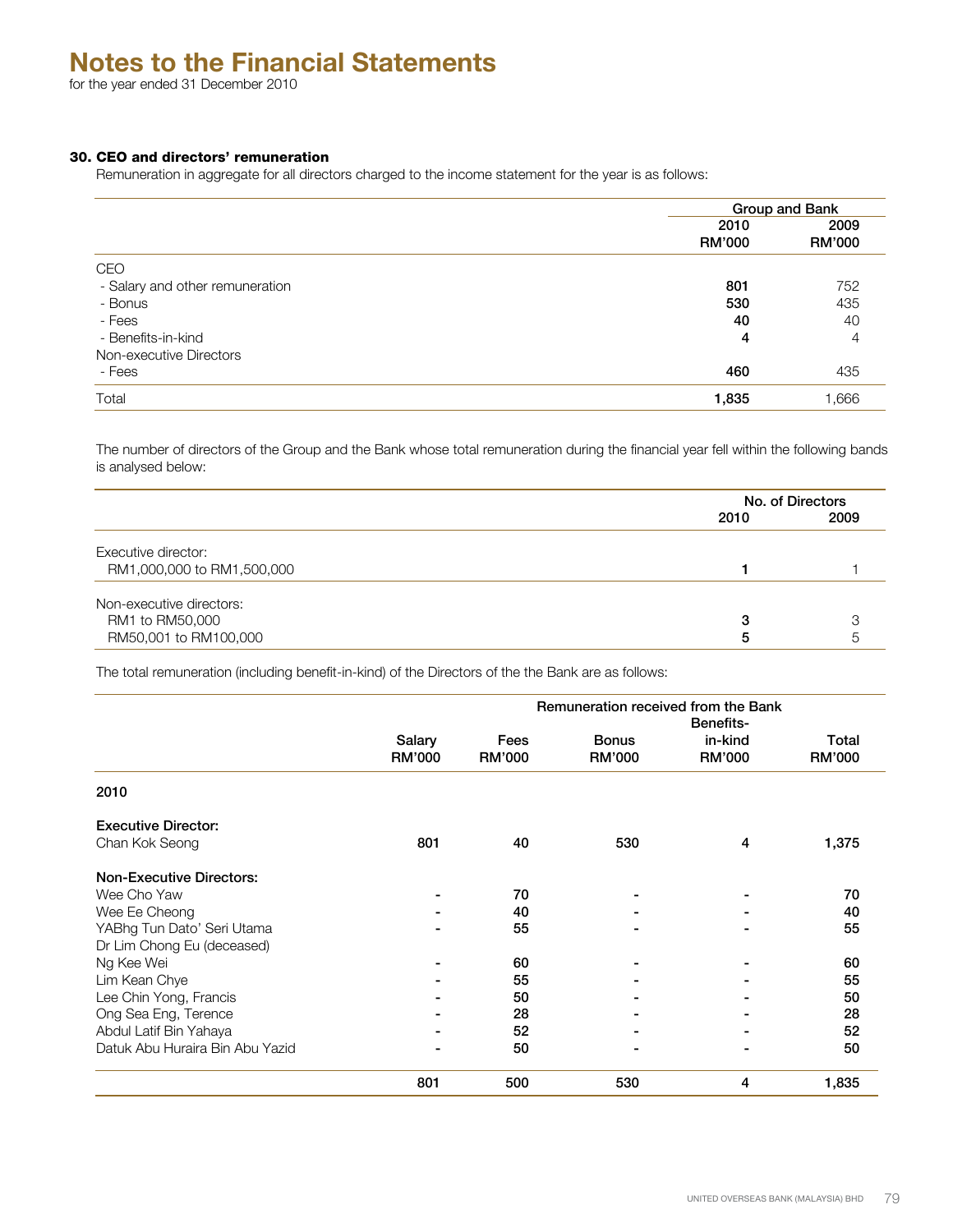# Notes to the Financial Statements

for the year ended 31 December 2010

### 30. CEO and directors' remuneration

Remuneration in aggregate for all directors charged to the income statement for the year is as follows:

| | Group and Bank | |
|---|---|---|
| | **2010** | 2009 |
| | **RM'000** | RM'000 |
| CEO | | |
| - Salary and other remuneration | **801** | 752 |
| - Bonus | **530** | 435 |
| - Fees | **40** | 40 |
| - Benefits-in-kind | **4** | 4 |
| Non-executive Directors | | |
| - Fees | **460** | 435 |
| Total | **1,835** | 1,666 |

The number of directors of the Group and the Bank whose total remuneration during the financial year fell within the following bands is analysed below:

| | No. of Directors | |
|---|---|---|
| | **2010** | 2009 |
| Executive director: | | |
| RM1,000,000 to RM1,500,000 | **1** | 1 |
| Non-executive directors: | | |
| RM1 to RM50,000 | **3** | 3 |
| RM50,001 to RM100,000 | **5** | 5 |

The total remuneration (including benefit-in-kind) of the Directors of the the Bank are as follows:

| | Remuneration received from the Bank | | | | |
|---|---|---|---|---|---|
| | **Salary RM'000** | **Fees RM'000** | **Bonus RM'000** | **Benefits-in-kind RM'000** | **Total RM'000** |
| **2010** | | | | | |
| **Executive Director:** | | | | | |
| Chan Kok Seong | **801** | **40** | **530** | **4** | **1,375** |
| **Non-Executive Directors:** | | | | | |
| Wee Cho Yaw | **-** | **70** | **-** | **-** | **70** |
| Wee Ee Cheong | **-** | **40** | **-** | **-** | **40** |
| YABhg Tun Dato' Seri Utama Dr Lim Chong Eu (deceased) | **-** | **55** | **-** | **-** | **55** |
| Ng Kee Wei | **-** | **60** | **-** | **-** | **60** |
| Lim Kean Chye | **-** | **55** | **-** | **-** | **55** |
| Lee Chin Yong, Francis | **-** | **50** | **-** | **-** | **50** |
| Ong Sea Eng, Terence | **-** | **28** | **-** | **-** | **28** |
| Abdul Latif Bin Yahaya | **-** | **52** | **-** | **-** | **52** |
| Datuk Abu Huraira Bin Abu Yazid | **-** | **50** | **-** | **-** | **50** |
| | **801** | **500** | **530** | **4** | **1,835** |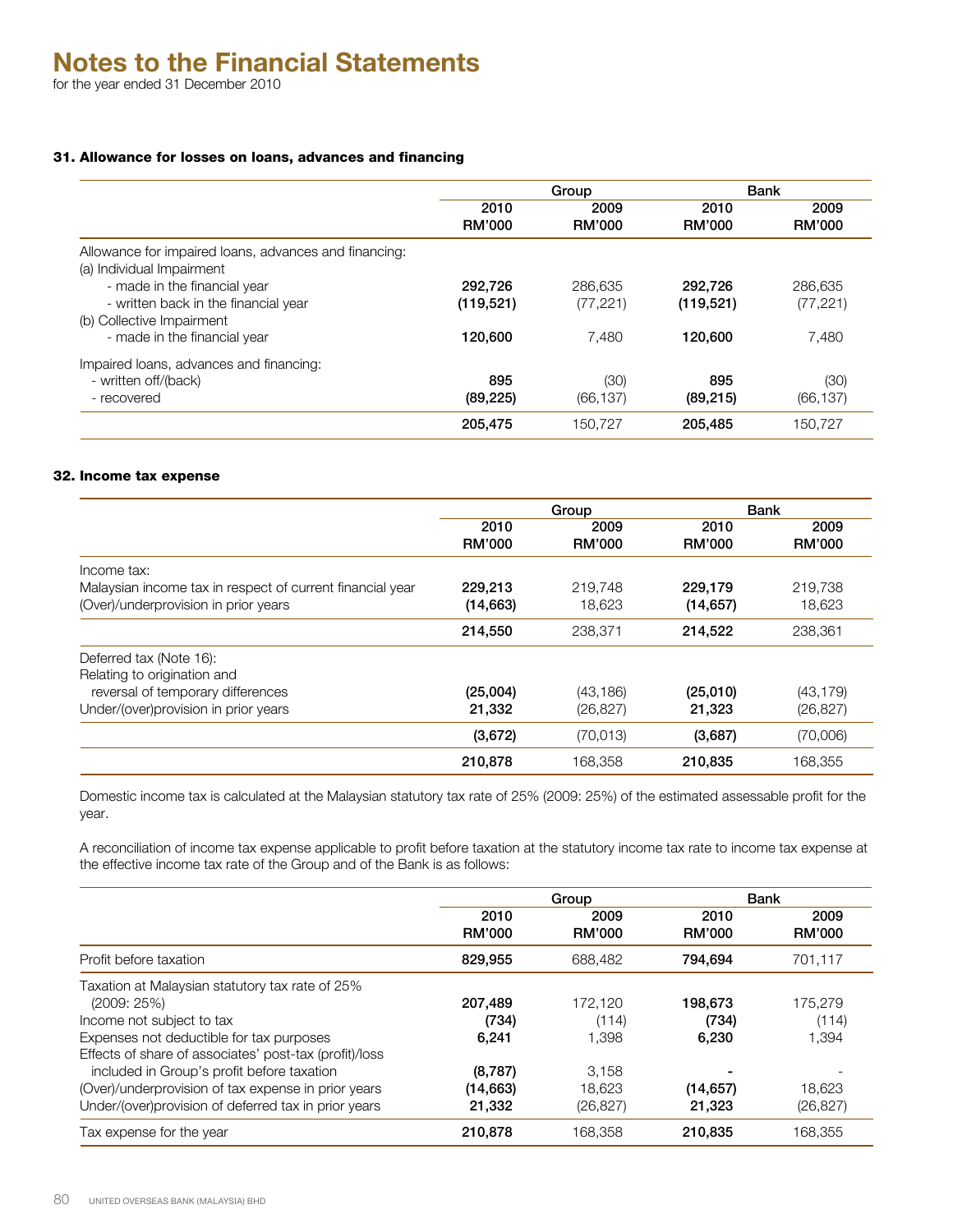# Notes to the Financial Statements

for the year ended 31 December 2010

### 31. Allowance for losses on loans, advances and financing

| | Group | | Bank | |
|---|---|---|---|---|
| | 2010 RM'000 | 2009 RM'000 | 2010 RM'000 | 2009 RM'000 |
| Allowance for impaired loans, advances and financing: | | | | |
| (a) Individual Impairment | | | | |
| - made in the financial year | **292,726** | 286,635 | **292,726** | 286,635 |
| - written back in the financial year | **(119,521)** | (77,221) | **(119,521)** | (77,221) |
| (b) Collective Impairment | | | | |
| - made in the financial year | **120,600** | 7,480 | **120,600** | 7,480 |
| Impaired loans, advances and financing: | | | | |
| - written off/(back) | **895** | (30) | **895** | (30) |
| - recovered | **(89,225)** | (66,137) | **(89,215)** | (66,137) |
| | **205,475** | 150,727 | **205,485** | 150,727 |

### 32. Income tax expense

| | Group | | Bank | |
|---|---|---|---|---|
| | 2010 RM'000 | 2009 RM'000 | 2010 RM'000 | 2009 RM'000 |
| Income tax: | | | | |
| Malaysian income tax in respect of current financial year | **229,213** | 219,748 | **229,179** | 219,738 |
| (Over)/underprovision in prior years | **(14,663)** | 18,623 | **(14,657)** | 18,623 |
| | **214,550** | 238,371 | **214,522** | 238,361 |
| Deferred tax (Note 16): | | | | |
| Relating to origination and reversal of temporary differences | **(25,004)** | (43,186) | **(25,010)** | (43,179) |
| Under/(over)provision in prior years | **21,332** | (26,827) | **21,323** | (26,827) |
| | **(3,672)** | (70,013) | **(3,687)** | (70,006) |
| | **210,878** | 168,358 | **210,835** | 168,355 |

Domestic income tax is calculated at the Malaysian statutory tax rate of 25% (2009: 25%) of the estimated assessable profit for the year.

A reconciliation of income tax expense applicable to profit before taxation at the statutory income tax rate to income tax expense at the effective income tax rate of the Group and of the Bank is as follows:

| | Group | | Bank | |
|---|---|---|---|---|
| | 2010 RM'000 | 2009 RM'000 | 2010 RM'000 | 2009 RM'000 |
| Profit before taxation | **829,955** | 688,482 | **794,694** | 701,117 |
| Taxation at Malaysian statutory tax rate of 25% (2009: 25%) | **207,489** | 172,120 | **198,673** | 175,279 |
| Income not subject to tax | **(734)** | (114) | **(734)** | (114) |
| Expenses not deductible for tax purposes | **6,241** | 1,398 | **6,230** | 1,394 |
| Effects of share of associates' post-tax (profit)/loss included in Group's profit before taxation | **(8,787)** | 3,158 | **-** | - |
| (Over)/underprovision of tax expense in prior years | **(14,663)** | 18,623 | **(14,657)** | 18,623 |
| Under/(over)provision of deferred tax in prior years | **21,332** | (26,827) | **21,323** | (26,827) |
| Tax expense for the year | **210,878** | 168,358 | **210,835** | 168,355 |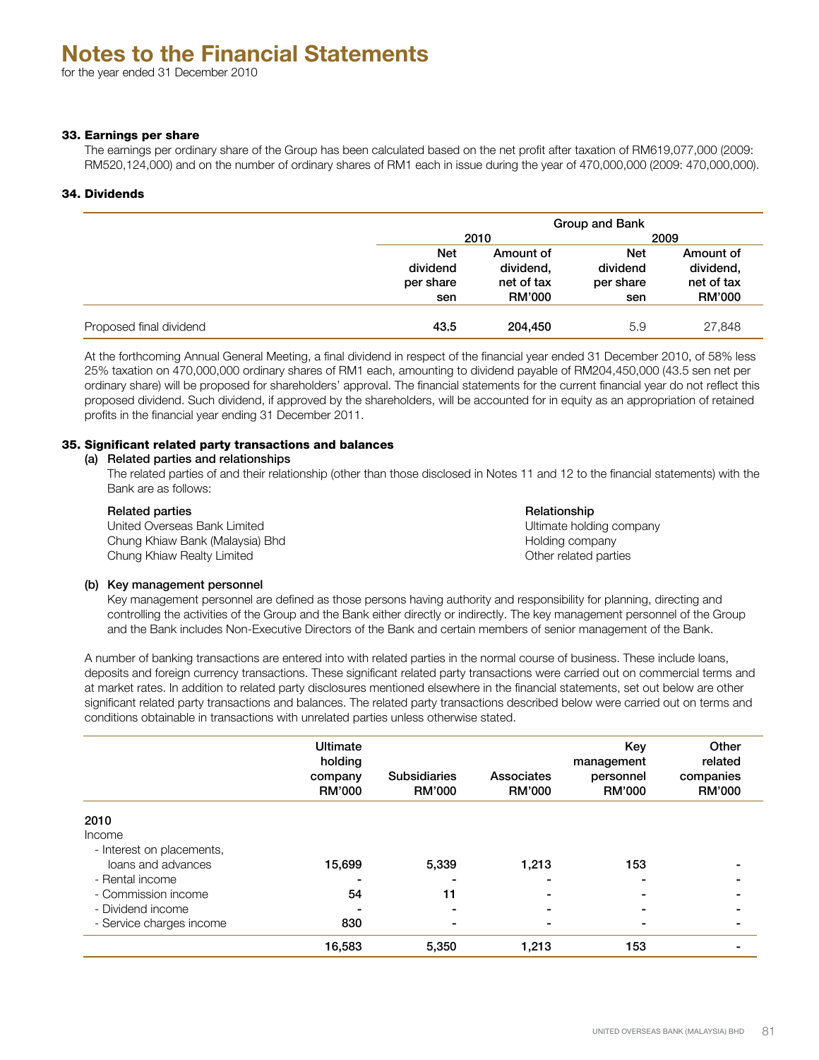# Notes to the Financial Statements

for the year ended 31 December 2010

### 33. Earnings per share

The earnings per ordinary share of the Group has been calculated based on the net profit after taxation of RM619,077,000 (2009: RM520,124,000) and on the number of ordinary shares of RM1 each in issue during the year of 470,000,000 (2009: 470,000,000).

### 34. Dividends

| | Group and Bank | | | |
|---|---|---|---|---|
| | 2010 | | 2009 | |
| | Net dividend per share sen | Amount of dividend, net of tax RM'000 | Net dividend per share sen | Amount of dividend, net of tax RM'000 |
| Proposed final dividend | **43.5** | **204,450** | 5.9 | 27,848 |

At the forthcoming Annual General Meeting, a final dividend in respect of the financial year ended 31 December 2010, of 58% less 25% taxation on 470,000,000 ordinary shares of RM1 each, amounting to dividend payable of RM204,450,000 (43.5 sen net per ordinary share) will be proposed for shareholders' approval. The financial statements for the current financial year do not reflect this proposed dividend. Such dividend, if approved by the shareholders, will be accounted for in equity as an appropriation of retained profits in the financial year ending 31 December 2011.

### 35. Significant related party transactions and balances

#### (a) Related parties and relationships

The related parties of and their relationship (other than those disclosed in Notes 11 and 12 to the financial statements) with the Bank are as follows:

| Related parties | Relationship |
|---|---|
| United Overseas Bank Limited | Ultimate holding company |
| Chung Khiaw Bank (Malaysia) Bhd | Holding company |
| Chung Khiaw Realty Limited | Other related parties |

#### (b) Key management personnel

Key management personnel are defined as those persons having authority and responsibility for planning, directing and controlling the activities of the Group and the Bank either directly or indirectly. The key management personnel of the Group and the Bank includes Non-Executive Directors of the Bank and certain members of senior management of the Bank.

A number of banking transactions are entered into with related parties in the normal course of business. These include loans, deposits and foreign currency transactions. These significant related party transactions were carried out on commercial terms and at market rates. In addition to related party disclosures mentioned elsewhere in the financial statements, set out below are other significant related party transactions and balances. The related party transactions described below were carried out on terms and conditions obtainable in transactions with unrelated parties unless otherwise stated.

| | Ultimate holding company RM'000 | Subsidiaries RM'000 | Associates RM'000 | Key management personnel RM'000 | Other related companies RM'000 |
|---|---|---|---|---|---|
| **2010** | | | | | |
| Income | | | | | |
| - Interest on placements, loans and advances | **15,699** | **5,339** | **1,213** | **153** | **-** |
| - Rental income | **-** | **-** | **-** | **-** | **-** |
| - Commission income | **54** | **11** | **-** | **-** | **-** |
| - Dividend income | **-** | **-** | **-** | **-** | **-** |
| - Service charges income | **830** | **-** | **-** | **-** | **-** |
| | **16,583** | **5,350** | **1,213** | **153** | **-** |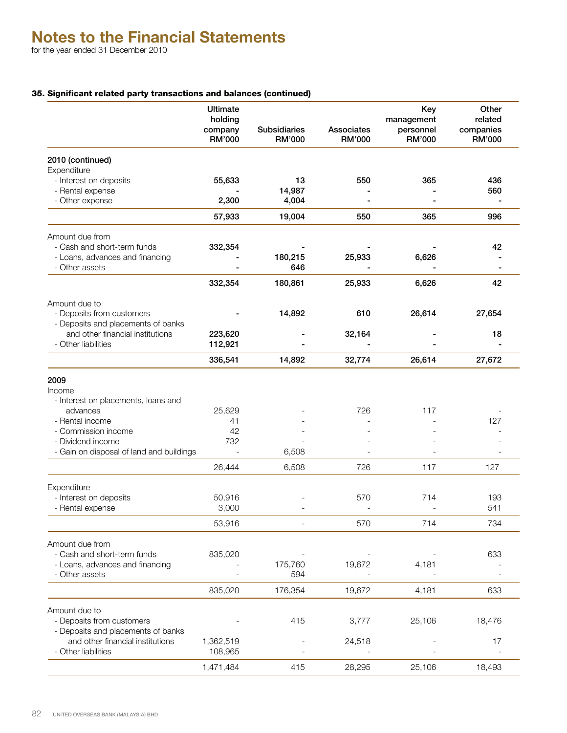# Notes to the Financial Statements

for the year ended 31 December 2010

### 35. Significant related party transactions and balances (continued)

| | Ultimate holding company RM'000 | Subsidiaries RM'000 | Associates RM'000 | Key management personnel RM'000 | Other related companies RM'000 |
|---|---|---|---|---|---|
| **2010 (continued)** | | | | | |
| Expenditure | | | | | |
| - Interest on deposits | **55,633** | **13** | **550** | **365** | **436** |
| - Rental expense | **-** | **14,987** | **-** | **-** | **560** |
| - Other expense | **2,300** | **4,004** | **-** | **-** | **-** |
| | **57,933** | **19,004** | **550** | **365** | **996** |
| Amount due from | | | | | |
| - Cash and short-term funds | **332,354** | **-** | **-** | **-** | **42** |
| - Loans, advances and financing | **-** | **180,215** | **25,933** | **6,626** | **-** |
| - Other assets | **-** | **646** | **-** | **-** | **-** |
| | **332,354** | **180,861** | **25,933** | **6,626** | **42** |
| Amount due to | | | | | |
| - Deposits from customers | **-** | **14,892** | **610** | **26,614** | **27,654** |
| - Deposits and placements of banks and other financial institutions | **223,620** | **-** | **32,164** | **-** | **18** |
| - Other liabilities | **112,921** | **-** | **-** | **-** | **-** |
| | **336,541** | **14,892** | **32,774** | **26,614** | **27,672** |
| **2009** | | | | | |
| Income | | | | | |
| - Interest on placements, loans and advances | 25,629 | - | 726 | 117 | - |
| - Rental income | 41 | - | - | - | 127 |
| - Commission income | 42 | - | - | - | - |
| - Dividend income | 732 | - | - | - | - |
| - Gain on disposal of land and buildings | - | 6,508 | - | - | - |
| | 26,444 | 6,508 | 726 | 117 | 127 |
| Expenditure | | | | | |
| - Interest on deposits | 50,916 | - | 570 | 714 | 193 |
| - Rental expense | 3,000 | - | - | - | 541 |
| | 53,916 | - | 570 | 714 | 734 |
| Amount due from | | | | | |
| - Cash and short-term funds | 835,020 | - | - | - | 633 |
| - Loans, advances and financing | - | 175,760 | 19,672 | 4,181 | - |
| - Other assets | - | 594 | - | - | - |
| | 835,020 | 176,354 | 19,672 | 4,181 | 633 |
| Amount due to | | | | | |
| - Deposits from customers | - | 415 | 3,777 | 25,106 | 18,476 |
| - Deposits and placements of banks and other financial institutions | 1,362,519 | - | 24,518 | - | 17 |
| - Other liabilities | 108,965 | - | - | - | - |
| | 1,471,484 | 415 | 28,295 | 25,106 | 18,493 |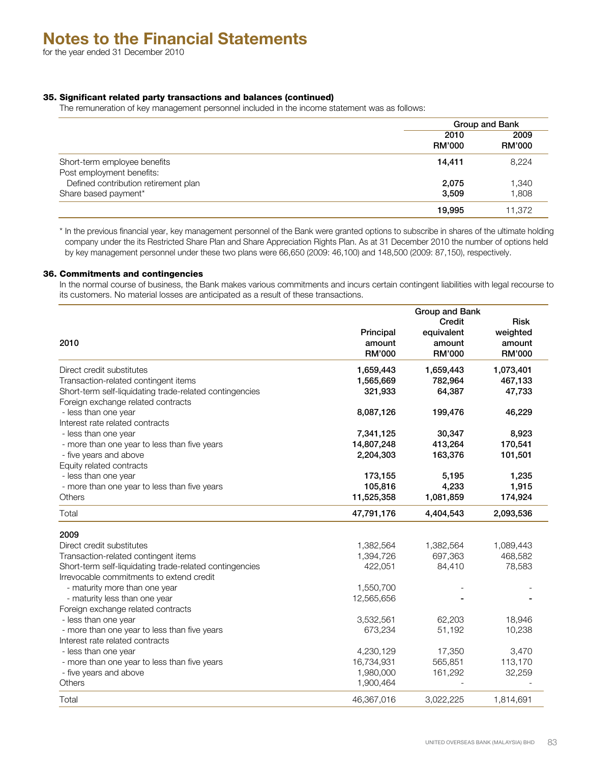# Notes to the Financial Statements

for the year ended 31 December 2010

### 35. Significant related party transactions and balances (continued)

The remuneration of key management personnel included in the income statement was as follows:

| | Group and Bank | |
|---|---|---|
| | **2010 RM'000** | **2009 RM'000** |
| Short-term employee benefits | **14,411** | 8,224 |
| Post employment benefits: | | |
| Defined contribution retirement plan | **2,075** | 1,340 |
| Share based payment* | **3,509** | 1,808 |
| | **19,995** | 11,372 |

\* In the previous financial year, key management personnel of the Bank were granted options to subscribe in shares of the ultimate holding company under the its Restricted Share Plan and Share Appreciation Rights Plan. As at 31 December 2010 the number of options held by key management personnel under these two plans were 66,650 (2009: 46,100) and 148,500 (2009: 87,150), respectively.

### 36. Commitments and contingencies

In the normal course of business, the Bank makes various commitments and incurs certain contingent liabilities with legal recourse to its customers. No material losses are anticipated as a result of these transactions.

| | Group and Bank | | |
|---|---|---|---|
| **2010** | **Principal amount RM'000** | **Credit equivalent amount RM'000** | **Risk weighted amount RM'000** |
| Direct credit substitutes | **1,659,443** | **1,659,443** | **1,073,401** |
| Transaction-related contingent items | **1,565,669** | **782,964** | **467,133** |
| Short-term self-liquidating trade-related contingencies | **321,933** | **64,387** | **47,733** |
| Foreign exchange related contracts | | | |
| - less than one year | **8,087,126** | **199,476** | **46,229** |
| Interest rate related contracts | | | |
| - less than one year | **7,341,125** | **30,347** | **8,923** |
| - more than one year to less than five years | **14,807,248** | **413,264** | **170,541** |
| - five years and above | **2,204,303** | **163,376** | **101,501** |
| Equity related contracts | | | |
| - less than one year | **173,155** | **5,195** | **1,235** |
| - more than one year to less than five years | **105,816** | **4,233** | **1,915** |
| Others | **11,525,358** | **1,081,859** | **174,924** |
| Total | **47,791,176** | **4,404,543** | **2,093,536** |
| | | | |
| **2009** | | | |
| Direct credit substitutes | 1,382,564 | 1,382,564 | 1,089,443 |
| Transaction-related contingent items | 1,394,726 | 697,363 | 468,582 |
| Short-term self-liquidating trade-related contingencies | 422,051 | 84,410 | 78,583 |
| Irrevocable commitments to extend credit | | | |
| - maturity more than one year | 1,550,700 | - | - |
| - maturity less than one year | 12,565,656 | - | - |
| Foreign exchange related contracts | | | |
| - less than one year | 3,532,561 | 62,203 | 18,946 |
| - more than one year to less than five years | 673,234 | 51,192 | 10,238 |
| Interest rate related contracts | | | |
| - less than one year | 4,230,129 | 17,350 | 3,470 |
| - more than one year to less than five years | 16,734,931 | 565,851 | 113,170 |
| - five years and above | 1,980,000 | 161,292 | 32,259 |
| Others | 1,900,464 | - | - |
| Total | 46,367,016 | 3,022,225 | 1,814,691 |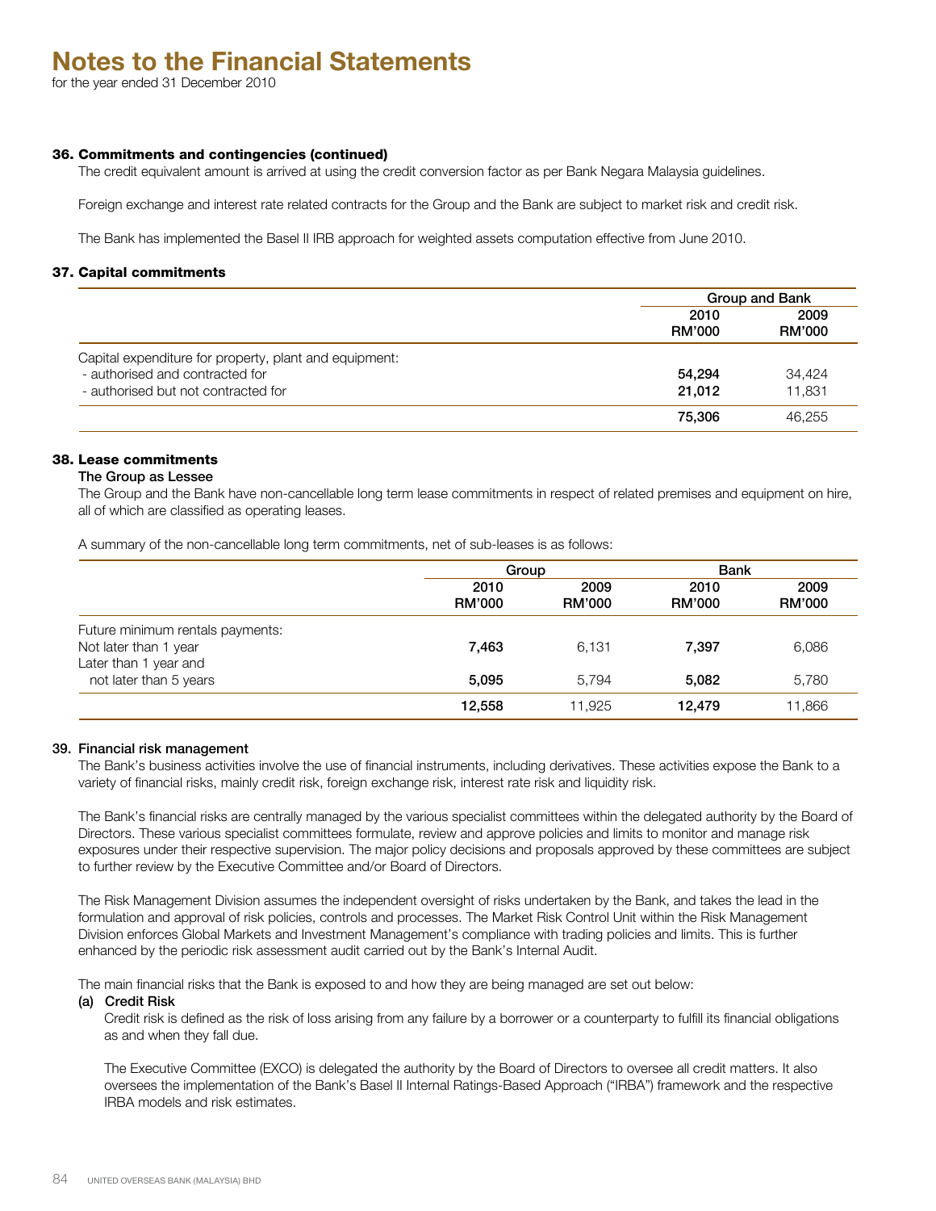# Notes to the Financial Statements

for the year ended 31 December 2010

### 36. Commitments and contingencies (continued)

The credit equivalent amount is arrived at using the credit conversion factor as per Bank Negara Malaysia guidelines.

Foreign exchange and interest rate related contracts for the Group and the Bank are subject to market risk and credit risk.

The Bank has implemented the Basel II IRB approach for weighted assets computation effective from June 2010.

### 37. Capital commitments

| | Group and Bank | |
|---|---|---|
| | 2010 RM'000 | 2009 RM'000 |
| Capital expenditure for property, plant and equipment: | | |
| - authorised and contracted for | **54,294** | 34,424 |
| - authorised but not contracted for | **21,012** | 11,831 |
| | **75,306** | 46,255 |

### 38. Lease commitments

**The Group as Lessee**

The Group and the Bank have non-cancellable long term lease commitments in respect of related premises and equipment on hire, all of which are classified as operating leases.

A summary of the non-cancellable long term commitments, net of sub-leases is as follows:

| | Group | | Bank | |
|---|---|---|---|---|
| | 2010 RM'000 | 2009 RM'000 | 2010 RM'000 | 2009 RM'000 |
| Future minimum rentals payments: | | | | |
| Not later than 1 year | **7,463** | 6,131 | **7,397** | 6,086 |
| Later than 1 year and not later than 5 years | **5,095** | 5,794 | **5,082** | 5,780 |
| | **12,558** | 11,925 | **12,479** | 11,866 |

### 39. Financial risk management

The Bank's business activities involve the use of financial instruments, including derivatives. These activities expose the Bank to a variety of financial risks, mainly credit risk, foreign exchange risk, interest rate risk and liquidity risk.

The Bank's financial risks are centrally managed by the various specialist committees within the delegated authority by the Board of Directors. These various specialist committees formulate, review and approve policies and limits to monitor and manage risk exposures under their respective supervision. The major policy decisions and proposals approved by these committees are subject to further review by the Executive Committee and/or Board of Directors.

The Risk Management Division assumes the independent oversight of risks undertaken by the Bank, and takes the lead in the formulation and approval of risk policies, controls and processes. The Market Risk Control Unit within the Risk Management Division enforces Global Markets and Investment Management's compliance with trading policies and limits. This is further enhanced by the periodic risk assessment audit carried out by the Bank's Internal Audit.

The main financial risks that the Bank is exposed to and how they are being managed are set out below:

**(a) Credit Risk**

Credit risk is defined as the risk of loss arising from any failure by a borrower or a counterparty to fulfill its financial obligations as and when they fall due.

The Executive Committee (EXCO) is delegated the authority by the Board of Directors to oversee all credit matters. It also oversees the implementation of the Bank's Basel II Internal Ratings-Based Approach ("IRBA") framework and the respective IRBA models and risk estimates.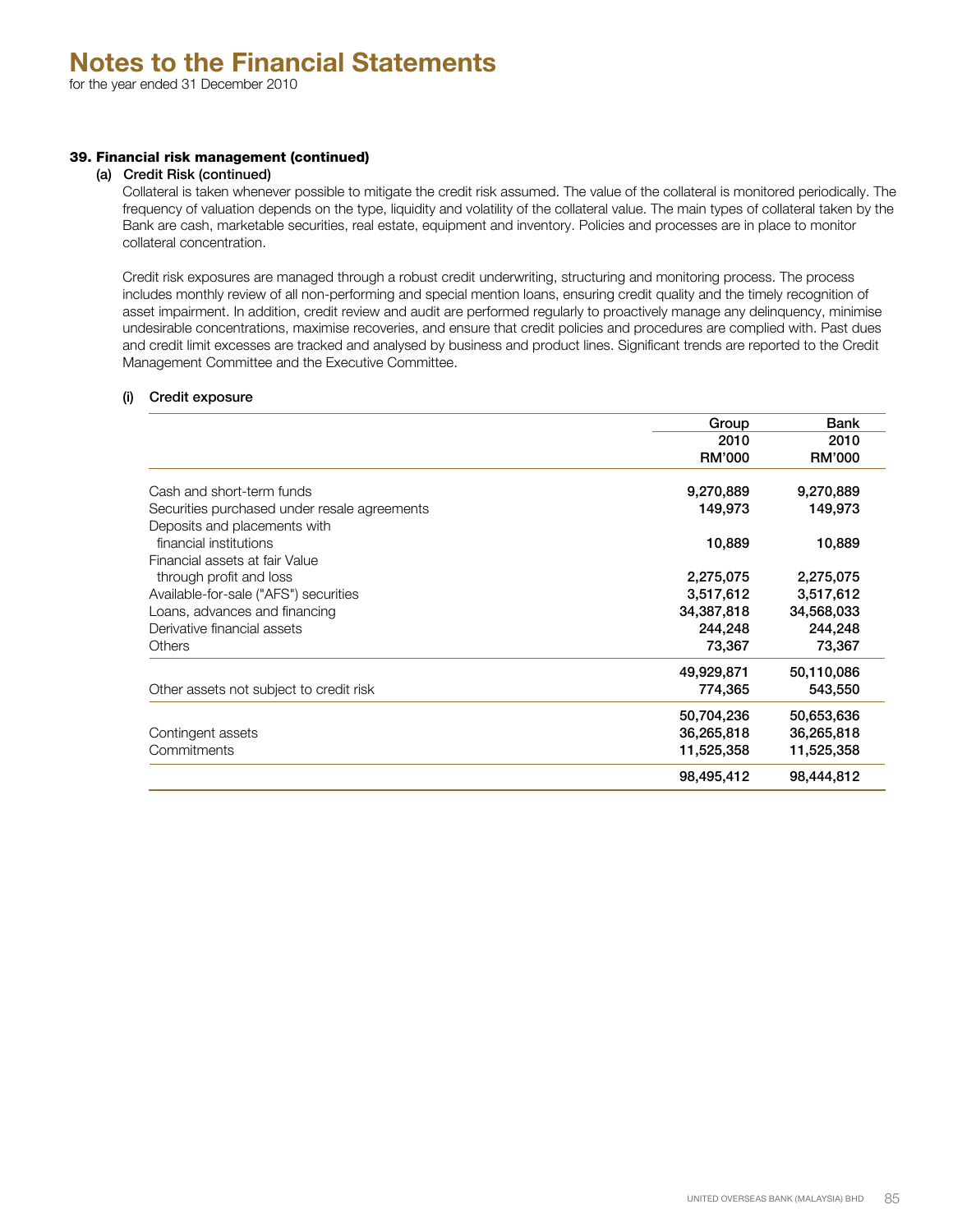# Notes to the Financial Statements

for the year ended 31 December 2010

### 39. Financial risk management (continued)

#### (a) Credit Risk (continued)

Collateral is taken whenever possible to mitigate the credit risk assumed. The value of the collateral is monitored periodically. The frequency of valuation depends on the type, liquidity and volatility of the collateral value. The main types of collateral taken by the Bank are cash, marketable securities, real estate, equipment and inventory. Policies and processes are in place to monitor collateral concentration.

Credit risk exposures are managed through a robust credit underwriting, structuring and monitoring process. The process includes monthly review of all non-performing and special mention loans, ensuring credit quality and the timely recognition of asset impairment. In addition, credit review and audit are performed regularly to proactively manage any delinquency, minimise undesirable concentrations, maximise recoveries, and ensure that credit policies and procedures are complied with. Past dues and credit limit excesses are tracked and analysed by business and product lines. Significant trends are reported to the Credit Management Committee and the Executive Committee.

##### (i) Credit exposure

| | Group 2010 RM'000 | Bank 2010 RM'000 |
|---|---|---|
| Cash and short-term funds | 9,270,889 | 9,270,889 |
| Securities purchased under resale agreements | 149,973 | 149,973 |
| Deposits and placements with financial institutions | 10,889 | 10,889 |
| Financial assets at fair Value through profit and loss | 2,275,075 | 2,275,075 |
| Available-for-sale ("AFS") securities | 3,517,612 | 3,517,612 |
| Loans, advances and financing | 34,387,818 | 34,568,033 |
| Derivative financial assets | 244,248 | 244,248 |
| Others | 73,367 | 73,367 |
| | 49,929,871 | 50,110,086 |
| Other assets not subject to credit risk | 774,365 | 543,550 |
| | 50,704,236 | 50,653,636 |
| Contingent assets | 36,265,818 | 36,265,818 |
| Commitments | 11,525,358 | 11,525,358 |
| | 98,495,412 | 98,444,812 |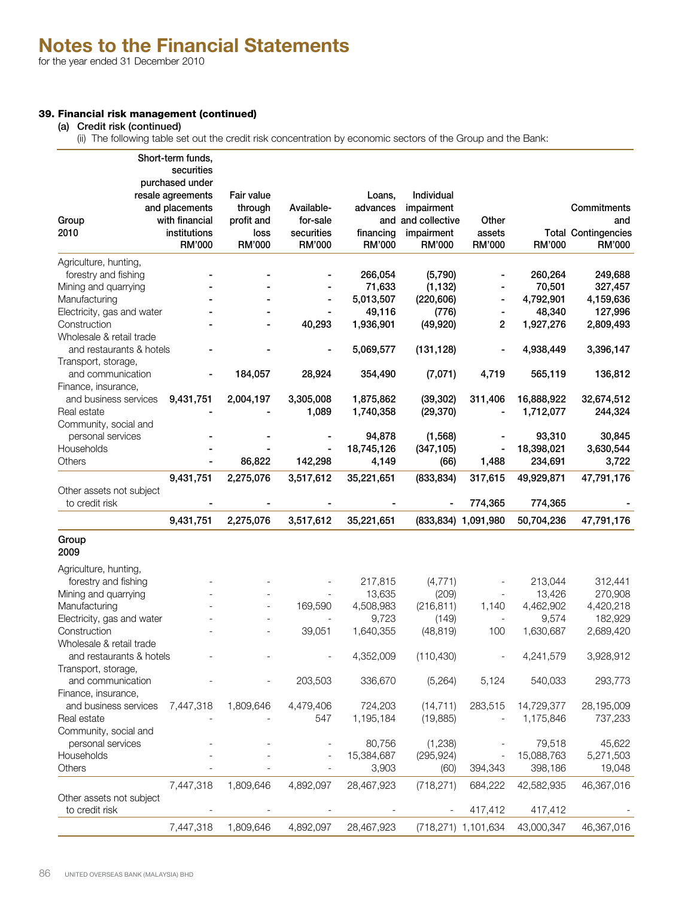# Notes to the Financial Statements

for the year ended 31 December 2010

### 39. Financial risk management (continued)

**(a) Credit risk (continued)**

(ii) The following table set out the credit risk concentration by economic sectors of the Group and the Bank:

| Group 2010 | Short-term funds, securities purchased under resale agreements and placements with financial institutions RM'000 | Fair value through profit and loss RM'000 | Available-for-sale securities RM'000 | Loans, advances and financing RM'000 | Individual impairment and collective impairment RM'000 | Other assets RM'000 | Total RM'000 | Commitments and Contingencies RM'000 |
|---|---|---|---|---|---|---|---|---|
| Agriculture, hunting, forestry and fishing | - | - | - | 266,054 | (5,790) | - | 260,264 | 249,688 |
| Mining and quarrying | - | - | - | 71,633 | (1,132) | - | 70,501 | 327,457 |
| Manufacturing | - | - | - | 5,013,507 | (220,606) | - | 4,792,901 | 4,159,636 |
| Electricity, gas and water | - | - | - | 49,116 | (776) | - | 48,340 | 127,996 |
| Construction | - | - | 40,293 | 1,936,901 | (49,920) | 2 | 1,927,276 | 2,809,493 |
| Wholesale & retail trade and restaurants & hotels | - | - | - | 5,069,577 | (131,128) | - | 4,938,449 | 3,396,147 |
| Transport, storage, and communication | - | 184,057 | 28,924 | 354,490 | (7,071) | 4,719 | 565,119 | 136,812 |
| Finance, insurance, and business services | 9,431,751 | 2,004,197 | 3,305,008 | 1,875,862 | (39,302) | 311,406 | 16,888,922 | 32,674,512 |
| Real estate | - | - | 1,089 | 1,740,358 | (29,370) | - | 1,712,077 | 244,324 |
| Community, social and personal services | - | - | - | 94,878 | (1,568) | - | 93,310 | 30,845 |
| Households | - | - | - | 18,745,126 | (347,105) | - | 18,398,021 | 3,630,544 |
| Others | - | 86,822 | 142,298 | 4,149 | (66) | 1,488 | 234,691 | 3,722 |
| | 9,431,751 | 2,275,076 | 3,517,612 | 35,221,651 | (833,834) | 317,615 | 49,929,871 | 47,791,176 |
| Other assets not subject to credit risk | - | - | - | - | - | 774,365 | 774,365 | - |
| | 9,431,751 | 2,275,076 | 3,517,612 | 35,221,651 | (833,834) | 1,091,980 | 50,704,236 | 47,791,176 |
| **Group 2009** | | | | | | | | |
| Agriculture, hunting, forestry and fishing | - | - | - | 217,815 | (4,771) | - | 213,044 | 312,441 |
| Mining and quarrying | - | - | - | 13,635 | (209) | - | 13,426 | 270,908 |
| Manufacturing | - | - | 169,590 | 4,508,983 | (216,811) | 1,140 | 4,462,902 | 4,420,218 |
| Electricity, gas and water | - | - | - | 9,723 | (149) | - | 9,574 | 182,929 |
| Construction | - | - | 39,051 | 1,640,355 | (48,819) | 100 | 1,630,687 | 2,689,420 |
| Wholesale & retail trade and restaurants & hotels | - | - | - | 4,352,009 | (110,430) | - | 4,241,579 | 3,928,912 |
| Transport, storage, and communication | - | - | 203,503 | 336,670 | (5,264) | 5,124 | 540,033 | 293,773 |
| Finance, insurance, and business services | 7,447,318 | 1,809,646 | 4,479,406 | 724,203 | (14,711) | 283,515 | 14,729,377 | 28,195,009 |
| Real estate | - | - | 547 | 1,195,184 | (19,885) | - | 1,175,846 | 737,233 |
| Community, social and personal services | - | - | - | 80,756 | (1,238) | - | 79,518 | 45,622 |
| Households | - | - | - | 15,384,687 | (295,924) | - | 15,088,763 | 5,271,503 |
| Others | - | - | - | 3,903 | (60) | 394,343 | 398,186 | 19,048 |
| | 7,447,318 | 1,809,646 | 4,892,097 | 28,467,923 | (718,271) | 684,222 | 42,582,935 | 46,367,016 |
| Other assets not subject to credit risk | - | - | - | - | - | 417,412 | 417,412 | - |
| | 7,447,318 | 1,809,646 | 4,892,097 | 28,467,923 | (718,271) | 1,101,634 | 43,000,347 | 46,367,016 |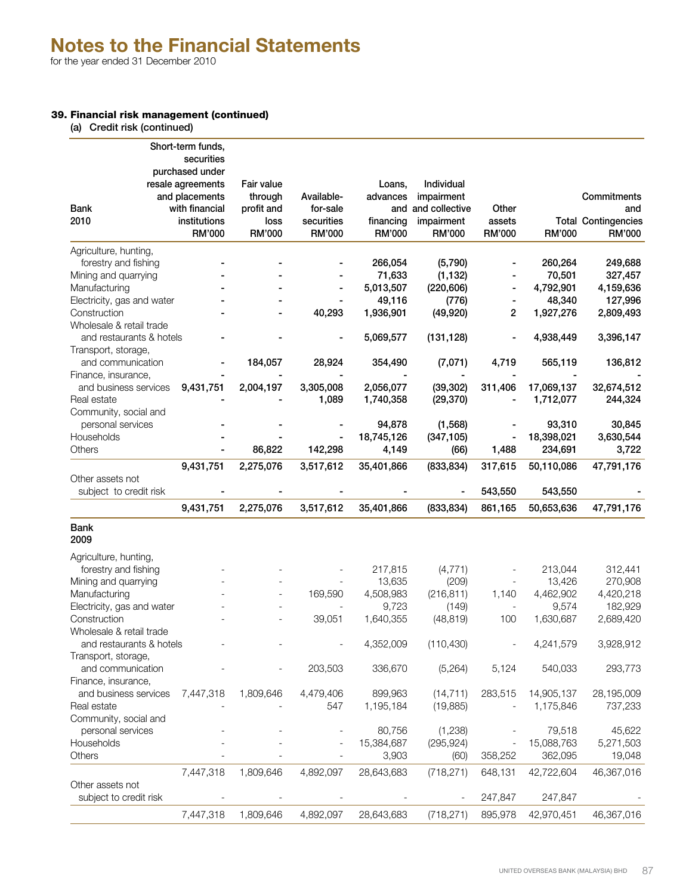# Notes to the Financial Statements

for the year ended 31 December 2010

### 39. Financial risk management (continued)

(a) Credit risk (continued)

| Bank 2010 | Short-term funds, securities purchased under resale agreements and placements with financial institutions RM'000 | Fair value through profit and loss RM'000 | Available-for-sale securities RM'000 | Loans, advances and financing RM'000 | Individual impairment and collective impairment RM'000 | Other assets RM'000 | Total RM'000 | Commitments and Contingencies RM'000 |
|---|---|---|---|---|---|---|---|---|
| Agriculture, hunting, forestry and fishing | - | - | - | 266,054 | (5,790) | - | 260,264 | 249,688 |
| Mining and quarrying | - | - | - | 71,633 | (1,132) | - | 70,501 | 327,457 |
| Manufacturing | - | - | - | 5,013,507 | (220,606) | - | 4,792,901 | 4,159,636 |
| Electricity, gas and water | - | - | - | 49,116 | (776) | - | 48,340 | 127,996 |
| Construction | - | - | 40,293 | 1,936,901 | (49,920) | 2 | 1,927,276 | 2,809,493 |
| Wholesale & retail trade and restaurants & hotels | - | - | - | 5,069,577 | (131,128) | - | 4,938,449 | 3,396,147 |
| Transport, storage, and communication | - | 184,057 | 28,924 | 354,490 | (7,071) | 4,719 | 565,119 | 136,812 |
| Finance, insurance, and business services | 9,431,751 | 2,004,197 | 3,305,008 | 2,056,077 | (39,302) | 311,406 | 17,069,137 | 32,674,512 |
| Real estate | - | - | 1,089 | 1,740,358 | (29,370) | - | 1,712,077 | 244,324 |
| Community, social and personal services | - | - | - | 94,878 | (1,568) | - | 93,310 | 30,845 |
| Households | - | - | - | 18,745,126 | (347,105) | - | 18,398,021 | 3,630,544 |
| Others | - | 86,822 | 142,298 | 4,149 | (66) | 1,488 | 234,691 | 3,722 |
| | 9,431,751 | 2,275,076 | 3,517,612 | 35,401,866 | (833,834) | 317,615 | 50,110,086 | 47,791,176 |
| Other assets not subject to credit risk | - | - | - | - | - | 543,550 | 543,550 | - |
| | 9,431,751 | 2,275,076 | 3,517,612 | 35,401,866 | (833,834) | 861,165 | 50,653,636 | 47,791,176 |
| **Bank 2009** | | | | | | | | |
| Agriculture, hunting, forestry and fishing | - | - | - | 217,815 | (4,771) | - | 213,044 | 312,441 |
| Mining and quarrying | - | - | - | 13,635 | (209) | - | 13,426 | 270,908 |
| Manufacturing | - | - | 169,590 | 4,508,983 | (216,811) | 1,140 | 4,462,902 | 4,420,218 |
| Electricity, gas and water | - | - | - | 9,723 | (149) | - | 9,574 | 182,929 |
| Construction | - | - | 39,051 | 1,640,355 | (48,819) | 100 | 1,630,687 | 2,689,420 |
| Wholesale & retail trade and restaurants & hotels | - | - | - | 4,352,009 | (110,430) | - | 4,241,579 | 3,928,912 |
| Transport, storage, and communication | - | - | 203,503 | 336,670 | (5,264) | 5,124 | 540,033 | 293,773 |
| Finance, insurance, and business services | 7,447,318 | 1,809,646 | 4,479,406 | 899,963 | (14,711) | 283,515 | 14,905,137 | 28,195,009 |
| Real estate | - | - | 547 | 1,195,184 | (19,885) | - | 1,175,846 | 737,233 |
| Community, social and personal services | - | - | - | 80,756 | (1,238) | - | 79,518 | 45,622 |
| Households | - | - | - | 15,384,687 | (295,924) | - | 15,088,763 | 5,271,503 |
| Others | - | - | - | 3,903 | (60) | 358,252 | 362,095 | 19,048 |
| | 7,447,318 | 1,809,646 | 4,892,097 | 28,643,683 | (718,271) | 648,131 | 42,722,604 | 46,367,016 |
| Other assets not subject to credit risk | - | - | - | - | - | 247,847 | 247,847 | - |
| | 7,447,318 | 1,809,646 | 4,892,097 | 28,643,683 | (718,271) | 895,978 | 42,970,451 | 46,367,016 |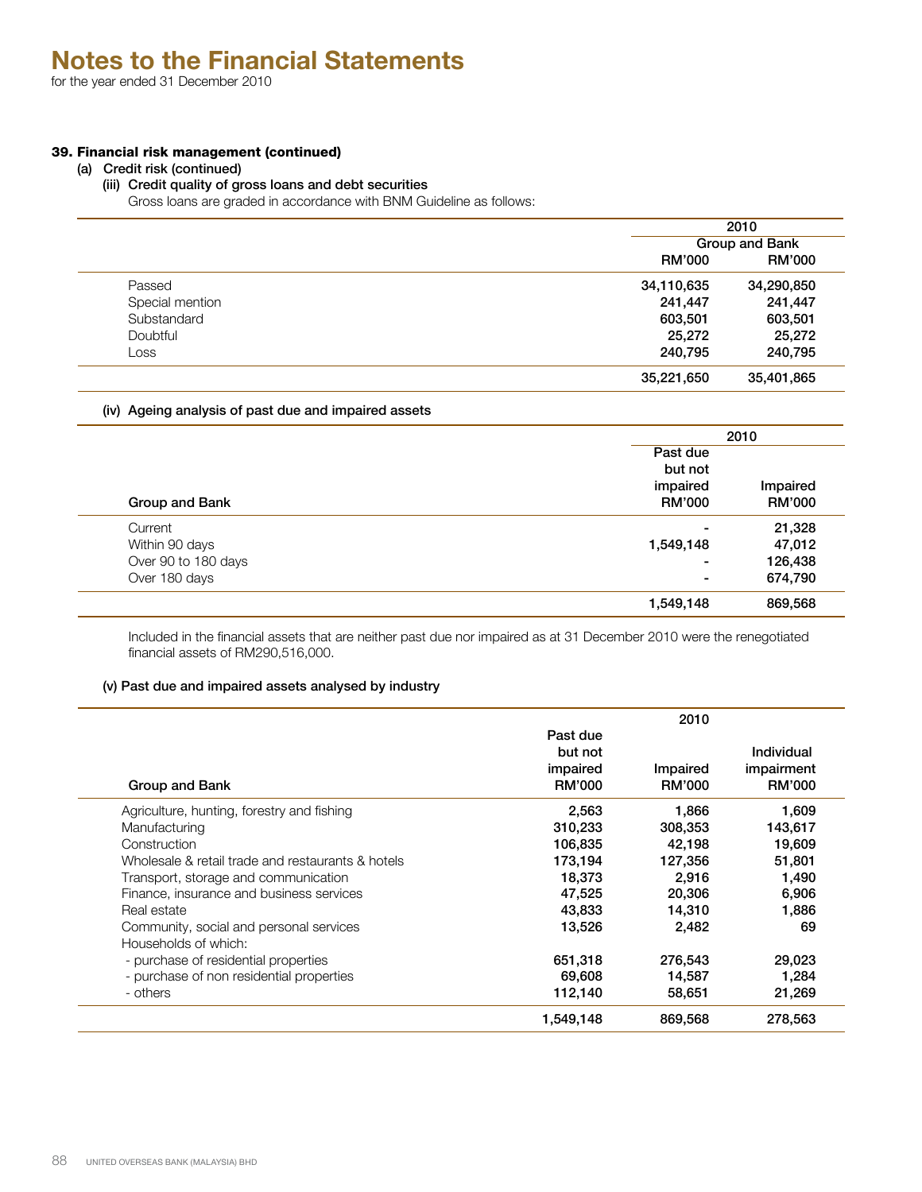# Notes to the Financial Statements

for the year ended 31 December 2010

**39. Financial risk management (continued)**

(a) Credit risk (continued)

(iii) Credit quality of gross loans and debt securities

Gross loans are graded in accordance with BNM Guideline as follows:

| | 2010 | |
|---|---|---|
| | Group and Bank | |
| | RM'000 | RM'000 |
| Passed | 34,110,635 | 34,290,850 |
| Special mention | 241,447 | 241,447 |
| Substandard | 603,501 | 603,501 |
| Doubtful | 25,272 | 25,272 |
| Loss | 240,795 | 240,795 |
| | 35,221,650 | 35,401,865 |

(iv) Ageing analysis of past due and impaired assets

| | 2010 | |
|---|---|---|
| Group and Bank | Past due but not impaired RM'000 | Impaired RM'000 |
| Current | - | 21,328 |
| Within 90 days | 1,549,148 | 47,012 |
| Over 90 to 180 days | - | 126,438 |
| Over 180 days | - | 674,790 |
| | 1,549,148 | 869,568 |

Included in the financial assets that are neither past due nor impaired as at 31 December 2010 were the renegotiated financial assets of RM290,516,000.

(v) Past due and impaired assets analysed by industry

| | 2010 | | |
|---|---|---|---|
| Group and Bank | Past due but not impaired RM'000 | Impaired RM'000 | Individual impairment RM'000 |
| Agriculture, hunting, forestry and fishing | 2,563 | 1,866 | 1,609 |
| Manufacturing | 310,233 | 308,353 | 143,617 |
| Construction | 106,835 | 42,198 | 19,609 |
| Wholesale & retail trade and restaurants & hotels | 173,194 | 127,356 | 51,801 |
| Transport, storage and communication | 18,373 | 2,916 | 1,490 |
| Finance, insurance and business services | 47,525 | 20,306 | 6,906 |
| Real estate | 43,833 | 14,310 | 1,886 |
| Community, social and personal services | 13,526 | 2,482 | 69 |
| Households of which: | | | |
| - purchase of residential properties | 651,318 | 276,543 | 29,023 |
| - purchase of non residential properties | 69,608 | 14,587 | 1,284 |
| - others | 112,140 | 58,651 | 21,269 |
| | 1,549,148 | 869,568 | 278,563 |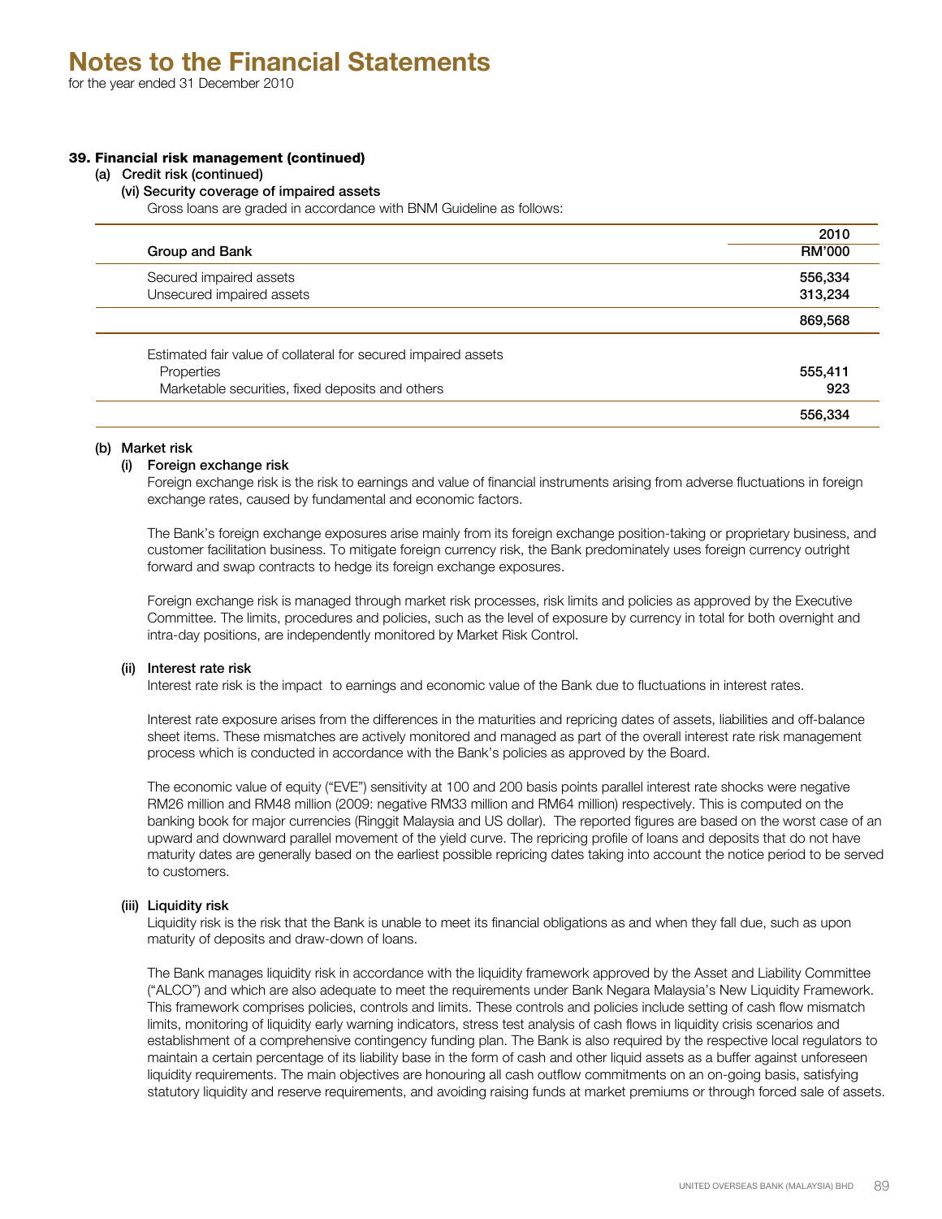# Notes to the Financial Statements

for the year ended 31 December 2010

## 39. Financial risk management (continued)

### (a) Credit risk (continued)

#### (vi) Security coverage of impaired assets

Gross loans are graded in accordance with BNM Guideline as follows:

| Group and Bank | 2010 RM'000 |
|---|---|
| Secured impaired assets | 556,334 |
| Unsecured impaired assets | 313,234 |
| | **869,568** |
| Estimated fair value of collateral for secured impaired assets | |
| Properties | 555,411 |
| Marketable securities, fixed deposits and others | 923 |
| | **556,334** |

### (b) Market risk

#### (i) Foreign exchange risk

Foreign exchange risk is the risk to earnings and value of financial instruments arising from adverse fluctuations in foreign exchange rates, caused by fundamental and economic factors.

The Bank's foreign exchange exposures arise mainly from its foreign exchange position-taking or proprietary business, and customer facilitation business. To mitigate foreign currency risk, the Bank predominately uses foreign currency outright forward and swap contracts to hedge its foreign exchange exposures.

Foreign exchange risk is managed through market risk processes, risk limits and policies as approved by the Executive Committee. The limits, procedures and policies, such as the level of exposure by currency in total for both overnight and intra-day positions, are independently monitored by Market Risk Control.

#### (ii) Interest rate risk

Interest rate risk is the impact to earnings and economic value of the Bank due to fluctuations in interest rates.

Interest rate exposure arises from the differences in the maturities and repricing dates of assets, liabilities and off-balance sheet items. These mismatches are actively monitored and managed as part of the overall interest rate risk management process which is conducted in accordance with the Bank's policies as approved by the Board.

The economic value of equity ("EVE") sensitivity at 100 and 200 basis points parallel interest rate shocks were negative RM26 million and RM48 million (2009: negative RM33 million and RM64 million) respectively. This is computed on the banking book for major currencies (Ringgit Malaysia and US dollar). The reported figures are based on the worst case of an upward and downward parallel movement of the yield curve. The repricing profile of loans and deposits that do not have maturity dates are generally based on the earliest possible repricing dates taking into account the notice period to be served to customers.

#### (iii) Liquidity risk

Liquidity risk is the risk that the Bank is unable to meet its financial obligations as and when they fall due, such as upon maturity of deposits and draw-down of loans.

The Bank manages liquidity risk in accordance with the liquidity framework approved by the Asset and Liability Committee ("ALCO") and which are also adequate to meet the requirements under Bank Negara Malaysia's New Liquidity Framework. This framework comprises policies, controls and limits. These controls and policies include setting of cash flow mismatch limits, monitoring of liquidity early warning indicators, stress test analysis of cash flows in liquidity crisis scenarios and establishment of a comprehensive contingency funding plan. The Bank is also required by the respective local regulators to maintain a certain percentage of its liability base in the form of cash and other liquid assets as a buffer against unforeseen liquidity requirements. The main objectives are honouring all cash outflow commitments on an on-going basis, satisfying statutory liquidity and reserve requirements, and avoiding raising funds at market premiums or through forced sale of assets.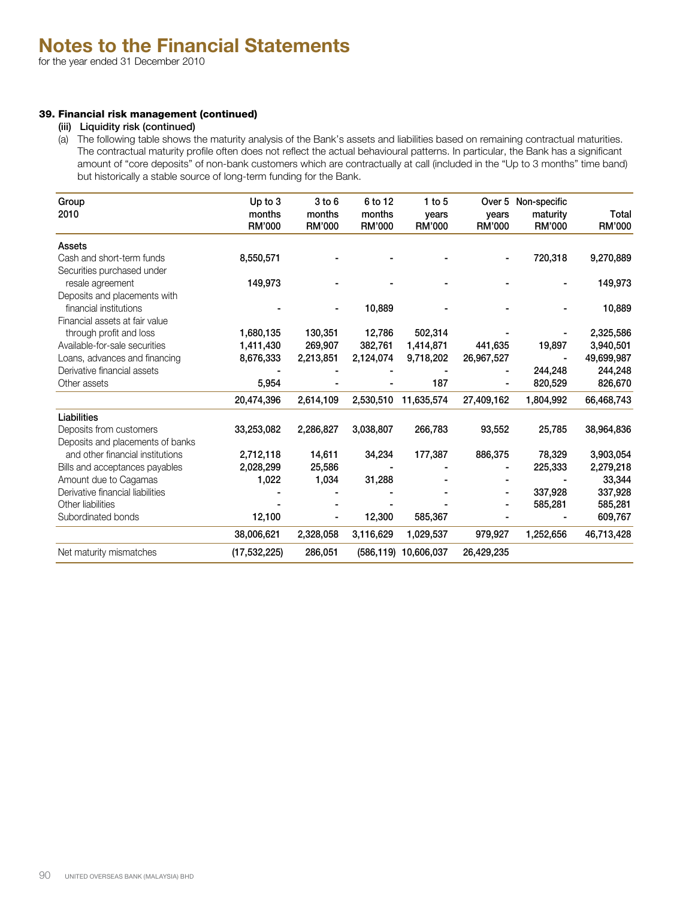# Notes to the Financial Statements

for the year ended 31 December 2010

### 39. Financial risk management (continued)

#### (iii) Liquidity risk (continued)

(a) The following table shows the maturity analysis of the Bank's assets and liabilities based on remaining contractual maturities. The contractual maturity profile often does not reflect the actual behavioural patterns. In particular, the Bank has a significant amount of "core deposits" of non-bank customers which are contractually at call (included in the "Up to 3 months" time band) but historically a stable source of long-term funding for the Bank.

| Group 2010 | Up to 3 months RM'000 | 3 to 6 months RM'000 | 6 to 12 months RM'000 | 1 to 5 years RM'000 | Over 5 years RM'000 | Non-specific maturity RM'000 | Total RM'000 |
|---|---|---|---|---|---|---|---|
| **Assets** | | | | | | | |
| Cash and short-term funds | 8,550,571 | - | - | - | - | 720,318 | 9,270,889 |
| Securities purchased under resale agreement | 149,973 | - | - | - | - | - | 149,973 |
| Deposits and placements with financial institutions | - | - | 10,889 | - | - | - | 10,889 |
| Financial assets at fair value through profit and loss | 1,680,135 | 130,351 | 12,786 | 502,314 | - | - | 2,325,586 |
| Available-for-sale securities | 1,411,430 | 269,907 | 382,761 | 1,414,871 | 441,635 | 19,897 | 3,940,501 |
| Loans, advances and financing | 8,676,333 | 2,213,851 | 2,124,074 | 9,718,202 | 26,967,527 | - | 49,699,987 |
| Derivative financial assets | - | - | - | - | - | 244,248 | 244,248 |
| Other assets | 5,954 | - | - | 187 | - | 820,529 | 826,670 |
| | 20,474,396 | 2,614,109 | 2,530,510 | 11,635,574 | 27,409,162 | 1,804,992 | 66,468,743 |
| **Liabilities** | | | | | | | |
| Deposits from customers | 33,253,082 | 2,286,827 | 3,038,807 | 266,783 | 93,552 | 25,785 | 38,964,836 |
| Deposits and placements of banks and other financial institutions | 2,712,118 | 14,611 | 34,234 | 177,387 | 886,375 | 78,329 | 3,903,054 |
| Bills and acceptances payables | 2,028,299 | 25,586 | - | - | - | 225,333 | 2,279,218 |
| Amount due to Cagamas | 1,022 | 1,034 | 31,288 | - | - | - | 33,344 |
| Derivative financial liabilities | - | - | - | - | - | 337,928 | 337,928 |
| Other liabilities | - | - | - | - | - | 585,281 | 585,281 |
| Subordinated bonds | 12,100 | - | 12,300 | 585,367 | - | - | 609,767 |
| | 38,006,621 | 2,328,058 | 3,116,629 | 1,029,537 | 979,927 | 1,252,656 | 46,713,428 |
| Net maturity mismatches | (17,532,225) | 286,051 | (586,119) | 10,606,037 | 26,429,235 | | |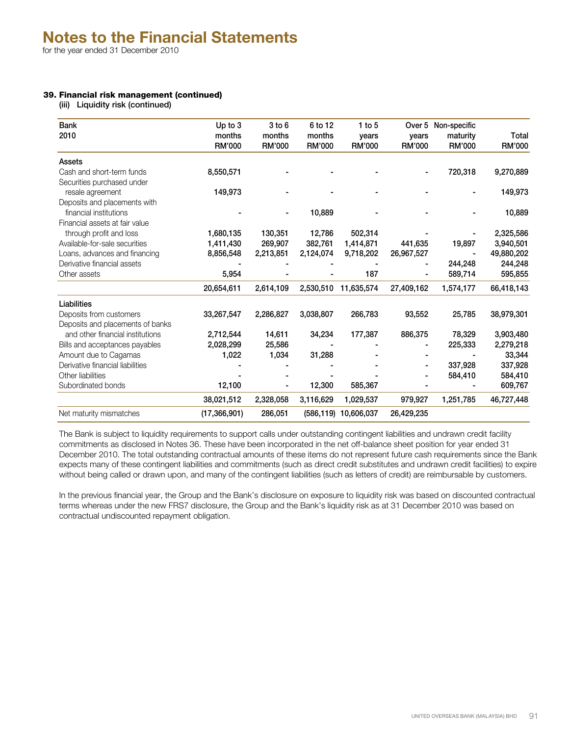# Notes to the Financial Statements

for the year ended 31 December 2010

### 39. Financial risk management (continued)

(iii) Liquidity risk (continued)

| Bank<br>2010 | Up to 3 months RM'000 | 3 to 6 months RM'000 | 6 to 12 months RM'000 | 1 to 5 years RM'000 | Over 5 years RM'000 | Non-specific maturity RM'000 | Total RM'000 |
|---|---|---|---|---|---|---|---|
| **Assets** | | | | | | | |
| Cash and short-term funds | 8,550,571 | - | - | - | - | 720,318 | 9,270,889 |
| Securities purchased under resale agreement | 149,973 | - | - | - | - | - | 149,973 |
| Deposits and placements with financial institutions | - | - | 10,889 | - | - | - | 10,889 |
| Financial assets at fair value through profit and loss | 1,680,135 | 130,351 | 12,786 | 502,314 | - | - | 2,325,586 |
| Available-for-sale securities | 1,411,430 | 269,907 | 382,761 | 1,414,871 | 441,635 | 19,897 | 3,940,501 |
| Loans, advances and financing | 8,856,548 | 2,213,851 | 2,124,074 | 9,718,202 | 26,967,527 | - | 49,880,202 |
| Derivative financial assets | - | - | - | - | - | 244,248 | 244,248 |
| Other assets | 5,954 | - | - | 187 | - | 589,714 | 595,855 |
| | 20,654,611 | 2,614,109 | 2,530,510 | 11,635,574 | 27,409,162 | 1,574,177 | 66,418,143 |
| **Liabilities** | | | | | | | |
| Deposits from customers | 33,267,547 | 2,286,827 | 3,038,807 | 266,783 | 93,552 | 25,785 | 38,979,301 |
| Deposits and placements of banks and other financial institutions | 2,712,544 | 14,611 | 34,234 | 177,387 | 886,375 | 78,329 | 3,903,480 |
| Bills and acceptances payables | 2,028,299 | 25,586 | - | - | - | 225,333 | 2,279,218 |
| Amount due to Cagamas | 1,022 | 1,034 | 31,288 | - | - | - | 33,344 |
| Derivative financial liabilities | - | - | - | - | - | 337,928 | 337,928 |
| Other liabilities | - | - | - | - | - | 584,410 | 584,410 |
| Subordinated bonds | 12,100 | - | 12,300 | 585,367 | - | - | 609,767 |
| | 38,021,512 | 2,328,058 | 3,116,629 | 1,029,537 | 979,927 | 1,251,785 | 46,727,448 |
| Net maturity mismatches | (17,366,901) | 286,051 | (586,119) | 10,606,037 | 26,429,235 | | |

The Bank is subject to liquidity requirements to support calls under outstanding contingent liabilities and undrawn credit facility commitments as disclosed in Notes 36. These have been incorporated in the net off-balance sheet position for year ended 31 December 2010. The total outstanding contractual amounts of these items do not represent future cash requirements since the Bank expects many of these contingent liabilities and commitments (such as direct credit substitutes and undrawn credit facilities) to expire without being called or drawn upon, and many of the contingent liabilities (such as letters of credit) are reimbursable by customers.

In the previous financial year, the Group and the Bank's disclosure on exposure to liquidity risk was based on discounted contractual terms whereas under the new FRS7 disclosure, the Group and the Bank's liquidity risk as at 31 December 2010 was based on contractual undiscounted repayment obligation.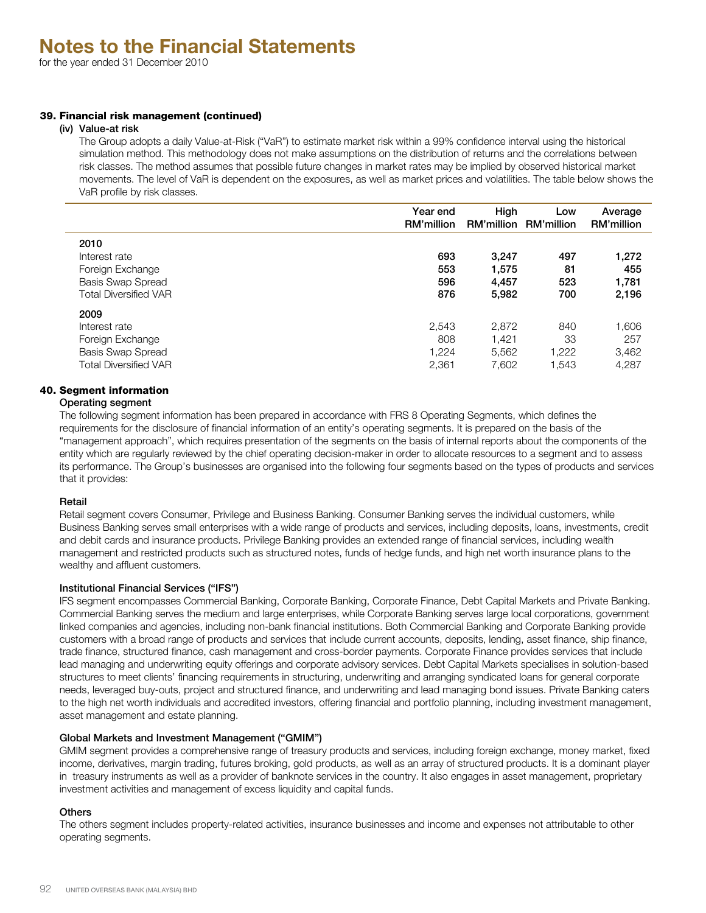# Notes to the Financial Statements

for the year ended 31 December 2010

### 39. Financial risk management (continued)

#### (iv) Value-at risk

The Group adopts a daily Value-at-Risk ("VaR") to estimate market risk within a 99% confidence interval using the historical simulation method. This methodology does not make assumptions on the distribution of returns and the correlations between risk classes. The method assumes that possible future changes in market rates may be implied by observed historical market movements. The level of VaR is dependent on the exposures, as well as market prices and volatilities. The table below shows the VaR profile by risk classes.

| | Year end RM'million | High RM'million | Low RM'million | Average RM'million |
|---|---|---|---|---|
| **2010** | | | | |
| Interest rate | **693** | **3,247** | **497** | **1,272** |
| Foreign Exchange | **553** | **1,575** | **81** | **455** |
| Basis Swap Spread | **596** | **4,457** | **523** | **1,781** |
| Total Diversified VAR | **876** | **5,982** | **700** | **2,196** |
| **2009** | | | | |
| Interest rate | 2,543 | 2,872 | 840 | 1,606 |
| Foreign Exchange | 808 | 1,421 | 33 | 257 |
| Basis Swap Spread | 1,224 | 5,562 | 1,222 | 3,462 |
| Total Diversified VAR | 2,361 | 7,602 | 1,543 | 4,287 |

### 40. Segment information

#### Operating segment

The following segment information has been prepared in accordance with FRS 8 Operating Segments, which defines the requirements for the disclosure of financial information of an entity's operating segments. It is prepared on the basis of the "management approach", which requires presentation of the segments on the basis of internal reports about the components of the entity which are regularly reviewed by the chief operating decision-maker in order to allocate resources to a segment and to assess its performance. The Group's businesses are organised into the following four segments based on the types of products and services that it provides:

#### Retail

Retail segment covers Consumer, Privilege and Business Banking. Consumer Banking serves the individual customers, while Business Banking serves small enterprises with a wide range of products and services, including deposits, loans, investments, credit and debit cards and insurance products. Privilege Banking provides an extended range of financial services, including wealth management and restricted products such as structured notes, funds of hedge funds, and high net worth insurance plans to the wealthy and affluent customers.

#### Institutional Financial Services ("IFS")

IFS segment encompasses Commercial Banking, Corporate Banking, Corporate Finance, Debt Capital Markets and Private Banking. Commercial Banking serves the medium and large enterprises, while Corporate Banking serves large local corporations, government linked companies and agencies, including non-bank financial institutions. Both Commercial Banking and Corporate Banking provide customers with a broad range of products and services that include current accounts, deposits, lending, asset finance, ship finance, trade finance, structured finance, cash management and cross-border payments. Corporate Finance provides services that include lead managing and underwriting equity offerings and corporate advisory services. Debt Capital Markets specialises in solution-based structures to meet clients' financing requirements in structuring, underwriting and arranging syndicated loans for general corporate needs, leveraged buy-outs, project and structured finance, and underwriting and lead managing bond issues. Private Banking caters to the high net worth individuals and accredited investors, offering financial and portfolio planning, including investment management, asset management and estate planning.

#### Global Markets and Investment Management ("GMIM")

GMIM segment provides a comprehensive range of treasury products and services, including foreign exchange, money market, fixed income, derivatives, margin trading, futures broking, gold products, as well as an array of structured products. It is a dominant player in treasury instruments as well as a provider of banknote services in the country. It also engages in asset management, proprietary investment activities and management of excess liquidity and capital funds.

#### Others

The others segment includes property-related activities, insurance businesses and income and expenses not attributable to other operating segments.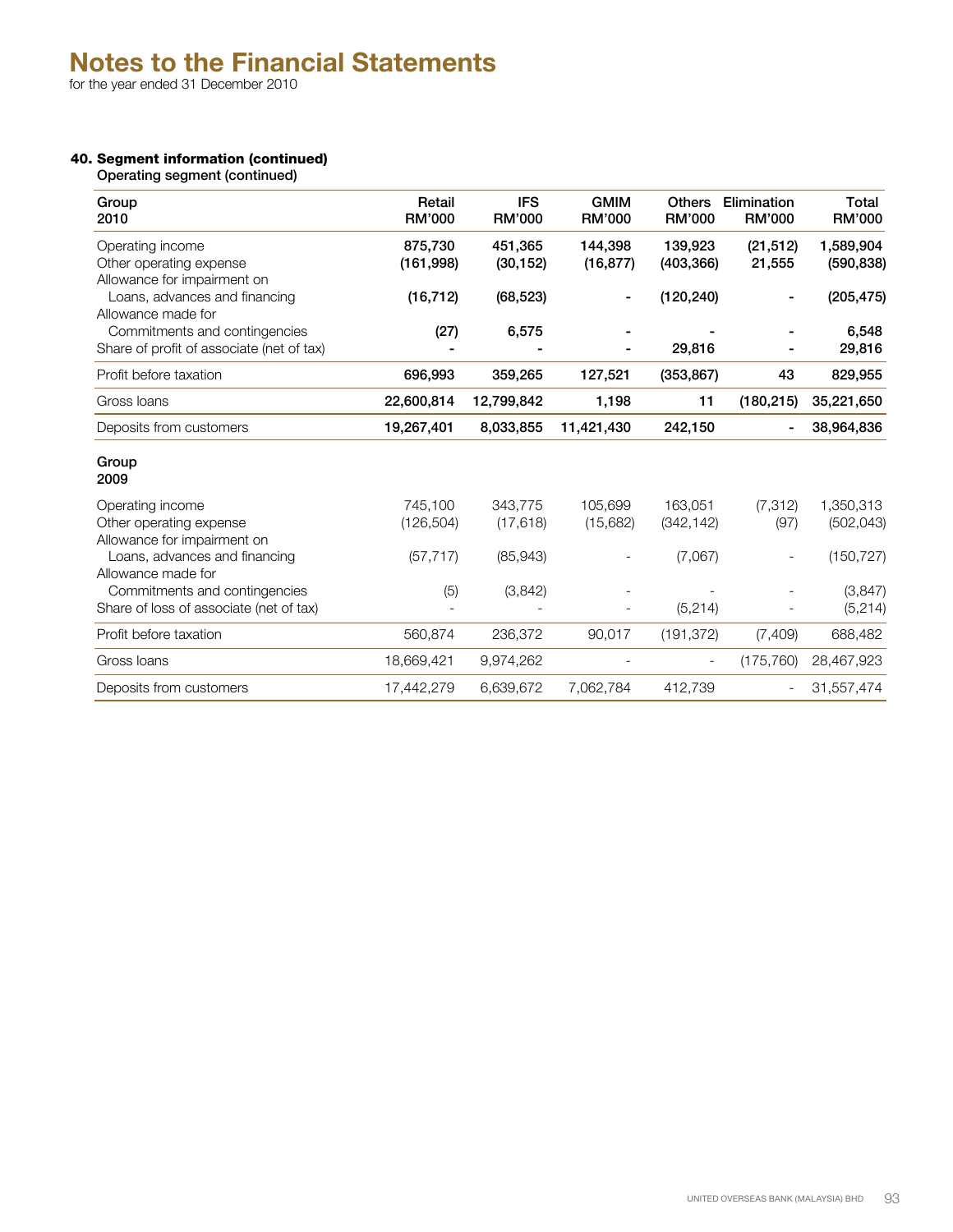# Notes to the Financial Statements

for the year ended 31 December 2010

### 40. Segment information (continued)

Operating segment (continued)

| Group<br>2010 | Retail<br>RM'000 | IFS<br>RM'000 | GMIM<br>RM'000 | Others<br>RM'000 | Elimination<br>RM'000 | Total<br>RM'000 |
|---|---|---|---|---|---|---|
| Operating income | **875,730** | **451,365** | **144,398** | **139,923** | **(21,512)** | **1,589,904** |
| Other operating expense | **(161,998)** | **(30,152)** | **(16,877)** | **(403,366)** | **21,555** | **(590,838)** |
| Allowance for impairment on Loans, advances and financing | **(16,712)** | **(68,523)** | **-** | **(120,240)** | **-** | **(205,475)** |
| Allowance made for Commitments and contingencies | **(27)** | **6,575** | **-** | **-** | **-** | **6,548** |
| Share of profit of associate (net of tax) | **-** | **-** | **-** | **29,816** | **-** | **29,816** |
| Profit before taxation | **696,993** | **359,265** | **127,521** | **(353,867)** | **43** | **829,955** |
| Gross loans | **22,600,814** | **12,799,842** | **1,198** | **11** | **(180,215)** | **35,221,650** |
| Deposits from customers | **19,267,401** | **8,033,855** | **11,421,430** | **242,150** | **-** | **38,964,836** |
| **Group<br>2009** | | | | | | |
| Operating income | 745,100 | 343,775 | 105,699 | 163,051 | (7,312) | 1,350,313 |
| Other operating expense | (126,504) | (17,618) | (15,682) | (342,142) | (97) | (502,043) |
| Allowance for impairment on Loans, advances and financing | (57,717) | (85,943) | - | (7,067) | - | (150,727) |
| Allowance made for Commitments and contingencies | (5) | (3,842) | - | - | - | (3,847) |
| Share of loss of associate (net of tax) | - | - | - | (5,214) | - | (5,214) |
| Profit before taxation | 560,874 | 236,372 | 90,017 | (191,372) | (7,409) | 688,482 |
| Gross loans | 18,669,421 | 9,974,262 | - | - | (175,760) | 28,467,923 |
| Deposits from customers | 17,442,279 | 6,639,672 | 7,062,784 | 412,739 | - | 31,557,474 |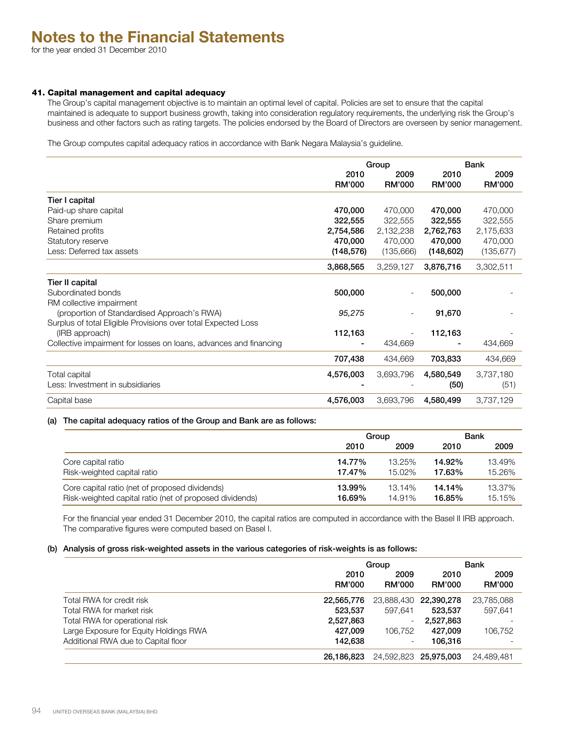# Notes to the Financial Statements

for the year ended 31 December 2010

### 41. Capital management and capital adequacy

The Group's capital management objective is to maintain an optimal level of capital. Policies are set to ensure that the capital maintained is adequate to support business growth, taking into consideration regulatory requirements, the underlying risk the Group's business and other factors such as rating targets. The policies endorsed by the Board of Directors are overseen by senior management.

The Group computes capital adequacy ratios in accordance with Bank Negara Malaysia's guideline.

| | Group | | Bank | |
|---|---|---|---|---|
| | 2010 RM'000 | 2009 RM'000 | 2010 RM'000 | 2009 RM'000 |
| **Tier I capital** | | | | |
| Paid-up share capital | **470,000** | 470,000 | **470,000** | 470,000 |
| Share premium | **322,555** | 322,555 | **322,555** | 322,555 |
| Retained profits | **2,754,586** | 2,132,238 | **2,762,763** | 2,175,633 |
| Statutory reserve | **470,000** | 470,000 | **470,000** | 470,000 |
| Less: Deferred tax assets | **(148,576)** | (135,666) | **(148,602)** | (135,677) |
| | **3,868,565** | 3,259,127 | **3,876,716** | 3,302,511 |
| **Tier II capital** | | | | |
| Subordinated bonds | **500,000** | - | **500,000** | - |
| RM collective impairment (proportion of Standardised Approach's RWA) | *95,275* | - | **91,670** | - |
| Surplus of total Eligible Provisions over total Expected Loss (IRB approach) | **112,163** | - | **112,163** | - |
| Collective impairment for losses on loans, advances and financing | **-** | 434,669 | **-** | 434,669 |
| | **707,438** | 434,669 | **703,833** | 434,669 |
| Total capital | **4,576,003** | 3,693,796 | **4,580,549** | 3,737,180 |
| Less: Investment in subsidiaries | **-** | - | **(50)** | (51) |
| Capital base | **4,576,003** | 3,693,796 | **4,580,499** | 3,737,129 |

#### (a) The capital adequacy ratios of the Group and Bank are as follows:

| | Group | | Bank | |
|---|---|---|---|---|
| | 2010 | 2009 | 2010 | 2009 |
| Core capital ratio | **14.77%** | 13.25% | **14.92%** | 13.49% |
| Risk-weighted capital ratio | **17.47%** | 15.02% | **17.63%** | 15.26% |
| Core capital ratio (net of proposed dividends) | **13.99%** | 13.14% | **14.14%** | 13.37% |
| Risk-weighted capital ratio (net of proposed dividends) | **16.69%** | 14.91% | **16.85%** | 15.15% |

For the financial year ended 31 December 2010, the capital ratios are computed in accordance with the Basel II IRB approach. The comparative figures were computed based on Basel I.

#### (b) Analysis of gross risk-weighted assets in the various categories of risk-weights is as follows:

| | Group | | Bank | |
|---|---|---|---|---|
| | 2010 RM'000 | 2009 RM'000 | 2010 RM'000 | 2009 RM'000 |
| Total RWA for credit risk | **22,565,776** | 23,888,430 | **22,390,278** | 23,785,088 |
| Total RWA for market risk | **523,537** | 597,641 | **523,537** | 597,641 |
| Total RWA for operational risk | **2,527,863** | - | **2,527,863** | - |
| Large Exposure for Equity Holdings RWA | **427,009** | 106,752 | **427,009** | 106,752 |
| Additional RWA due to Capital floor | **142,638** | - | **106,316** | - |
| | **26,186,823** | 24,592,823 | **25,975,003** | 24,489,481 |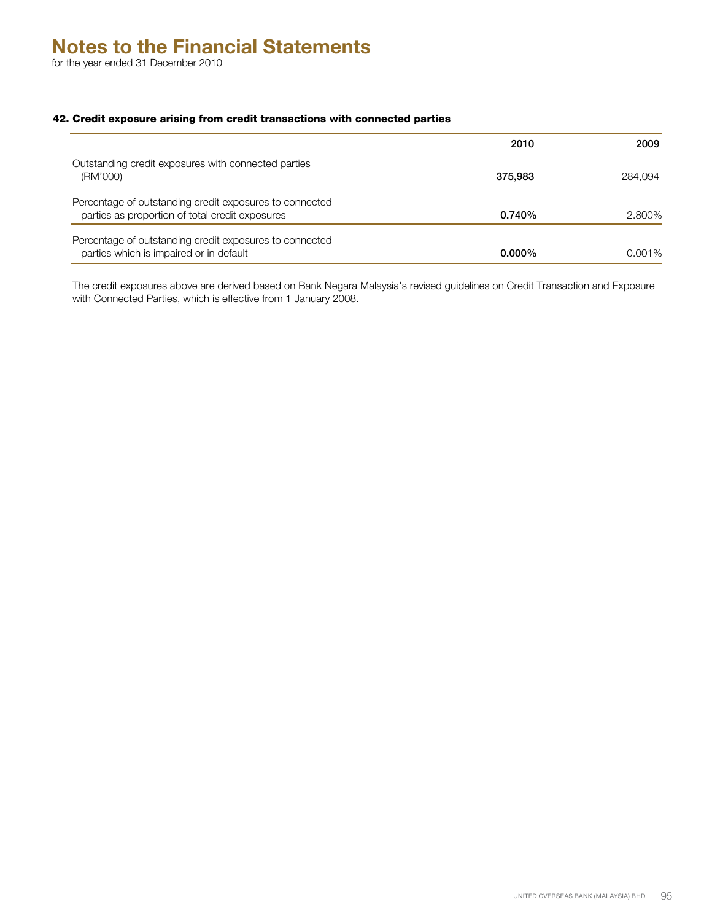# Notes to the Financial Statements

for the year ended 31 December 2010

### 42. Credit exposure arising from credit transactions with connected parties

| | 2010 | 2009 |
|---|---|---|
| Outstanding credit exposures with connected parties (RM'000) | **375,983** | 284,094 |
| Percentage of outstanding credit exposures to connected parties as proportion of total credit exposures | **0.740%** | 2.800% |
| Percentage of outstanding credit exposures to connected parties which is impaired or in default | **0.000%** | 0.001% |

The credit exposures above are derived based on Bank Negara Malaysia's revised guidelines on Credit Transaction and Exposure with Connected Parties, which is effective from 1 January 2008.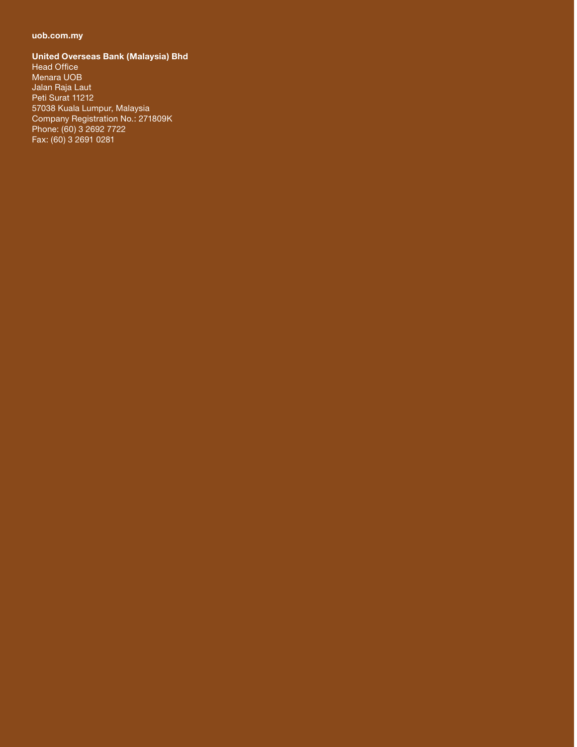**uob.com.my**

**United Overseas Bank (Malaysia) Bhd**
Head Office
Menara UOB
Jalan Raja Laut
Peti Surat 11212
57038 Kuala Lumpur, Malaysia
Company Registration No.: 271809K
Phone: (60) 3 2692 7722
Fax: (60) 3 2691 0281